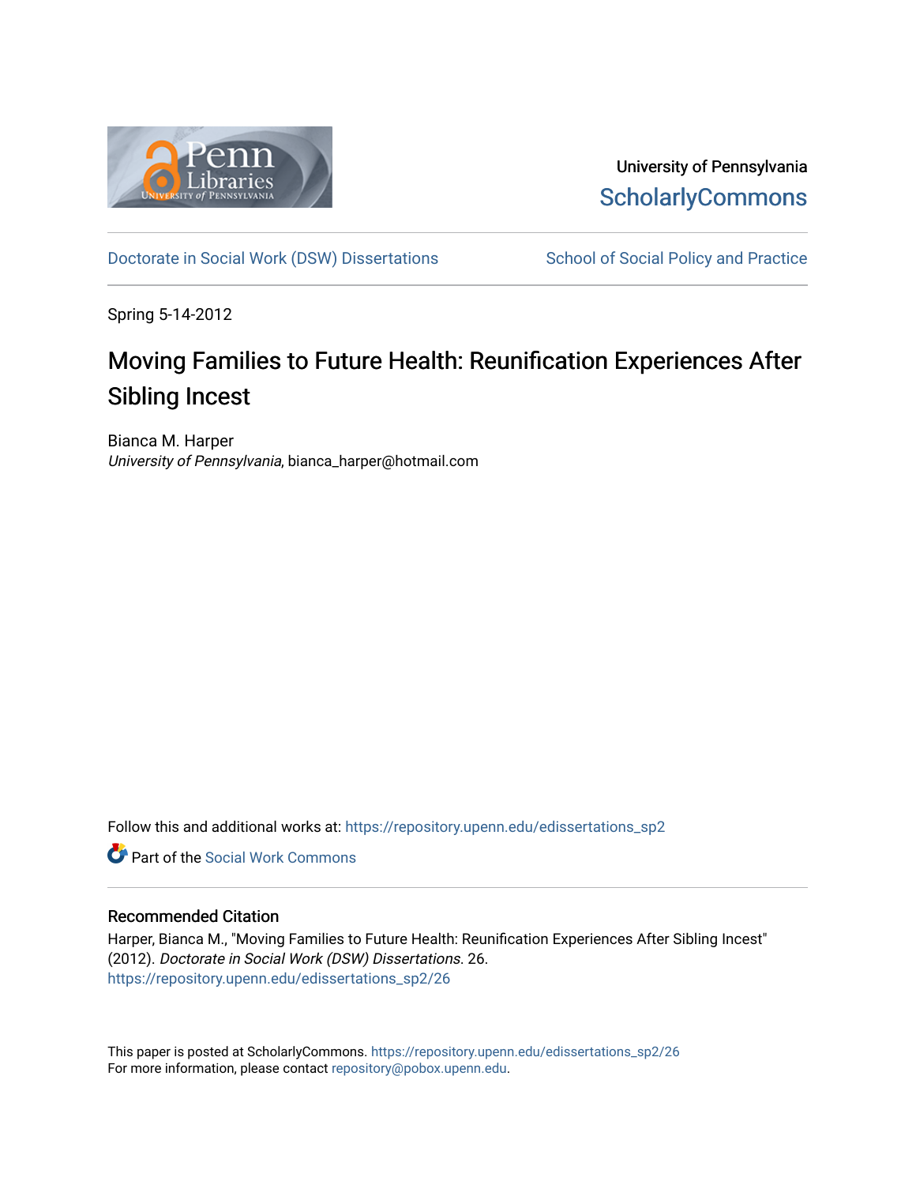University of Pennsylvania
ScholarlyCommons

Doctorate in Social Work (DSW) Dissertations | School of Social Policy and Practice

Spring 5-14-2012

# Moving Families to Future Health: Reunification Experiences After Sibling Incest

Bianca M. Harper
*University of Pennsylvania*, bianca_harper@hotmail.com

Follow this and additional works at: https://repository.upenn.edu/edissertations_sp2

Part of the Social Work Commons

## Recommended Citation

Harper, Bianca M., "Moving Families to Future Health: Reunification Experiences After Sibling Incest" (2012). *Doctorate in Social Work (DSW) Dissertations*. 26.
https://repository.upenn.edu/edissertations_sp2/26

This paper is posted at ScholarlyCommons. https://repository.upenn.edu/edissertations_sp2/26
For more information, please contact repository@pobox.upenn.edu.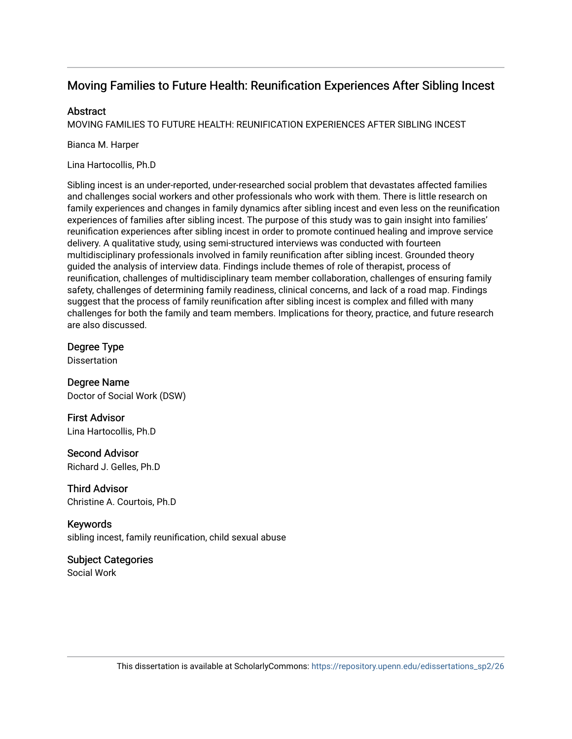# Moving Families to Future Health: Reunification Experiences After Sibling Incest

## Abstract

MOVING FAMILIES TO FUTURE HEALTH: REUNIFICATION EXPERIENCES AFTER SIBLING INCEST

Bianca M. Harper

Lina Hartocollis, Ph.D

Sibling incest is an under-reported, under-researched social problem that devastates affected families and challenges social workers and other professionals who work with them. There is little research on family experiences and changes in family dynamics after sibling incest and even less on the reunification experiences of families after sibling incest. The purpose of this study was to gain insight into families' reunification experiences after sibling incest in order to promote continued healing and improve service delivery. A qualitative study, using semi-structured interviews was conducted with fourteen multidisciplinary professionals involved in family reunification after sibling incest. Grounded theory guided the analysis of interview data. Findings include themes of role of therapist, process of reunification, challenges of multidisciplinary team member collaboration, challenges of ensuring family safety, challenges of determining family readiness, clinical concerns, and lack of a road map. Findings suggest that the process of family reunification after sibling incest is complex and filled with many challenges for both the family and team members. Implications for theory, practice, and future research are also discussed.

## Degree Type

Dissertation

## Degree Name

Doctor of Social Work (DSW)

## First Advisor

Lina Hartocollis, Ph.D

## Second Advisor

Richard J. Gelles, Ph.D

## Third Advisor

Christine A. Courtois, Ph.D

## Keywords

sibling incest, family reunification, child sexual abuse

## Subject Categories

Social Work

This dissertation is available at ScholarlyCommons: https://repository.upenn.edu/edissertations_sp2/26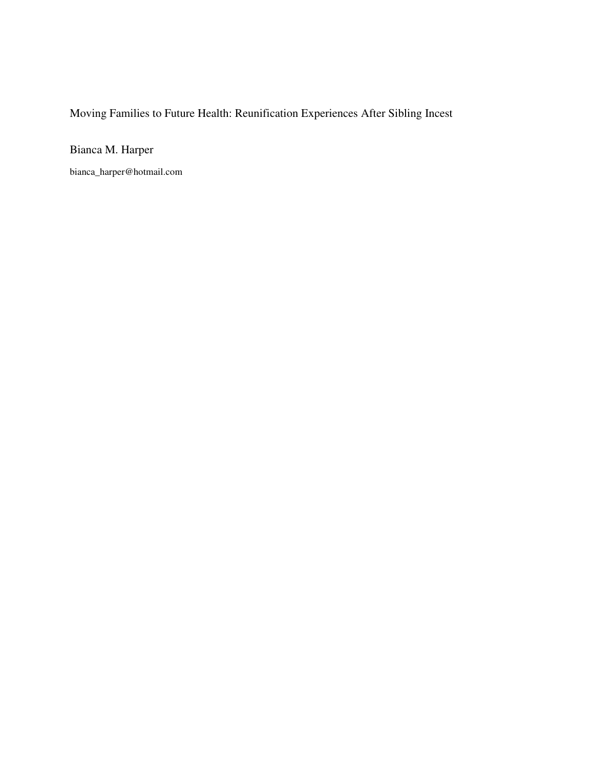Moving Families to Future Health: Reunification Experiences After Sibling Incest

Bianca M. Harper

bianca_harper@hotmail.com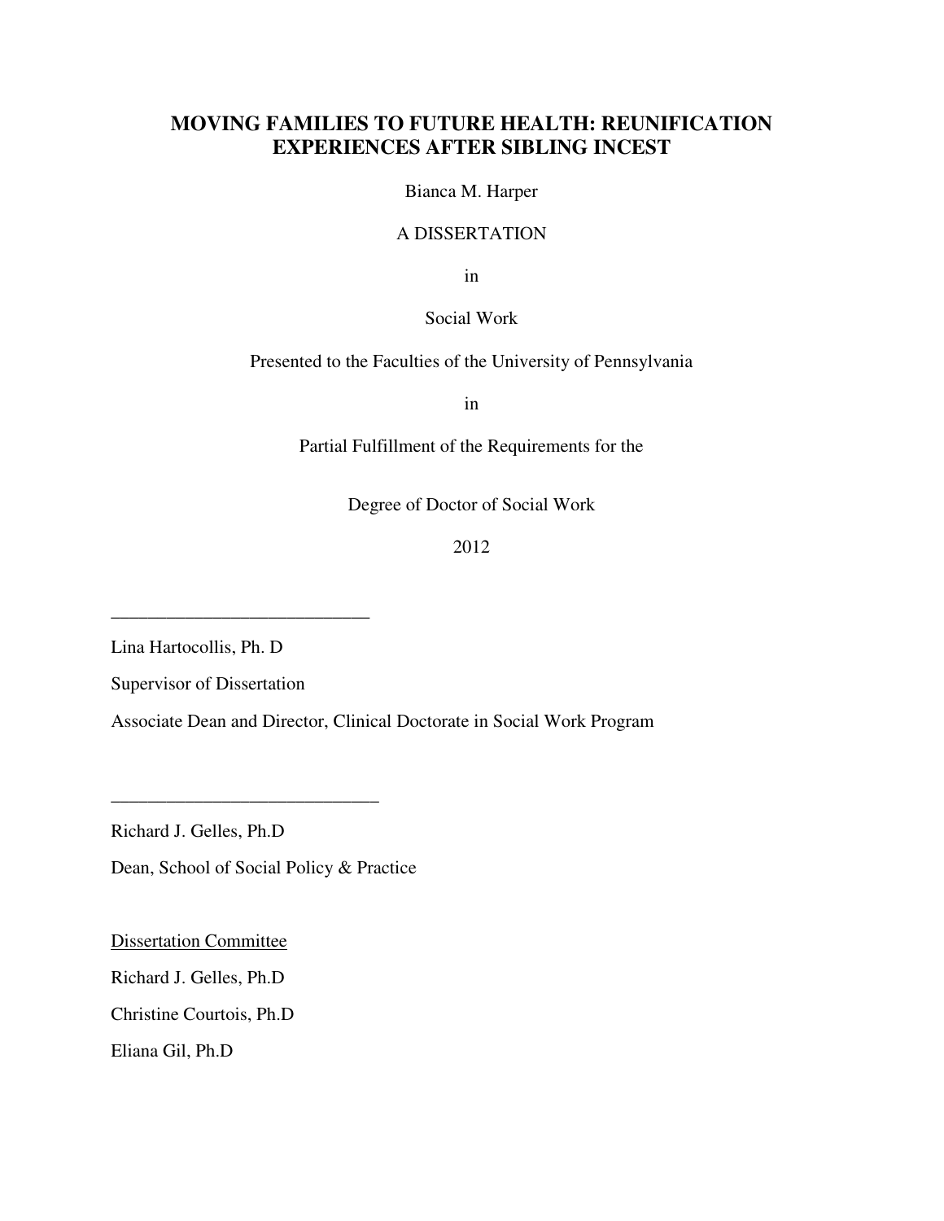# MOVING FAMILIES TO FUTURE HEALTH: REUNIFICATION EXPERIENCES AFTER SIBLING INCEST

Bianca M. Harper

A DISSERTATION

in

Social Work

Presented to the Faculties of the University of Pennsylvania

in

Partial Fulfillment of the Requirements for the

Degree of Doctor of Social Work

2012

\_\_\_\_\_\_\_\_\_\_\_\_\_\_\_\_\_\_\_\_\_\_\_\_\_\_\_\_

Lina Hartocollis, Ph. D

Supervisor of Dissertation

Associate Dean and Director, Clinical Doctorate in Social Work Program

\_\_\_\_\_\_\_\_\_\_\_\_\_\_\_\_\_\_\_\_\_\_\_\_\_\_\_\_\_

Richard J. Gelles, Ph.D

Dean, School of Social Policy & Practice

Dissertation Committee

Richard J. Gelles, Ph.D

Christine Courtois, Ph.D

Eliana Gil, Ph.D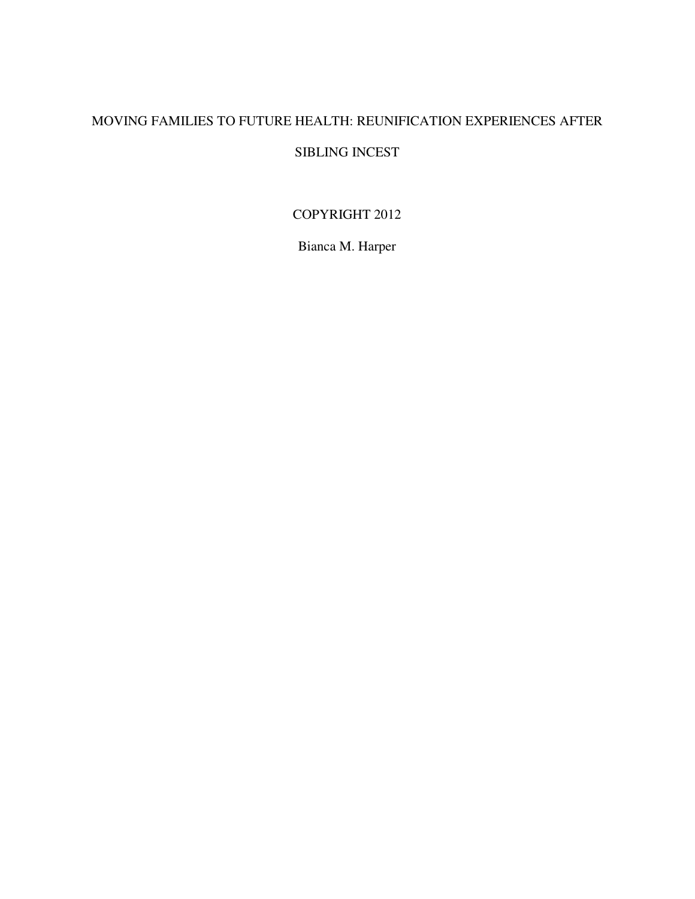MOVING FAMILIES TO FUTURE HEALTH: REUNIFICATION EXPERIENCES AFTER SIBLING INCEST

COPYRIGHT 2012

Bianca M. Harper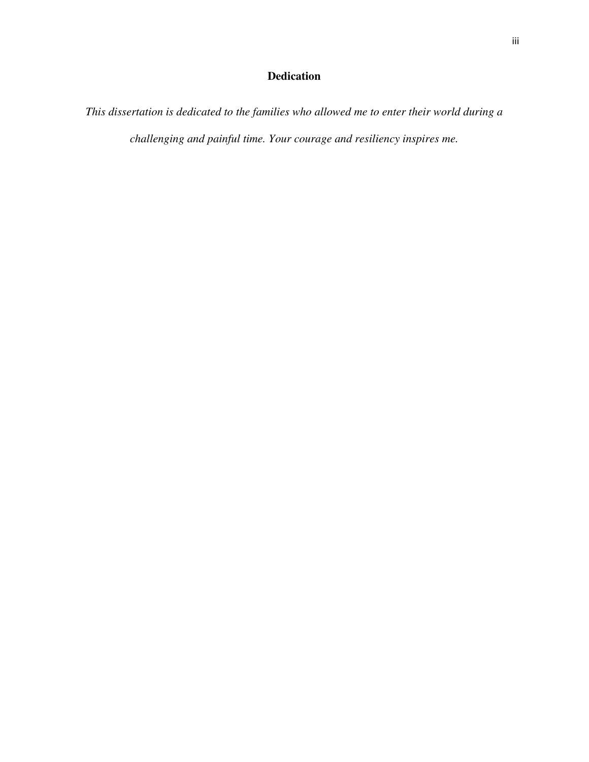# Dedication

*This dissertation is dedicated to the families who allowed me to enter their world during a challenging and painful time. Your courage and resiliency inspires me.*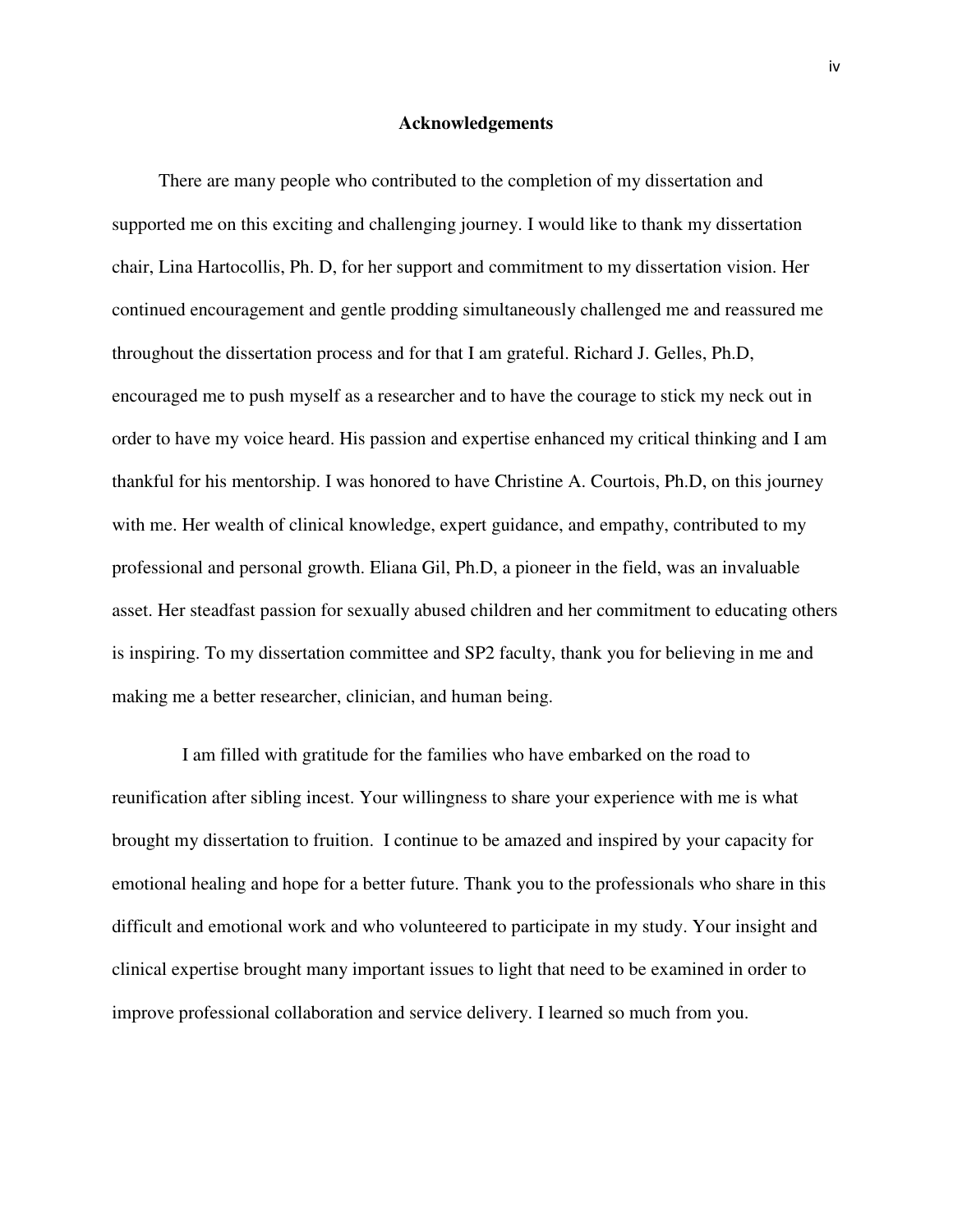# Acknowledgements

There are many people who contributed to the completion of my dissertation and supported me on this exciting and challenging journey. I would like to thank my dissertation chair, Lina Hartocollis, Ph. D, for her support and commitment to my dissertation vision. Her continued encouragement and gentle prodding simultaneously challenged me and reassured me throughout the dissertation process and for that I am grateful. Richard J. Gelles, Ph.D, encouraged me to push myself as a researcher and to have the courage to stick my neck out in order to have my voice heard. His passion and expertise enhanced my critical thinking and I am thankful for his mentorship. I was honored to have Christine A. Courtois, Ph.D, on this journey with me. Her wealth of clinical knowledge, expert guidance, and empathy, contributed to my professional and personal growth. Eliana Gil, Ph.D, a pioneer in the field, was an invaluable asset. Her steadfast passion for sexually abused children and her commitment to educating others is inspiring. To my dissertation committee and SP2 faculty, thank you for believing in me and making me a better researcher, clinician, and human being.

I am filled with gratitude for the families who have embarked on the road to reunification after sibling incest. Your willingness to share your experience with me is what brought my dissertation to fruition. I continue to be amazed and inspired by your capacity for emotional healing and hope for a better future. Thank you to the professionals who share in this difficult and emotional work and who volunteered to participate in my study. Your insight and clinical expertise brought many important issues to light that need to be examined in order to improve professional collaboration and service delivery. I learned so much from you.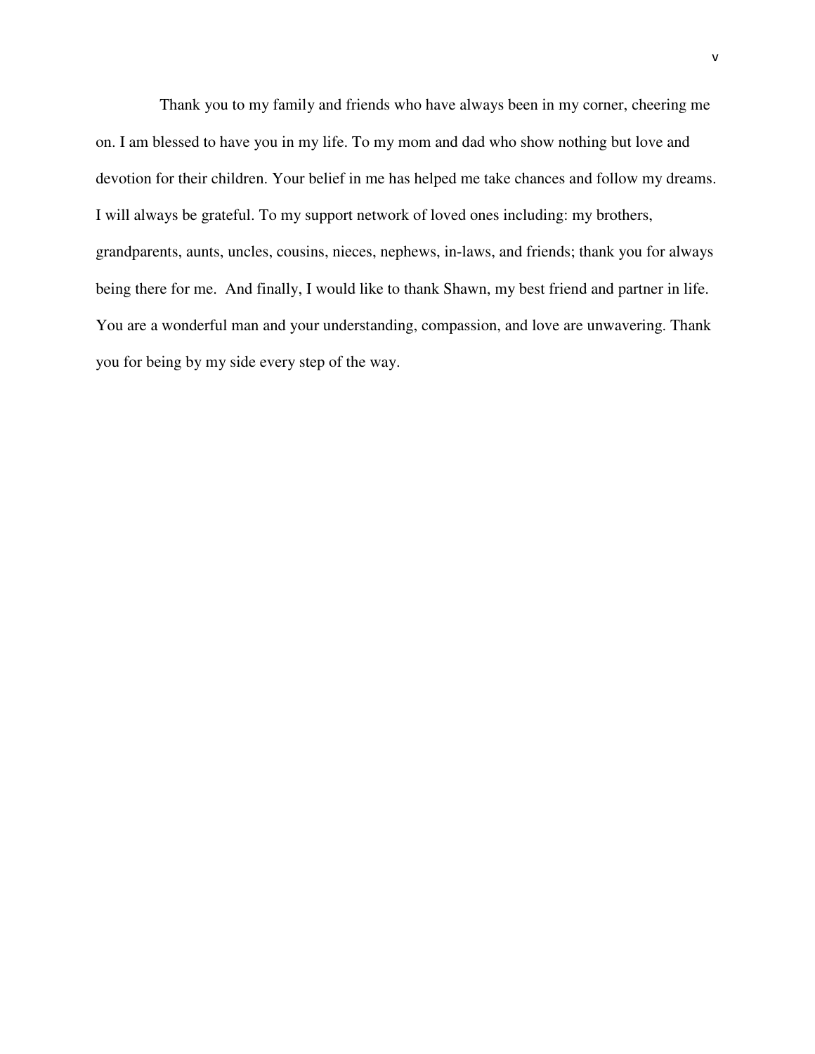Thank you to my family and friends who have always been in my corner, cheering me on. I am blessed to have you in my life. To my mom and dad who show nothing but love and devotion for their children. Your belief in me has helped me take chances and follow my dreams. I will always be grateful. To my support network of loved ones including: my brothers, grandparents, aunts, uncles, cousins, nieces, nephews, in-laws, and friends; thank you for always being there for me. And finally, I would like to thank Shawn, my best friend and partner in life. You are a wonderful man and your understanding, compassion, and love are unwavering. Thank you for being by my side every step of the way.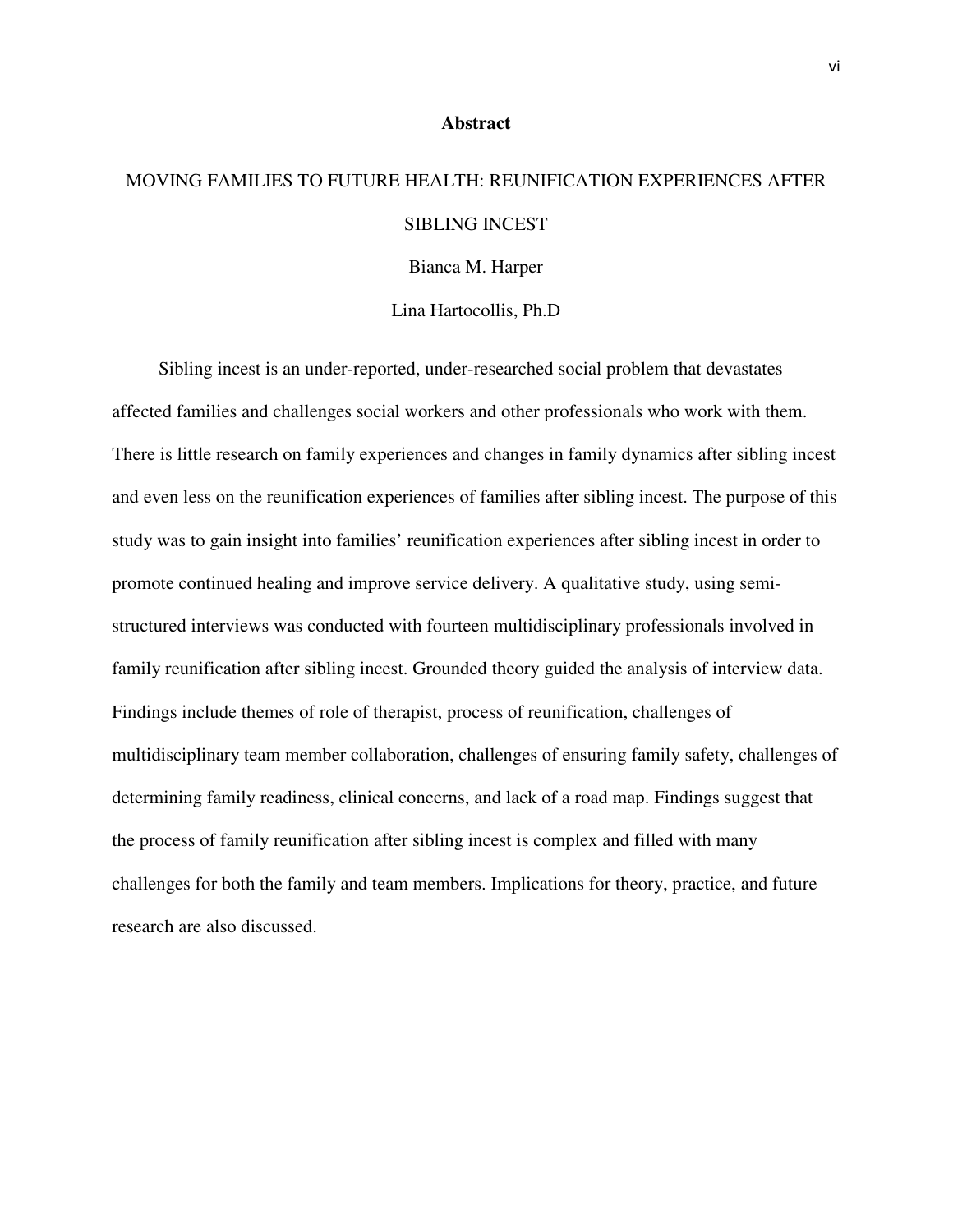# Abstract

## MOVING FAMILIES TO FUTURE HEALTH: REUNIFICATION EXPERIENCES AFTER SIBLING INCEST

Bianca M. Harper

Lina Hartocollis, Ph.D

Sibling incest is an under-reported, under-researched social problem that devastates affected families and challenges social workers and other professionals who work with them. There is little research on family experiences and changes in family dynamics after sibling incest and even less on the reunification experiences of families after sibling incest. The purpose of this study was to gain insight into families' reunification experiences after sibling incest in order to promote continued healing and improve service delivery. A qualitative study, using semi-structured interviews was conducted with fourteen multidisciplinary professionals involved in family reunification after sibling incest. Grounded theory guided the analysis of interview data. Findings include themes of role of therapist, process of reunification, challenges of multidisciplinary team member collaboration, challenges of ensuring family safety, challenges of determining family readiness, clinical concerns, and lack of a road map. Findings suggest that the process of family reunification after sibling incest is complex and filled with many challenges for both the family and team members. Implications for theory, practice, and future research are also discussed.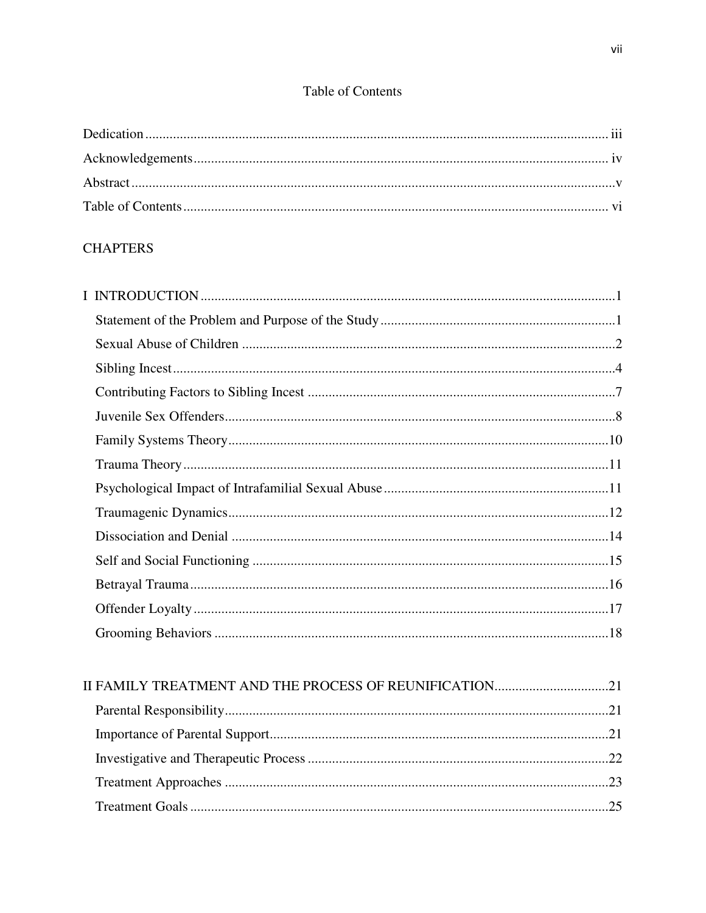# Table of Contents

Dedication ..... iii
Acknowledgements ..... iv
Abstract ..... v
Table of Contents ..... vi

## CHAPTERS

I INTRODUCTION ..... 1
- Statement of the Problem and Purpose of the Study ..... 1
- Sexual Abuse of Children ..... 2
- Sibling Incest ..... 4
- Contributing Factors to Sibling Incest ..... 7
- Juvenile Sex Offenders ..... 8
- Family Systems Theory ..... 10
- Trauma Theory ..... 11
- Psychological Impact of Intrafamilial Sexual Abuse ..... 11
- Traumagenic Dynamics ..... 12
- Dissociation and Denial ..... 14
- Self and Social Functioning ..... 15
- Betrayal Trauma ..... 16
- Offender Loyalty ..... 17
- Grooming Behaviors ..... 18

II FAMILY TREATMENT AND THE PROCESS OF REUNIFICATION ..... 21
- Parental Responsibility ..... 21
- Importance of Parental Support ..... 21
- Investigative and Therapeutic Process ..... 22
- Treatment Approaches ..... 23
- Treatment Goals ..... 25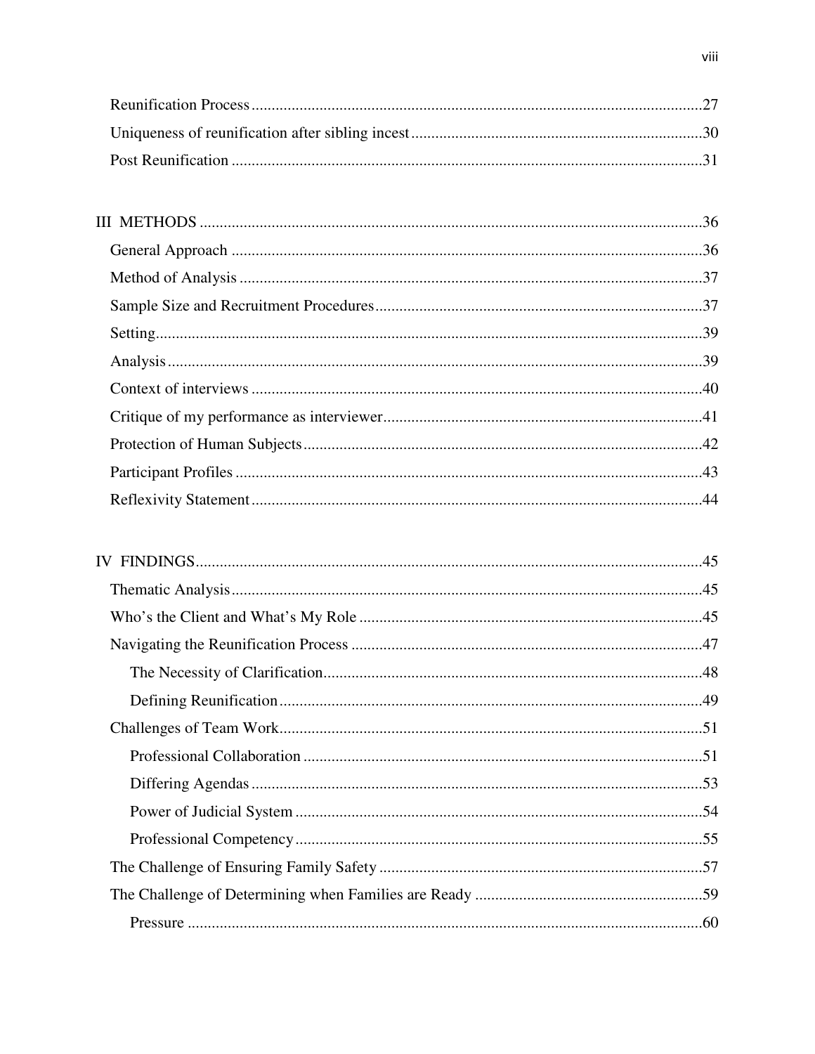Reunification Process ....................................................................................................27
Uniqueness of reunification after sibling incest ..........................................................30
Post Reunification .........................................................................................................31

III METHODS .....................................................................................................................36
General Approach ..........................................................................................................36
Method of Analysis ........................................................................................................37
Sample Size and Recruitment Procedures ......................................................................37
Setting .............................................................................................................................39
Analysis ..........................................................................................................................39
Context of interviews .....................................................................................................40
Critique of my performance as interviewer ....................................................................41
Protection of Human Subjects .........................................................................................42
Participant Profiles .........................................................................................................43
Reflexivity Statement .....................................................................................................44

IV FINDINGS ......................................................................................................................45
Thematic Analysis ..........................................................................................................45
Who's the Client and What's My Role ...........................................................................45
Navigating the Reunification Process ............................................................................47
The Necessity of Clarification ....................................................................................48
Defining Reunification ...............................................................................................49
Challenges of Team Work ..............................................................................................51
Professional Collaboration .........................................................................................51
Differing Agendas ......................................................................................................53
Power of Judicial System ...........................................................................................54
Professional Competency ...........................................................................................55
The Challenge of Ensuring Family Safety .....................................................................57
The Challenge of Determining when Families are Ready .............................................59
Pressure .....................................................................................................................60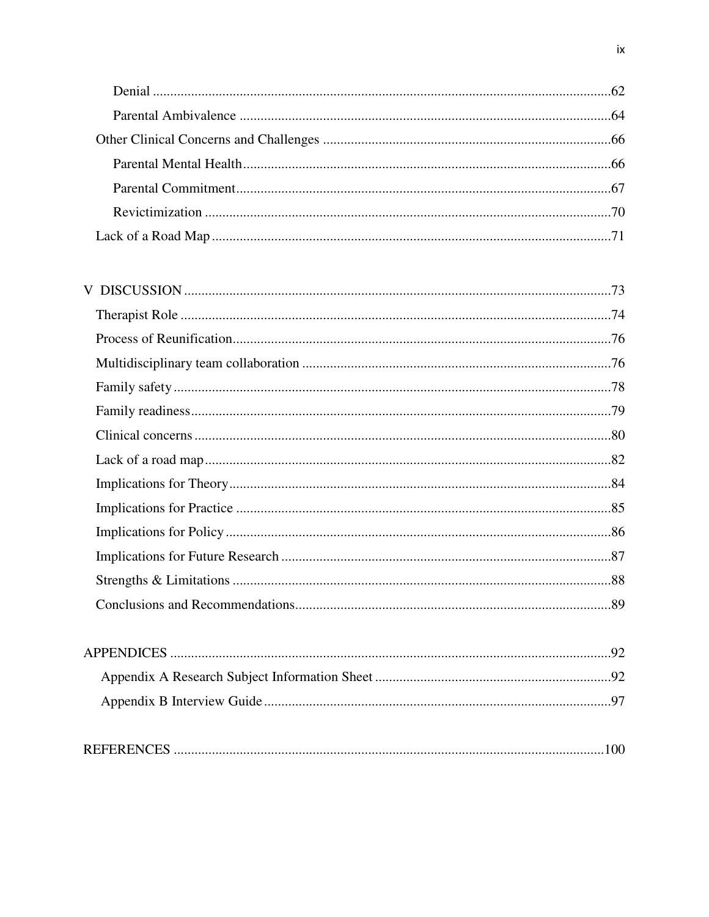Denial ....................................................................................................................62
Parental Ambivalence ..........................................................................................64
Other Clinical Concerns and Challenges ..................................................................66
Parental Mental Health.........................................................................................66
Parental Commitment...........................................................................................67
Revictimization ....................................................................................................70
Lack of a Road Map ..................................................................................................71

V DISCUSSION ..........................................................................................................73
Therapist Role ..........................................................................................................74
Process of Reunification............................................................................................76
Multidisciplinary team collaboration ........................................................................76
Family safety .............................................................................................................78
Family readiness........................................................................................................79
Clinical concerns .......................................................................................................80
Lack of a road map....................................................................................................82
Implications for Theory.............................................................................................84
Implications for Practice ...........................................................................................85
Implications for Policy ..............................................................................................86
Implications for Future Research ..............................................................................87
Strengths & Limitations ............................................................................................88
Conclusions and Recommendations..........................................................................89

APPENDICES ..............................................................................................................92
Appendix A Research Subject Information Sheet ...................................................92
Appendix B Interview Guide ...................................................................................97

REFERENCES ............................................................................................................100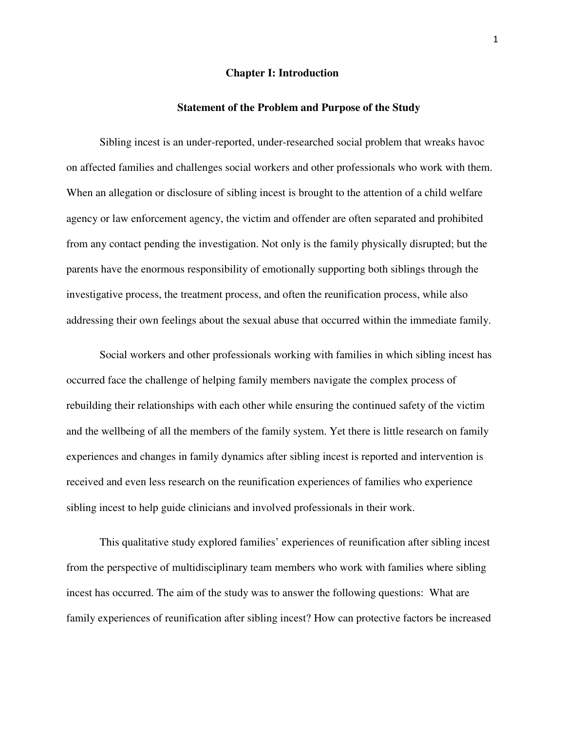# Chapter I: Introduction

## Statement of the Problem and Purpose of the Study

Sibling incest is an under-reported, under-researched social problem that wreaks havoc on affected families and challenges social workers and other professionals who work with them. When an allegation or disclosure of sibling incest is brought to the attention of a child welfare agency or law enforcement agency, the victim and offender are often separated and prohibited from any contact pending the investigation. Not only is the family physically disrupted; but the parents have the enormous responsibility of emotionally supporting both siblings through the investigative process, the treatment process, and often the reunification process, while also addressing their own feelings about the sexual abuse that occurred within the immediate family.

Social workers and other professionals working with families in which sibling incest has occurred face the challenge of helping family members navigate the complex process of rebuilding their relationships with each other while ensuring the continued safety of the victim and the wellbeing of all the members of the family system. Yet there is little research on family experiences and changes in family dynamics after sibling incest is reported and intervention is received and even less research on the reunification experiences of families who experience sibling incest to help guide clinicians and involved professionals in their work.

This qualitative study explored families' experiences of reunification after sibling incest from the perspective of multidisciplinary team members who work with families where sibling incest has occurred. The aim of the study was to answer the following questions: What are family experiences of reunification after sibling incest? How can protective factors be increased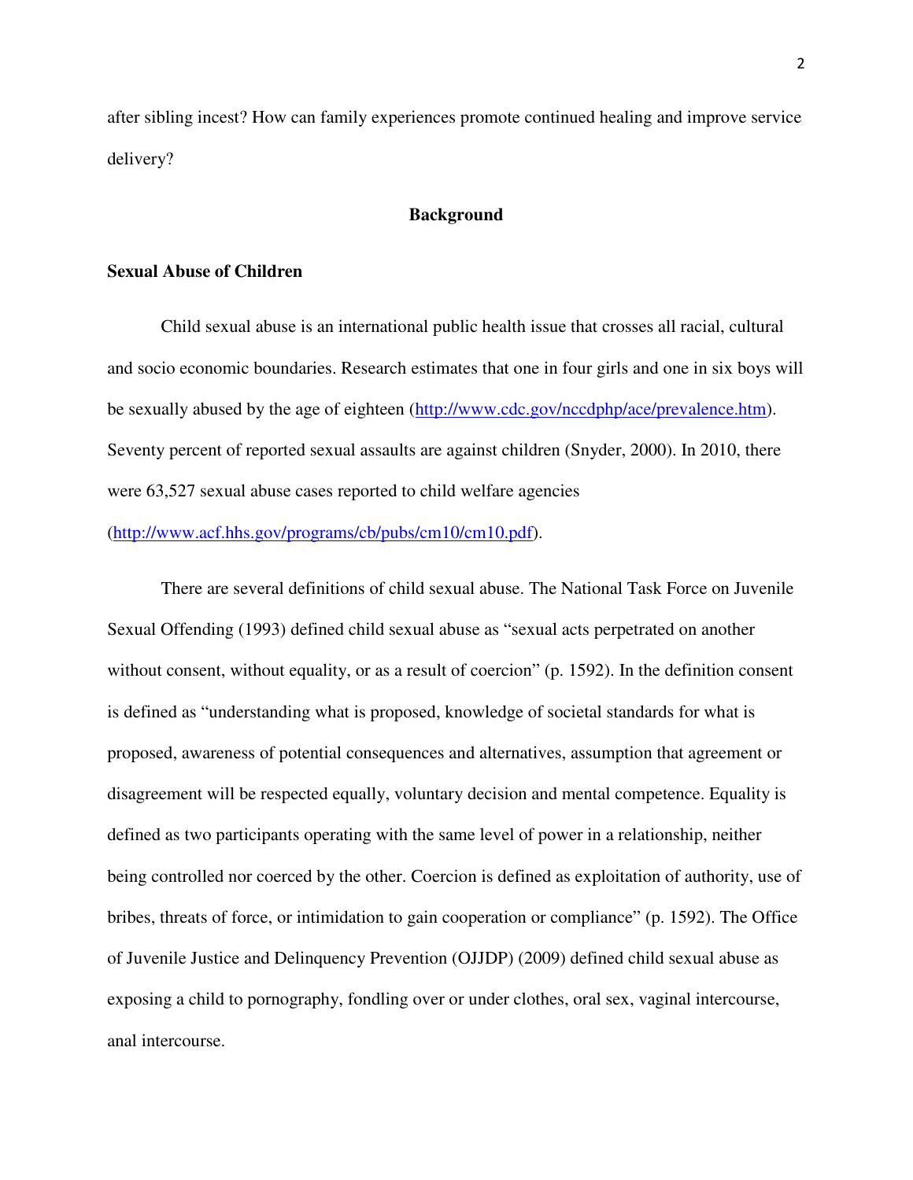after sibling incest? How can family experiences promote continued healing and improve service delivery?

## Background

### Sexual Abuse of Children

Child sexual abuse is an international public health issue that crosses all racial, cultural and socio economic boundaries. Research estimates that one in four girls and one in six boys will be sexually abused by the age of eighteen (http://www.cdc.gov/nccdphp/ace/prevalence.htm). Seventy percent of reported sexual assaults are against children (Snyder, 2000). In 2010, there were 63,527 sexual abuse cases reported to child welfare agencies (http://www.acf.hhs.gov/programs/cb/pubs/cm10/cm10.pdf).

There are several definitions of child sexual abuse. The National Task Force on Juvenile Sexual Offending (1993) defined child sexual abuse as "sexual acts perpetrated on another without consent, without equality, or as a result of coercion" (p. 1592). In the definition consent is defined as "understanding what is proposed, knowledge of societal standards for what is proposed, awareness of potential consequences and alternatives, assumption that agreement or disagreement will be respected equally, voluntary decision and mental competence. Equality is defined as two participants operating with the same level of power in a relationship, neither being controlled nor coerced by the other. Coercion is defined as exploitation of authority, use of bribes, threats of force, or intimidation to gain cooperation or compliance" (p. 1592). The Office of Juvenile Justice and Delinquency Prevention (OJJDP) (2009) defined child sexual abuse as exposing a child to pornography, fondling over or under clothes, oral sex, vaginal intercourse, anal intercourse.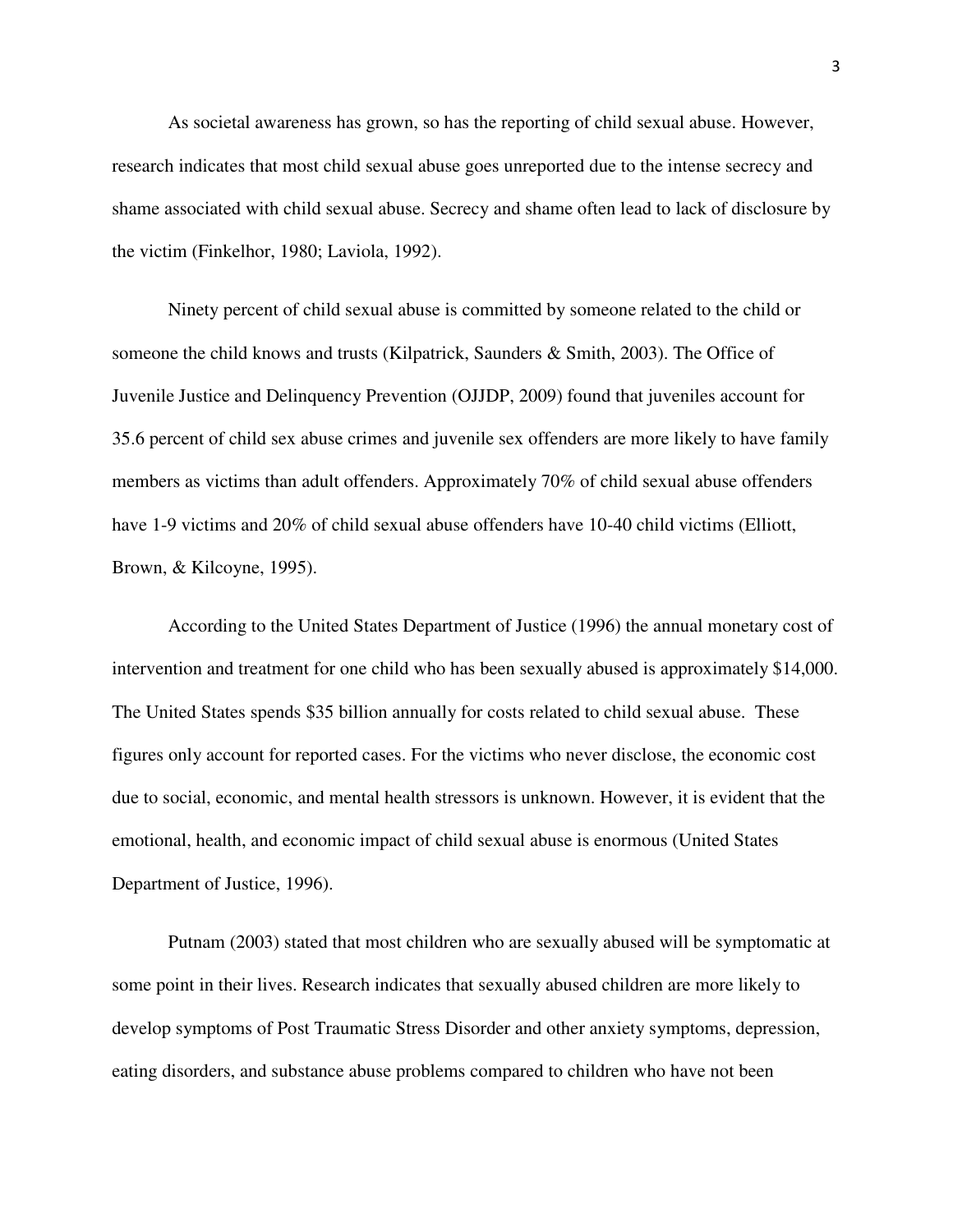As societal awareness has grown, so has the reporting of child sexual abuse. However, research indicates that most child sexual abuse goes unreported due to the intense secrecy and shame associated with child sexual abuse. Secrecy and shame often lead to lack of disclosure by the victim (Finkelhor, 1980; Laviola, 1992).

Ninety percent of child sexual abuse is committed by someone related to the child or someone the child knows and trusts (Kilpatrick, Saunders & Smith, 2003). The Office of Juvenile Justice and Delinquency Prevention (OJJDP, 2009) found that juveniles account for 35.6 percent of child sex abuse crimes and juvenile sex offenders are more likely to have family members as victims than adult offenders. Approximately 70% of child sexual abuse offenders have 1-9 victims and 20% of child sexual abuse offenders have 10-40 child victims (Elliott, Brown, & Kilcoyne, 1995).

According to the United States Department of Justice (1996) the annual monetary cost of intervention and treatment for one child who has been sexually abused is approximately $14,000. The United States spends $35 billion annually for costs related to child sexual abuse. These figures only account for reported cases. For the victims who never disclose, the economic cost due to social, economic, and mental health stressors is unknown. However, it is evident that the emotional, health, and economic impact of child sexual abuse is enormous (United States Department of Justice, 1996).

Putnam (2003) stated that most children who are sexually abused will be symptomatic at some point in their lives. Research indicates that sexually abused children are more likely to develop symptoms of Post Traumatic Stress Disorder and other anxiety symptoms, depression, eating disorders, and substance abuse problems compared to children who have not been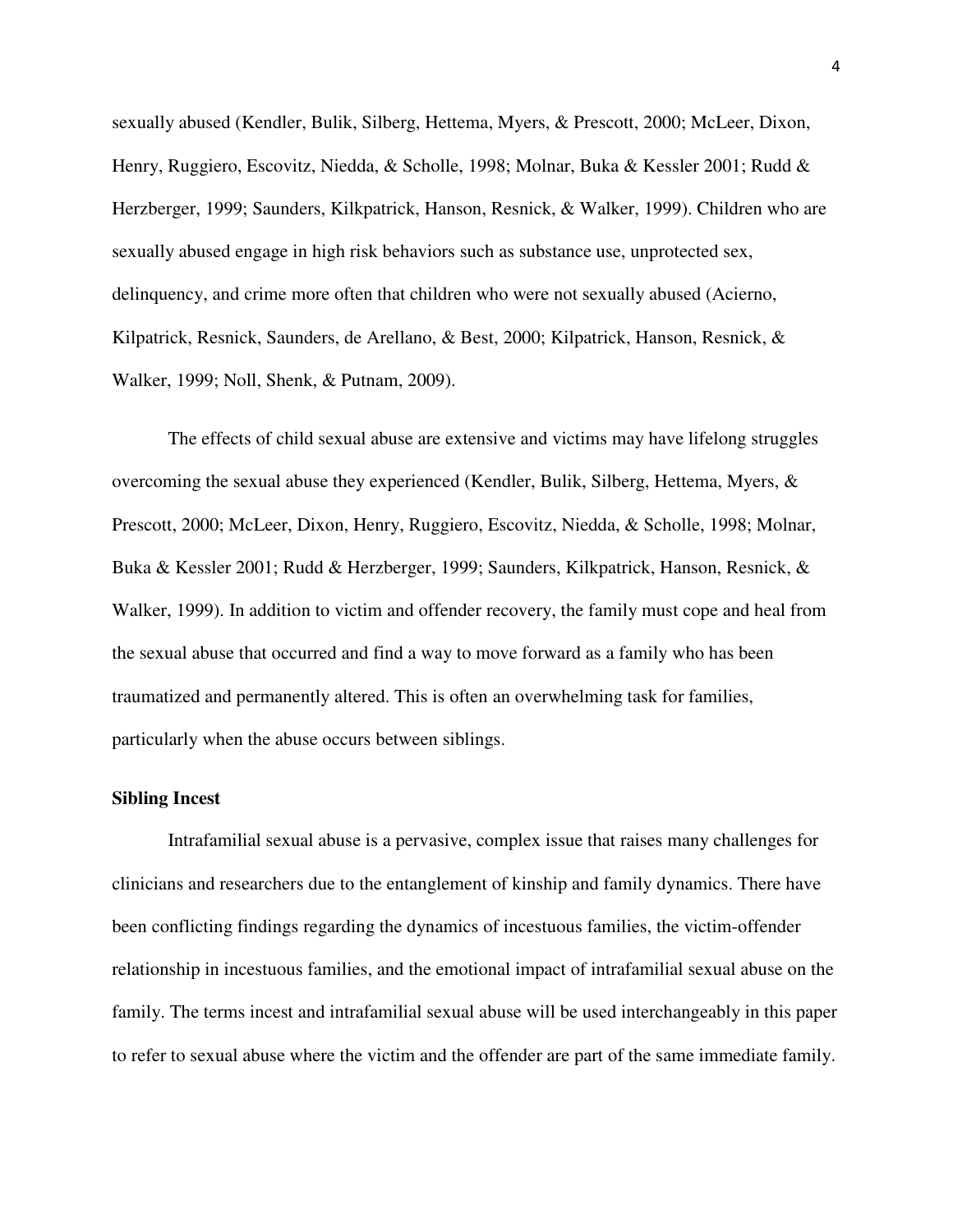sexually abused (Kendler, Bulik, Silberg, Hettema, Myers, & Prescott, 2000; McLeer, Dixon, Henry, Ruggiero, Escovitz, Niedda, & Scholle, 1998; Molnar, Buka & Kessler 2001; Rudd & Herzberger, 1999; Saunders, Kilkpatrick, Hanson, Resnick, & Walker, 1999). Children who are sexually abused engage in high risk behaviors such as substance use, unprotected sex, delinquency, and crime more often that children who were not sexually abused (Acierno, Kilpatrick, Resnick, Saunders, de Arellano, & Best, 2000; Kilpatrick, Hanson, Resnick, & Walker, 1999; Noll, Shenk, & Putnam, 2009).

The effects of child sexual abuse are extensive and victims may have lifelong struggles overcoming the sexual abuse they experienced (Kendler, Bulik, Silberg, Hettema, Myers, & Prescott, 2000; McLeer, Dixon, Henry, Ruggiero, Escovitz, Niedda, & Scholle, 1998; Molnar, Buka & Kessler 2001; Rudd & Herzberger, 1999; Saunders, Kilkpatrick, Hanson, Resnick, & Walker, 1999). In addition to victim and offender recovery, the family must cope and heal from the sexual abuse that occurred and find a way to move forward as a family who has been traumatized and permanently altered. This is often an overwhelming task for families, particularly when the abuse occurs between siblings.

**Sibling Incest**

Intrafamilial sexual abuse is a pervasive, complex issue that raises many challenges for clinicians and researchers due to the entanglement of kinship and family dynamics. There have been conflicting findings regarding the dynamics of incestuous families, the victim-offender relationship in incestuous families, and the emotional impact of intrafamilial sexual abuse on the family. The terms incest and intrafamilial sexual abuse will be used interchangeably in this paper to refer to sexual abuse where the victim and the offender are part of the same immediate family.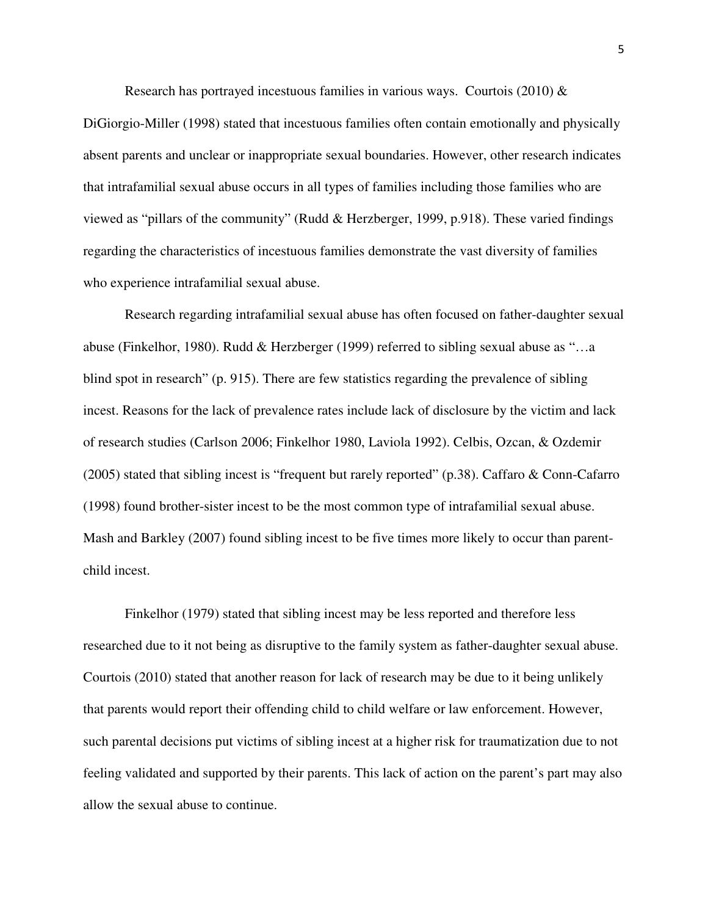Research has portrayed incestuous families in various ways. Courtois (2010) & DiGiorgio-Miller (1998) stated that incestuous families often contain emotionally and physically absent parents and unclear or inappropriate sexual boundaries. However, other research indicates that intrafamilial sexual abuse occurs in all types of families including those families who are viewed as "pillars of the community" (Rudd & Herzberger, 1999, p.918). These varied findings regarding the characteristics of incestuous families demonstrate the vast diversity of families who experience intrafamilial sexual abuse.

Research regarding intrafamilial sexual abuse has often focused on father-daughter sexual abuse (Finkelhor, 1980). Rudd & Herzberger (1999) referred to sibling sexual abuse as "…a blind spot in research" (p. 915). There are few statistics regarding the prevalence of sibling incest. Reasons for the lack of prevalence rates include lack of disclosure by the victim and lack of research studies (Carlson 2006; Finkelhor 1980, Laviola 1992). Celbis, Ozcan, & Ozdemir (2005) stated that sibling incest is "frequent but rarely reported" (p.38). Caffaro & Conn-Cafarro (1998) found brother-sister incest to be the most common type of intrafamilial sexual abuse. Mash and Barkley (2007) found sibling incest to be five times more likely to occur than parent-child incest.

Finkelhor (1979) stated that sibling incest may be less reported and therefore less researched due to it not being as disruptive to the family system as father-daughter sexual abuse. Courtois (2010) stated that another reason for lack of research may be due to it being unlikely that parents would report their offending child to child welfare or law enforcement. However, such parental decisions put victims of sibling incest at a higher risk for traumatization due to not feeling validated and supported by their parents. This lack of action on the parent's part may also allow the sexual abuse to continue.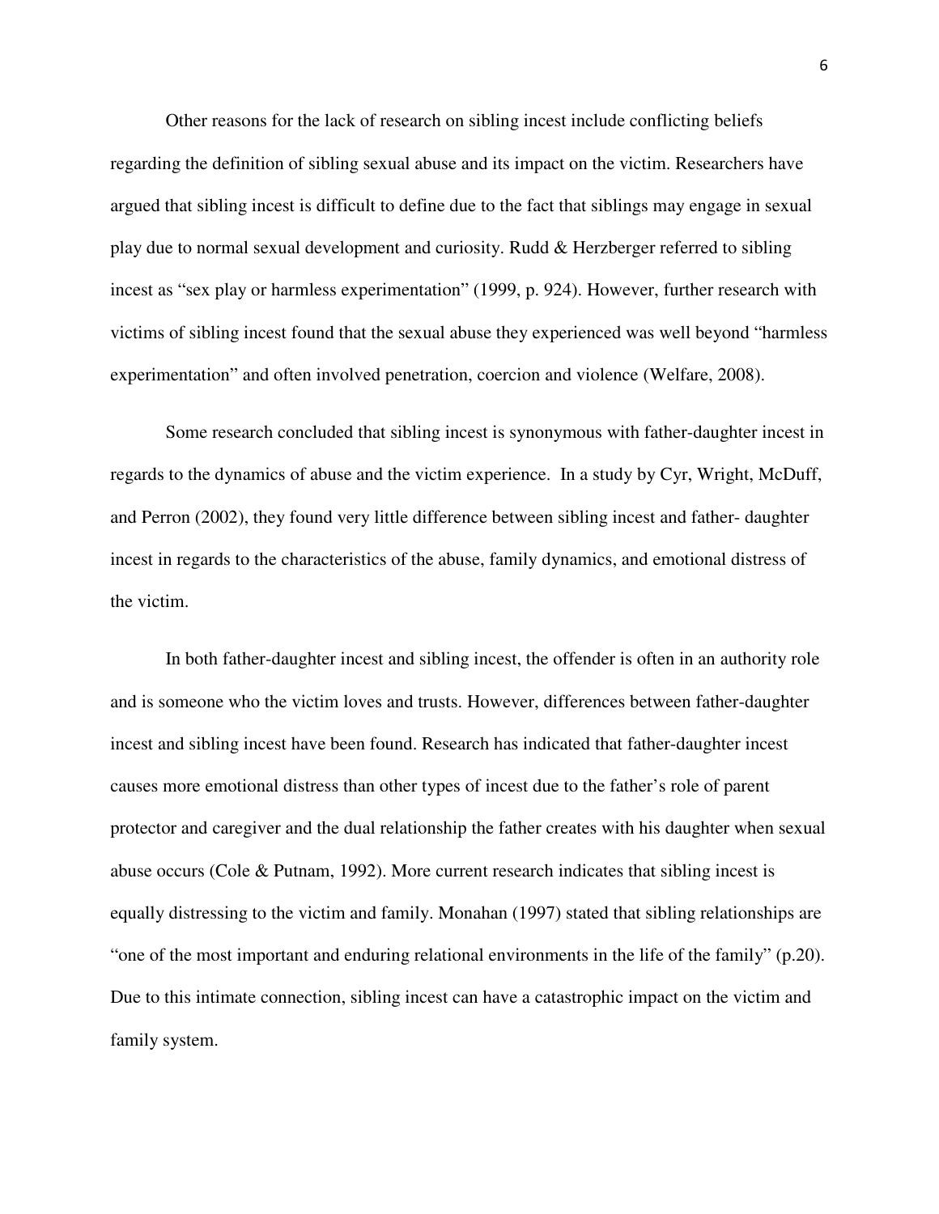Other reasons for the lack of research on sibling incest include conflicting beliefs regarding the definition of sibling sexual abuse and its impact on the victim. Researchers have argued that sibling incest is difficult to define due to the fact that siblings may engage in sexual play due to normal sexual development and curiosity. Rudd & Herzberger referred to sibling incest as "sex play or harmless experimentation" (1999, p. 924). However, further research with victims of sibling incest found that the sexual abuse they experienced was well beyond "harmless experimentation" and often involved penetration, coercion and violence (Welfare, 2008).

Some research concluded that sibling incest is synonymous with father-daughter incest in regards to the dynamics of abuse and the victim experience. In a study by Cyr, Wright, McDuff, and Perron (2002), they found very little difference between sibling incest and father- daughter incest in regards to the characteristics of the abuse, family dynamics, and emotional distress of the victim.

In both father-daughter incest and sibling incest, the offender is often in an authority role and is someone who the victim loves and trusts. However, differences between father-daughter incest and sibling incest have been found. Research has indicated that father-daughter incest causes more emotional distress than other types of incest due to the father's role of parent protector and caregiver and the dual relationship the father creates with his daughter when sexual abuse occurs (Cole & Putnam, 1992). More current research indicates that sibling incest is equally distressing to the victim and family. Monahan (1997) stated that sibling relationships are "one of the most important and enduring relational environments in the life of the family" (p.20). Due to this intimate connection, sibling incest can have a catastrophic impact on the victim and family system.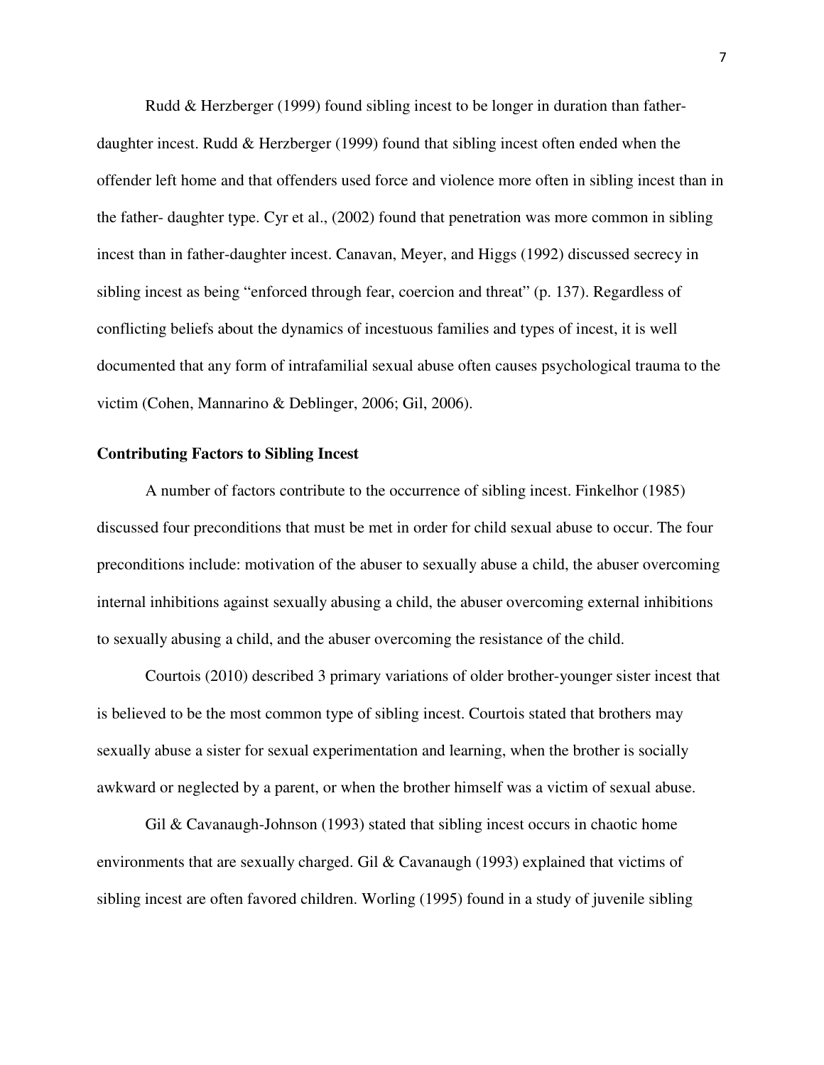Rudd & Herzberger (1999) found sibling incest to be longer in duration than father-daughter incest. Rudd & Herzberger (1999) found that sibling incest often ended when the offender left home and that offenders used force and violence more often in sibling incest than in the father- daughter type. Cyr et al., (2002) found that penetration was more common in sibling incest than in father-daughter incest. Canavan, Meyer, and Higgs (1992) discussed secrecy in sibling incest as being "enforced through fear, coercion and threat" (p. 137). Regardless of conflicting beliefs about the dynamics of incestuous families and types of incest, it is well documented that any form of intrafamilial sexual abuse often causes psychological trauma to the victim (Cohen, Mannarino & Deblinger, 2006; Gil, 2006).

**Contributing Factors to Sibling Incest**

A number of factors contribute to the occurrence of sibling incest. Finkelhor (1985) discussed four preconditions that must be met in order for child sexual abuse to occur. The four preconditions include: motivation of the abuser to sexually abuse a child, the abuser overcoming internal inhibitions against sexually abusing a child, the abuser overcoming external inhibitions to sexually abusing a child, and the abuser overcoming the resistance of the child.

Courtois (2010) described 3 primary variations of older brother-younger sister incest that is believed to be the most common type of sibling incest. Courtois stated that brothers may sexually abuse a sister for sexual experimentation and learning, when the brother is socially awkward or neglected by a parent, or when the brother himself was a victim of sexual abuse.

Gil & Cavanaugh-Johnson (1993) stated that sibling incest occurs in chaotic home environments that are sexually charged. Gil & Cavanaugh (1993) explained that victims of sibling incest are often favored children. Worling (1995) found in a study of juvenile sibling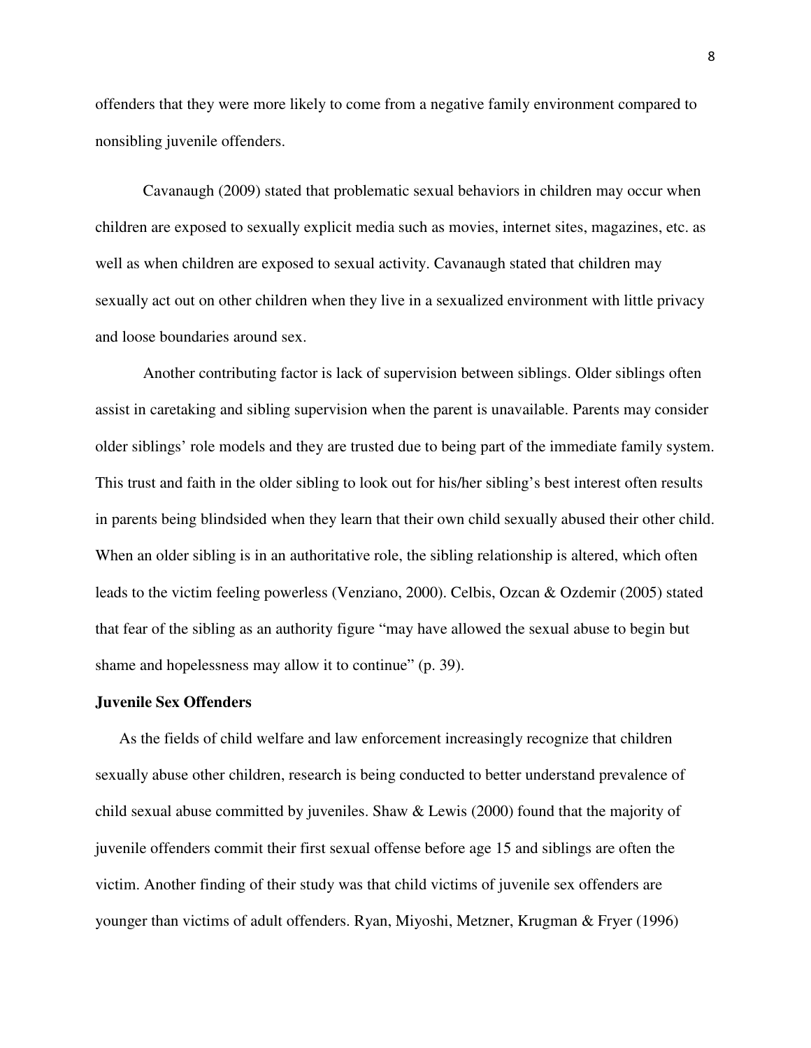offenders that they were more likely to come from a negative family environment compared to nonsibling juvenile offenders.

Cavanaugh (2009) stated that problematic sexual behaviors in children may occur when children are exposed to sexually explicit media such as movies, internet sites, magazines, etc. as well as when children are exposed to sexual activity. Cavanaugh stated that children may sexually act out on other children when they live in a sexualized environment with little privacy and loose boundaries around sex.

Another contributing factor is lack of supervision between siblings. Older siblings often assist in caretaking and sibling supervision when the parent is unavailable. Parents may consider older siblings' role models and they are trusted due to being part of the immediate family system. This trust and faith in the older sibling to look out for his/her sibling's best interest often results in parents being blindsided when they learn that their own child sexually abused their other child. When an older sibling is in an authoritative role, the sibling relationship is altered, which often leads to the victim feeling powerless (Venziano, 2000). Celbis, Ozcan & Ozdemir (2005) stated that fear of the sibling as an authority figure "may have allowed the sexual abuse to begin but shame and hopelessness may allow it to continue" (p. 39).

**Juvenile Sex Offenders**

As the fields of child welfare and law enforcement increasingly recognize that children sexually abuse other children, research is being conducted to better understand prevalence of child sexual abuse committed by juveniles. Shaw & Lewis (2000) found that the majority of juvenile offenders commit their first sexual offense before age 15 and siblings are often the victim. Another finding of their study was that child victims of juvenile sex offenders are younger than victims of adult offenders. Ryan, Miyoshi, Metzner, Krugman & Fryer (1996)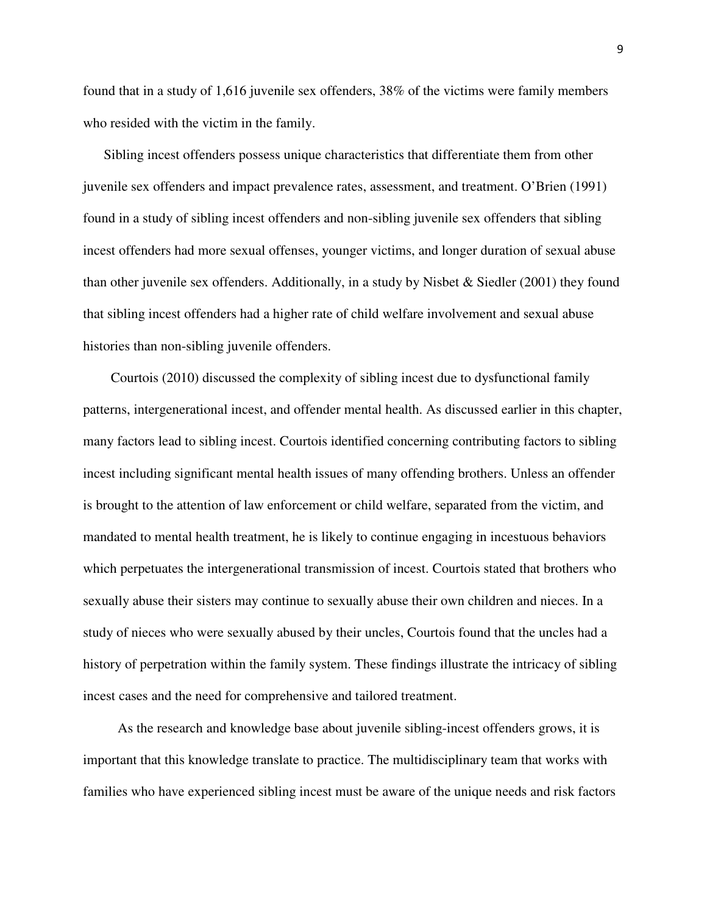found that in a study of 1,616 juvenile sex offenders, 38% of the victims were family members who resided with the victim in the family.

Sibling incest offenders possess unique characteristics that differentiate them from other juvenile sex offenders and impact prevalence rates, assessment, and treatment. O'Brien (1991) found in a study of sibling incest offenders and non-sibling juvenile sex offenders that sibling incest offenders had more sexual offenses, younger victims, and longer duration of sexual abuse than other juvenile sex offenders. Additionally, in a study by Nisbet & Siedler (2001) they found that sibling incest offenders had a higher rate of child welfare involvement and sexual abuse histories than non-sibling juvenile offenders.

Courtois (2010) discussed the complexity of sibling incest due to dysfunctional family patterns, intergenerational incest, and offender mental health. As discussed earlier in this chapter, many factors lead to sibling incest. Courtois identified concerning contributing factors to sibling incest including significant mental health issues of many offending brothers. Unless an offender is brought to the attention of law enforcement or child welfare, separated from the victim, and mandated to mental health treatment, he is likely to continue engaging in incestuous behaviors which perpetuates the intergenerational transmission of incest. Courtois stated that brothers who sexually abuse their sisters may continue to sexually abuse their own children and nieces. In a study of nieces who were sexually abused by their uncles, Courtois found that the uncles had a history of perpetration within the family system. These findings illustrate the intricacy of sibling incest cases and the need for comprehensive and tailored treatment.

As the research and knowledge base about juvenile sibling-incest offenders grows, it is important that this knowledge translate to practice. The multidisciplinary team that works with families who have experienced sibling incest must be aware of the unique needs and risk factors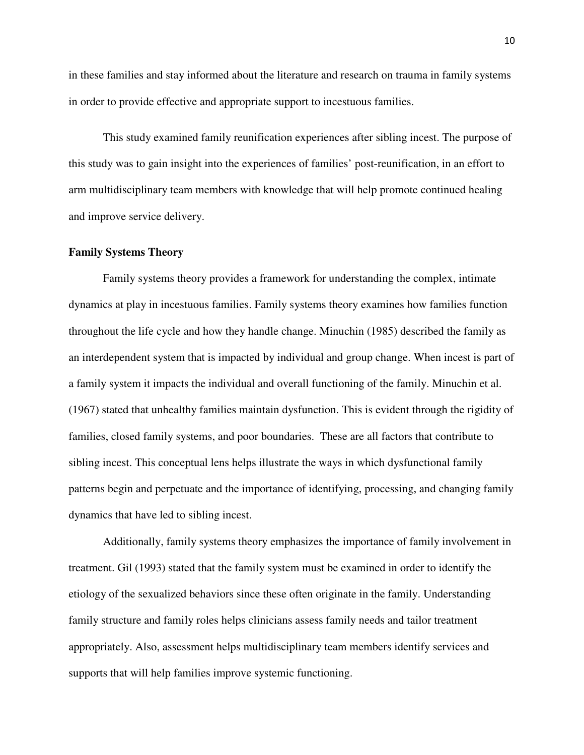in these families and stay informed about the literature and research on trauma in family systems in order to provide effective and appropriate support to incestuous families.

This study examined family reunification experiences after sibling incest. The purpose of this study was to gain insight into the experiences of families' post-reunification, in an effort to arm multidisciplinary team members with knowledge that will help promote continued healing and improve service delivery.

## Family Systems Theory

Family systems theory provides a framework for understanding the complex, intimate dynamics at play in incestuous families. Family systems theory examines how families function throughout the life cycle and how they handle change. Minuchin (1985) described the family as an interdependent system that is impacted by individual and group change. When incest is part of a family system it impacts the individual and overall functioning of the family. Minuchin et al. (1967) stated that unhealthy families maintain dysfunction. This is evident through the rigidity of families, closed family systems, and poor boundaries. These are all factors that contribute to sibling incest. This conceptual lens helps illustrate the ways in which dysfunctional family patterns begin and perpetuate and the importance of identifying, processing, and changing family dynamics that have led to sibling incest.

Additionally, family systems theory emphasizes the importance of family involvement in treatment. Gil (1993) stated that the family system must be examined in order to identify the etiology of the sexualized behaviors since these often originate in the family. Understanding family structure and family roles helps clinicians assess family needs and tailor treatment appropriately. Also, assessment helps multidisciplinary team members identify services and supports that will help families improve systemic functioning.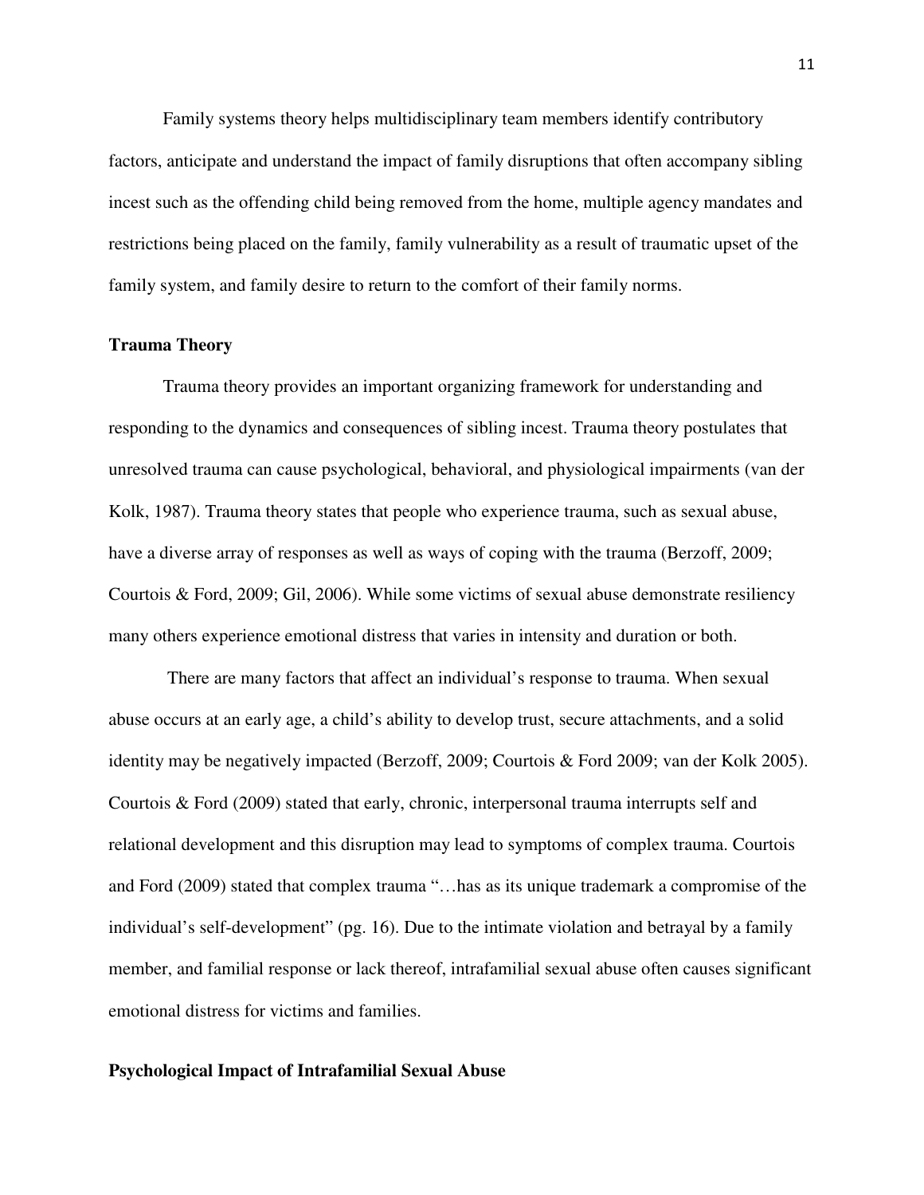Family systems theory helps multidisciplinary team members identify contributory factors, anticipate and understand the impact of family disruptions that often accompany sibling incest such as the offending child being removed from the home, multiple agency mandates and restrictions being placed on the family, family vulnerability as a result of traumatic upset of the family system, and family desire to return to the comfort of their family norms.

**Trauma Theory**

Trauma theory provides an important organizing framework for understanding and responding to the dynamics and consequences of sibling incest. Trauma theory postulates that unresolved trauma can cause psychological, behavioral, and physiological impairments (van der Kolk, 1987). Trauma theory states that people who experience trauma, such as sexual abuse, have a diverse array of responses as well as ways of coping with the trauma (Berzoff, 2009; Courtois & Ford, 2009; Gil, 2006). While some victims of sexual abuse demonstrate resiliency many others experience emotional distress that varies in intensity and duration or both.

There are many factors that affect an individual's response to trauma. When sexual abuse occurs at an early age, a child's ability to develop trust, secure attachments, and a solid identity may be negatively impacted (Berzoff, 2009; Courtois & Ford 2009; van der Kolk 2005). Courtois & Ford (2009) stated that early, chronic, interpersonal trauma interrupts self and relational development and this disruption may lead to symptoms of complex trauma. Courtois and Ford (2009) stated that complex trauma "…has as its unique trademark a compromise of the individual's self-development" (pg. 16). Due to the intimate violation and betrayal by a family member, and familial response or lack thereof, intrafamilial sexual abuse often causes significant emotional distress for victims and families.

**Psychological Impact of Intrafamilial Sexual Abuse**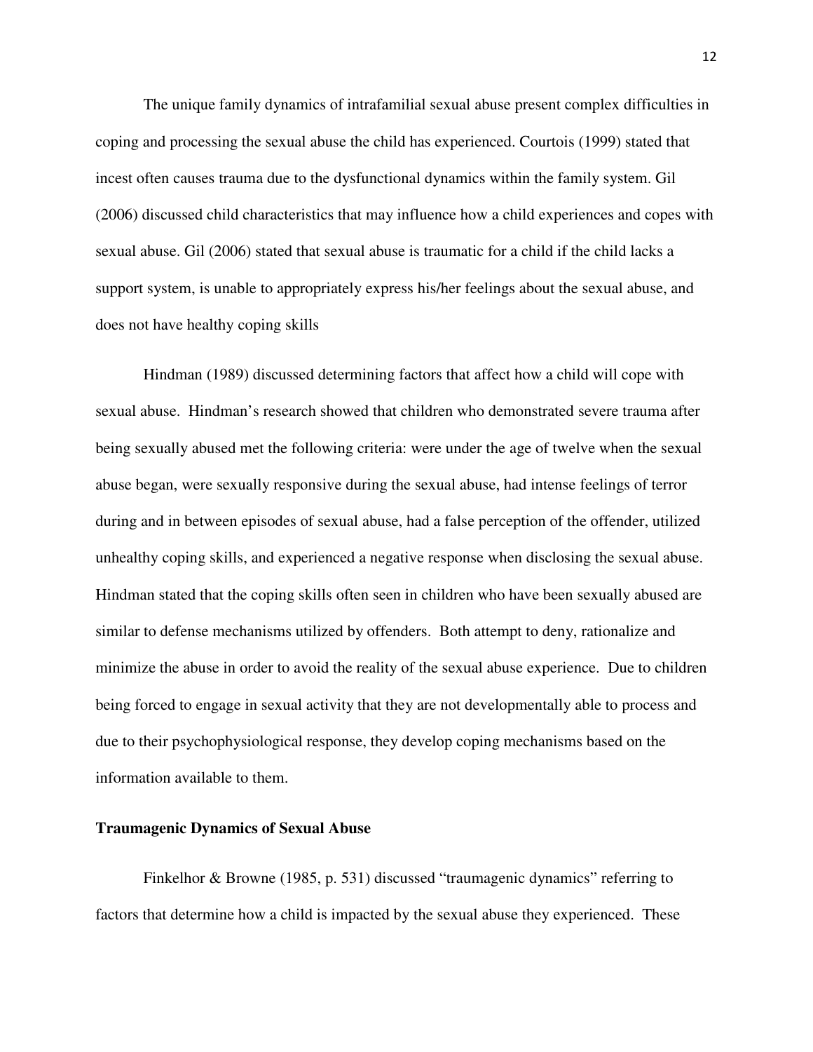The unique family dynamics of intrafamilial sexual abuse present complex difficulties in coping and processing the sexual abuse the child has experienced. Courtois (1999) stated that incest often causes trauma due to the dysfunctional dynamics within the family system. Gil (2006) discussed child characteristics that may influence how a child experiences and copes with sexual abuse. Gil (2006) stated that sexual abuse is traumatic for a child if the child lacks a support system, is unable to appropriately express his/her feelings about the sexual abuse, and does not have healthy coping skills

Hindman (1989) discussed determining factors that affect how a child will cope with sexual abuse. Hindman's research showed that children who demonstrated severe trauma after being sexually abused met the following criteria: were under the age of twelve when the sexual abuse began, were sexually responsive during the sexual abuse, had intense feelings of terror during and in between episodes of sexual abuse, had a false perception of the offender, utilized unhealthy coping skills, and experienced a negative response when disclosing the sexual abuse. Hindman stated that the coping skills often seen in children who have been sexually abused are similar to defense mechanisms utilized by offenders. Both attempt to deny, rationalize and minimize the abuse in order to avoid the reality of the sexual abuse experience. Due to children being forced to engage in sexual activity that they are not developmentally able to process and due to their psychophysiological response, they develop coping mechanisms based on the information available to them.

**Traumagenic Dynamics of Sexual Abuse**

Finkelhor & Browne (1985, p. 531) discussed "traumagenic dynamics" referring to factors that determine how a child is impacted by the sexual abuse they experienced. These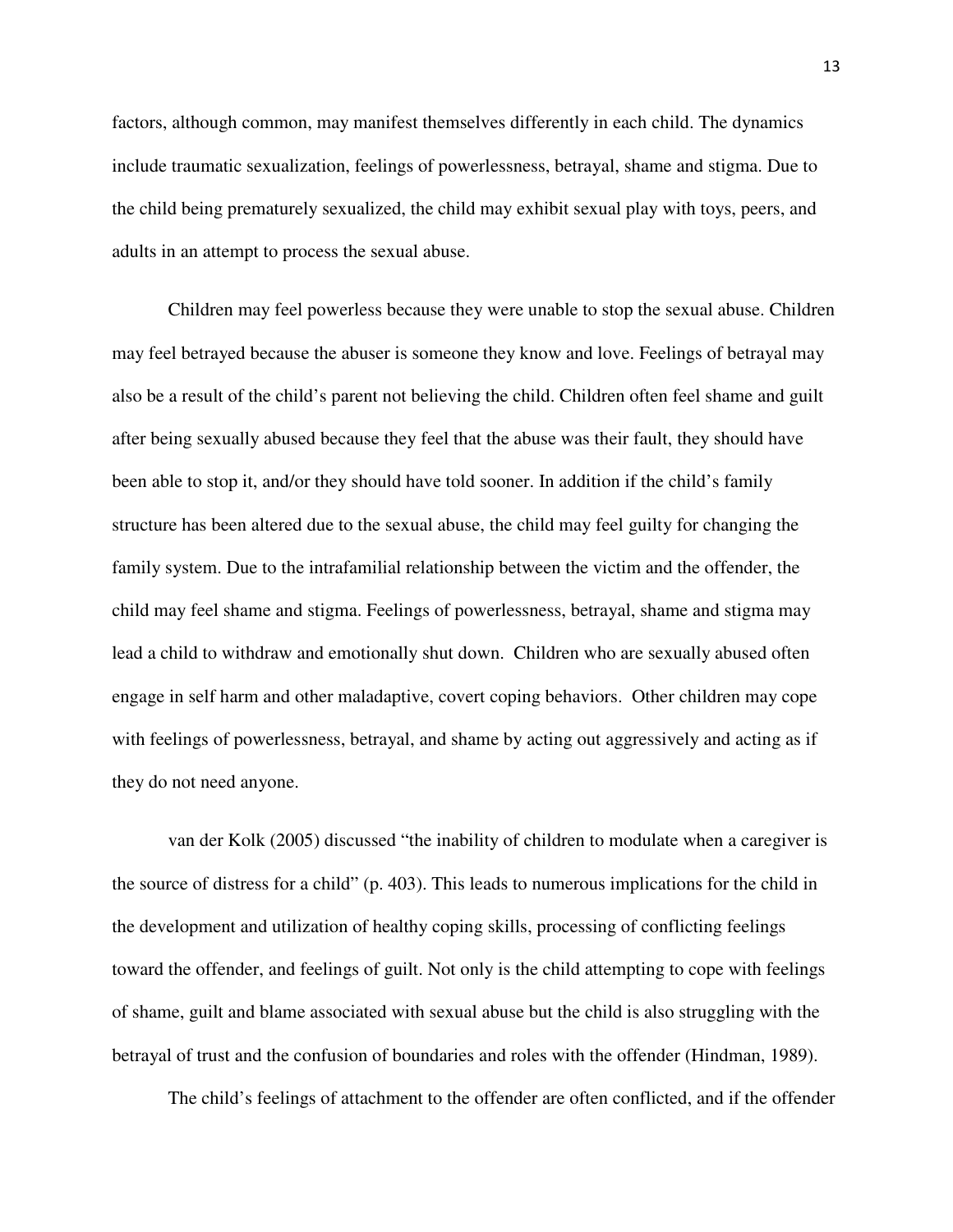factors, although common, may manifest themselves differently in each child. The dynamics include traumatic sexualization, feelings of powerlessness, betrayal, shame and stigma. Due to the child being prematurely sexualized, the child may exhibit sexual play with toys, peers, and adults in an attempt to process the sexual abuse.

Children may feel powerless because they were unable to stop the sexual abuse. Children may feel betrayed because the abuser is someone they know and love. Feelings of betrayal may also be a result of the child's parent not believing the child. Children often feel shame and guilt after being sexually abused because they feel that the abuse was their fault, they should have been able to stop it, and/or they should have told sooner. In addition if the child's family structure has been altered due to the sexual abuse, the child may feel guilty for changing the family system. Due to the intrafamilial relationship between the victim and the offender, the child may feel shame and stigma. Feelings of powerlessness, betrayal, shame and stigma may lead a child to withdraw and emotionally shut down. Children who are sexually abused often engage in self harm and other maladaptive, covert coping behaviors. Other children may cope with feelings of powerlessness, betrayal, and shame by acting out aggressively and acting as if they do not need anyone.

van der Kolk (2005) discussed "the inability of children to modulate when a caregiver is the source of distress for a child" (p. 403). This leads to numerous implications for the child in the development and utilization of healthy coping skills, processing of conflicting feelings toward the offender, and feelings of guilt. Not only is the child attempting to cope with feelings of shame, guilt and blame associated with sexual abuse but the child is also struggling with the betrayal of trust and the confusion of boundaries and roles with the offender (Hindman, 1989).

The child's feelings of attachment to the offender are often conflicted, and if the offender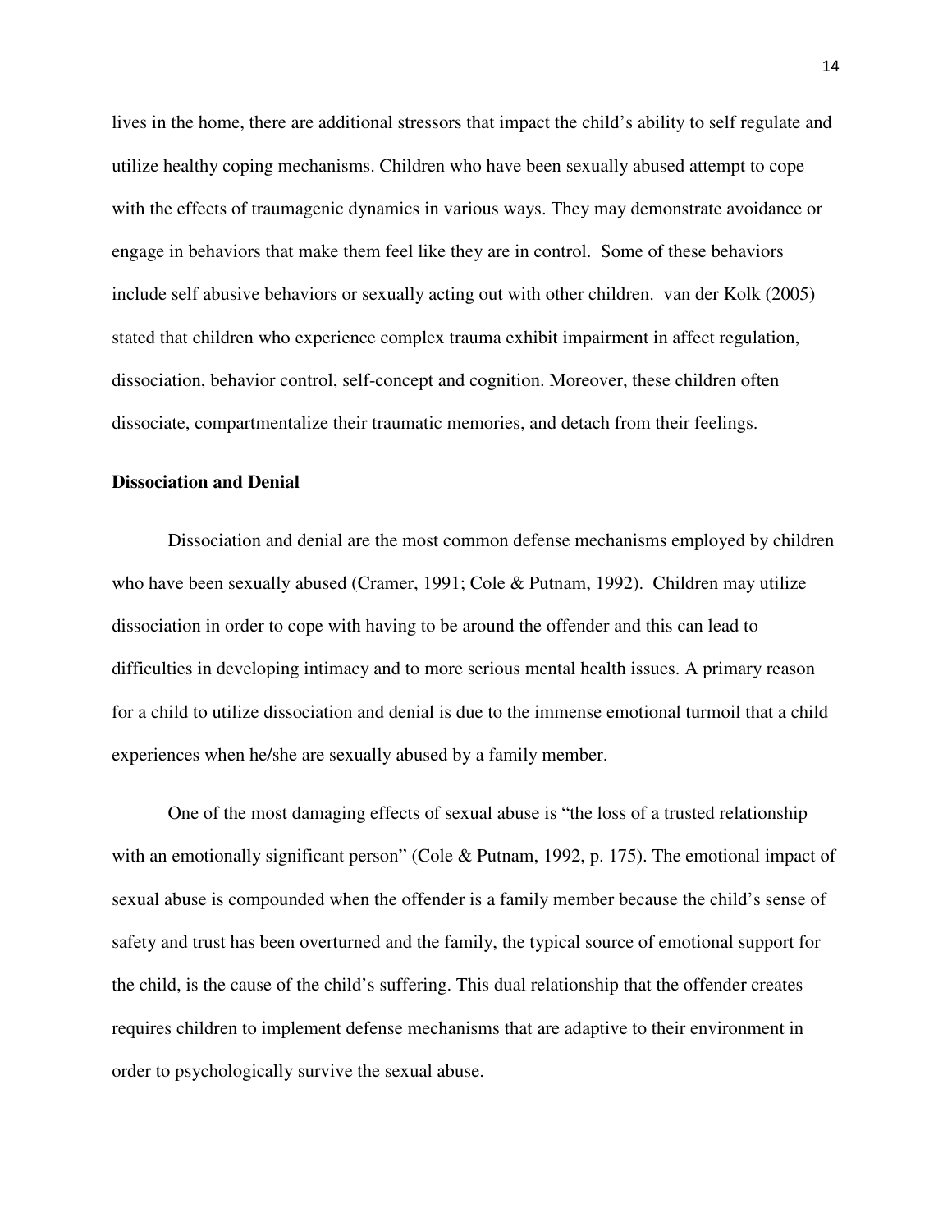lives in the home, there are additional stressors that impact the child's ability to self regulate and utilize healthy coping mechanisms. Children who have been sexually abused attempt to cope with the effects of traumagenic dynamics in various ways. They may demonstrate avoidance or engage in behaviors that make them feel like they are in control. Some of these behaviors include self abusive behaviors or sexually acting out with other children. van der Kolk (2005) stated that children who experience complex trauma exhibit impairment in affect regulation, dissociation, behavior control, self-concept and cognition. Moreover, these children often dissociate, compartmentalize their traumatic memories, and detach from their feelings.

**Dissociation and Denial**

Dissociation and denial are the most common defense mechanisms employed by children who have been sexually abused (Cramer, 1991; Cole & Putnam, 1992). Children may utilize dissociation in order to cope with having to be around the offender and this can lead to difficulties in developing intimacy and to more serious mental health issues. A primary reason for a child to utilize dissociation and denial is due to the immense emotional turmoil that a child experiences when he/she are sexually abused by a family member.

One of the most damaging effects of sexual abuse is "the loss of a trusted relationship with an emotionally significant person" (Cole & Putnam, 1992, p. 175). The emotional impact of sexual abuse is compounded when the offender is a family member because the child's sense of safety and trust has been overturned and the family, the typical source of emotional support for the child, is the cause of the child's suffering. This dual relationship that the offender creates requires children to implement defense mechanisms that are adaptive to their environment in order to psychologically survive the sexual abuse.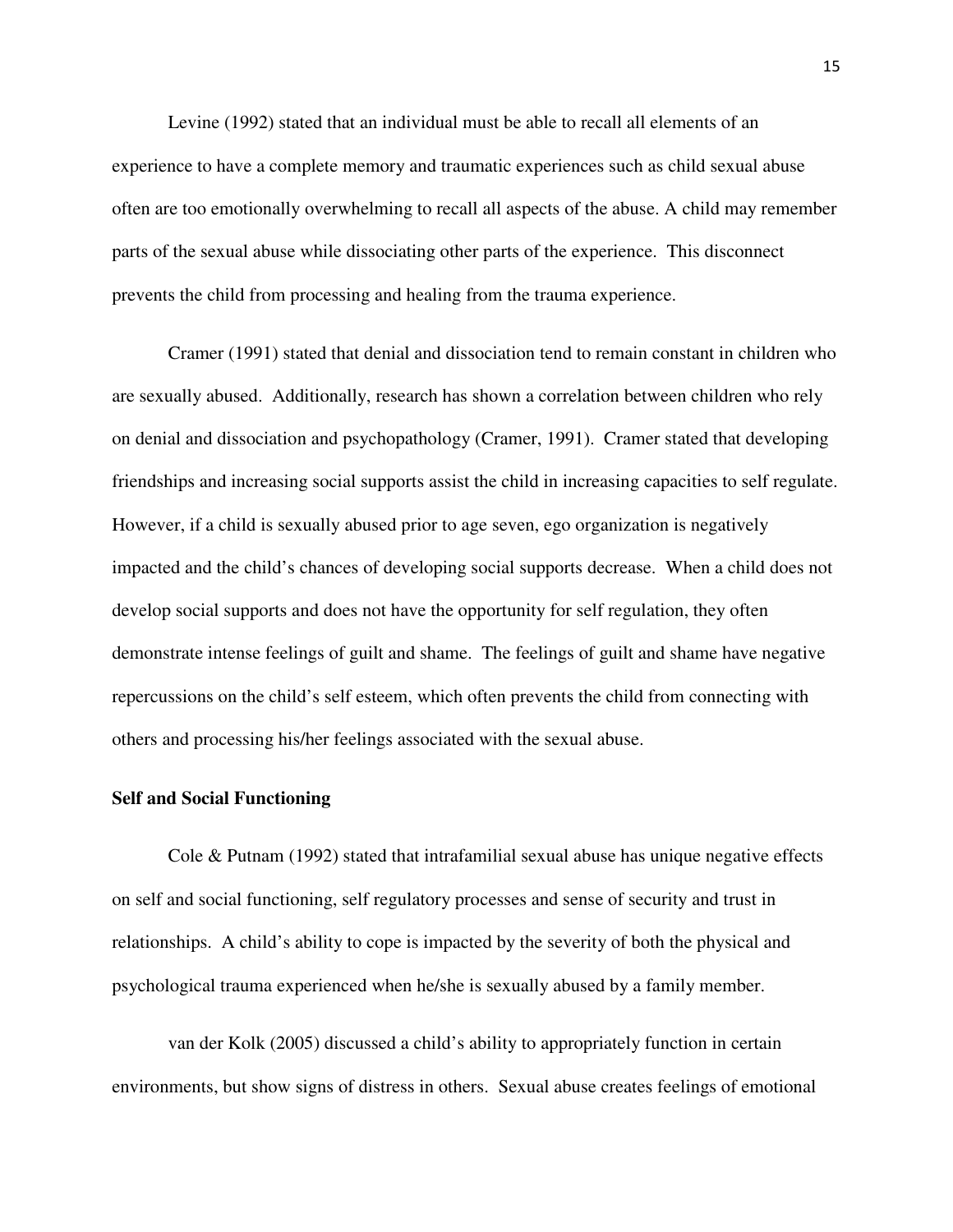Levine (1992) stated that an individual must be able to recall all elements of an experience to have a complete memory and traumatic experiences such as child sexual abuse often are too emotionally overwhelming to recall all aspects of the abuse. A child may remember parts of the sexual abuse while dissociating other parts of the experience. This disconnect prevents the child from processing and healing from the trauma experience.

Cramer (1991) stated that denial and dissociation tend to remain constant in children who are sexually abused. Additionally, research has shown a correlation between children who rely on denial and dissociation and psychopathology (Cramer, 1991). Cramer stated that developing friendships and increasing social supports assist the child in increasing capacities to self regulate. However, if a child is sexually abused prior to age seven, ego organization is negatively impacted and the child's chances of developing social supports decrease. When a child does not develop social supports and does not have the opportunity for self regulation, they often demonstrate intense feelings of guilt and shame. The feelings of guilt and shame have negative repercussions on the child's self esteem, which often prevents the child from connecting with others and processing his/her feelings associated with the sexual abuse.

**Self and Social Functioning**

Cole & Putnam (1992) stated that intrafamilial sexual abuse has unique negative effects on self and social functioning, self regulatory processes and sense of security and trust in relationships. A child's ability to cope is impacted by the severity of both the physical and psychological trauma experienced when he/she is sexually abused by a family member.

van der Kolk (2005) discussed a child's ability to appropriately function in certain environments, but show signs of distress in others. Sexual abuse creates feelings of emotional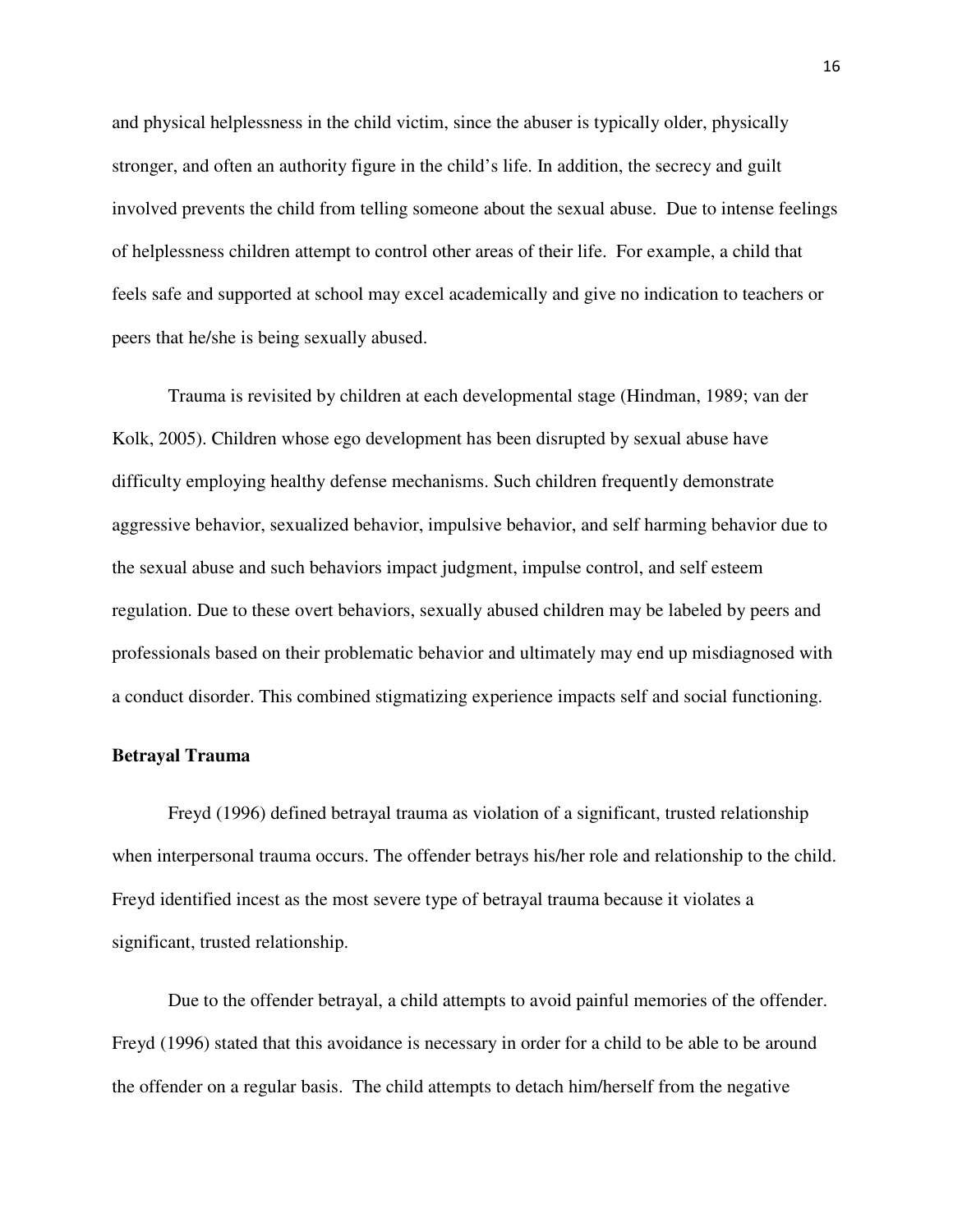and physical helplessness in the child victim, since the abuser is typically older, physically stronger, and often an authority figure in the child's life. In addition, the secrecy and guilt involved prevents the child from telling someone about the sexual abuse. Due to intense feelings of helplessness children attempt to control other areas of their life. For example, a child that feels safe and supported at school may excel academically and give no indication to teachers or peers that he/she is being sexually abused.

Trauma is revisited by children at each developmental stage (Hindman, 1989; van der Kolk, 2005). Children whose ego development has been disrupted by sexual abuse have difficulty employing healthy defense mechanisms. Such children frequently demonstrate aggressive behavior, sexualized behavior, impulsive behavior, and self harming behavior due to the sexual abuse and such behaviors impact judgment, impulse control, and self esteem regulation. Due to these overt behaviors, sexually abused children may be labeled by peers and professionals based on their problematic behavior and ultimately may end up misdiagnosed with a conduct disorder. This combined stigmatizing experience impacts self and social functioning.

**Betrayal Trauma**

Freyd (1996) defined betrayal trauma as violation of a significant, trusted relationship when interpersonal trauma occurs. The offender betrays his/her role and relationship to the child. Freyd identified incest as the most severe type of betrayal trauma because it violates a significant, trusted relationship.

Due to the offender betrayal, a child attempts to avoid painful memories of the offender. Freyd (1996) stated that this avoidance is necessary in order for a child to be able to be around the offender on a regular basis. The child attempts to detach him/herself from the negative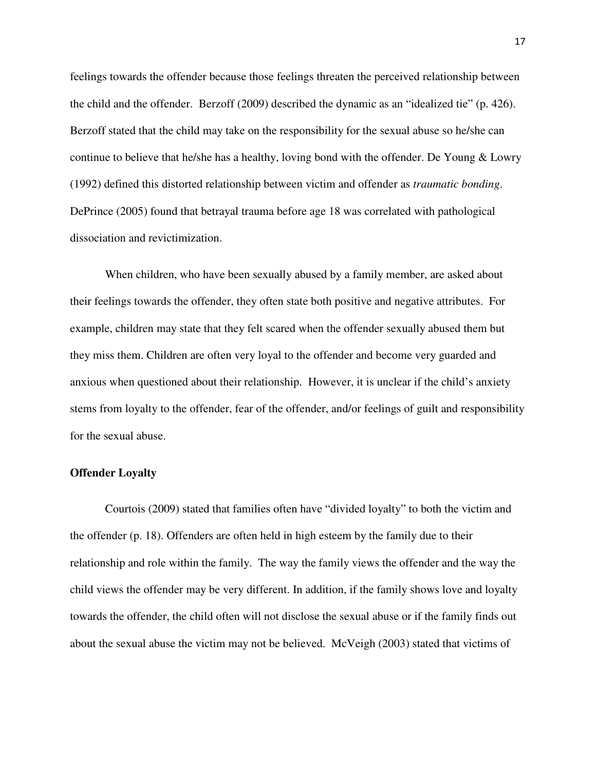feelings towards the offender because those feelings threaten the perceived relationship between the child and the offender. Berzoff (2009) described the dynamic as an "idealized tie" (p. 426). Berzoff stated that the child may take on the responsibility for the sexual abuse so he/she can continue to believe that he/she has a healthy, loving bond with the offender. De Young & Lowry (1992) defined this distorted relationship between victim and offender as *traumatic bonding*. DePrince (2005) found that betrayal trauma before age 18 was correlated with pathological dissociation and revictimization.

When children, who have been sexually abused by a family member, are asked about their feelings towards the offender, they often state both positive and negative attributes. For example, children may state that they felt scared when the offender sexually abused them but they miss them. Children are often very loyal to the offender and become very guarded and anxious when questioned about their relationship. However, it is unclear if the child's anxiety stems from loyalty to the offender, fear of the offender, and/or feelings of guilt and responsibility for the sexual abuse.

**Offender Loyalty**

Courtois (2009) stated that families often have "divided loyalty" to both the victim and the offender (p. 18). Offenders are often held in high esteem by the family due to their relationship and role within the family. The way the family views the offender and the way the child views the offender may be very different. In addition, if the family shows love and loyalty towards the offender, the child often will not disclose the sexual abuse or if the family finds out about the sexual abuse the victim may not be believed. McVeigh (2003) stated that victims of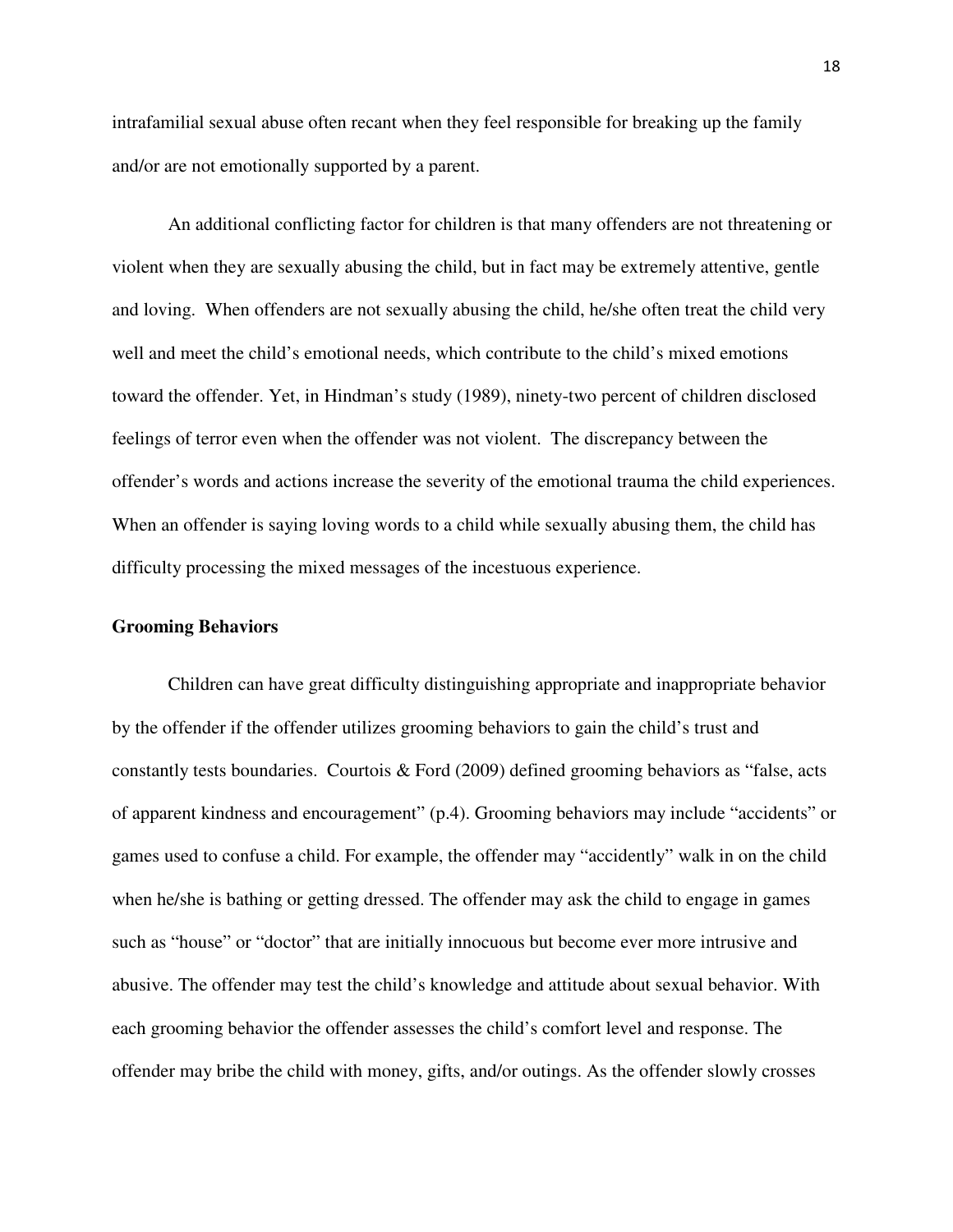intrafamilial sexual abuse often recant when they feel responsible for breaking up the family and/or are not emotionally supported by a parent.

An additional conflicting factor for children is that many offenders are not threatening or violent when they are sexually abusing the child, but in fact may be extremely attentive, gentle and loving. When offenders are not sexually abusing the child, he/she often treat the child very well and meet the child's emotional needs, which contribute to the child's mixed emotions toward the offender. Yet, in Hindman's study (1989), ninety-two percent of children disclosed feelings of terror even when the offender was not violent. The discrepancy between the offender's words and actions increase the severity of the emotional trauma the child experiences. When an offender is saying loving words to a child while sexually abusing them, the child has difficulty processing the mixed messages of the incestuous experience.

**Grooming Behaviors**

Children can have great difficulty distinguishing appropriate and inappropriate behavior by the offender if the offender utilizes grooming behaviors to gain the child's trust and constantly tests boundaries. Courtois & Ford (2009) defined grooming behaviors as "false, acts of apparent kindness and encouragement" (p.4). Grooming behaviors may include "accidents" or games used to confuse a child. For example, the offender may "accidently" walk in on the child when he/she is bathing or getting dressed. The offender may ask the child to engage in games such as "house" or "doctor" that are initially innocuous but become ever more intrusive and abusive. The offender may test the child's knowledge and attitude about sexual behavior. With each grooming behavior the offender assesses the child's comfort level and response. The offender may bribe the child with money, gifts, and/or outings. As the offender slowly crosses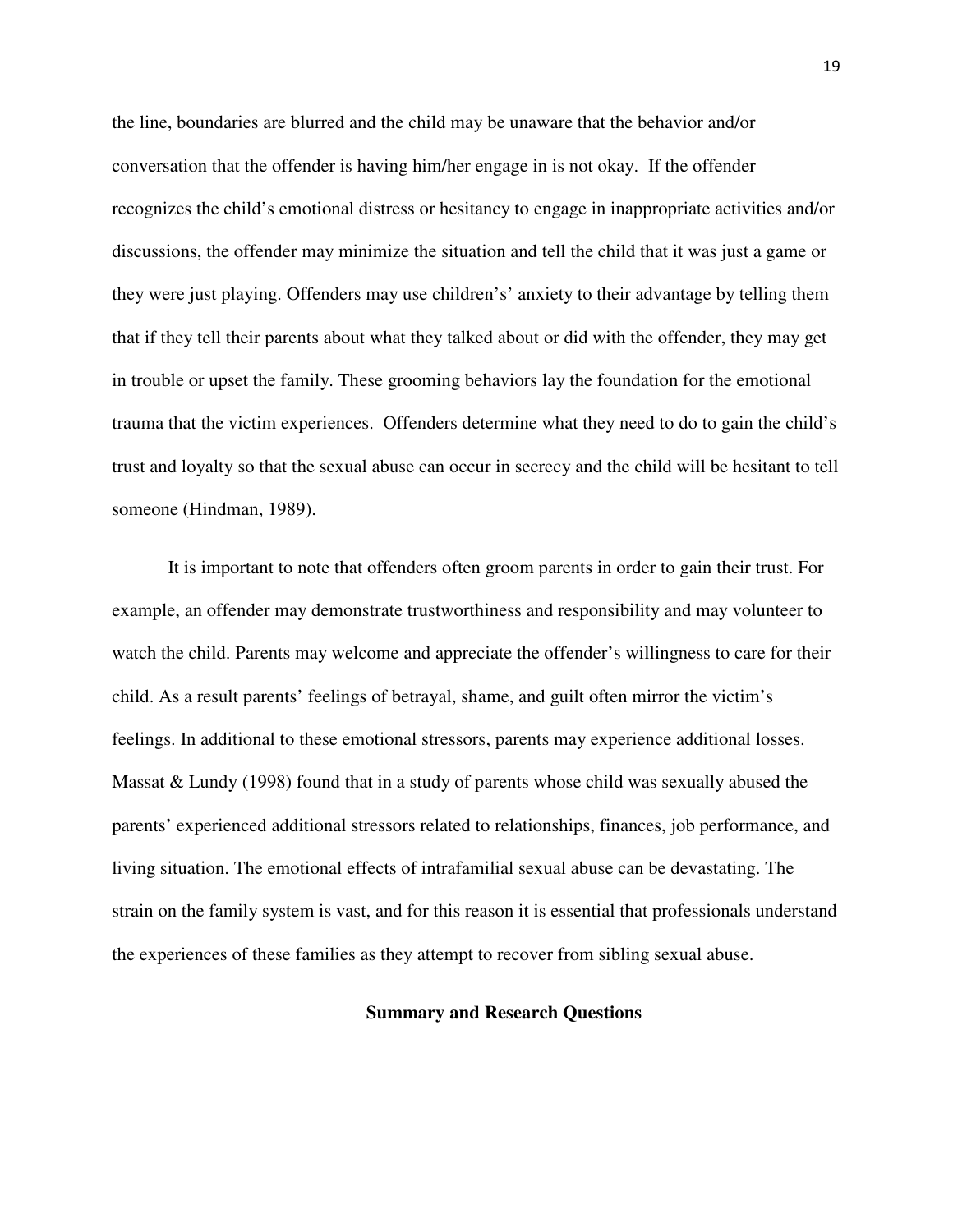the line, boundaries are blurred and the child may be unaware that the behavior and/or conversation that the offender is having him/her engage in is not okay. If the offender recognizes the child's emotional distress or hesitancy to engage in inappropriate activities and/or discussions, the offender may minimize the situation and tell the child that it was just a game or they were just playing. Offenders may use children's' anxiety to their advantage by telling them that if they tell their parents about what they talked about or did with the offender, they may get in trouble or upset the family. These grooming behaviors lay the foundation for the emotional trauma that the victim experiences. Offenders determine what they need to do to gain the child's trust and loyalty so that the sexual abuse can occur in secrecy and the child will be hesitant to tell someone (Hindman, 1989).

It is important to note that offenders often groom parents in order to gain their trust. For example, an offender may demonstrate trustworthiness and responsibility and may volunteer to watch the child. Parents may welcome and appreciate the offender's willingness to care for their child. As a result parents' feelings of betrayal, shame, and guilt often mirror the victim's feelings. In additional to these emotional stressors, parents may experience additional losses. Massat & Lundy (1998) found that in a study of parents whose child was sexually abused the parents' experienced additional stressors related to relationships, finances, job performance, and living situation. The emotional effects of intrafamilial sexual abuse can be devastating. The strain on the family system is vast, and for this reason it is essential that professionals understand the experiences of these families as they attempt to recover from sibling sexual abuse.

## Summary and Research Questions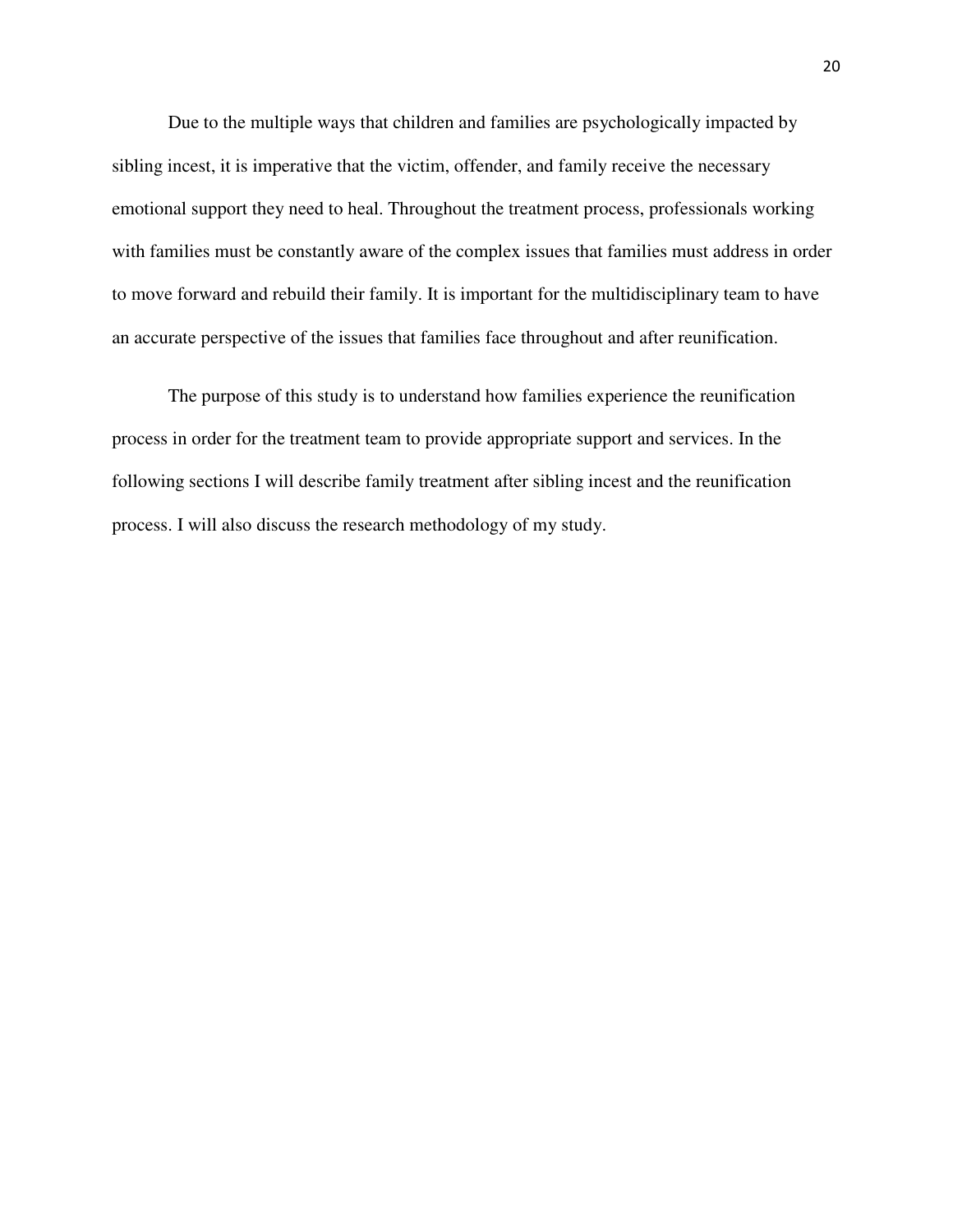Due to the multiple ways that children and families are psychologically impacted by sibling incest, it is imperative that the victim, offender, and family receive the necessary emotional support they need to heal. Throughout the treatment process, professionals working with families must be constantly aware of the complex issues that families must address in order to move forward and rebuild their family. It is important for the multidisciplinary team to have an accurate perspective of the issues that families face throughout and after reunification.

The purpose of this study is to understand how families experience the reunification process in order for the treatment team to provide appropriate support and services. In the following sections I will describe family treatment after sibling incest and the reunification process. I will also discuss the research methodology of my study.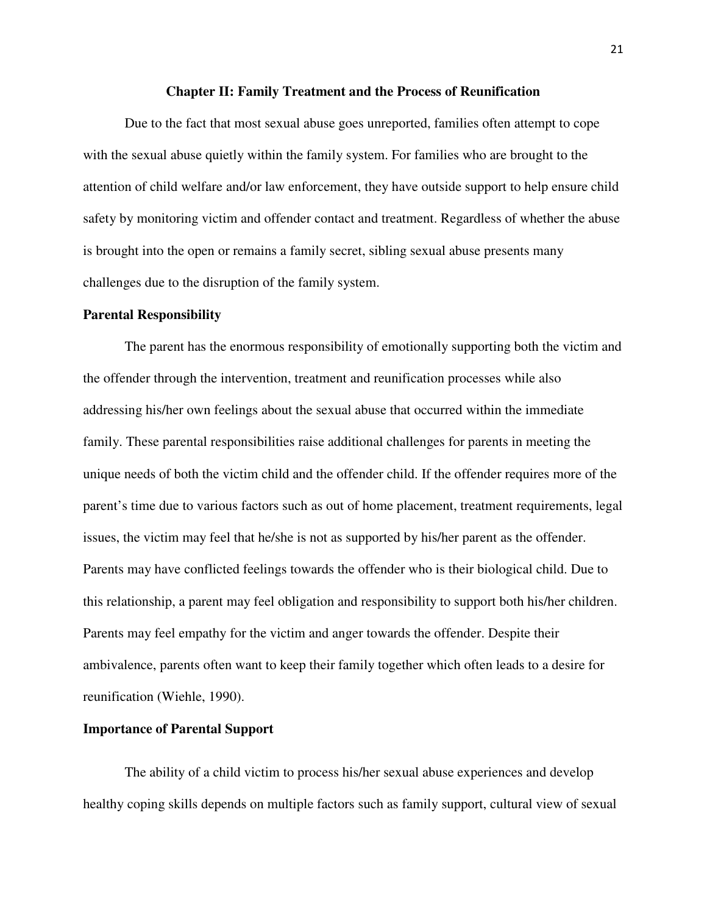## Chapter II: Family Treatment and the Process of Reunification

Due to the fact that most sexual abuse goes unreported, families often attempt to cope with the sexual abuse quietly within the family system. For families who are brought to the attention of child welfare and/or law enforcement, they have outside support to help ensure child safety by monitoring victim and offender contact and treatment. Regardless of whether the abuse is brought into the open or remains a family secret, sibling sexual abuse presents many challenges due to the disruption of the family system.

### Parental Responsibility

The parent has the enormous responsibility of emotionally supporting both the victim and the offender through the intervention, treatment and reunification processes while also addressing his/her own feelings about the sexual abuse that occurred within the immediate family. These parental responsibilities raise additional challenges for parents in meeting the unique needs of both the victim child and the offender child. If the offender requires more of the parent's time due to various factors such as out of home placement, treatment requirements, legal issues, the victim may feel that he/she is not as supported by his/her parent as the offender. Parents may have conflicted feelings towards the offender who is their biological child. Due to this relationship, a parent may feel obligation and responsibility to support both his/her children. Parents may feel empathy for the victim and anger towards the offender. Despite their ambivalence, parents often want to keep their family together which often leads to a desire for reunification (Wiehle, 1990).

### Importance of Parental Support

The ability of a child victim to process his/her sexual abuse experiences and develop healthy coping skills depends on multiple factors such as family support, cultural view of sexual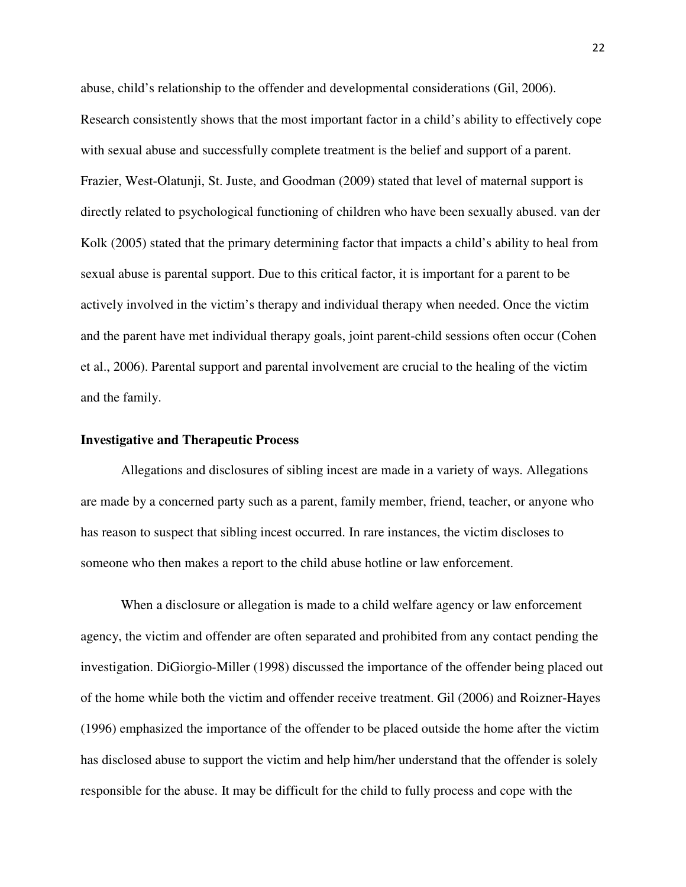abuse, child's relationship to the offender and developmental considerations (Gil, 2006). Research consistently shows that the most important factor in a child's ability to effectively cope with sexual abuse and successfully complete treatment is the belief and support of a parent. Frazier, West-Olatunji, St. Juste, and Goodman (2009) stated that level of maternal support is directly related to psychological functioning of children who have been sexually abused. van der Kolk (2005) stated that the primary determining factor that impacts a child's ability to heal from sexual abuse is parental support. Due to this critical factor, it is important for a parent to be actively involved in the victim's therapy and individual therapy when needed. Once the victim and the parent have met individual therapy goals, joint parent-child sessions often occur (Cohen et al., 2006). Parental support and parental involvement are crucial to the healing of the victim and the family.

**Investigative and Therapeutic Process**

Allegations and disclosures of sibling incest are made in a variety of ways. Allegations are made by a concerned party such as a parent, family member, friend, teacher, or anyone who has reason to suspect that sibling incest occurred. In rare instances, the victim discloses to someone who then makes a report to the child abuse hotline or law enforcement.

When a disclosure or allegation is made to a child welfare agency or law enforcement agency, the victim and offender are often separated and prohibited from any contact pending the investigation. DiGiorgio-Miller (1998) discussed the importance of the offender being placed out of the home while both the victim and offender receive treatment. Gil (2006) and Roizner-Hayes (1996) emphasized the importance of the offender to be placed outside the home after the victim has disclosed abuse to support the victim and help him/her understand that the offender is solely responsible for the abuse. It may be difficult for the child to fully process and cope with the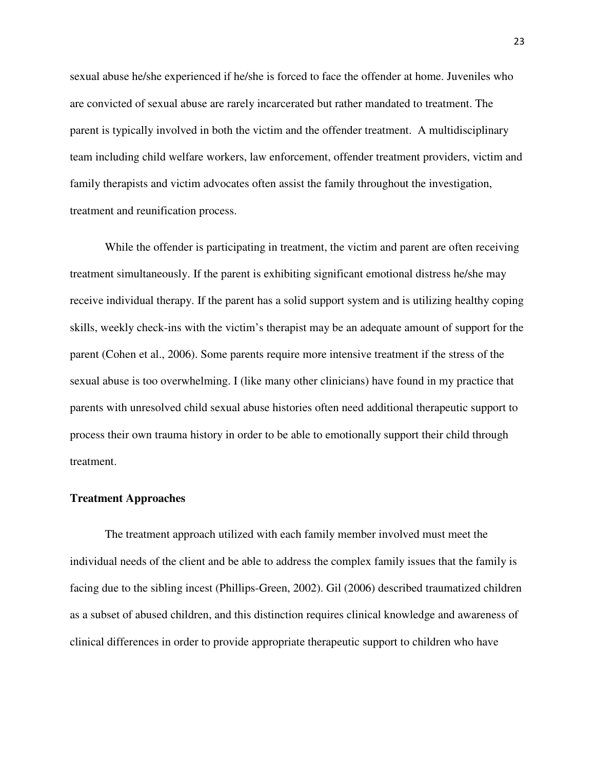sexual abuse he/she experienced if he/she is forced to face the offender at home. Juveniles who are convicted of sexual abuse are rarely incarcerated but rather mandated to treatment. The parent is typically involved in both the victim and the offender treatment. A multidisciplinary team including child welfare workers, law enforcement, offender treatment providers, victim and family therapists and victim advocates often assist the family throughout the investigation, treatment and reunification process.

While the offender is participating in treatment, the victim and parent are often receiving treatment simultaneously. If the parent is exhibiting significant emotional distress he/she may receive individual therapy. If the parent has a solid support system and is utilizing healthy coping skills, weekly check-ins with the victim's therapist may be an adequate amount of support for the parent (Cohen et al., 2006). Some parents require more intensive treatment if the stress of the sexual abuse is too overwhelming. I (like many other clinicians) have found in my practice that parents with unresolved child sexual abuse histories often need additional therapeutic support to process their own trauma history in order to be able to emotionally support their child through treatment.

**Treatment Approaches**

The treatment approach utilized with each family member involved must meet the individual needs of the client and be able to address the complex family issues that the family is facing due to the sibling incest (Phillips-Green, 2002). Gil (2006) described traumatized children as a subset of abused children, and this distinction requires clinical knowledge and awareness of clinical differences in order to provide appropriate therapeutic support to children who have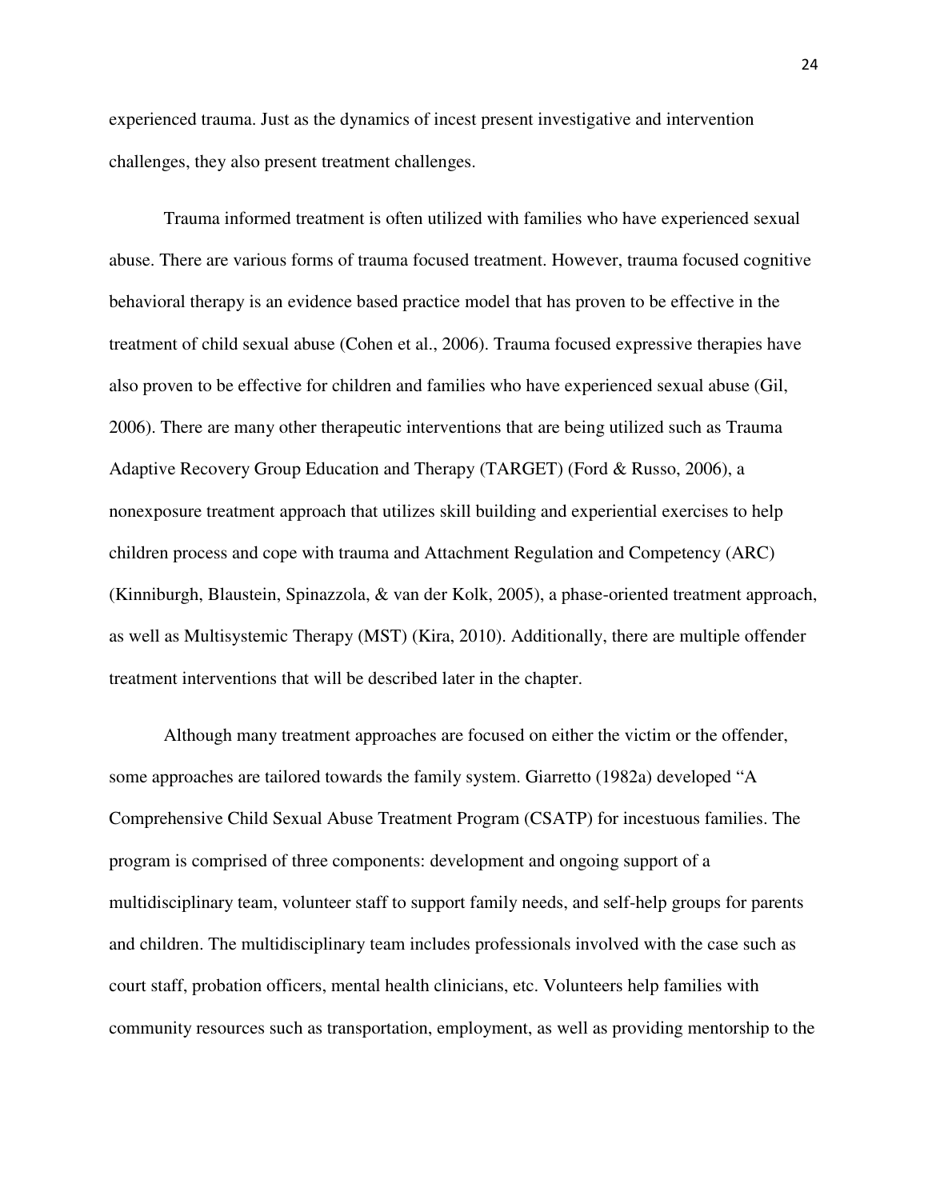experienced trauma. Just as the dynamics of incest present investigative and intervention challenges, they also present treatment challenges.

Trauma informed treatment is often utilized with families who have experienced sexual abuse. There are various forms of trauma focused treatment. However, trauma focused cognitive behavioral therapy is an evidence based practice model that has proven to be effective in the treatment of child sexual abuse (Cohen et al., 2006). Trauma focused expressive therapies have also proven to be effective for children and families who have experienced sexual abuse (Gil, 2006). There are many other therapeutic interventions that are being utilized such as Trauma Adaptive Recovery Group Education and Therapy (TARGET) (Ford & Russo, 2006), a nonexposure treatment approach that utilizes skill building and experiential exercises to help children process and cope with trauma and Attachment Regulation and Competency (ARC) (Kinniburgh, Blaustein, Spinazzola, & van der Kolk, 2005), a phase-oriented treatment approach, as well as Multisystemic Therapy (MST) (Kira, 2010). Additionally, there are multiple offender treatment interventions that will be described later in the chapter.

Although many treatment approaches are focused on either the victim or the offender, some approaches are tailored towards the family system. Giarretto (1982a) developed "A Comprehensive Child Sexual Abuse Treatment Program (CSATP) for incestuous families. The program is comprised of three components: development and ongoing support of a multidisciplinary team, volunteer staff to support family needs, and self-help groups for parents and children. The multidisciplinary team includes professionals involved with the case such as court staff, probation officers, mental health clinicians, etc. Volunteers help families with community resources such as transportation, employment, as well as providing mentorship to the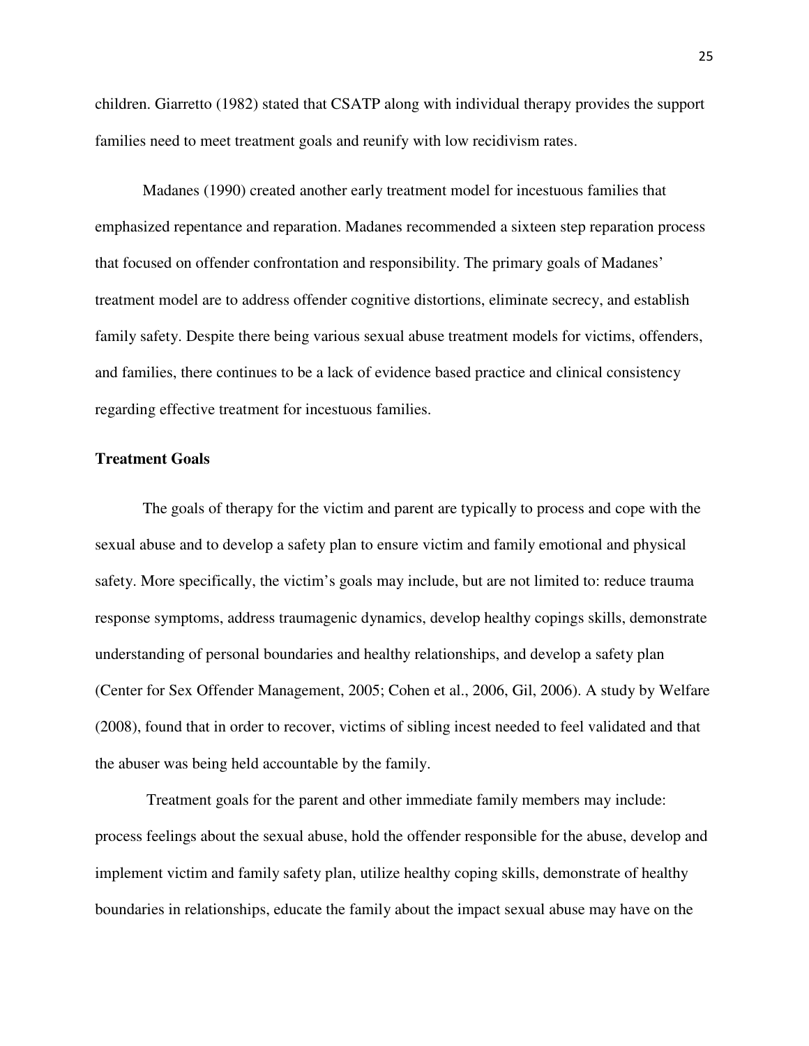children. Giarretto (1982) stated that CSATP along with individual therapy provides the support families need to meet treatment goals and reunify with low recidivism rates.

Madanes (1990) created another early treatment model for incestuous families that emphasized repentance and reparation. Madanes recommended a sixteen step reparation process that focused on offender confrontation and responsibility. The primary goals of Madanes' treatment model are to address offender cognitive distortions, eliminate secrecy, and establish family safety. Despite there being various sexual abuse treatment models for victims, offenders, and families, there continues to be a lack of evidence based practice and clinical consistency regarding effective treatment for incestuous families.

**Treatment Goals**

The goals of therapy for the victim and parent are typically to process and cope with the sexual abuse and to develop a safety plan to ensure victim and family emotional and physical safety. More specifically, the victim's goals may include, but are not limited to: reduce trauma response symptoms, address traumagenic dynamics, develop healthy copings skills, demonstrate understanding of personal boundaries and healthy relationships, and develop a safety plan (Center for Sex Offender Management, 2005; Cohen et al., 2006, Gil, 2006). A study by Welfare (2008), found that in order to recover, victims of sibling incest needed to feel validated and that the abuser was being held accountable by the family.

Treatment goals for the parent and other immediate family members may include: process feelings about the sexual abuse, hold the offender responsible for the abuse, develop and implement victim and family safety plan, utilize healthy coping skills, demonstrate of healthy boundaries in relationships, educate the family about the impact sexual abuse may have on the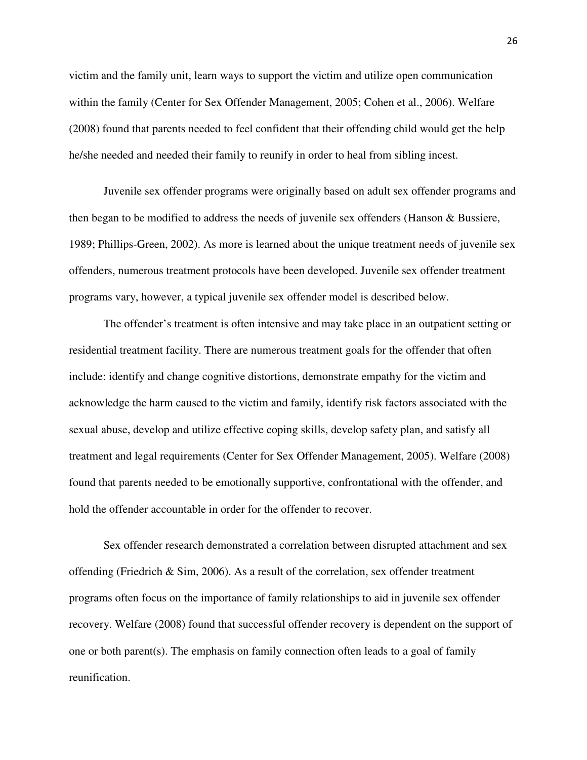victim and the family unit, learn ways to support the victim and utilize open communication within the family (Center for Sex Offender Management, 2005; Cohen et al., 2006). Welfare (2008) found that parents needed to feel confident that their offending child would get the help he/she needed and needed their family to reunify in order to heal from sibling incest.

Juvenile sex offender programs were originally based on adult sex offender programs and then began to be modified to address the needs of juvenile sex offenders (Hanson & Bussiere, 1989; Phillips-Green, 2002). As more is learned about the unique treatment needs of juvenile sex offenders, numerous treatment protocols have been developed. Juvenile sex offender treatment programs vary, however, a typical juvenile sex offender model is described below.

The offender's treatment is often intensive and may take place in an outpatient setting or residential treatment facility. There are numerous treatment goals for the offender that often include: identify and change cognitive distortions, demonstrate empathy for the victim and acknowledge the harm caused to the victim and family, identify risk factors associated with the sexual abuse, develop and utilize effective coping skills, develop safety plan, and satisfy all treatment and legal requirements (Center for Sex Offender Management, 2005). Welfare (2008) found that parents needed to be emotionally supportive, confrontational with the offender, and hold the offender accountable in order for the offender to recover.

Sex offender research demonstrated a correlation between disrupted attachment and sex offending (Friedrich & Sim, 2006). As a result of the correlation, sex offender treatment programs often focus on the importance of family relationships to aid in juvenile sex offender recovery. Welfare (2008) found that successful offender recovery is dependent on the support of one or both parent(s). The emphasis on family connection often leads to a goal of family reunification.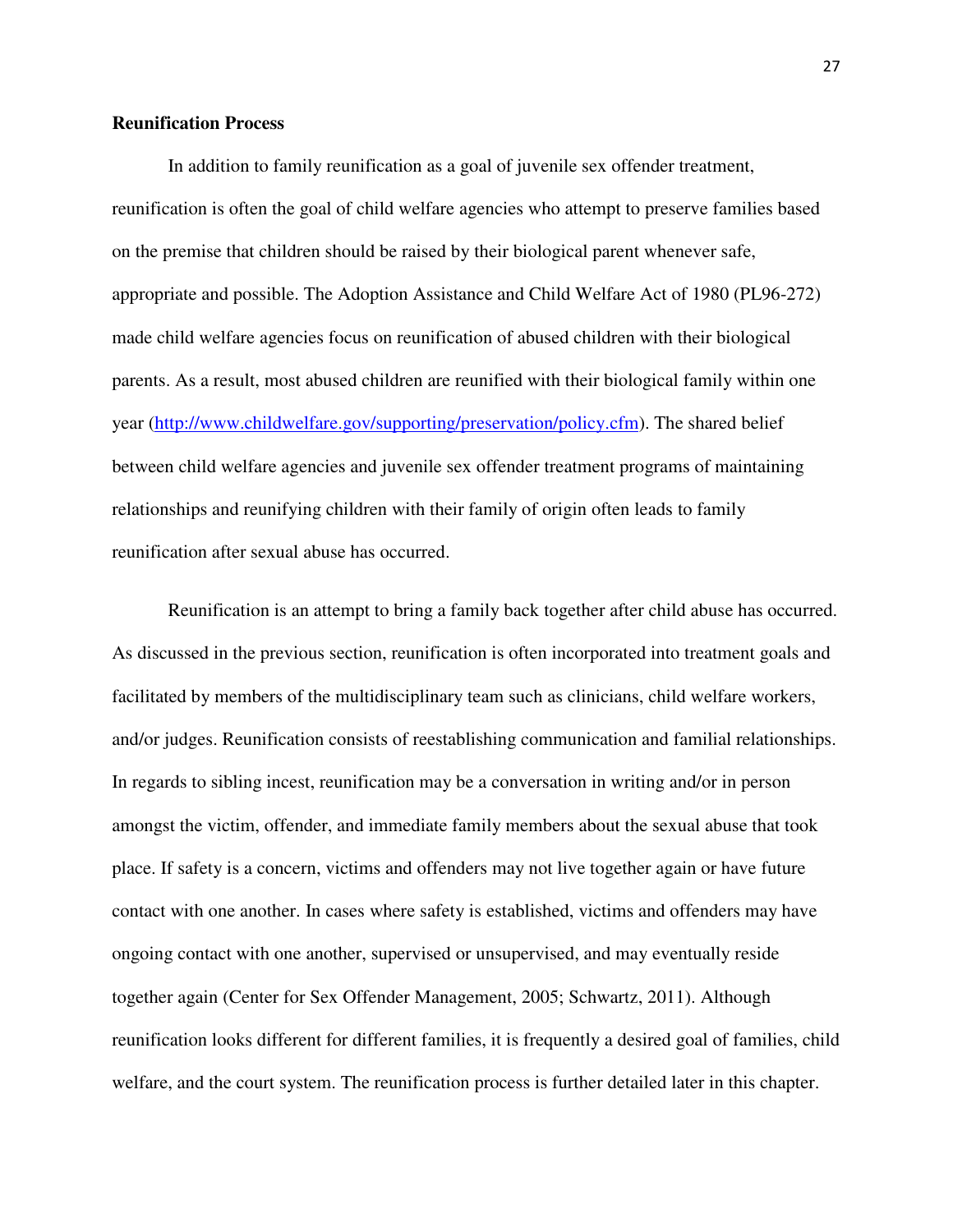**Reunification Process**

In addition to family reunification as a goal of juvenile sex offender treatment, reunification is often the goal of child welfare agencies who attempt to preserve families based on the premise that children should be raised by their biological parent whenever safe, appropriate and possible. The Adoption Assistance and Child Welfare Act of 1980 (PL96-272) made child welfare agencies focus on reunification of abused children with their biological parents. As a result, most abused children are reunified with their biological family within one year (http://www.childwelfare.gov/supporting/preservation/policy.cfm). The shared belief between child welfare agencies and juvenile sex offender treatment programs of maintaining relationships and reunifying children with their family of origin often leads to family reunification after sexual abuse has occurred.

Reunification is an attempt to bring a family back together after child abuse has occurred. As discussed in the previous section, reunification is often incorporated into treatment goals and facilitated by members of the multidisciplinary team such as clinicians, child welfare workers, and/or judges. Reunification consists of reestablishing communication and familial relationships. In regards to sibling incest, reunification may be a conversation in writing and/or in person amongst the victim, offender, and immediate family members about the sexual abuse that took place. If safety is a concern, victims and offenders may not live together again or have future contact with one another. In cases where safety is established, victims and offenders may have ongoing contact with one another, supervised or unsupervised, and may eventually reside together again (Center for Sex Offender Management, 2005; Schwartz, 2011). Although reunification looks different for different families, it is frequently a desired goal of families, child welfare, and the court system. The reunification process is further detailed later in this chapter.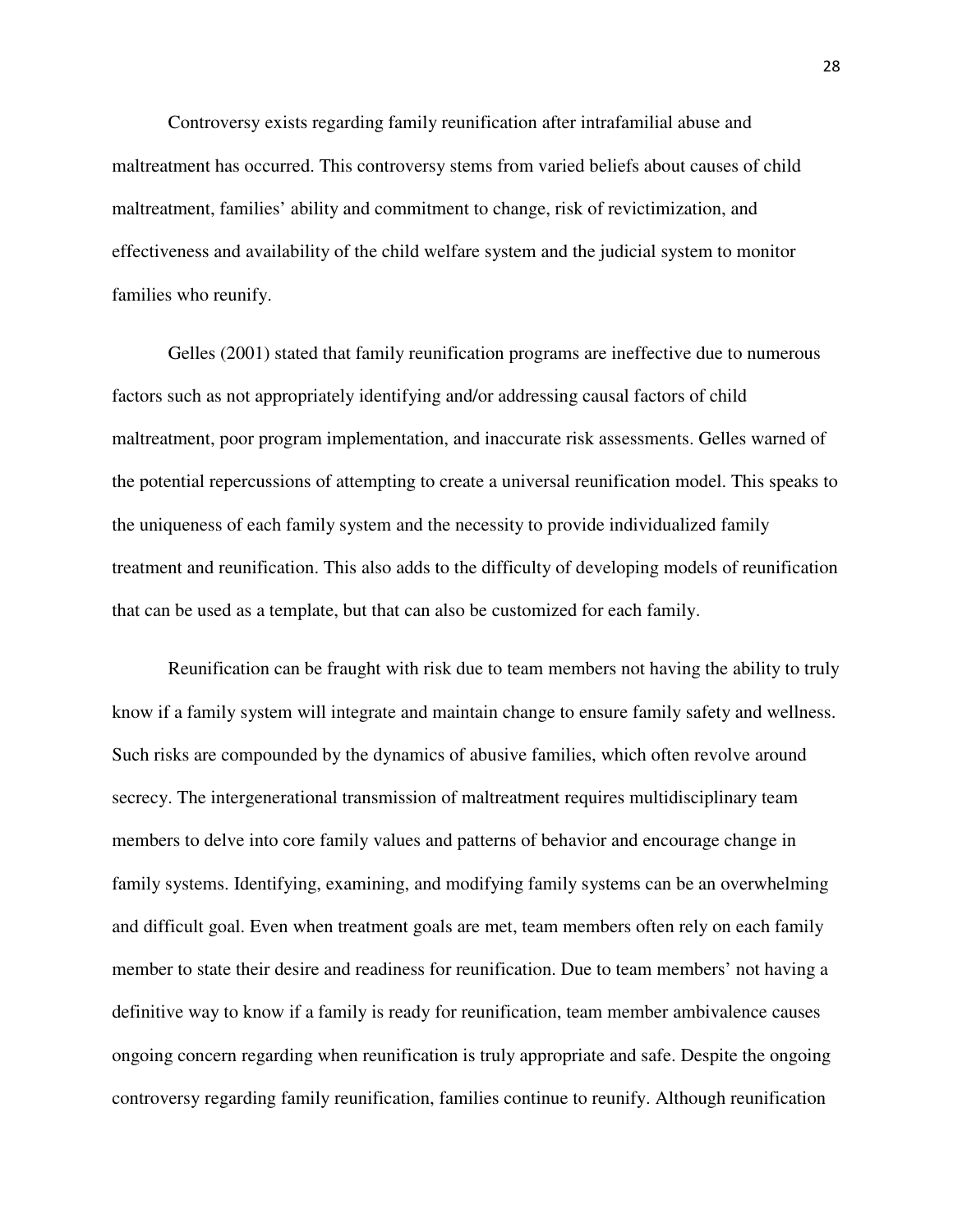Controversy exists regarding family reunification after intrafamilial abuse and maltreatment has occurred. This controversy stems from varied beliefs about causes of child maltreatment, families' ability and commitment to change, risk of revictimization, and effectiveness and availability of the child welfare system and the judicial system to monitor families who reunify.

Gelles (2001) stated that family reunification programs are ineffective due to numerous factors such as not appropriately identifying and/or addressing causal factors of child maltreatment, poor program implementation, and inaccurate risk assessments. Gelles warned of the potential repercussions of attempting to create a universal reunification model. This speaks to the uniqueness of each family system and the necessity to provide individualized family treatment and reunification. This also adds to the difficulty of developing models of reunification that can be used as a template, but that can also be customized for each family.

Reunification can be fraught with risk due to team members not having the ability to truly know if a family system will integrate and maintain change to ensure family safety and wellness. Such risks are compounded by the dynamics of abusive families, which often revolve around secrecy. The intergenerational transmission of maltreatment requires multidisciplinary team members to delve into core family values and patterns of behavior and encourage change in family systems. Identifying, examining, and modifying family systems can be an overwhelming and difficult goal. Even when treatment goals are met, team members often rely on each family member to state their desire and readiness for reunification. Due to team members' not having a definitive way to know if a family is ready for reunification, team member ambivalence causes ongoing concern regarding when reunification is truly appropriate and safe. Despite the ongoing controversy regarding family reunification, families continue to reunify. Although reunification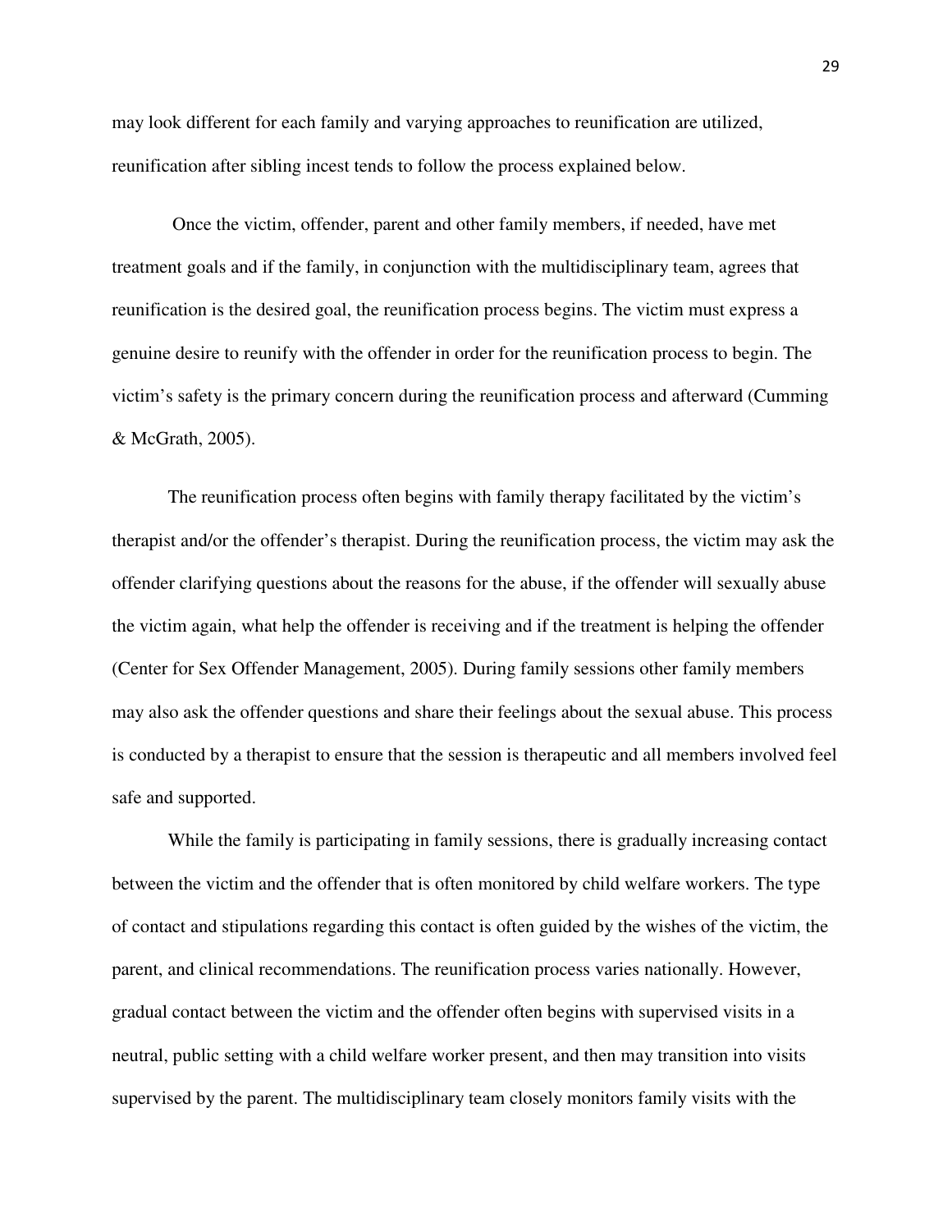may look different for each family and varying approaches to reunification are utilized, reunification after sibling incest tends to follow the process explained below.

Once the victim, offender, parent and other family members, if needed, have met treatment goals and if the family, in conjunction with the multidisciplinary team, agrees that reunification is the desired goal, the reunification process begins. The victim must express a genuine desire to reunify with the offender in order for the reunification process to begin. The victim's safety is the primary concern during the reunification process and afterward (Cumming & McGrath, 2005).

The reunification process often begins with family therapy facilitated by the victim's therapist and/or the offender's therapist. During the reunification process, the victim may ask the offender clarifying questions about the reasons for the abuse, if the offender will sexually abuse the victim again, what help the offender is receiving and if the treatment is helping the offender (Center for Sex Offender Management, 2005). During family sessions other family members may also ask the offender questions and share their feelings about the sexual abuse. This process is conducted by a therapist to ensure that the session is therapeutic and all members involved feel safe and supported.

While the family is participating in family sessions, there is gradually increasing contact between the victim and the offender that is often monitored by child welfare workers. The type of contact and stipulations regarding this contact is often guided by the wishes of the victim, the parent, and clinical recommendations. The reunification process varies nationally. However, gradual contact between the victim and the offender often begins with supervised visits in a neutral, public setting with a child welfare worker present, and then may transition into visits supervised by the parent. The multidisciplinary team closely monitors family visits with the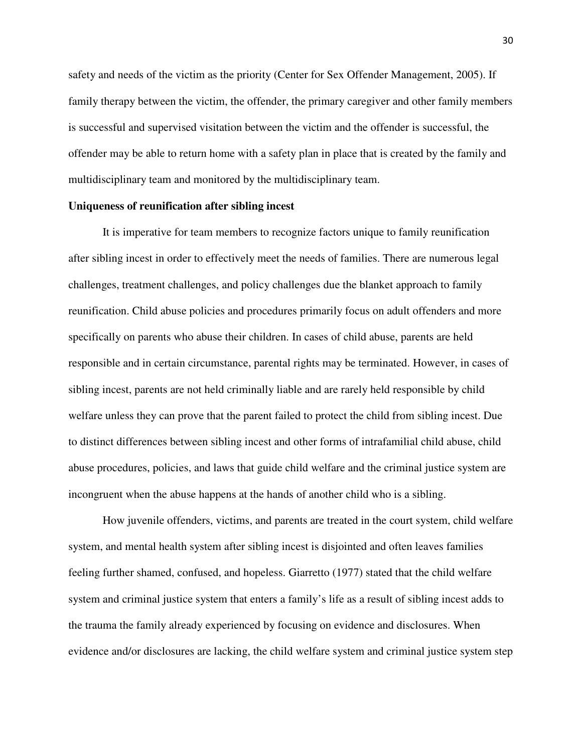safety and needs of the victim as the priority (Center for Sex Offender Management, 2005). If family therapy between the victim, the offender, the primary caregiver and other family members is successful and supervised visitation between the victim and the offender is successful, the offender may be able to return home with a safety plan in place that is created by the family and multidisciplinary team and monitored by the multidisciplinary team.

**Uniqueness of reunification after sibling incest**

It is imperative for team members to recognize factors unique to family reunification after sibling incest in order to effectively meet the needs of families. There are numerous legal challenges, treatment challenges, and policy challenges due the blanket approach to family reunification. Child abuse policies and procedures primarily focus on adult offenders and more specifically on parents who abuse their children. In cases of child abuse, parents are held responsible and in certain circumstance, parental rights may be terminated. However, in cases of sibling incest, parents are not held criminally liable and are rarely held responsible by child welfare unless they can prove that the parent failed to protect the child from sibling incest. Due to distinct differences between sibling incest and other forms of intrafamilial child abuse, child abuse procedures, policies, and laws that guide child welfare and the criminal justice system are incongruent when the abuse happens at the hands of another child who is a sibling.

How juvenile offenders, victims, and parents are treated in the court system, child welfare system, and mental health system after sibling incest is disjointed and often leaves families feeling further shamed, confused, and hopeless. Giarretto (1977) stated that the child welfare system and criminal justice system that enters a family's life as a result of sibling incest adds to the trauma the family already experienced by focusing on evidence and disclosures. When evidence and/or disclosures are lacking, the child welfare system and criminal justice system step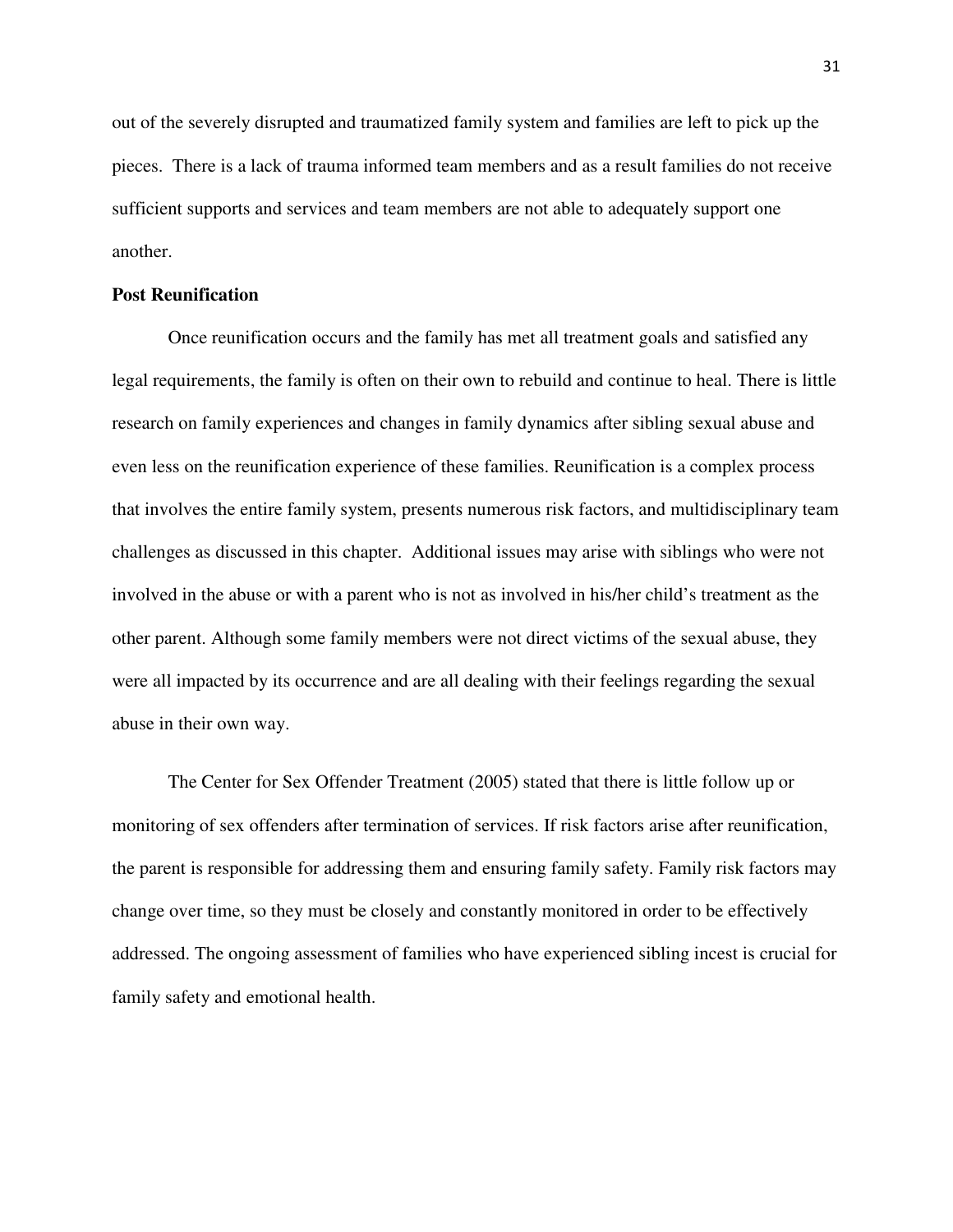out of the severely disrupted and traumatized family system and families are left to pick up the pieces. There is a lack of trauma informed team members and as a result families do not receive sufficient supports and services and team members are not able to adequately support one another.

**Post Reunification**

Once reunification occurs and the family has met all treatment goals and satisfied any legal requirements, the family is often on their own to rebuild and continue to heal. There is little research on family experiences and changes in family dynamics after sibling sexual abuse and even less on the reunification experience of these families. Reunification is a complex process that involves the entire family system, presents numerous risk factors, and multidisciplinary team challenges as discussed in this chapter. Additional issues may arise with siblings who were not involved in the abuse or with a parent who is not as involved in his/her child's treatment as the other parent. Although some family members were not direct victims of the sexual abuse, they were all impacted by its occurrence and are all dealing with their feelings regarding the sexual abuse in their own way.

The Center for Sex Offender Treatment (2005) stated that there is little follow up or monitoring of sex offenders after termination of services. If risk factors arise after reunification, the parent is responsible for addressing them and ensuring family safety. Family risk factors may change over time, so they must be closely and constantly monitored in order to be effectively addressed. The ongoing assessment of families who have experienced sibling incest is crucial for family safety and emotional health.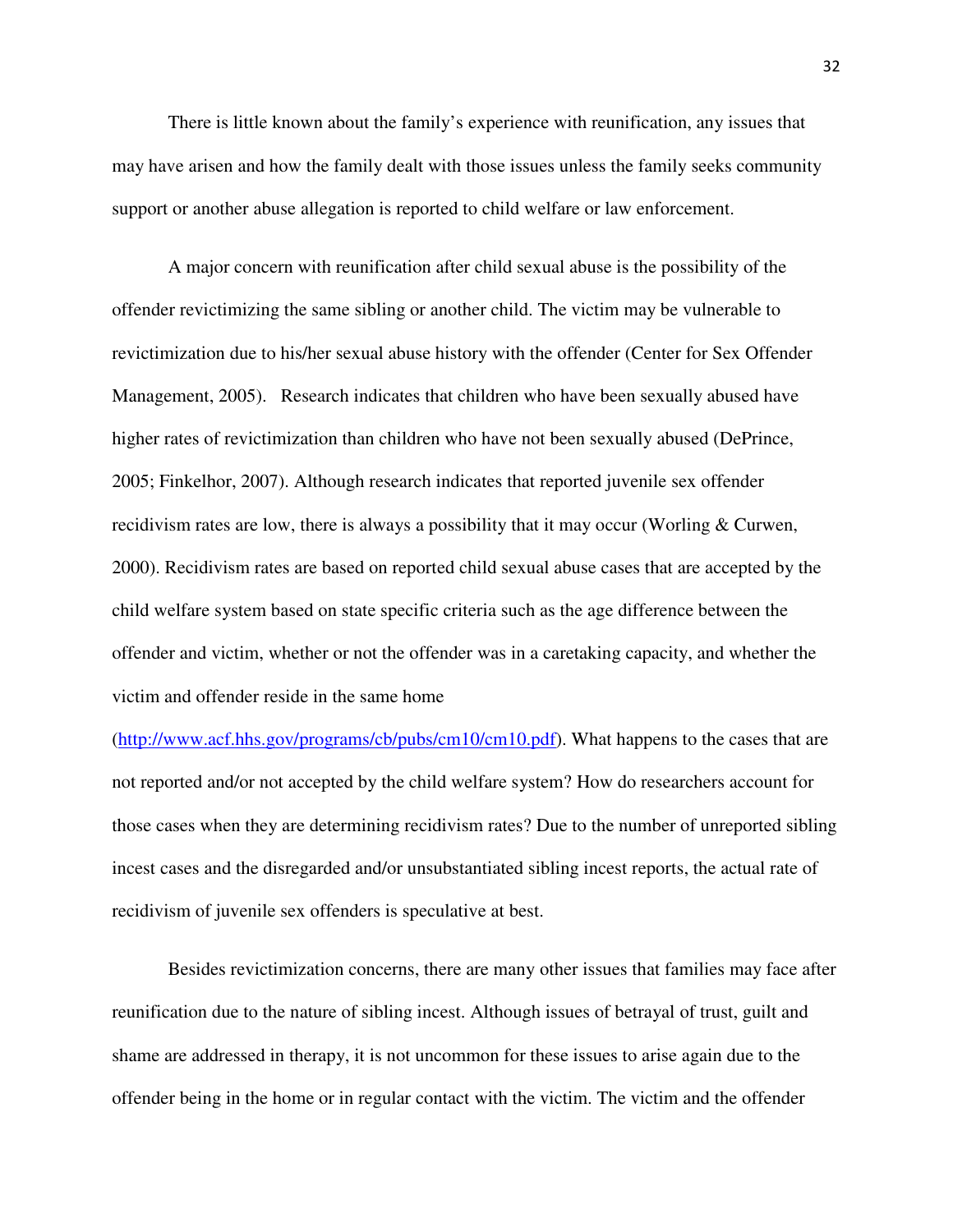There is little known about the family's experience with reunification, any issues that may have arisen and how the family dealt with those issues unless the family seeks community support or another abuse allegation is reported to child welfare or law enforcement.

A major concern with reunification after child sexual abuse is the possibility of the offender revictimizing the same sibling or another child. The victim may be vulnerable to revictimization due to his/her sexual abuse history with the offender (Center for Sex Offender Management, 2005). Research indicates that children who have been sexually abused have higher rates of revictimization than children who have not been sexually abused (DePrince, 2005; Finkelhor, 2007). Although research indicates that reported juvenile sex offender recidivism rates are low, there is always a possibility that it may occur (Worling & Curwen, 2000). Recidivism rates are based on reported child sexual abuse cases that are accepted by the child welfare system based on state specific criteria such as the age difference between the offender and victim, whether or not the offender was in a caretaking capacity, and whether the victim and offender reside in the same home (http://www.acf.hhs.gov/programs/cb/pubs/cm10/cm10.pdf). What happens to the cases that are not reported and/or not accepted by the child welfare system? How do researchers account for those cases when they are determining recidivism rates? Due to the number of unreported sibling incest cases and the disregarded and/or unsubstantiated sibling incest reports, the actual rate of recidivism of juvenile sex offenders is speculative at best.

Besides revictimization concerns, there are many other issues that families may face after reunification due to the nature of sibling incest. Although issues of betrayal of trust, guilt and shame are addressed in therapy, it is not uncommon for these issues to arise again due to the offender being in the home or in regular contact with the victim. The victim and the offender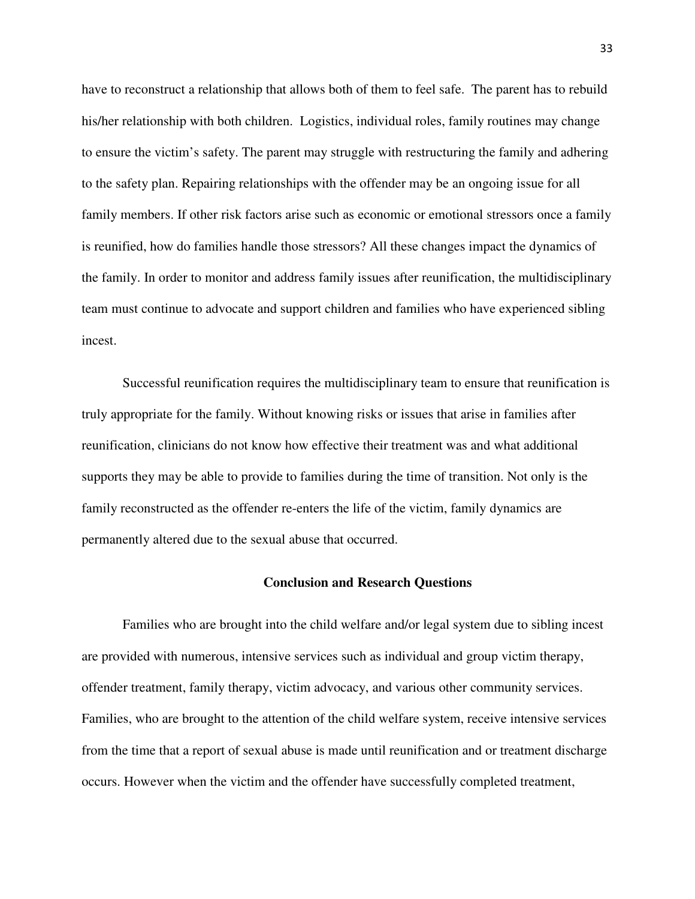have to reconstruct a relationship that allows both of them to feel safe. The parent has to rebuild his/her relationship with both children. Logistics, individual roles, family routines may change to ensure the victim's safety. The parent may struggle with restructuring the family and adhering to the safety plan. Repairing relationships with the offender may be an ongoing issue for all family members. If other risk factors arise such as economic or emotional stressors once a family is reunified, how do families handle those stressors? All these changes impact the dynamics of the family. In order to monitor and address family issues after reunification, the multidisciplinary team must continue to advocate and support children and families who have experienced sibling incest.

Successful reunification requires the multidisciplinary team to ensure that reunification is truly appropriate for the family. Without knowing risks or issues that arise in families after reunification, clinicians do not know how effective their treatment was and what additional supports they may be able to provide to families during the time of transition. Not only is the family reconstructed as the offender re-enters the life of the victim, family dynamics are permanently altered due to the sexual abuse that occurred.

## Conclusion and Research Questions

Families who are brought into the child welfare and/or legal system due to sibling incest are provided with numerous, intensive services such as individual and group victim therapy, offender treatment, family therapy, victim advocacy, and various other community services. Families, who are brought to the attention of the child welfare system, receive intensive services from the time that a report of sexual abuse is made until reunification and or treatment discharge occurs. However when the victim and the offender have successfully completed treatment,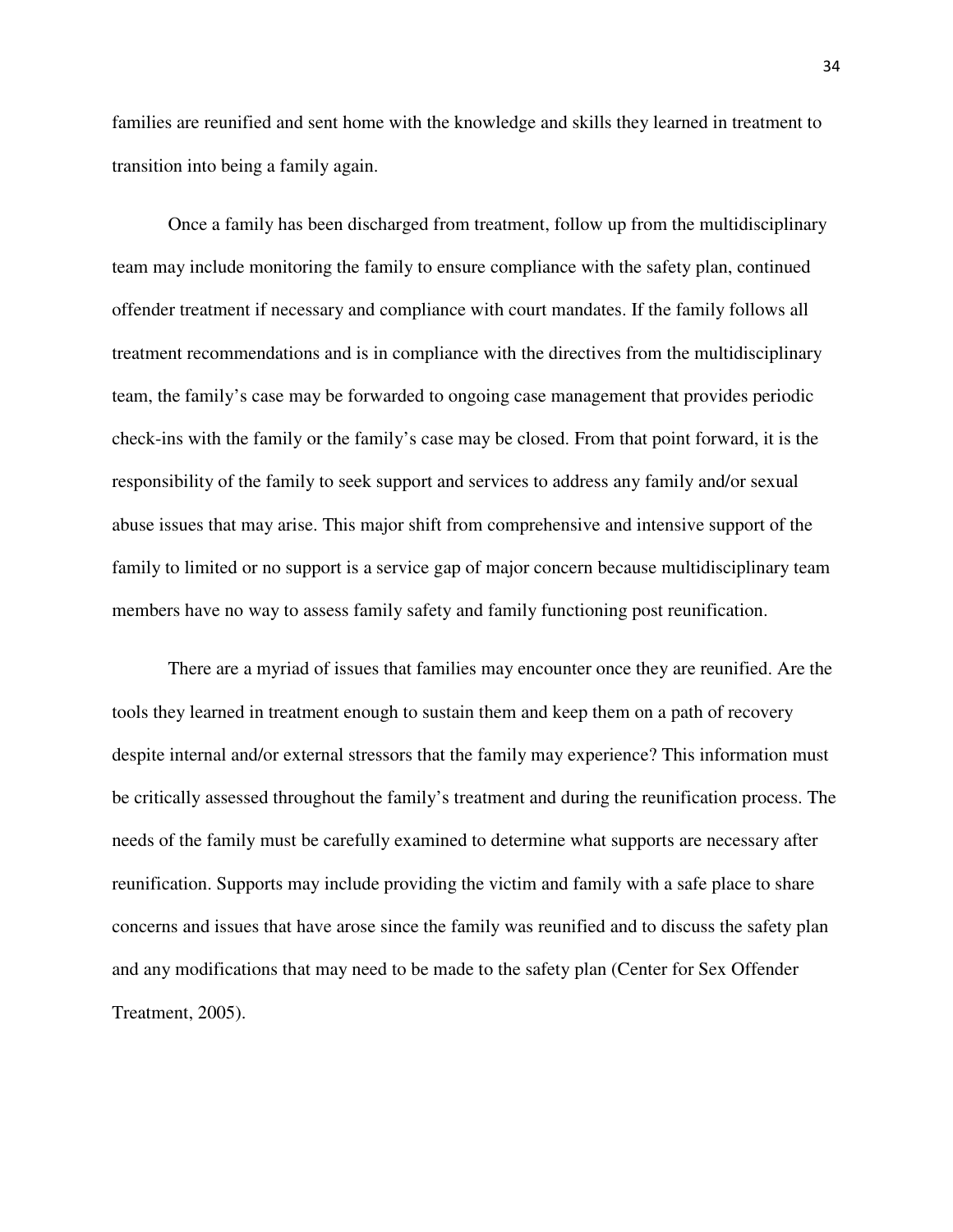families are reunified and sent home with the knowledge and skills they learned in treatment to transition into being a family again.

Once a family has been discharged from treatment, follow up from the multidisciplinary team may include monitoring the family to ensure compliance with the safety plan, continued offender treatment if necessary and compliance with court mandates. If the family follows all treatment recommendations and is in compliance with the directives from the multidisciplinary team, the family's case may be forwarded to ongoing case management that provides periodic check-ins with the family or the family's case may be closed. From that point forward, it is the responsibility of the family to seek support and services to address any family and/or sexual abuse issues that may arise. This major shift from comprehensive and intensive support of the family to limited or no support is a service gap of major concern because multidisciplinary team members have no way to assess family safety and family functioning post reunification.

There are a myriad of issues that families may encounter once they are reunified. Are the tools they learned in treatment enough to sustain them and keep them on a path of recovery despite internal and/or external stressors that the family may experience? This information must be critically assessed throughout the family's treatment and during the reunification process. The needs of the family must be carefully examined to determine what supports are necessary after reunification. Supports may include providing the victim and family with a safe place to share concerns and issues that have arose since the family was reunified and to discuss the safety plan and any modifications that may need to be made to the safety plan (Center for Sex Offender Treatment, 2005).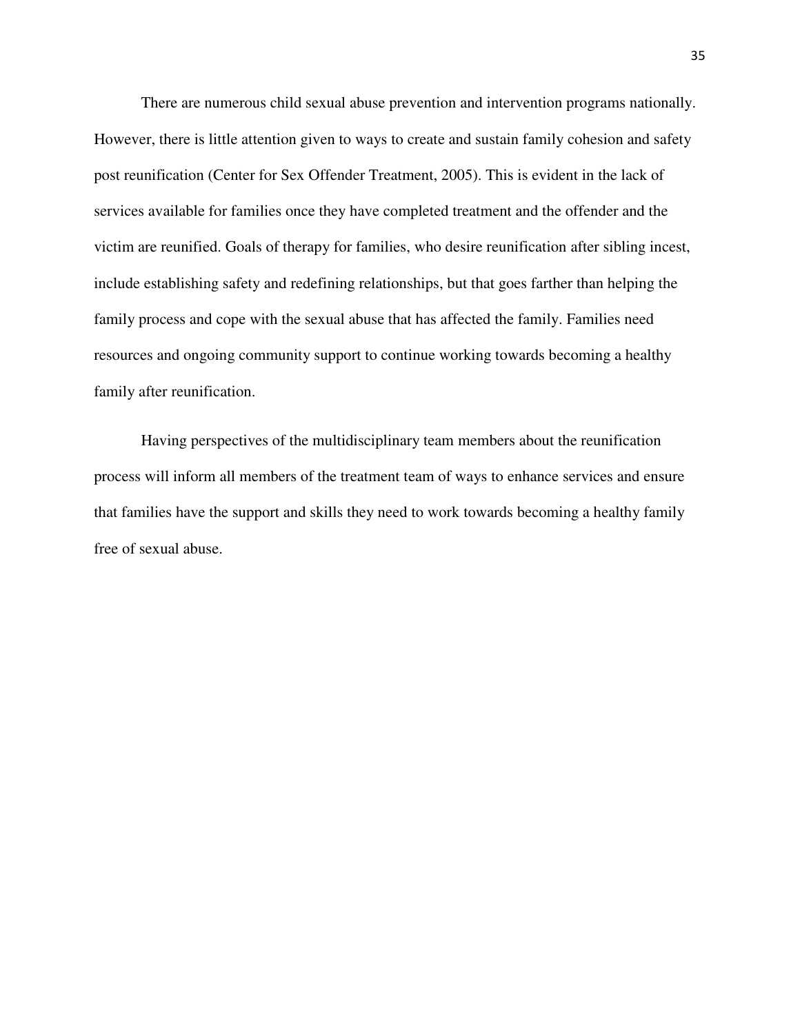There are numerous child sexual abuse prevention and intervention programs nationally. However, there is little attention given to ways to create and sustain family cohesion and safety post reunification (Center for Sex Offender Treatment, 2005). This is evident in the lack of services available for families once they have completed treatment and the offender and the victim are reunified. Goals of therapy for families, who desire reunification after sibling incest, include establishing safety and redefining relationships, but that goes farther than helping the family process and cope with the sexual abuse that has affected the family. Families need resources and ongoing community support to continue working towards becoming a healthy family after reunification.

Having perspectives of the multidisciplinary team members about the reunification process will inform all members of the treatment team of ways to enhance services and ensure that families have the support and skills they need to work towards becoming a healthy family free of sexual abuse.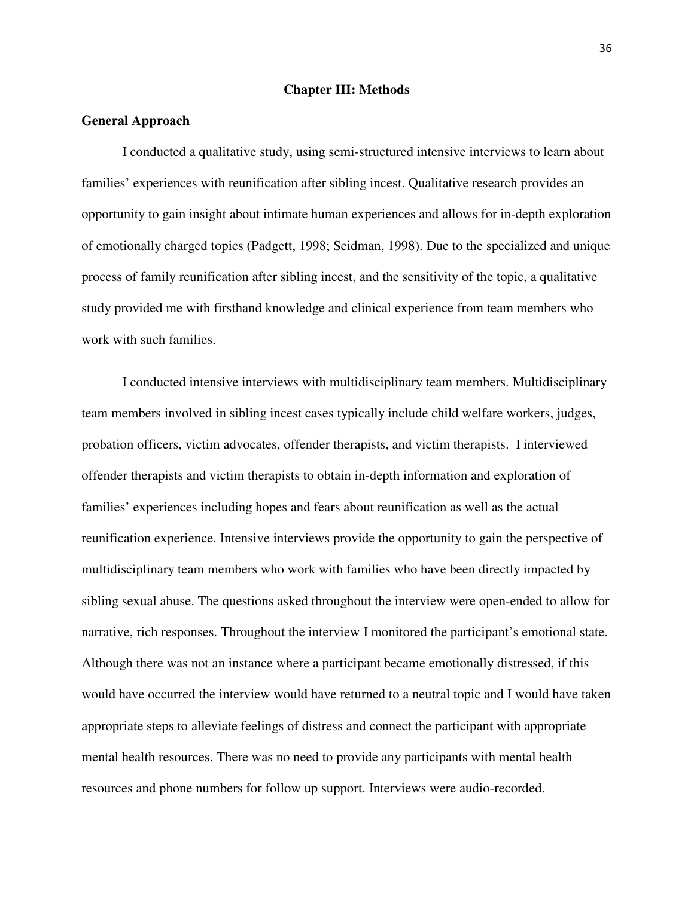# Chapter III: Methods

## General Approach

I conducted a qualitative study, using semi-structured intensive interviews to learn about families' experiences with reunification after sibling incest. Qualitative research provides an opportunity to gain insight about intimate human experiences and allows for in-depth exploration of emotionally charged topics (Padgett, 1998; Seidman, 1998). Due to the specialized and unique process of family reunification after sibling incest, and the sensitivity of the topic, a qualitative study provided me with firsthand knowledge and clinical experience from team members who work with such families.

I conducted intensive interviews with multidisciplinary team members. Multidisciplinary team members involved in sibling incest cases typically include child welfare workers, judges, probation officers, victim advocates, offender therapists, and victim therapists. I interviewed offender therapists and victim therapists to obtain in-depth information and exploration of families' experiences including hopes and fears about reunification as well as the actual reunification experience. Intensive interviews provide the opportunity to gain the perspective of multidisciplinary team members who work with families who have been directly impacted by sibling sexual abuse. The questions asked throughout the interview were open-ended to allow for narrative, rich responses. Throughout the interview I monitored the participant's emotional state. Although there was not an instance where a participant became emotionally distressed, if this would have occurred the interview would have returned to a neutral topic and I would have taken appropriate steps to alleviate feelings of distress and connect the participant with appropriate mental health resources. There was no need to provide any participants with mental health resources and phone numbers for follow up support. Interviews were audio-recorded.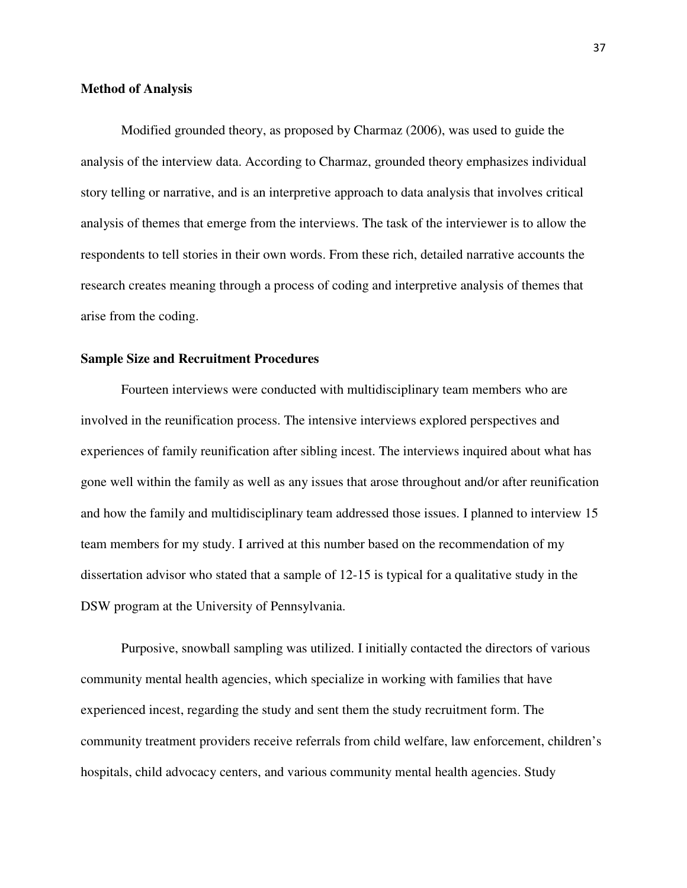**Method of Analysis**

Modified grounded theory, as proposed by Charmaz (2006), was used to guide the analysis of the interview data. According to Charmaz, grounded theory emphasizes individual story telling or narrative, and is an interpretive approach to data analysis that involves critical analysis of themes that emerge from the interviews. The task of the interviewer is to allow the respondents to tell stories in their own words. From these rich, detailed narrative accounts the research creates meaning through a process of coding and interpretive analysis of themes that arise from the coding.

**Sample Size and Recruitment Procedures**

Fourteen interviews were conducted with multidisciplinary team members who are involved in the reunification process. The intensive interviews explored perspectives and experiences of family reunification after sibling incest. The interviews inquired about what has gone well within the family as well as any issues that arose throughout and/or after reunification and how the family and multidisciplinary team addressed those issues. I planned to interview 15 team members for my study. I arrived at this number based on the recommendation of my dissertation advisor who stated that a sample of 12-15 is typical for a qualitative study in the DSW program at the University of Pennsylvania.

Purposive, snowball sampling was utilized. I initially contacted the directors of various community mental health agencies, which specialize in working with families that have experienced incest, regarding the study and sent them the study recruitment form. The community treatment providers receive referrals from child welfare, law enforcement, children's hospitals, child advocacy centers, and various community mental health agencies. Study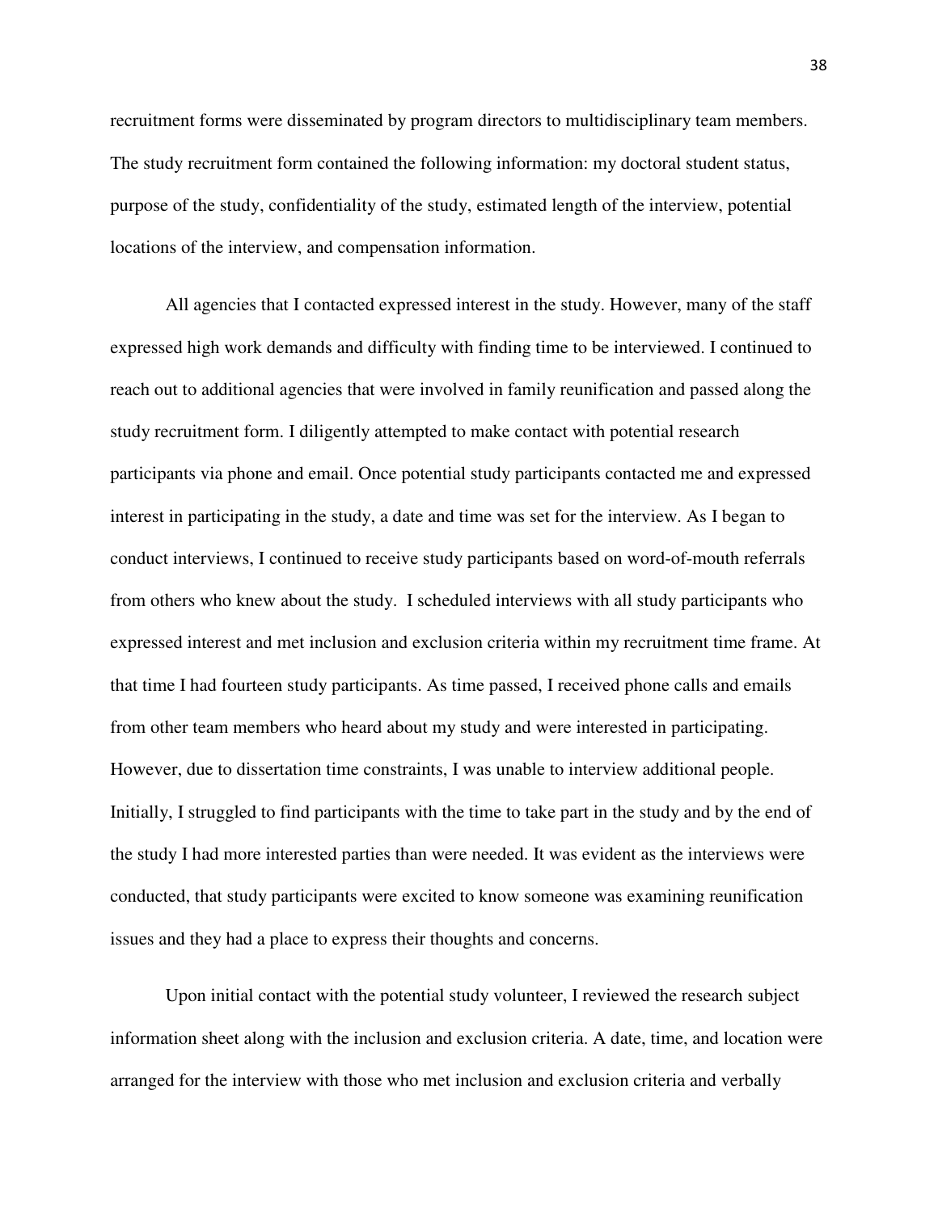recruitment forms were disseminated by program directors to multidisciplinary team members. The study recruitment form contained the following information: my doctoral student status, purpose of the study, confidentiality of the study, estimated length of the interview, potential locations of the interview, and compensation information.

All agencies that I contacted expressed interest in the study. However, many of the staff expressed high work demands and difficulty with finding time to be interviewed. I continued to reach out to additional agencies that were involved in family reunification and passed along the study recruitment form. I diligently attempted to make contact with potential research participants via phone and email. Once potential study participants contacted me and expressed interest in participating in the study, a date and time was set for the interview. As I began to conduct interviews, I continued to receive study participants based on word-of-mouth referrals from others who knew about the study. I scheduled interviews with all study participants who expressed interest and met inclusion and exclusion criteria within my recruitment time frame. At that time I had fourteen study participants. As time passed, I received phone calls and emails from other team members who heard about my study and were interested in participating. However, due to dissertation time constraints, I was unable to interview additional people. Initially, I struggled to find participants with the time to take part in the study and by the end of the study I had more interested parties than were needed. It was evident as the interviews were conducted, that study participants were excited to know someone was examining reunification issues and they had a place to express their thoughts and concerns.

Upon initial contact with the potential study volunteer, I reviewed the research subject information sheet along with the inclusion and exclusion criteria. A date, time, and location were arranged for the interview with those who met inclusion and exclusion criteria and verbally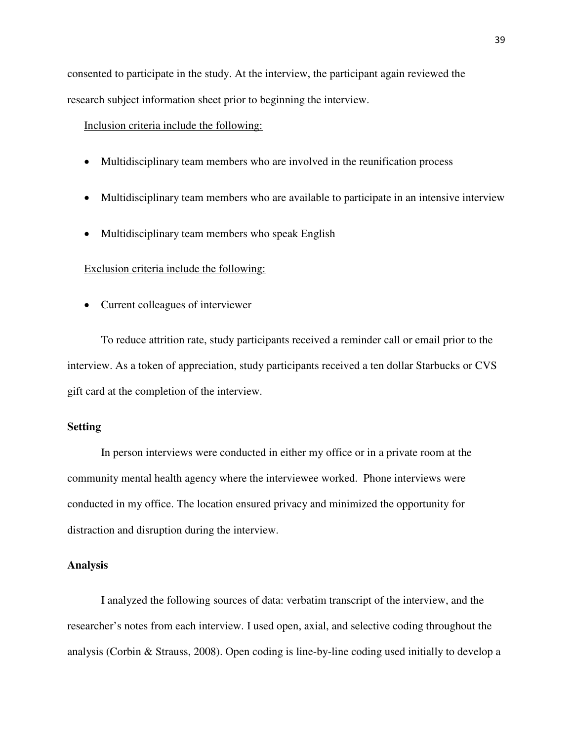consented to participate in the study. At the interview, the participant again reviewed the research subject information sheet prior to beginning the interview.

Inclusion criteria include the following:

- Multidisciplinary team members who are involved in the reunification process
- Multidisciplinary team members who are available to participate in an intensive interview
- Multidisciplinary team members who speak English

Exclusion criteria include the following:

- Current colleagues of interviewer

To reduce attrition rate, study participants received a reminder call or email prior to the interview. As a token of appreciation, study participants received a ten dollar Starbucks or CVS gift card at the completion of the interview.

**Setting**

In person interviews were conducted in either my office or in a private room at the community mental health agency where the interviewee worked. Phone interviews were conducted in my office. The location ensured privacy and minimized the opportunity for distraction and disruption during the interview.

**Analysis**

I analyzed the following sources of data: verbatim transcript of the interview, and the researcher's notes from each interview. I used open, axial, and selective coding throughout the analysis (Corbin & Strauss, 2008). Open coding is line-by-line coding used initially to develop a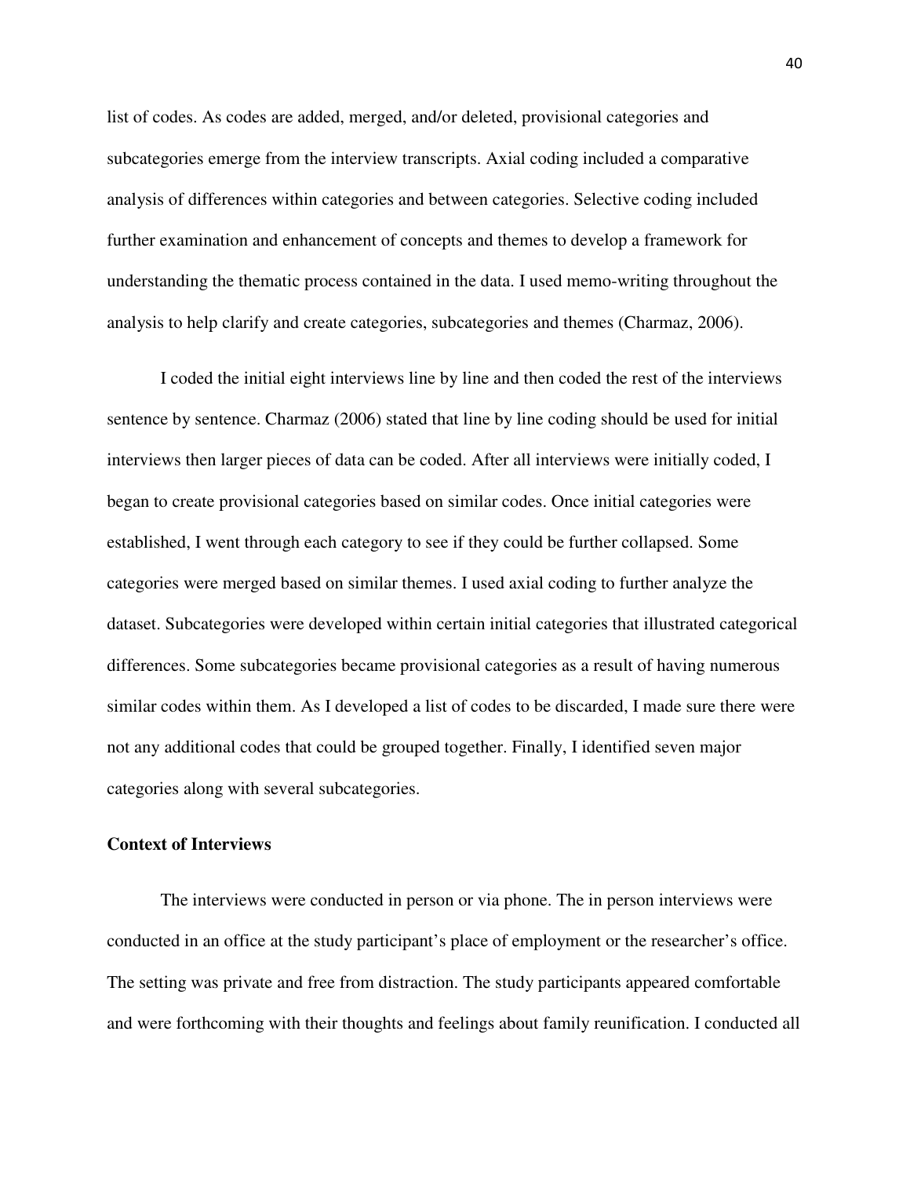list of codes. As codes are added, merged, and/or deleted, provisional categories and subcategories emerge from the interview transcripts. Axial coding included a comparative analysis of differences within categories and between categories. Selective coding included further examination and enhancement of concepts and themes to develop a framework for understanding the thematic process contained in the data. I used memo-writing throughout the analysis to help clarify and create categories, subcategories and themes (Charmaz, 2006).

I coded the initial eight interviews line by line and then coded the rest of the interviews sentence by sentence. Charmaz (2006) stated that line by line coding should be used for initial interviews then larger pieces of data can be coded. After all interviews were initially coded, I began to create provisional categories based on similar codes. Once initial categories were established, I went through each category to see if they could be further collapsed. Some categories were merged based on similar themes. I used axial coding to further analyze the dataset. Subcategories were developed within certain initial categories that illustrated categorical differences. Some subcategories became provisional categories as a result of having numerous similar codes within them. As I developed a list of codes to be discarded, I made sure there were not any additional codes that could be grouped together. Finally, I identified seven major categories along with several subcategories.

**Context of Interviews**

The interviews were conducted in person or via phone. The in person interviews were conducted in an office at the study participant's place of employment or the researcher's office. The setting was private and free from distraction. The study participants appeared comfortable and were forthcoming with their thoughts and feelings about family reunification. I conducted all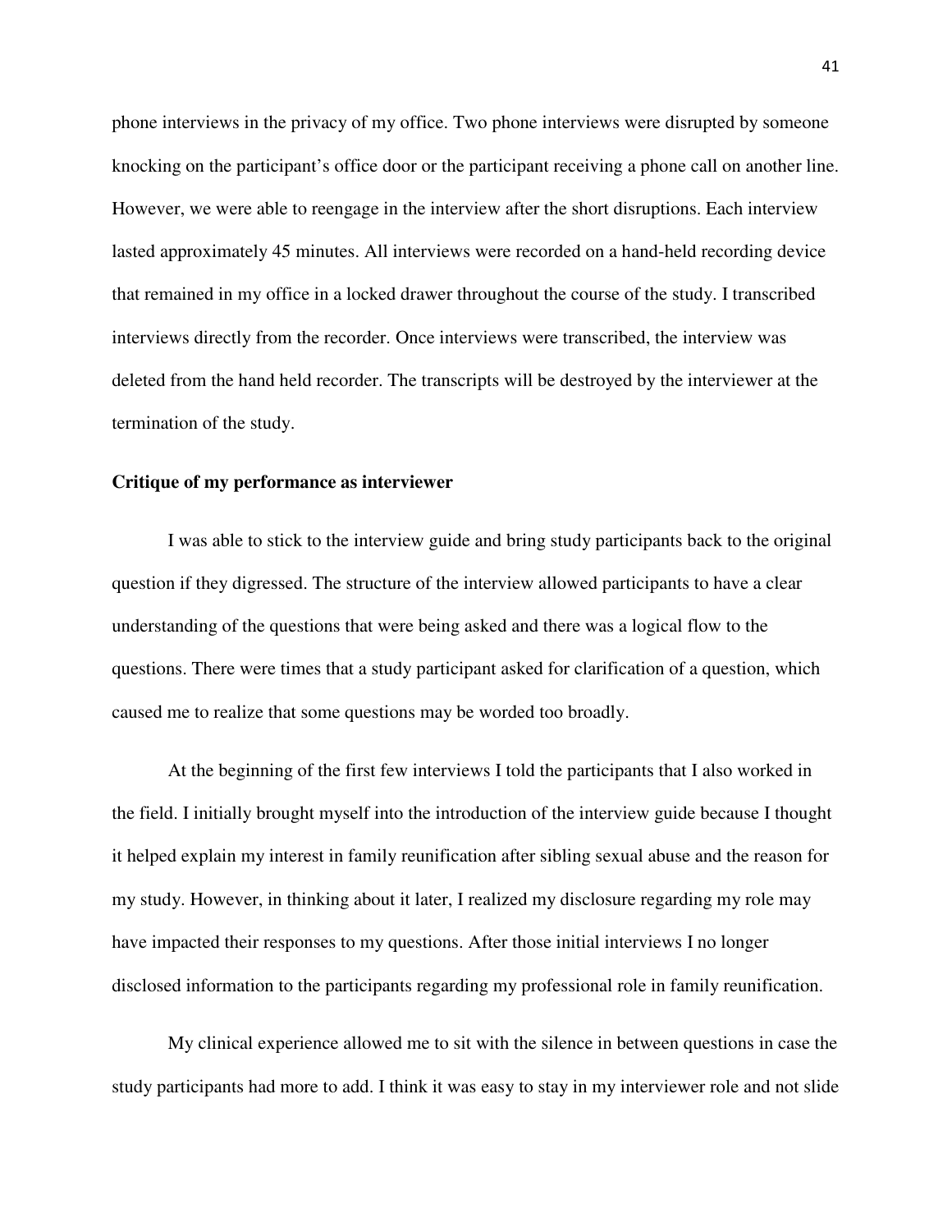phone interviews in the privacy of my office. Two phone interviews were disrupted by someone knocking on the participant's office door or the participant receiving a phone call on another line. However, we were able to reengage in the interview after the short disruptions. Each interview lasted approximately 45 minutes. All interviews were recorded on a hand-held recording device that remained in my office in a locked drawer throughout the course of the study. I transcribed interviews directly from the recorder. Once interviews were transcribed, the interview was deleted from the hand held recorder. The transcripts will be destroyed by the interviewer at the termination of the study.

**Critique of my performance as interviewer**

I was able to stick to the interview guide and bring study participants back to the original question if they digressed. The structure of the interview allowed participants to have a clear understanding of the questions that were being asked and there was a logical flow to the questions. There were times that a study participant asked for clarification of a question, which caused me to realize that some questions may be worded too broadly.

At the beginning of the first few interviews I told the participants that I also worked in the field. I initially brought myself into the introduction of the interview guide because I thought it helped explain my interest in family reunification after sibling sexual abuse and the reason for my study. However, in thinking about it later, I realized my disclosure regarding my role may have impacted their responses to my questions. After those initial interviews I no longer disclosed information to the participants regarding my professional role in family reunification.

My clinical experience allowed me to sit with the silence in between questions in case the study participants had more to add. I think it was easy to stay in my interviewer role and not slide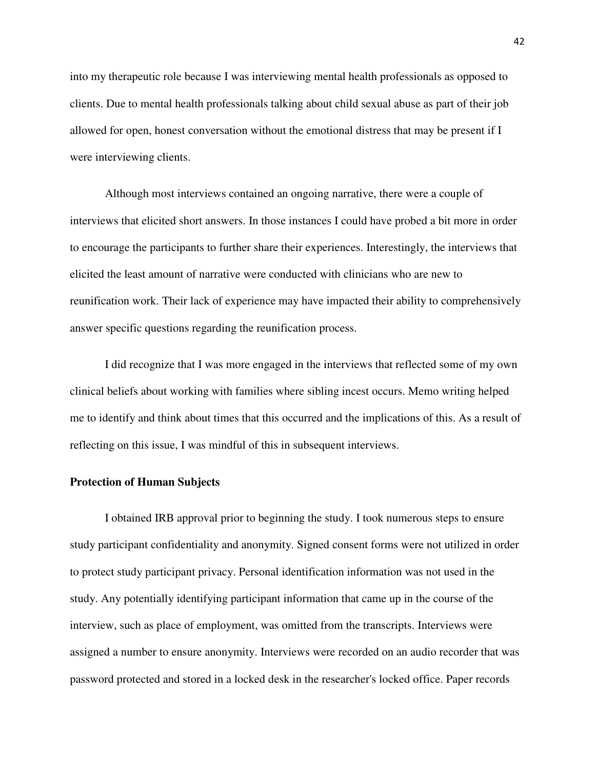into my therapeutic role because I was interviewing mental health professionals as opposed to clients. Due to mental health professionals talking about child sexual abuse as part of their job allowed for open, honest conversation without the emotional distress that may be present if I were interviewing clients.

Although most interviews contained an ongoing narrative, there were a couple of interviews that elicited short answers. In those instances I could have probed a bit more in order to encourage the participants to further share their experiences. Interestingly, the interviews that elicited the least amount of narrative were conducted with clinicians who are new to reunification work. Their lack of experience may have impacted their ability to comprehensively answer specific questions regarding the reunification process.

I did recognize that I was more engaged in the interviews that reflected some of my own clinical beliefs about working with families where sibling incest occurs. Memo writing helped me to identify and think about times that this occurred and the implications of this. As a result of reflecting on this issue, I was mindful of this in subsequent interviews.

**Protection of Human Subjects**

I obtained IRB approval prior to beginning the study. I took numerous steps to ensure study participant confidentiality and anonymity. Signed consent forms were not utilized in order to protect study participant privacy. Personal identification information was not used in the study. Any potentially identifying participant information that came up in the course of the interview, such as place of employment, was omitted from the transcripts. Interviews were assigned a number to ensure anonymity. Interviews were recorded on an audio recorder that was password protected and stored in a locked desk in the researcher's locked office. Paper records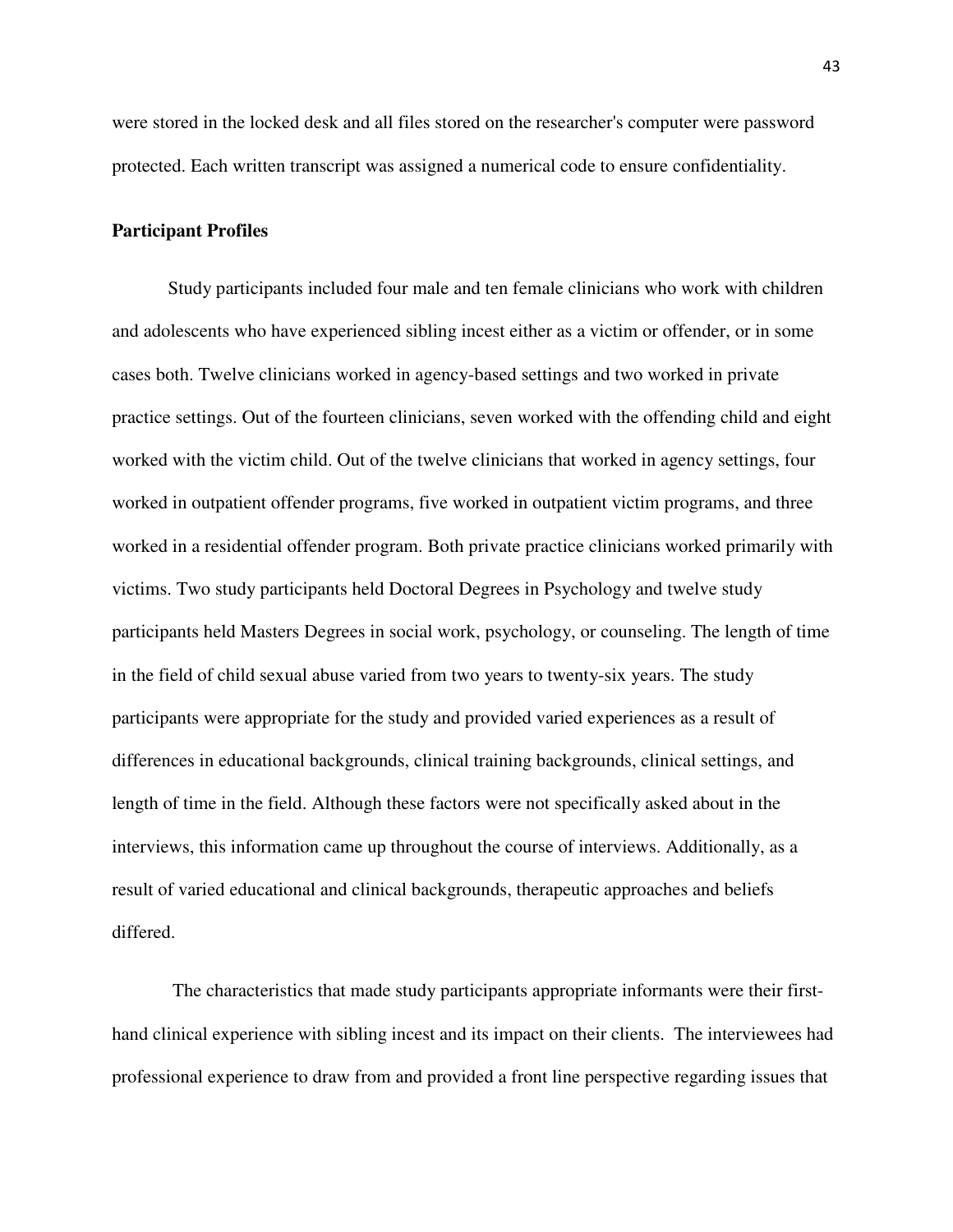were stored in the locked desk and all files stored on the researcher's computer were password protected. Each written transcript was assigned a numerical code to ensure confidentiality.

**Participant Profiles**

Study participants included four male and ten female clinicians who work with children and adolescents who have experienced sibling incest either as a victim or offender, or in some cases both. Twelve clinicians worked in agency-based settings and two worked in private practice settings. Out of the fourteen clinicians, seven worked with the offending child and eight worked with the victim child. Out of the twelve clinicians that worked in agency settings, four worked in outpatient offender programs, five worked in outpatient victim programs, and three worked in a residential offender program. Both private practice clinicians worked primarily with victims. Two study participants held Doctoral Degrees in Psychology and twelve study participants held Masters Degrees in social work, psychology, or counseling. The length of time in the field of child sexual abuse varied from two years to twenty-six years. The study participants were appropriate for the study and provided varied experiences as a result of differences in educational backgrounds, clinical training backgrounds, clinical settings, and length of time in the field. Although these factors were not specifically asked about in the interviews, this information came up throughout the course of interviews. Additionally, as a result of varied educational and clinical backgrounds, therapeutic approaches and beliefs differed.

The characteristics that made study participants appropriate informants were their first-hand clinical experience with sibling incest and its impact on their clients. The interviewees had professional experience to draw from and provided a front line perspective regarding issues that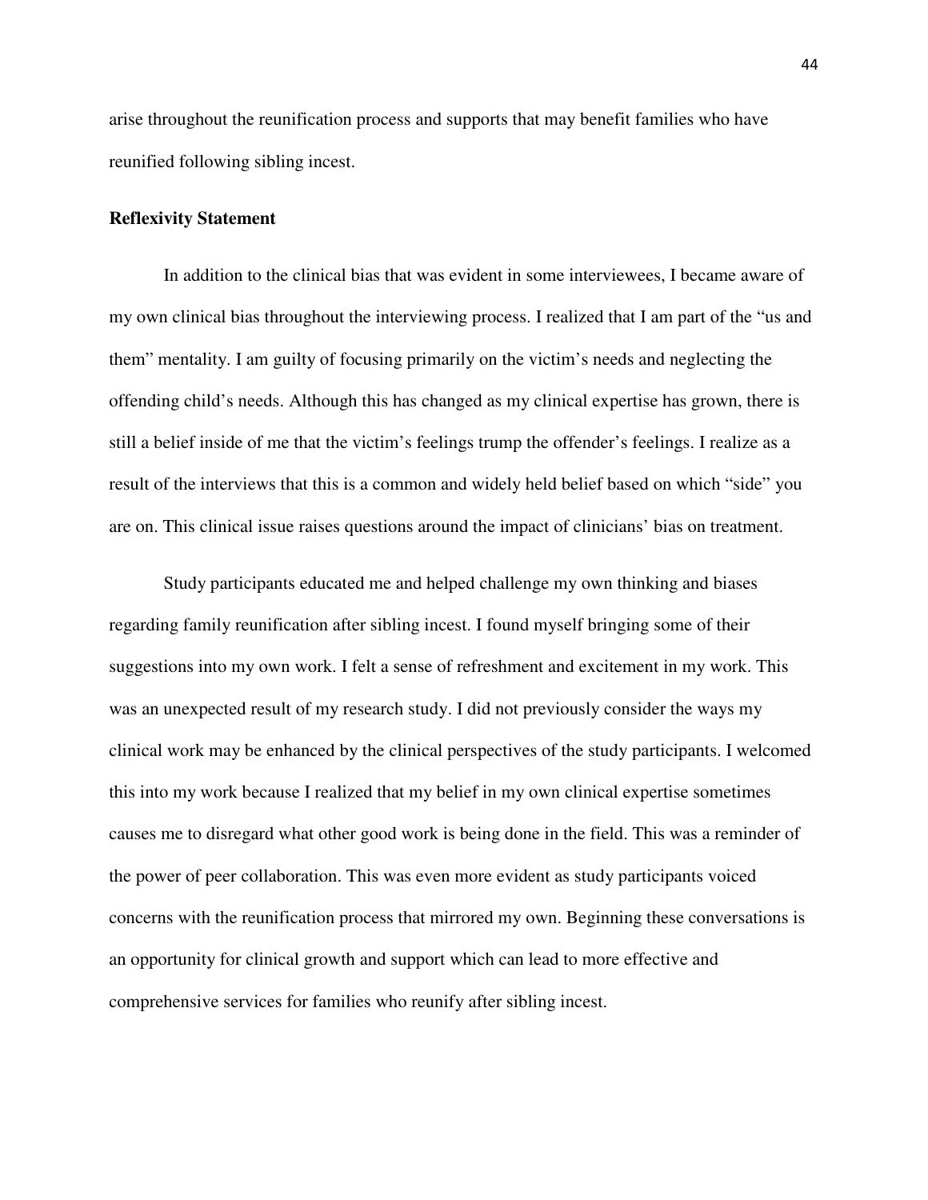arise throughout the reunification process and supports that may benefit families who have reunified following sibling incest.

### Reflexivity Statement

In addition to the clinical bias that was evident in some interviewees, I became aware of my own clinical bias throughout the interviewing process. I realized that I am part of the "us and them" mentality. I am guilty of focusing primarily on the victim's needs and neglecting the offending child's needs. Although this has changed as my clinical expertise has grown, there is still a belief inside of me that the victim's feelings trump the offender's feelings. I realize as a result of the interviews that this is a common and widely held belief based on which "side" you are on. This clinical issue raises questions around the impact of clinicians' bias on treatment.

Study participants educated me and helped challenge my own thinking and biases regarding family reunification after sibling incest. I found myself bringing some of their suggestions into my own work. I felt a sense of refreshment and excitement in my work. This was an unexpected result of my research study. I did not previously consider the ways my clinical work may be enhanced by the clinical perspectives of the study participants. I welcomed this into my work because I realized that my belief in my own clinical expertise sometimes causes me to disregard what other good work is being done in the field. This was a reminder of the power of peer collaboration. This was even more evident as study participants voiced concerns with the reunification process that mirrored my own. Beginning these conversations is an opportunity for clinical growth and support which can lead to more effective and comprehensive services for families who reunify after sibling incest.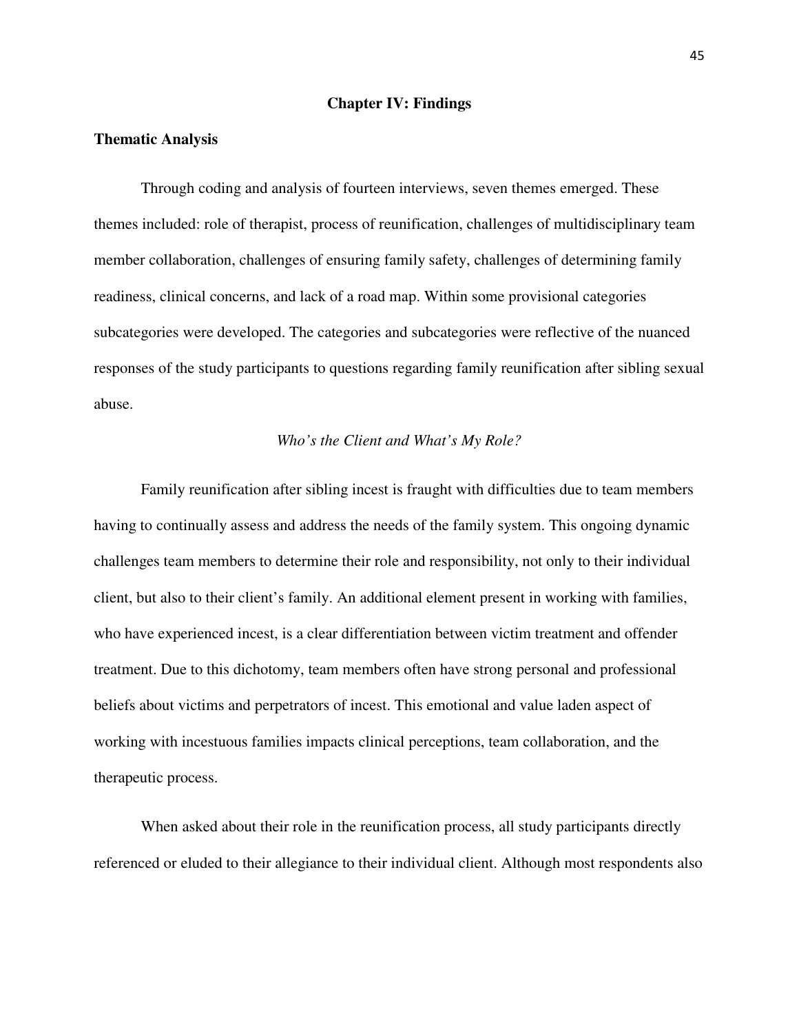# Chapter IV: Findings

## Thematic Analysis

Through coding and analysis of fourteen interviews, seven themes emerged. These themes included: role of therapist, process of reunification, challenges of multidisciplinary team member collaboration, challenges of ensuring family safety, challenges of determining family readiness, clinical concerns, and lack of a road map. Within some provisional categories subcategories were developed. The categories and subcategories were reflective of the nuanced responses of the study participants to questions regarding family reunification after sibling sexual abuse.

*Who's the Client and What's My Role?*

Family reunification after sibling incest is fraught with difficulties due to team members having to continually assess and address the needs of the family system. This ongoing dynamic challenges team members to determine their role and responsibility, not only to their individual client, but also to their client's family. An additional element present in working with families, who have experienced incest, is a clear differentiation between victim treatment and offender treatment. Due to this dichotomy, team members often have strong personal and professional beliefs about victims and perpetrators of incest. This emotional and value laden aspect of working with incestuous families impacts clinical perceptions, team collaboration, and the therapeutic process.

When asked about their role in the reunification process, all study participants directly referenced or eluded to their allegiance to their individual client. Although most respondents also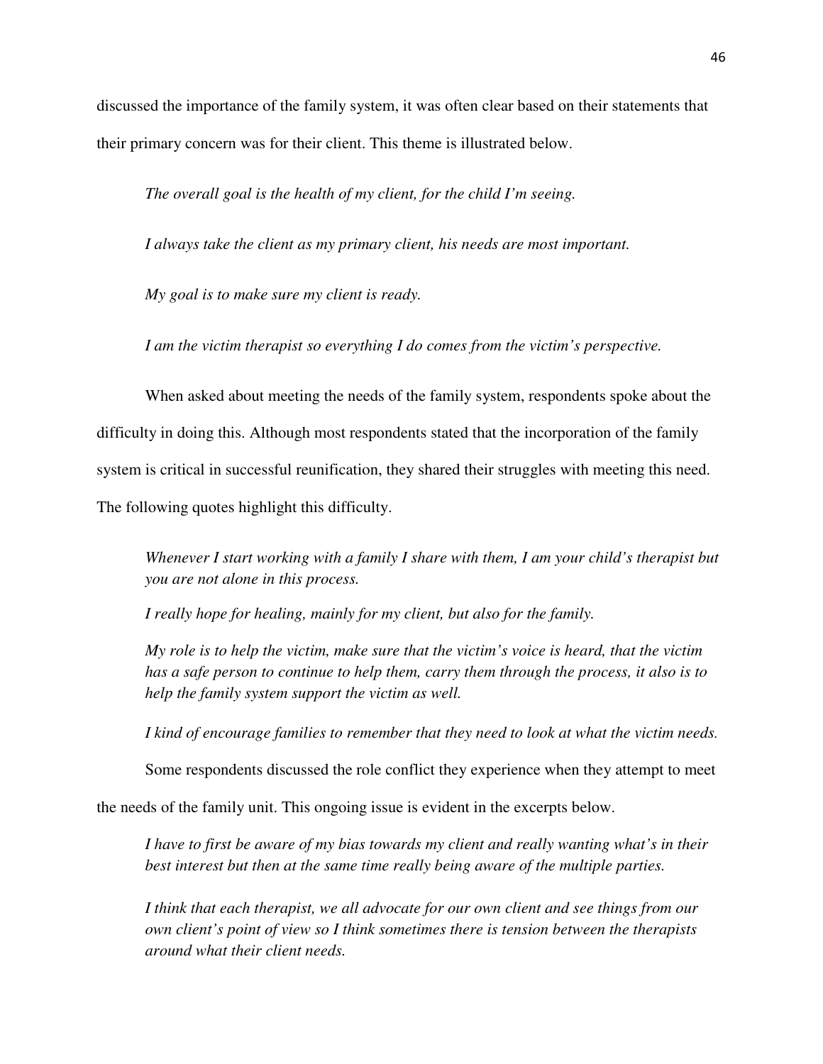discussed the importance of the family system, it was often clear based on their statements that their primary concern was for their client. This theme is illustrated below.

*The overall goal is the health of my client, for the child I'm seeing.*

*I always take the client as my primary client, his needs are most important.*

*My goal is to make sure my client is ready.*

*I am the victim therapist so everything I do comes from the victim's perspective.*

When asked about meeting the needs of the family system, respondents spoke about the difficulty in doing this. Although most respondents stated that the incorporation of the family system is critical in successful reunification, they shared their struggles with meeting this need. The following quotes highlight this difficulty.

*Whenever I start working with a family I share with them, I am your child's therapist but you are not alone in this process.*

*I really hope for healing, mainly for my client, but also for the family.*

*My role is to help the victim, make sure that the victim's voice is heard, that the victim has a safe person to continue to help them, carry them through the process, it also is to help the family system support the victim as well.*

*I kind of encourage families to remember that they need to look at what the victim needs.*

Some respondents discussed the role conflict they experience when they attempt to meet the needs of the family unit. This ongoing issue is evident in the excerpts below.

*I have to first be aware of my bias towards my client and really wanting what's in their best interest but then at the same time really being aware of the multiple parties.*

*I think that each therapist, we all advocate for our own client and see things from our own client's point of view so I think sometimes there is tension between the therapists around what their client needs.*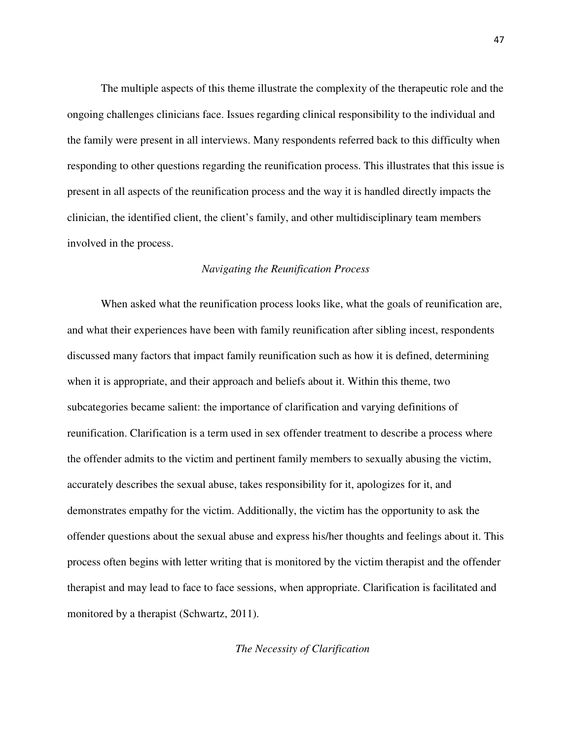The multiple aspects of this theme illustrate the complexity of the therapeutic role and the ongoing challenges clinicians face. Issues regarding clinical responsibility to the individual and the family were present in all interviews. Many respondents referred back to this difficulty when responding to other questions regarding the reunification process. This illustrates that this issue is present in all aspects of the reunification process and the way it is handled directly impacts the clinician, the identified client, the client's family, and other multidisciplinary team members involved in the process.

### *Navigating the Reunification Process*

When asked what the reunification process looks like, what the goals of reunification are, and what their experiences have been with family reunification after sibling incest, respondents discussed many factors that impact family reunification such as how it is defined, determining when it is appropriate, and their approach and beliefs about it. Within this theme, two subcategories became salient: the importance of clarification and varying definitions of reunification. Clarification is a term used in sex offender treatment to describe a process where the offender admits to the victim and pertinent family members to sexually abusing the victim, accurately describes the sexual abuse, takes responsibility for it, apologizes for it, and demonstrates empathy for the victim. Additionally, the victim has the opportunity to ask the offender questions about the sexual abuse and express his/her thoughts and feelings about it. This process often begins with letter writing that is monitored by the victim therapist and the offender therapist and may lead to face to face sessions, when appropriate. Clarification is facilitated and monitored by a therapist (Schwartz, 2011).

#### *The Necessity of Clarification*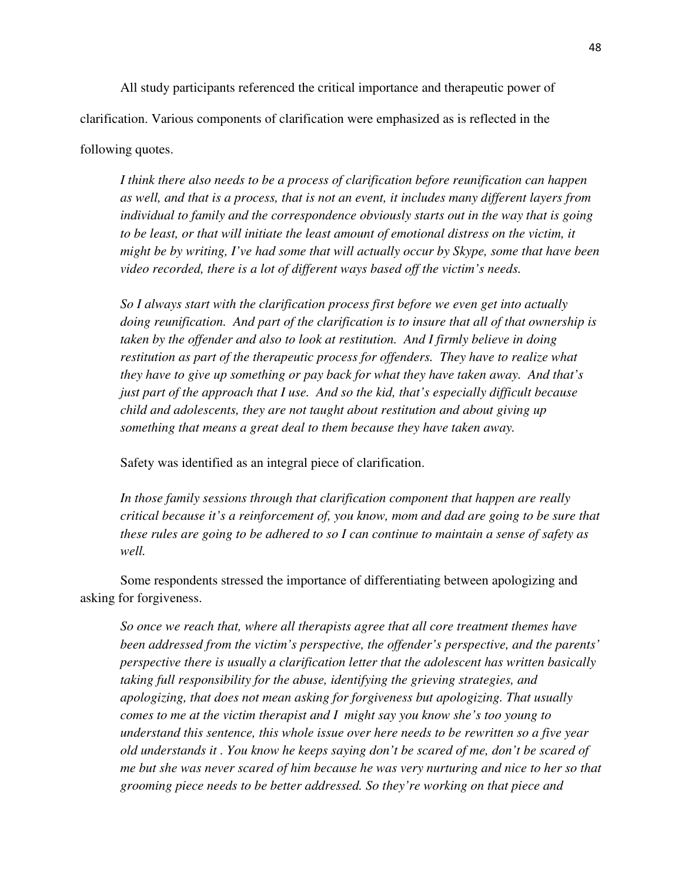All study participants referenced the critical importance and therapeutic power of clarification. Various components of clarification were emphasized as is reflected in the following quotes.

> *I think there also needs to be a process of clarification before reunification can happen as well, and that is a process, that is not an event, it includes many different layers from individual to family and the correspondence obviously starts out in the way that is going to be least, or that will initiate the least amount of emotional distress on the victim, it might be by writing, I've had some that will actually occur by Skype, some that have been video recorded, there is a lot of different ways based off the victim's needs.*

> *So I always start with the clarification process first before we even get into actually doing reunification. And part of the clarification is to insure that all of that ownership is taken by the offender and also to look at restitution. And I firmly believe in doing restitution as part of the therapeutic process for offenders. They have to realize what they have to give up something or pay back for what they have taken away. And that's just part of the approach that I use. And so the kid, that's especially difficult because child and adolescents, they are not taught about restitution and about giving up something that means a great deal to them because they have taken away.*

Safety was identified as an integral piece of clarification.

> *In those family sessions through that clarification component that happen are really critical because it's a reinforcement of, you know, mom and dad are going to be sure that these rules are going to be adhered to so I can continue to maintain a sense of safety as well.*

Some respondents stressed the importance of differentiating between apologizing and asking for forgiveness.

> *So once we reach that, where all therapists agree that all core treatment themes have been addressed from the victim's perspective, the offender's perspective, and the parents' perspective there is usually a clarification letter that the adolescent has written basically taking full responsibility for the abuse, identifying the grieving strategies, and apologizing, that does not mean asking for forgiveness but apologizing. That usually comes to me at the victim therapist and I might say you know she's too young to understand this sentence, this whole issue over here needs to be rewritten so a five year old understands it . You know he keeps saying don't be scared of me, don't be scared of me but she was never scared of him because he was very nurturing and nice to her so that grooming piece needs to be better addressed. So they're working on that piece and*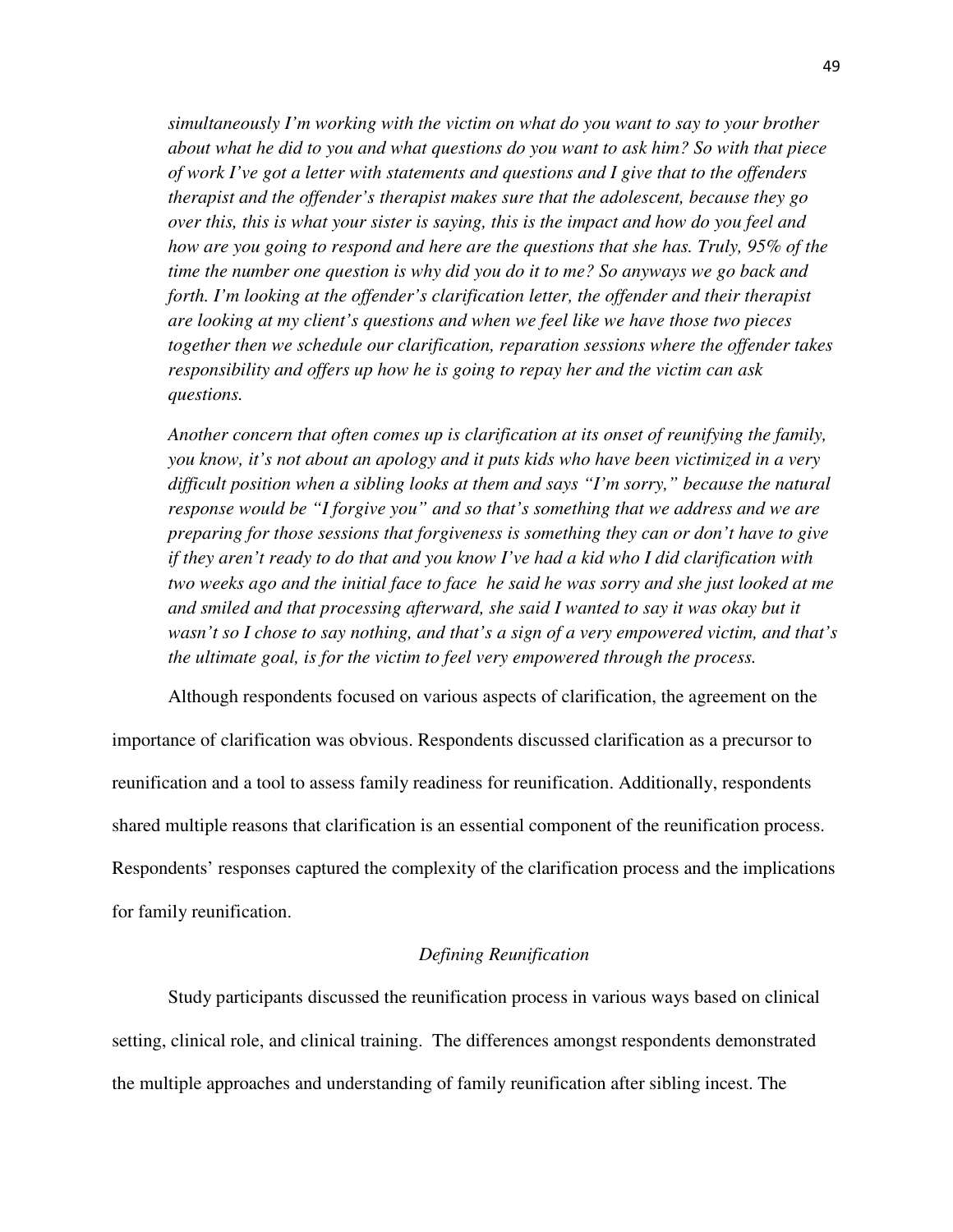*simultaneously I'm working with the victim on what do you want to say to your brother about what he did to you and what questions do you want to ask him? So with that piece of work I've got a letter with statements and questions and I give that to the offenders therapist and the offender's therapist makes sure that the adolescent, because they go over this, this is what your sister is saying, this is the impact and how do you feel and how are you going to respond and here are the questions that she has. Truly, 95% of the time the number one question is why did you do it to me? So anyways we go back and forth. I'm looking at the offender's clarification letter, the offender and their therapist are looking at my client's questions and when we feel like we have those two pieces together then we schedule our clarification, reparation sessions where the offender takes responsibility and offers up how he is going to repay her and the victim can ask questions.*

*Another concern that often comes up is clarification at its onset of reunifying the family, you know, it's not about an apology and it puts kids who have been victimized in a very difficult position when a sibling looks at them and says "I'm sorry," because the natural response would be "I forgive you" and so that's something that we address and we are preparing for those sessions that forgiveness is something they can or don't have to give if they aren't ready to do that and you know I've had a kid who I did clarification with two weeks ago and the initial face to face he said he was sorry and she just looked at me and smiled and that processing afterward, she said I wanted to say it was okay but it wasn't so I chose to say nothing, and that's a sign of a very empowered victim, and that's the ultimate goal, is for the victim to feel very empowered through the process.*

Although respondents focused on various aspects of clarification, the agreement on the importance of clarification was obvious. Respondents discussed clarification as a precursor to reunification and a tool to assess family readiness for reunification. Additionally, respondents shared multiple reasons that clarification is an essential component of the reunification process. Respondents' responses captured the complexity of the clarification process and the implications for family reunification.

### *Defining Reunification*

Study participants discussed the reunification process in various ways based on clinical setting, clinical role, and clinical training. The differences amongst respondents demonstrated the multiple approaches and understanding of family reunification after sibling incest. The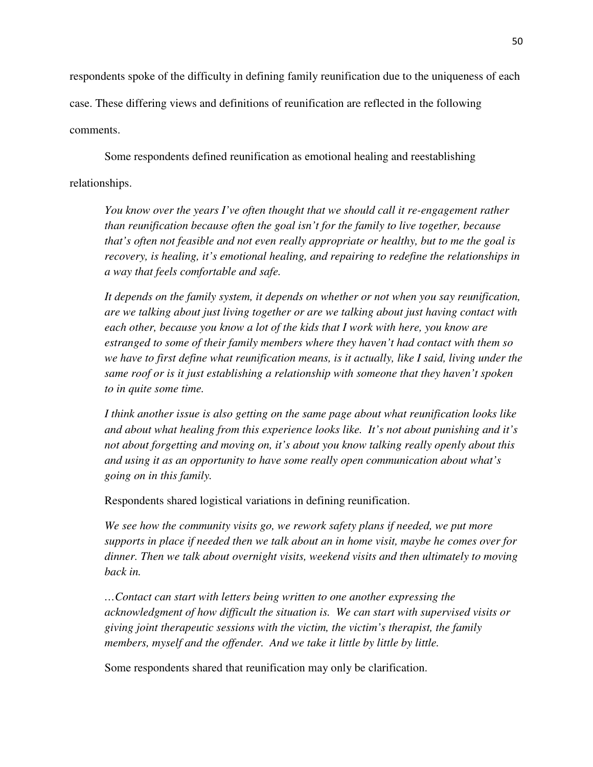respondents spoke of the difficulty in defining family reunification due to the uniqueness of each case. These differing views and definitions of reunification are reflected in the following comments.

Some respondents defined reunification as emotional healing and reestablishing relationships.

> *You know over the years I've often thought that we should call it re-engagement rather than reunification because often the goal isn't for the family to live together, because that's often not feasible and not even really appropriate or healthy, but to me the goal is recovery, is healing, it's emotional healing, and repairing to redefine the relationships in a way that feels comfortable and safe.*

> *It depends on the family system, it depends on whether or not when you say reunification, are we talking about just living together or are we talking about just having contact with each other, because you know a lot of the kids that I work with here, you know are estranged to some of their family members where they haven't had contact with them so we have to first define what reunification means, is it actually, like I said, living under the same roof or is it just establishing a relationship with someone that they haven't spoken to in quite some time.*

> *I think another issue is also getting on the same page about what reunification looks like and about what healing from this experience looks like. It's not about punishing and it's not about forgetting and moving on, it's about you know talking really openly about this and using it as an opportunity to have some really open communication about what's going on in this family.*

Respondents shared logistical variations in defining reunification.

> *We see how the community visits go, we rework safety plans if needed, we put more supports in place if needed then we talk about an in home visit, maybe he comes over for dinner. Then we talk about overnight visits, weekend visits and then ultimately to moving back in.*

> *…Contact can start with letters being written to one another expressing the acknowledgment of how difficult the situation is. We can start with supervised visits or giving joint therapeutic sessions with the victim, the victim's therapist, the family members, myself and the offender. And we take it little by little by little.*

Some respondents shared that reunification may only be clarification.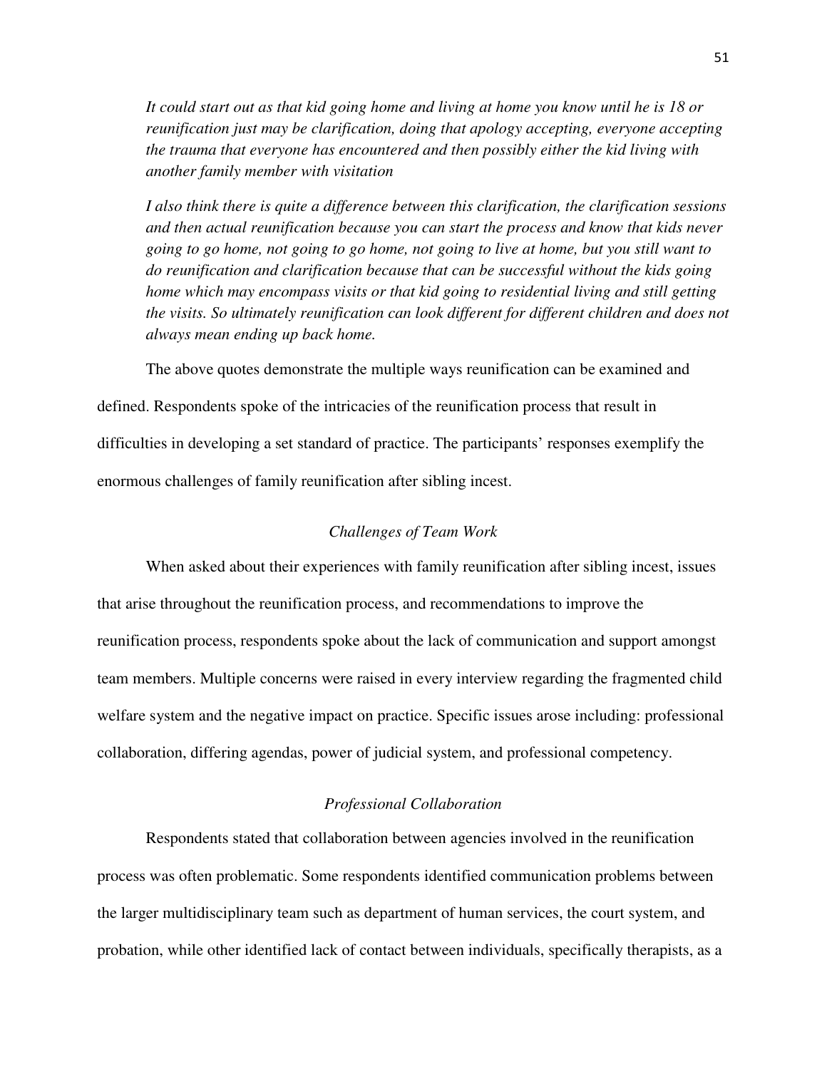*It could start out as that kid going home and living at home you know until he is 18 or reunification just may be clarification, doing that apology accepting, everyone accepting the trauma that everyone has encountered and then possibly either the kid living with another family member with visitation*

*I also think there is quite a difference between this clarification, the clarification sessions and then actual reunification because you can start the process and know that kids never going to go home, not going to go home, not going to live at home, but you still want to do reunification and clarification because that can be successful without the kids going home which may encompass visits or that kid going to residential living and still getting the visits. So ultimately reunification can look different for different children and does not always mean ending up back home.*

The above quotes demonstrate the multiple ways reunification can be examined and defined. Respondents spoke of the intricacies of the reunification process that result in difficulties in developing a set standard of practice. The participants' responses exemplify the enormous challenges of family reunification after sibling incest.

### *Challenges of Team Work*

When asked about their experiences with family reunification after sibling incest, issues that arise throughout the reunification process, and recommendations to improve the reunification process, respondents spoke about the lack of communication and support amongst team members. Multiple concerns were raised in every interview regarding the fragmented child welfare system and the negative impact on practice. Specific issues arose including: professional collaboration, differing agendas, power of judicial system, and professional competency.

#### *Professional Collaboration*

Respondents stated that collaboration between agencies involved in the reunification process was often problematic. Some respondents identified communication problems between the larger multidisciplinary team such as department of human services, the court system, and probation, while other identified lack of contact between individuals, specifically therapists, as a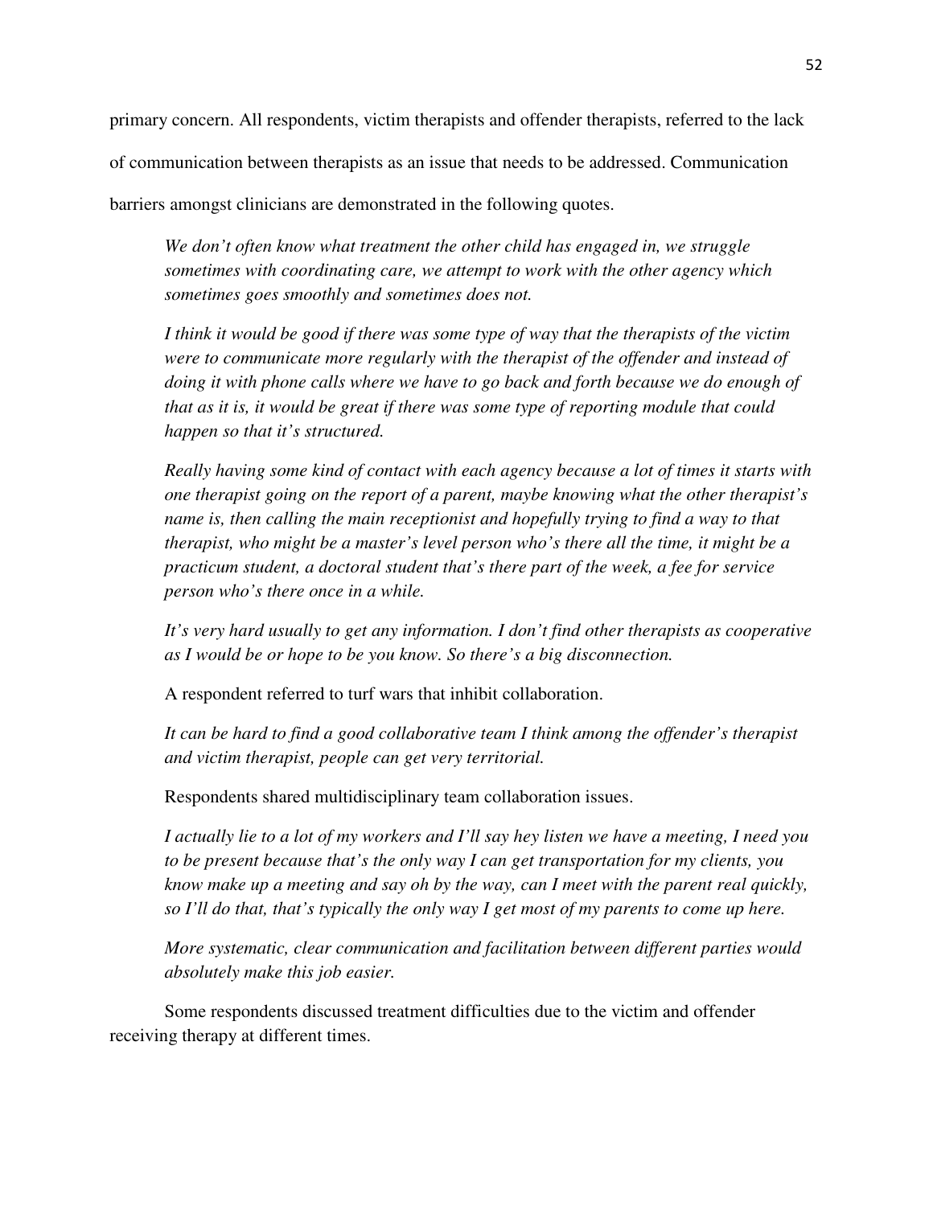primary concern. All respondents, victim therapists and offender therapists, referred to the lack of communication between therapists as an issue that needs to be addressed. Communication barriers amongst clinicians are demonstrated in the following quotes.

> *We don't often know what treatment the other child has engaged in, we struggle sometimes with coordinating care, we attempt to work with the other agency which sometimes goes smoothly and sometimes does not.*

> *I think it would be good if there was some type of way that the therapists of the victim were to communicate more regularly with the therapist of the offender and instead of doing it with phone calls where we have to go back and forth because we do enough of that as it is, it would be great if there was some type of reporting module that could happen so that it's structured.*

> *Really having some kind of contact with each agency because a lot of times it starts with one therapist going on the report of a parent, maybe knowing what the other therapist's name is, then calling the main receptionist and hopefully trying to find a way to that therapist, who might be a master's level person who's there all the time, it might be a practicum student, a doctoral student that's there part of the week, a fee for service person who's there once in a while.*

> *It's very hard usually to get any information. I don't find other therapists as cooperative as I would be or hope to be you know. So there's a big disconnection.*

A respondent referred to turf wars that inhibit collaboration.

> *It can be hard to find a good collaborative team I think among the offender's therapist and victim therapist, people can get very territorial.*

Respondents shared multidisciplinary team collaboration issues.

> *I actually lie to a lot of my workers and I'll say hey listen we have a meeting, I need you to be present because that's the only way I can get transportation for my clients, you know make up a meeting and say oh by the way, can I meet with the parent real quickly, so I'll do that, that's typically the only way I get most of my parents to come up here.*

> *More systematic, clear communication and facilitation between different parties would absolutely make this job easier.*

Some respondents discussed treatment difficulties due to the victim and offender receiving therapy at different times.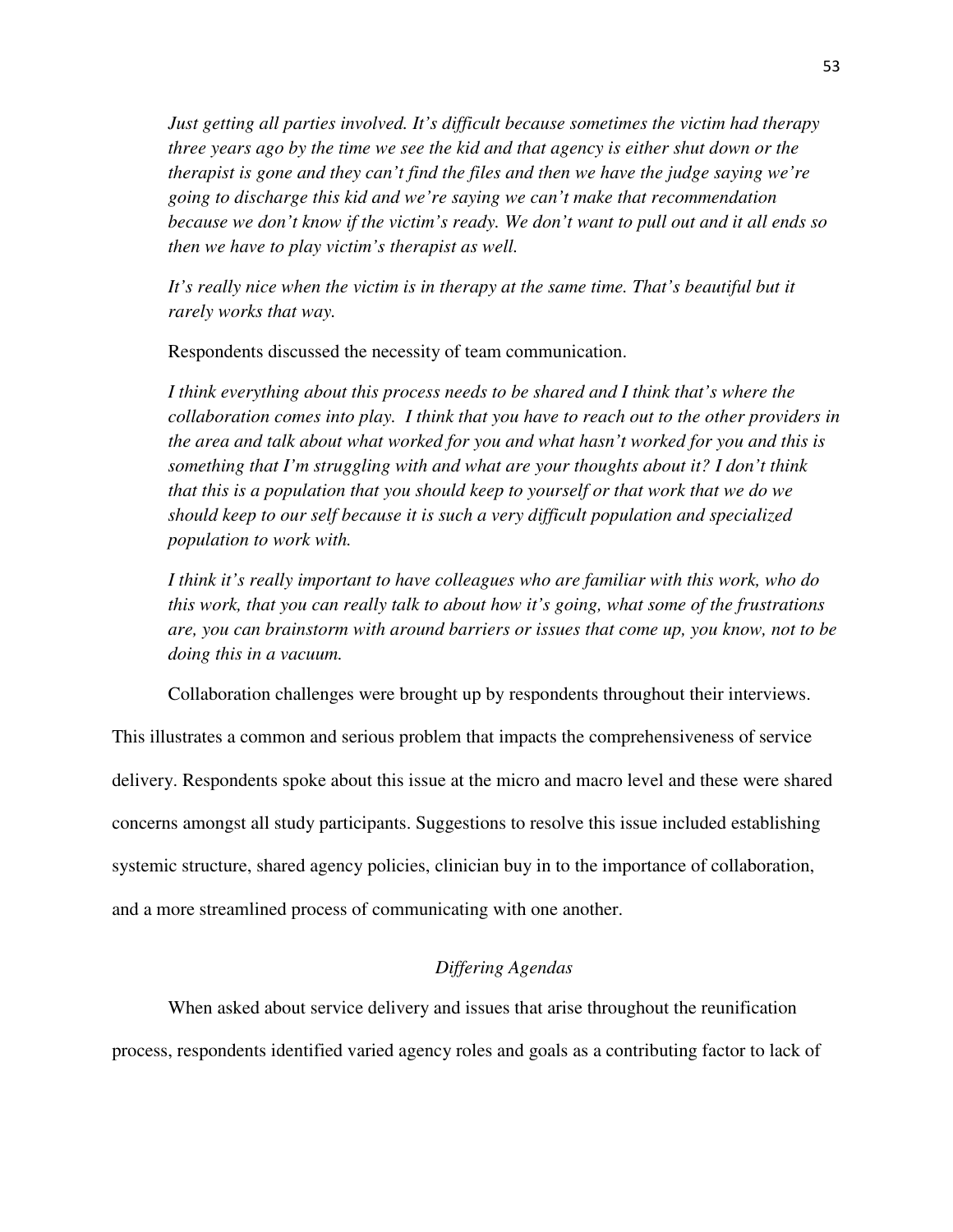*Just getting all parties involved. It's difficult because sometimes the victim had therapy three years ago by the time we see the kid and that agency is either shut down or the therapist is gone and they can't find the files and then we have the judge saying we're going to discharge this kid and we're saying we can't make that recommendation because we don't know if the victim's ready. We don't want to pull out and it all ends so then we have to play victim's therapist as well.*

*It's really nice when the victim is in therapy at the same time. That's beautiful but it rarely works that way.*

Respondents discussed the necessity of team communication.

*I think everything about this process needs to be shared and I think that's where the collaboration comes into play. I think that you have to reach out to the other providers in the area and talk about what worked for you and what hasn't worked for you and this is something that I'm struggling with and what are your thoughts about it? I don't think that this is a population that you should keep to yourself or that work that we do we should keep to our self because it is such a very difficult population and specialized population to work with.*

*I think it's really important to have colleagues who are familiar with this work, who do this work, that you can really talk to about how it's going, what some of the frustrations are, you can brainstorm with around barriers or issues that come up, you know, not to be doing this in a vacuum.*

Collaboration challenges were brought up by respondents throughout their interviews. This illustrates a common and serious problem that impacts the comprehensiveness of service delivery. Respondents spoke about this issue at the micro and macro level and these were shared concerns amongst all study participants. Suggestions to resolve this issue included establishing systemic structure, shared agency policies, clinician buy in to the importance of collaboration, and a more streamlined process of communicating with one another.

### *Differing Agendas*

When asked about service delivery and issues that arise throughout the reunification process, respondents identified varied agency roles and goals as a contributing factor to lack of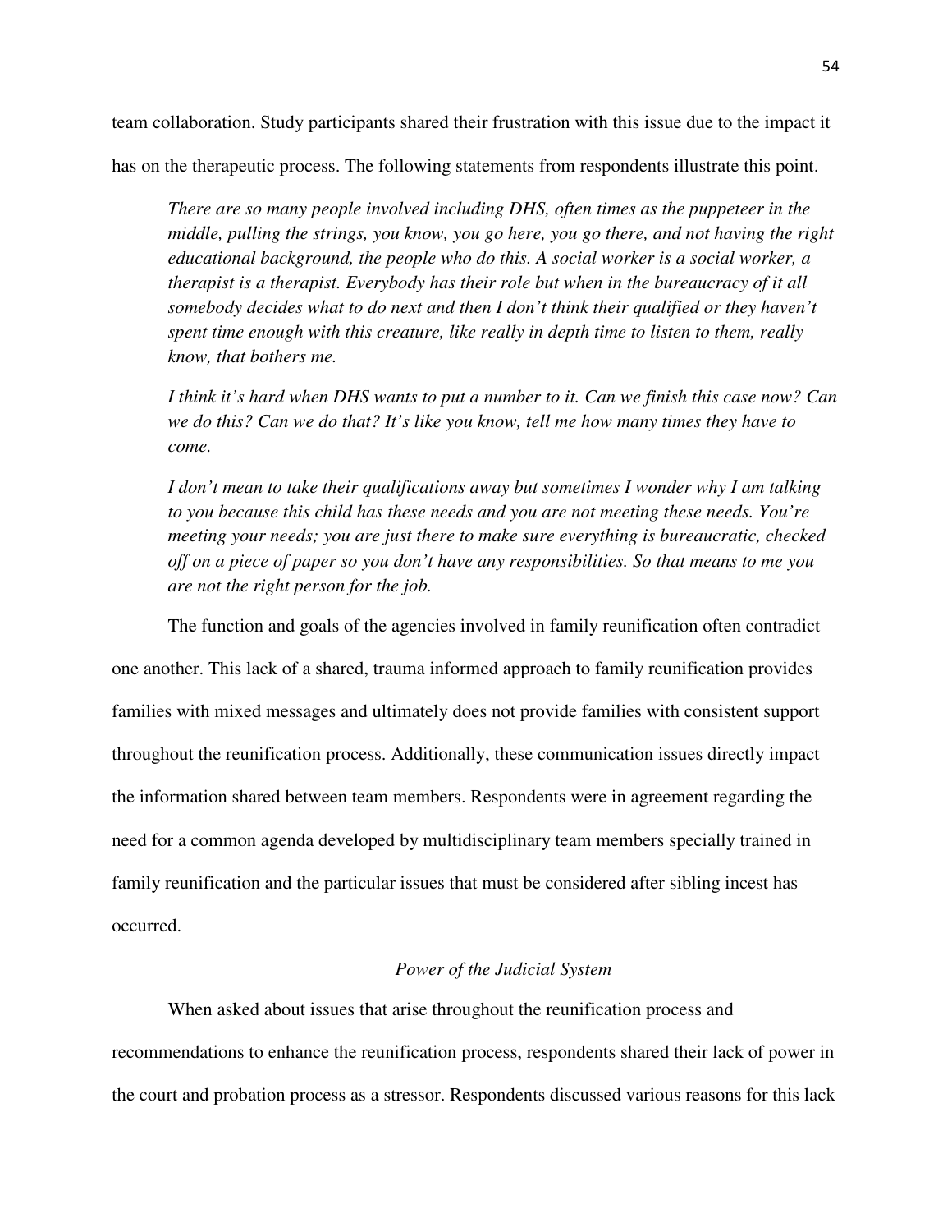team collaboration. Study participants shared their frustration with this issue due to the impact it has on the therapeutic process. The following statements from respondents illustrate this point.

> *There are so many people involved including DHS, often times as the puppeteer in the middle, pulling the strings, you know, you go here, you go there, and not having the right educational background, the people who do this. A social worker is a social worker, a therapist is a therapist. Everybody has their role but when in the bureaucracy of it all somebody decides what to do next and then I don't think their qualified or they haven't spent time enough with this creature, like really in depth time to listen to them, really know, that bothers me.*
>
> *I think it's hard when DHS wants to put a number to it. Can we finish this case now? Can we do this? Can we do that? It's like you know, tell me how many times they have to come.*
>
> *I don't mean to take their qualifications away but sometimes I wonder why I am talking to you because this child has these needs and you are not meeting these needs. You're meeting your needs; you are just there to make sure everything is bureaucratic, checked off on a piece of paper so you don't have any responsibilities. So that means to me you are not the right person for the job.*

The function and goals of the agencies involved in family reunification often contradict one another. This lack of a shared, trauma informed approach to family reunification provides families with mixed messages and ultimately does not provide families with consistent support throughout the reunification process. Additionally, these communication issues directly impact the information shared between team members. Respondents were in agreement regarding the need for a common agenda developed by multidisciplinary team members specially trained in family reunification and the particular issues that must be considered after sibling incest has occurred.

### *Power of the Judicial System*

When asked about issues that arise throughout the reunification process and recommendations to enhance the reunification process, respondents shared their lack of power in the court and probation process as a stressor. Respondents discussed various reasons for this lack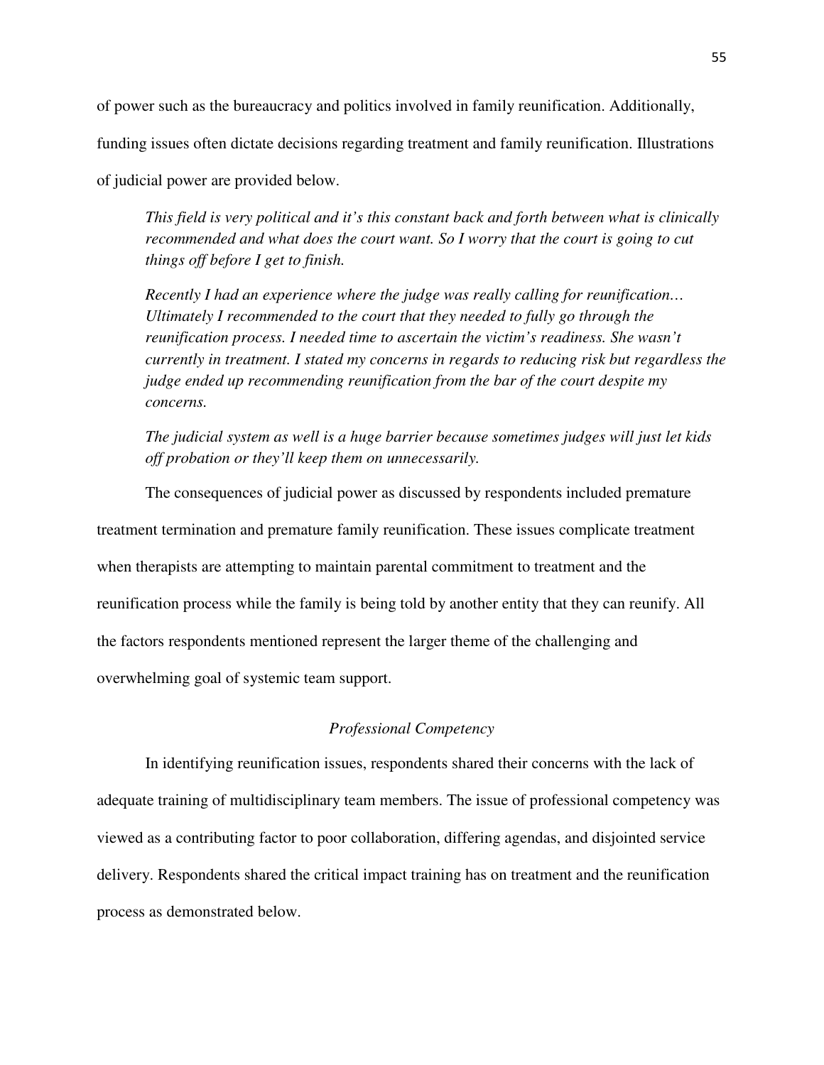of power such as the bureaucracy and politics involved in family reunification. Additionally, funding issues often dictate decisions regarding treatment and family reunification. Illustrations of judicial power are provided below.

> *This field is very political and it's this constant back and forth between what is clinically recommended and what does the court want. So I worry that the court is going to cut things off before I get to finish.*
>
> *Recently I had an experience where the judge was really calling for reunification… Ultimately I recommended to the court that they needed to fully go through the reunification process. I needed time to ascertain the victim's readiness. She wasn't currently in treatment. I stated my concerns in regards to reducing risk but regardless the judge ended up recommending reunification from the bar of the court despite my concerns.*
>
> *The judicial system as well is a huge barrier because sometimes judges will just let kids off probation or they'll keep them on unnecessarily.*

The consequences of judicial power as discussed by respondents included premature treatment termination and premature family reunification. These issues complicate treatment when therapists are attempting to maintain parental commitment to treatment and the reunification process while the family is being told by another entity that they can reunify. All the factors respondents mentioned represent the larger theme of the challenging and overwhelming goal of systemic team support.

### *Professional Competency*

In identifying reunification issues, respondents shared their concerns with the lack of adequate training of multidisciplinary team members. The issue of professional competency was viewed as a contributing factor to poor collaboration, differing agendas, and disjointed service delivery. Respondents shared the critical impact training has on treatment and the reunification process as demonstrated below.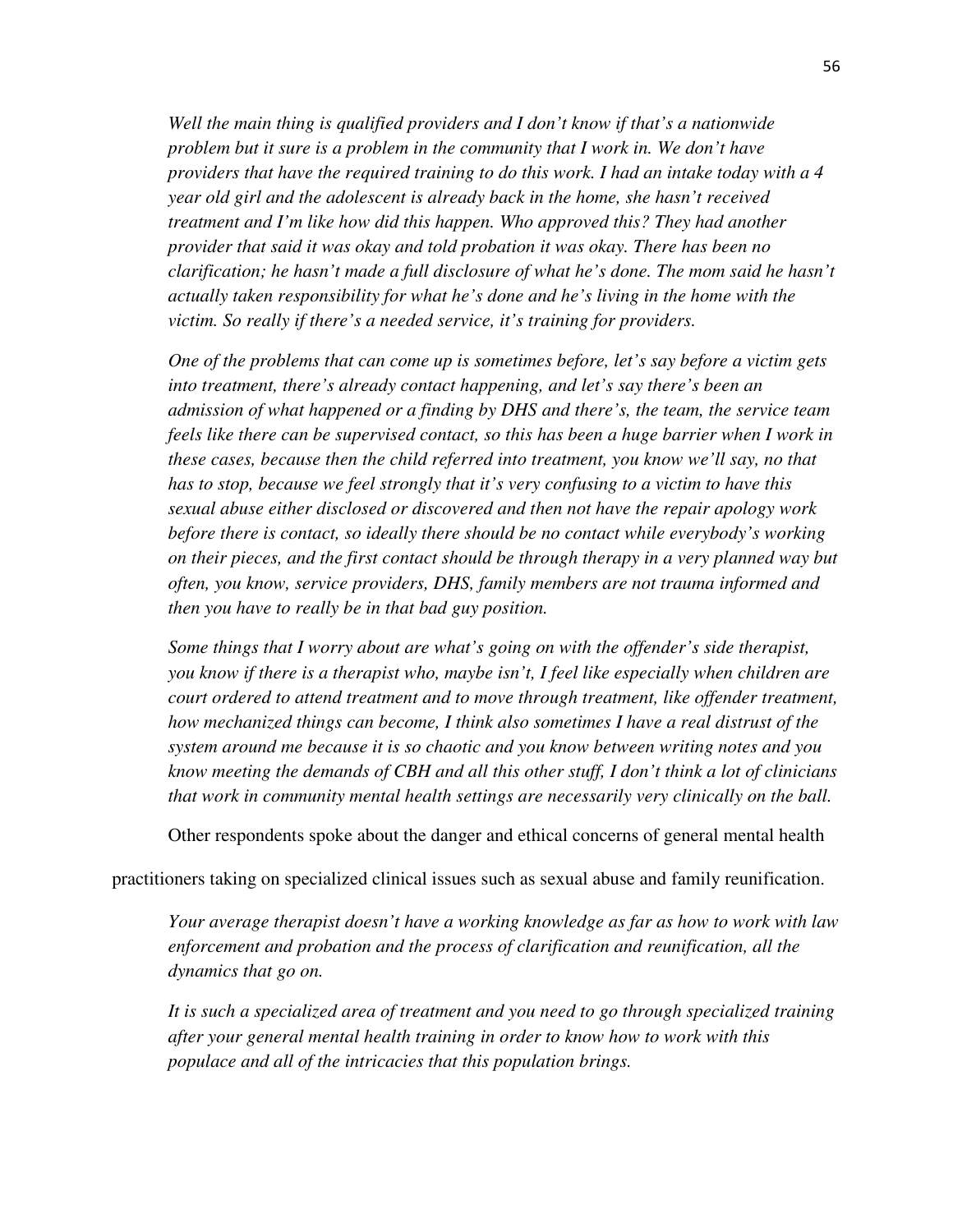*Well the main thing is qualified providers and I don't know if that's a nationwide problem but it sure is a problem in the community that I work in. We don't have providers that have the required training to do this work. I had an intake today with a 4 year old girl and the adolescent is already back in the home, she hasn't received treatment and I'm like how did this happen. Who approved this? They had another provider that said it was okay and told probation it was okay. There has been no clarification; he hasn't made a full disclosure of what he's done. The mom said he hasn't actually taken responsibility for what he's done and he's living in the home with the victim. So really if there's a needed service, it's training for providers.*

*One of the problems that can come up is sometimes before, let's say before a victim gets into treatment, there's already contact happening, and let's say there's been an admission of what happened or a finding by DHS and there's, the team, the service team feels like there can be supervised contact, so this has been a huge barrier when I work in these cases, because then the child referred into treatment, you know we'll say, no that has to stop, because we feel strongly that it's very confusing to a victim to have this sexual abuse either disclosed or discovered and then not have the repair apology work before there is contact, so ideally there should be no contact while everybody's working on their pieces, and the first contact should be through therapy in a very planned way but often, you know, service providers, DHS, family members are not trauma informed and then you have to really be in that bad guy position.*

*Some things that I worry about are what's going on with the offender's side therapist, you know if there is a therapist who, maybe isn't, I feel like especially when children are court ordered to attend treatment and to move through treatment, like offender treatment, how mechanized things can become, I think also sometimes I have a real distrust of the system around me because it is so chaotic and you know between writing notes and you know meeting the demands of CBH and all this other stuff, I don't think a lot of clinicians that work in community mental health settings are necessarily very clinically on the ball.*

Other respondents spoke about the danger and ethical concerns of general mental health practitioners taking on specialized clinical issues such as sexual abuse and family reunification.

*Your average therapist doesn't have a working knowledge as far as how to work with law enforcement and probation and the process of clarification and reunification, all the dynamics that go on.*

*It is such a specialized area of treatment and you need to go through specialized training after your general mental health training in order to know how to work with this populace and all of the intricacies that this population brings.*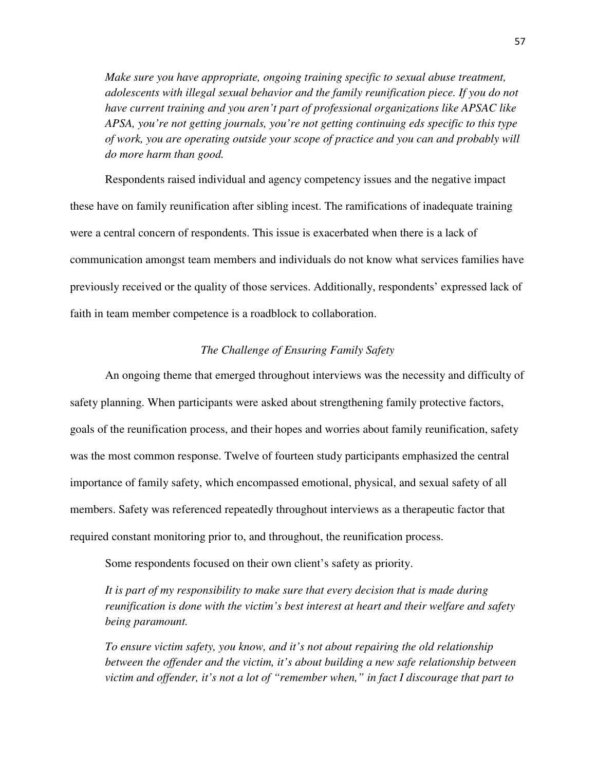*Make sure you have appropriate, ongoing training specific to sexual abuse treatment, adolescents with illegal sexual behavior and the family reunification piece. If you do not have current training and you aren't part of professional organizations like APSAC like APSA, you're not getting journals, you're not getting continuing eds specific to this type of work, you are operating outside your scope of practice and you can and probably will do more harm than good.*

Respondents raised individual and agency competency issues and the negative impact these have on family reunification after sibling incest. The ramifications of inadequate training were a central concern of respondents. This issue is exacerbated when there is a lack of communication amongst team members and individuals do not know what services families have previously received or the quality of those services. Additionally, respondents' expressed lack of faith in team member competence is a roadblock to collaboration.

### *The Challenge of Ensuring Family Safety*

An ongoing theme that emerged throughout interviews was the necessity and difficulty of safety planning. When participants were asked about strengthening family protective factors, goals of the reunification process, and their hopes and worries about family reunification, safety was the most common response. Twelve of fourteen study participants emphasized the central importance of family safety, which encompassed emotional, physical, and sexual safety of all members. Safety was referenced repeatedly throughout interviews as a therapeutic factor that required constant monitoring prior to, and throughout, the reunification process.

Some respondents focused on their own client's safety as priority.

*It is part of my responsibility to make sure that every decision that is made during reunification is done with the victim's best interest at heart and their welfare and safety being paramount.*

*To ensure victim safety, you know, and it's not about repairing the old relationship between the offender and the victim, it's about building a new safe relationship between victim and offender, it's not a lot of "remember when," in fact I discourage that part to*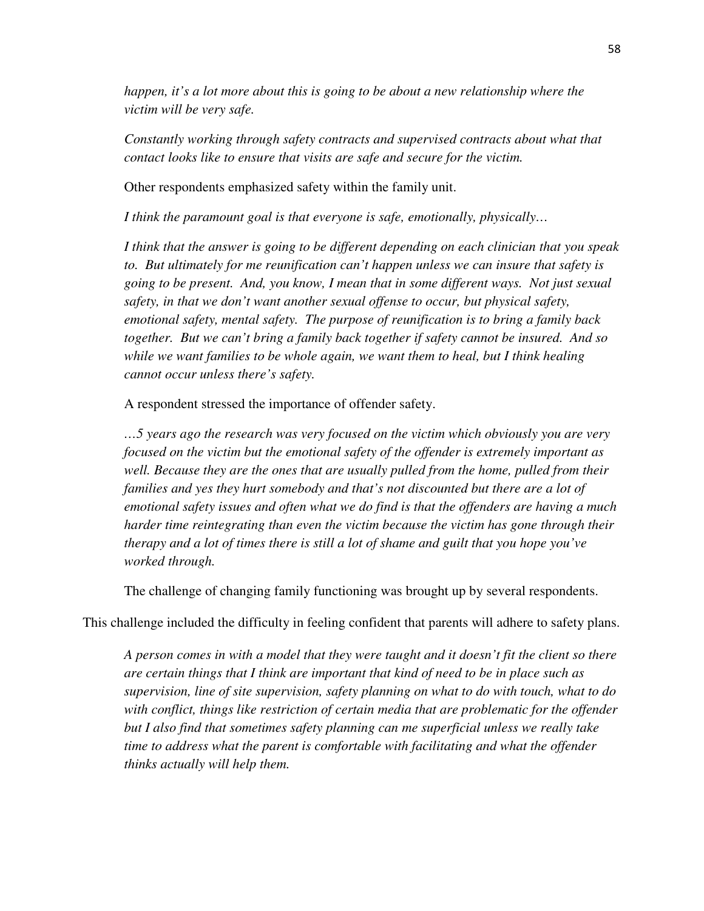*happen, it's a lot more about this is going to be about a new relationship where the victim will be very safe.*

*Constantly working through safety contracts and supervised contracts about what that contact looks like to ensure that visits are safe and secure for the victim.*

Other respondents emphasized safety within the family unit.

*I think the paramount goal is that everyone is safe, emotionally, physically…*

*I think that the answer is going to be different depending on each clinician that you speak to. But ultimately for me reunification can't happen unless we can insure that safety is going to be present. And, you know, I mean that in some different ways. Not just sexual safety, in that we don't want another sexual offense to occur, but physical safety, emotional safety, mental safety. The purpose of reunification is to bring a family back together. But we can't bring a family back together if safety cannot be insured. And so while we want families to be whole again, we want them to heal, but I think healing cannot occur unless there's safety.*

A respondent stressed the importance of offender safety.

*…5 years ago the research was very focused on the victim which obviously you are very focused on the victim but the emotional safety of the offender is extremely important as well. Because they are the ones that are usually pulled from the home, pulled from their families and yes they hurt somebody and that's not discounted but there are a lot of emotional safety issues and often what we do find is that the offenders are having a much harder time reintegrating than even the victim because the victim has gone through their therapy and a lot of times there is still a lot of shame and guilt that you hope you've worked through.*

The challenge of changing family functioning was brought up by several respondents. This challenge included the difficulty in feeling confident that parents will adhere to safety plans.

*A person comes in with a model that they were taught and it doesn't fit the client so there are certain things that I think are important that kind of need to be in place such as supervision, line of site supervision, safety planning on what to do with touch, what to do with conflict, things like restriction of certain media that are problematic for the offender but I also find that sometimes safety planning can me superficial unless we really take time to address what the parent is comfortable with facilitating and what the offender thinks actually will help them.*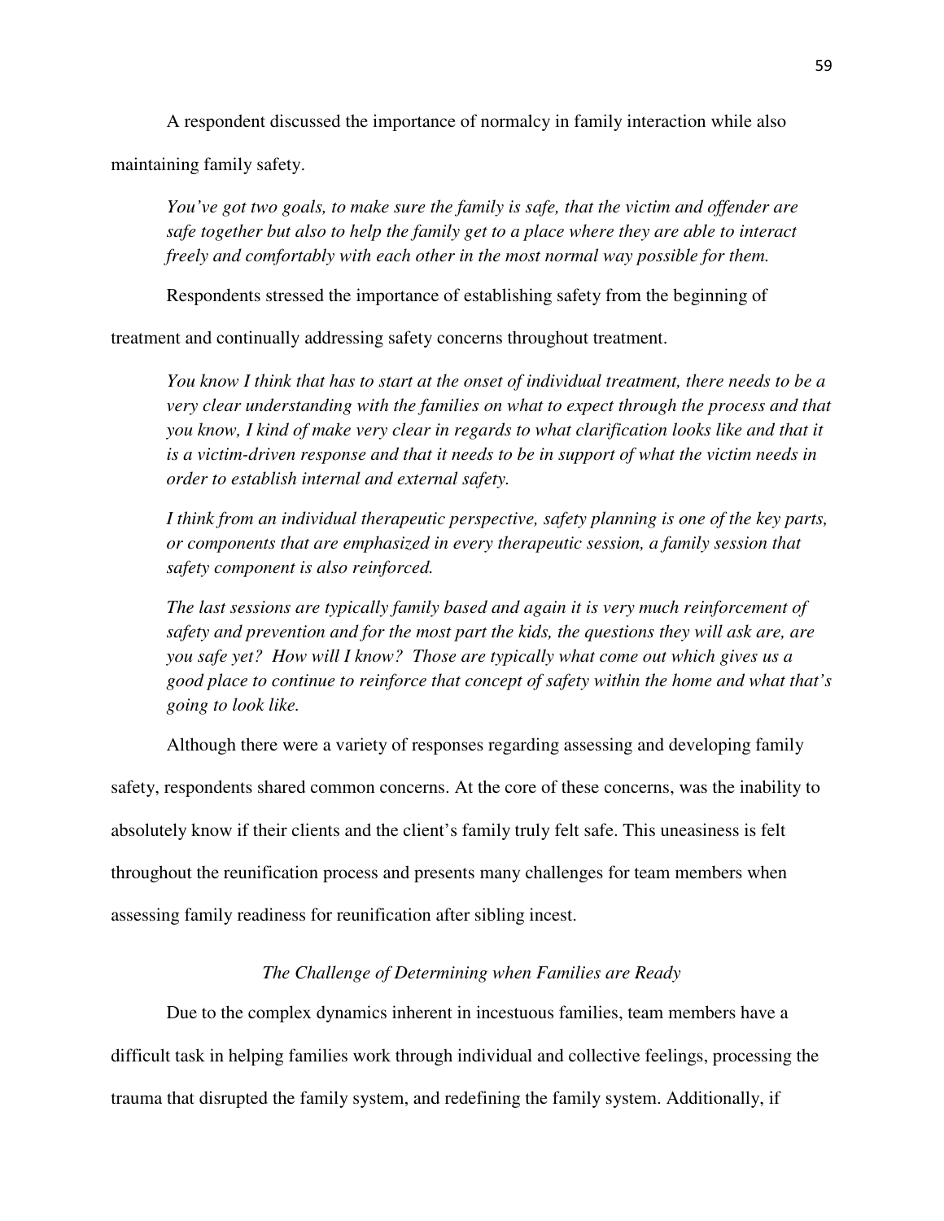A respondent discussed the importance of normalcy in family interaction while also maintaining family safety.

> *You've got two goals, to make sure the family is safe, that the victim and offender are safe together but also to help the family get to a place where they are able to interact freely and comfortably with each other in the most normal way possible for them.*

Respondents stressed the importance of establishing safety from the beginning of treatment and continually addressing safety concerns throughout treatment.

> *You know I think that has to start at the onset of individual treatment, there needs to be a very clear understanding with the families on what to expect through the process and that you know, I kind of make very clear in regards to what clarification looks like and that it is a victim-driven response and that it needs to be in support of what the victim needs in order to establish internal and external safety.*
>
> *I think from an individual therapeutic perspective, safety planning is one of the key parts, or components that are emphasized in every therapeutic session, a family session that safety component is also reinforced.*
>
> *The last sessions are typically family based and again it is very much reinforcement of safety and prevention and for the most part the kids, the questions they will ask are, are you safe yet? How will I know? Those are typically what come out which gives us a good place to continue to reinforce that concept of safety within the home and what that's going to look like.*

Although there were a variety of responses regarding assessing and developing family safety, respondents shared common concerns. At the core of these concerns, was the inability to absolutely know if their clients and the client's family truly felt safe. This uneasiness is felt throughout the reunification process and presents many challenges for team members when assessing family readiness for reunification after sibling incest.

### *The Challenge of Determining when Families are Ready*

Due to the complex dynamics inherent in incestuous families, team members have a difficult task in helping families work through individual and collective feelings, processing the trauma that disrupted the family system, and redefining the family system. Additionally, if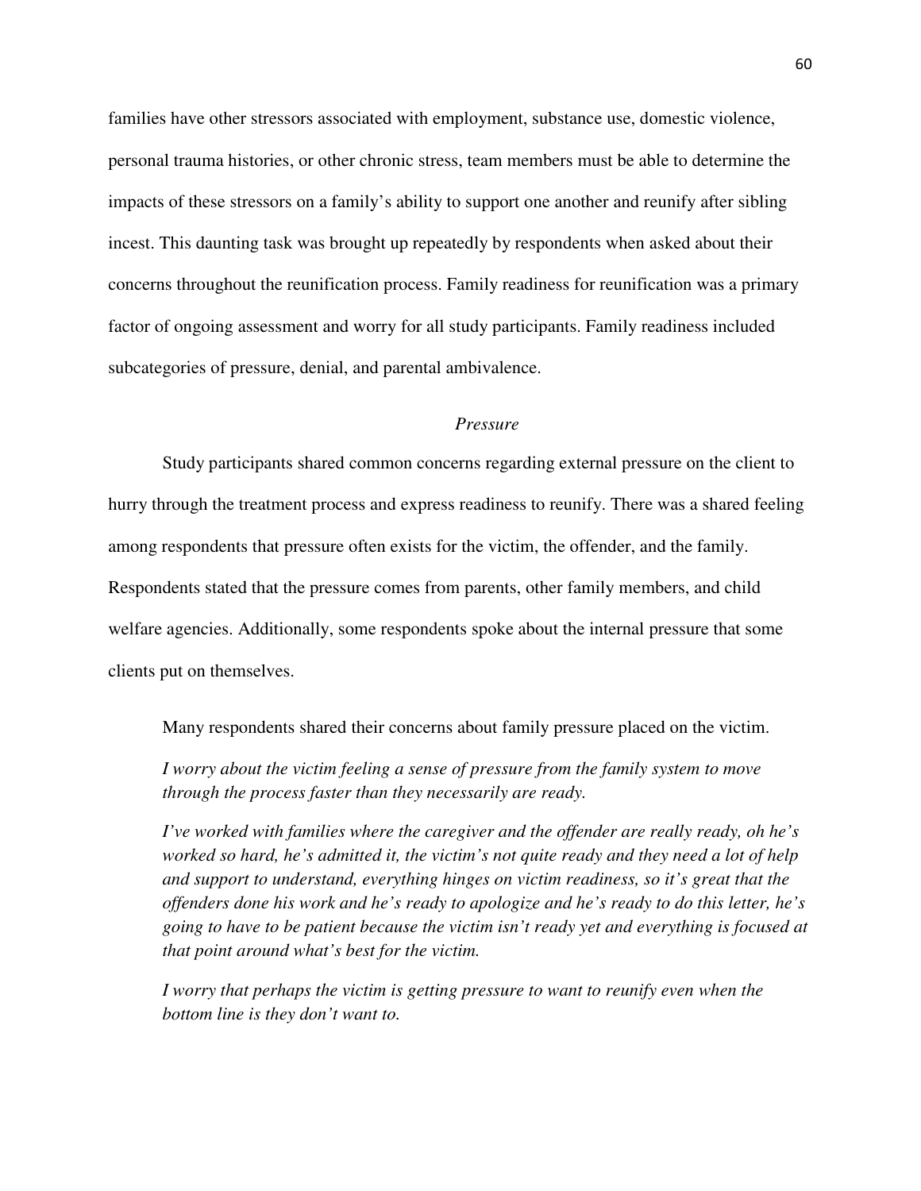families have other stressors associated with employment, substance use, domestic violence, personal trauma histories, or other chronic stress, team members must be able to determine the impacts of these stressors on a family's ability to support one another and reunify after sibling incest. This daunting task was brought up repeatedly by respondents when asked about their concerns throughout the reunification process. Family readiness for reunification was a primary factor of ongoing assessment and worry for all study participants. Family readiness included subcategories of pressure, denial, and parental ambivalence.

### *Pressure*

Study participants shared common concerns regarding external pressure on the client to hurry through the treatment process and express readiness to reunify. There was a shared feeling among respondents that pressure often exists for the victim, the offender, and the family. Respondents stated that the pressure comes from parents, other family members, and child welfare agencies. Additionally, some respondents spoke about the internal pressure that some clients put on themselves.

> Many respondents shared their concerns about family pressure placed on the victim.
>
> *I worry about the victim feeling a sense of pressure from the family system to move through the process faster than they necessarily are ready.*
>
> *I've worked with families where the caregiver and the offender are really ready, oh he's worked so hard, he's admitted it, the victim's not quite ready and they need a lot of help and support to understand, everything hinges on victim readiness, so it's great that the offenders done his work and he's ready to apologize and he's ready to do this letter, he's going to have to be patient because the victim isn't ready yet and everything is focused at that point around what's best for the victim.*
>
> *I worry that perhaps the victim is getting pressure to want to reunify even when the bottom line is they don't want to.*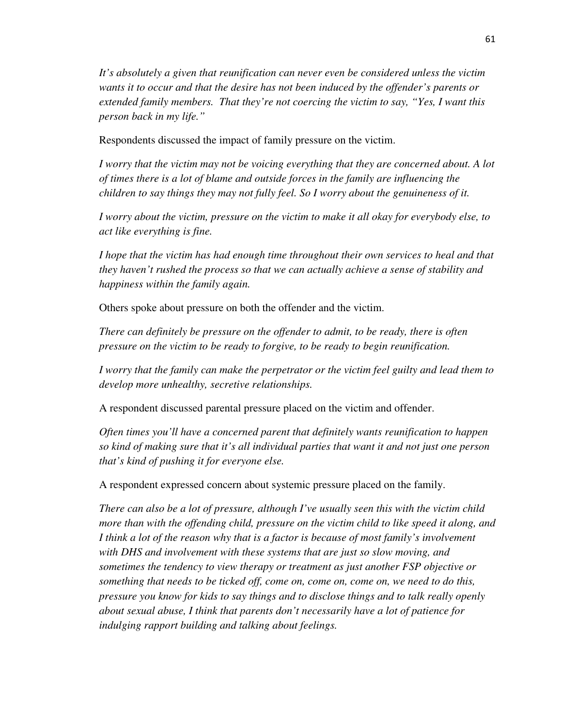*It's absolutely a given that reunification can never even be considered unless the victim wants it to occur and that the desire has not been induced by the offender's parents or extended family members. That they're not coercing the victim to say, "Yes, I want this person back in my life."*

Respondents discussed the impact of family pressure on the victim.

*I worry that the victim may not be voicing everything that they are concerned about. A lot of times there is a lot of blame and outside forces in the family are influencing the children to say things they may not fully feel. So I worry about the genuineness of it.*

*I worry about the victim, pressure on the victim to make it all okay for everybody else, to act like everything is fine.*

*I hope that the victim has had enough time throughout their own services to heal and that they haven't rushed the process so that we can actually achieve a sense of stability and happiness within the family again.*

Others spoke about pressure on both the offender and the victim.

*There can definitely be pressure on the offender to admit, to be ready, there is often pressure on the victim to be ready to forgive, to be ready to begin reunification.*

*I worry that the family can make the perpetrator or the victim feel guilty and lead them to develop more unhealthy, secretive relationships.*

A respondent discussed parental pressure placed on the victim and offender.

*Often times you'll have a concerned parent that definitely wants reunification to happen so kind of making sure that it's all individual parties that want it and not just one person that's kind of pushing it for everyone else.*

A respondent expressed concern about systemic pressure placed on the family.

*There can also be a lot of pressure, although I've usually seen this with the victim child more than with the offending child, pressure on the victim child to like speed it along, and I think a lot of the reason why that is a factor is because of most family's involvement with DHS and involvement with these systems that are just so slow moving, and sometimes the tendency to view therapy or treatment as just another FSP objective or something that needs to be ticked off, come on, come on, come on, we need to do this, pressure you know for kids to say things and to disclose things and to talk really openly about sexual abuse, I think that parents don't necessarily have a lot of patience for indulging rapport building and talking about feelings.*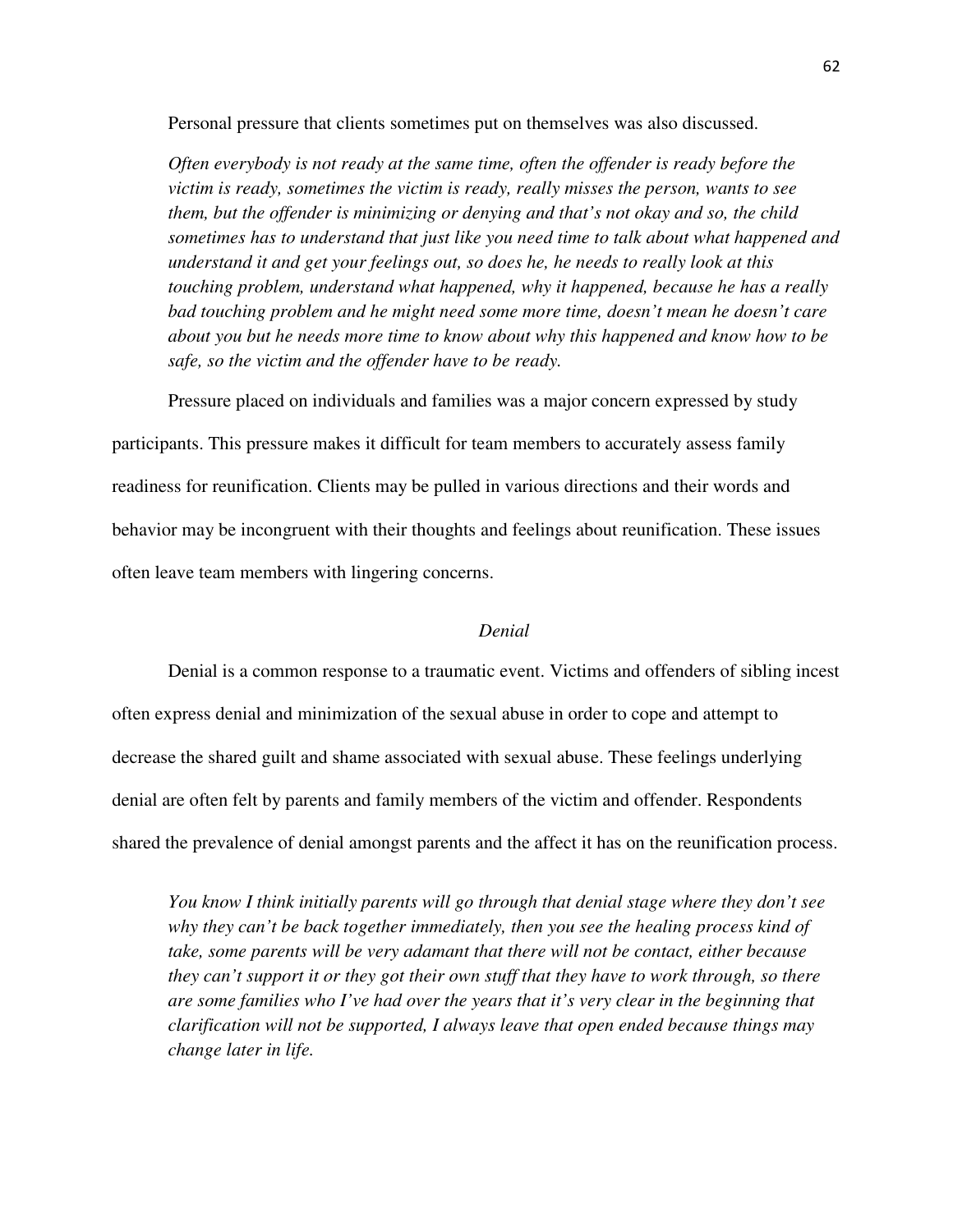Personal pressure that clients sometimes put on themselves was also discussed.

> *Often everybody is not ready at the same time, often the offender is ready before the victim is ready, sometimes the victim is ready, really misses the person, wants to see them, but the offender is minimizing or denying and that's not okay and so, the child sometimes has to understand that just like you need time to talk about what happened and understand it and get your feelings out, so does he, he needs to really look at this touching problem, understand what happened, why it happened, because he has a really bad touching problem and he might need some more time, doesn't mean he doesn't care about you but he needs more time to know about why this happened and know how to be safe, so the victim and the offender have to be ready.*

Pressure placed on individuals and families was a major concern expressed by study participants. This pressure makes it difficult for team members to accurately assess family readiness for reunification. Clients may be pulled in various directions and their words and behavior may be incongruent with their thoughts and feelings about reunification. These issues often leave team members with lingering concerns.

### *Denial*

Denial is a common response to a traumatic event. Victims and offenders of sibling incest often express denial and minimization of the sexual abuse in order to cope and attempt to decrease the shared guilt and shame associated with sexual abuse. These feelings underlying denial are often felt by parents and family members of the victim and offender. Respondents shared the prevalence of denial amongst parents and the affect it has on the reunification process.

> *You know I think initially parents will go through that denial stage where they don't see why they can't be back together immediately, then you see the healing process kind of take, some parents will be very adamant that there will not be contact, either because they can't support it or they got their own stuff that they have to work through, so there are some families who I've had over the years that it's very clear in the beginning that clarification will not be supported, I always leave that open ended because things may change later in life.*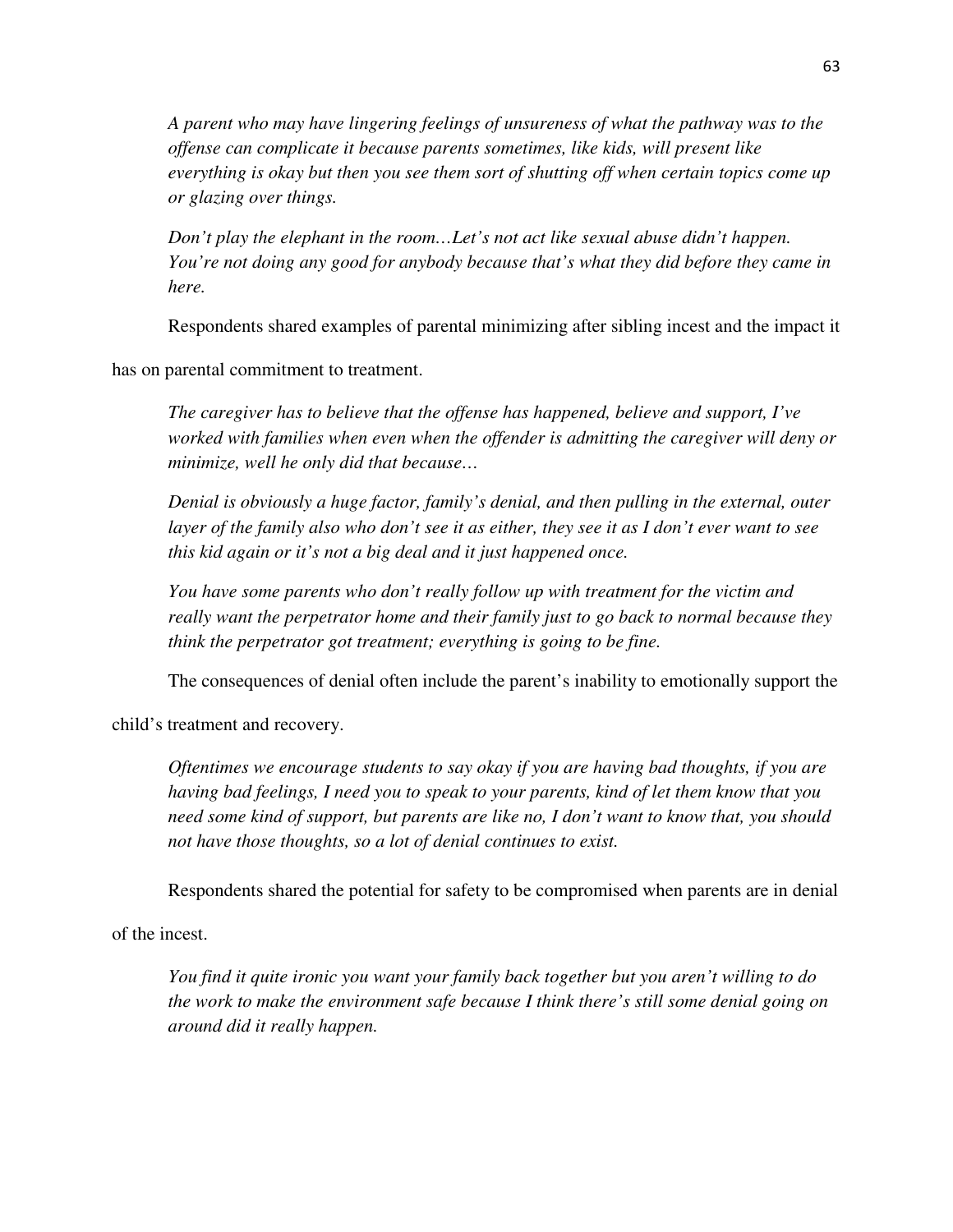*A parent who may have lingering feelings of unsureness of what the pathway was to the offense can complicate it because parents sometimes, like kids, will present like everything is okay but then you see them sort of shutting off when certain topics come up or glazing over things.*

*Don't play the elephant in the room…Let's not act like sexual abuse didn't happen. You're not doing any good for anybody because that's what they did before they came in here.*

Respondents shared examples of parental minimizing after sibling incest and the impact it has on parental commitment to treatment.

*The caregiver has to believe that the offense has happened, believe and support, I've worked with families when even when the offender is admitting the caregiver will deny or minimize, well he only did that because…*

*Denial is obviously a huge factor, family's denial, and then pulling in the external, outer layer of the family also who don't see it as either, they see it as I don't ever want to see this kid again or it's not a big deal and it just happened once.*

*You have some parents who don't really follow up with treatment for the victim and really want the perpetrator home and their family just to go back to normal because they think the perpetrator got treatment; everything is going to be fine.*

The consequences of denial often include the parent's inability to emotionally support the child's treatment and recovery.

*Oftentimes we encourage students to say okay if you are having bad thoughts, if you are having bad feelings, I need you to speak to your parents, kind of let them know that you need some kind of support, but parents are like no, I don't want to know that, you should not have those thoughts, so a lot of denial continues to exist.*

Respondents shared the potential for safety to be compromised when parents are in denial of the incest.

*You find it quite ironic you want your family back together but you aren't willing to do the work to make the environment safe because I think there's still some denial going on around did it really happen.*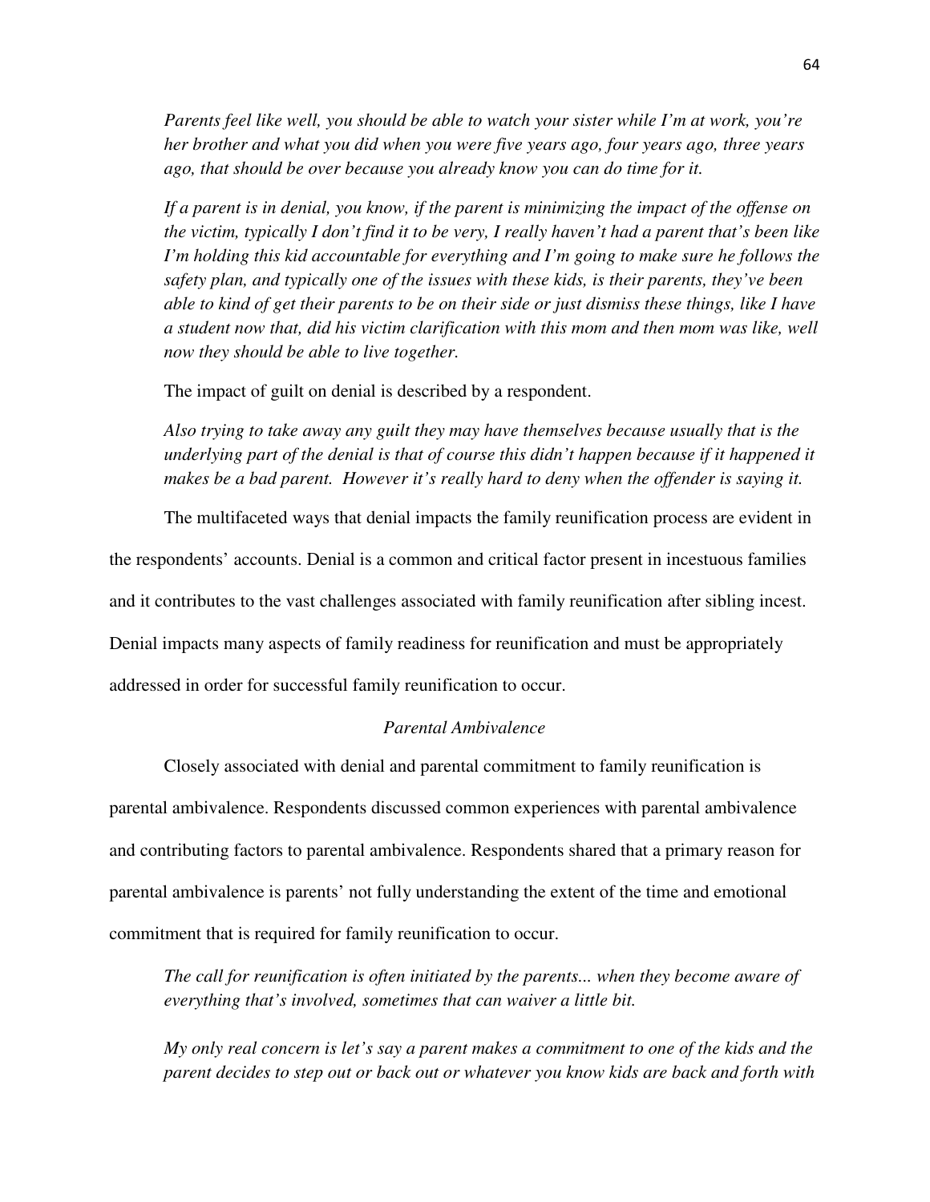*Parents feel like well, you should be able to watch your sister while I'm at work, you're her brother and what you did when you were five years ago, four years ago, three years ago, that should be over because you already know you can do time for it.*

*If a parent is in denial, you know, if the parent is minimizing the impact of the offense on the victim, typically I don't find it to be very, I really haven't had a parent that's been like I'm holding this kid accountable for everything and I'm going to make sure he follows the safety plan, and typically one of the issues with these kids, is their parents, they've been able to kind of get their parents to be on their side or just dismiss these things, like I have a student now that, did his victim clarification with this mom and then mom was like, well now they should be able to live together.*

The impact of guilt on denial is described by a respondent.

*Also trying to take away any guilt they may have themselves because usually that is the underlying part of the denial is that of course this didn't happen because if it happened it makes be a bad parent. However it's really hard to deny when the offender is saying it.*

The multifaceted ways that denial impacts the family reunification process are evident in the respondents' accounts. Denial is a common and critical factor present in incestuous families and it contributes to the vast challenges associated with family reunification after sibling incest. Denial impacts many aspects of family readiness for reunification and must be appropriately addressed in order for successful family reunification to occur.

### *Parental Ambivalence*

Closely associated with denial and parental commitment to family reunification is parental ambivalence. Respondents discussed common experiences with parental ambivalence and contributing factors to parental ambivalence. Respondents shared that a primary reason for parental ambivalence is parents' not fully understanding the extent of the time and emotional commitment that is required for family reunification to occur.

*The call for reunification is often initiated by the parents... when they become aware of everything that's involved, sometimes that can waiver a little bit.*

*My only real concern is let's say a parent makes a commitment to one of the kids and the parent decides to step out or back out or whatever you know kids are back and forth with*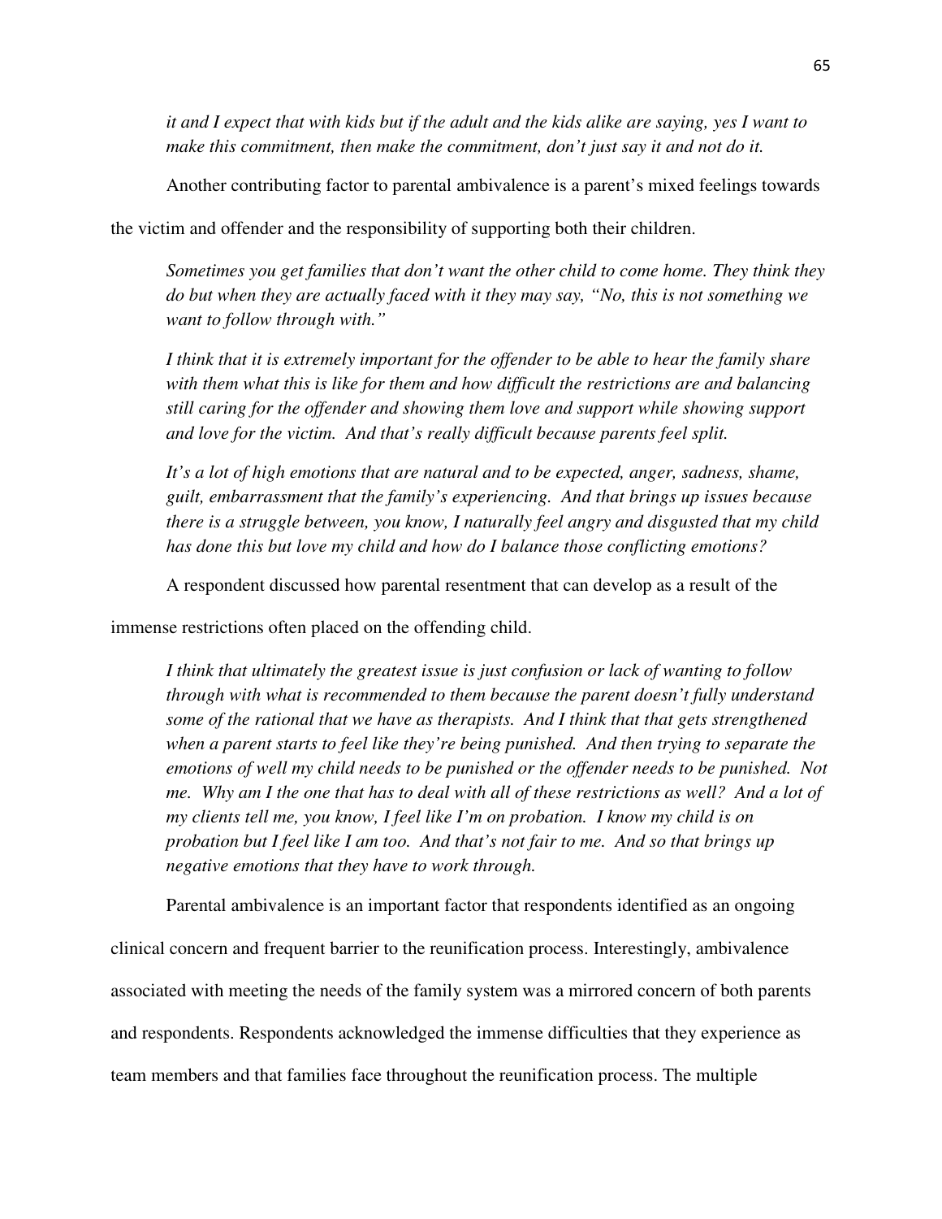*it and I expect that with kids but if the adult and the kids alike are saying, yes I want to make this commitment, then make the commitment, don't just say it and not do it.*

Another contributing factor to parental ambivalence is a parent's mixed feelings towards the victim and offender and the responsibility of supporting both their children.

> *Sometimes you get families that don't want the other child to come home. They think they do but when they are actually faced with it they may say, "No, this is not something we want to follow through with."*
>
> *I think that it is extremely important for the offender to be able to hear the family share with them what this is like for them and how difficult the restrictions are and balancing still caring for the offender and showing them love and support while showing support and love for the victim. And that's really difficult because parents feel split.*
>
> *It's a lot of high emotions that are natural and to be expected, anger, sadness, shame, guilt, embarrassment that the family's experiencing. And that brings up issues because there is a struggle between, you know, I naturally feel angry and disgusted that my child has done this but love my child and how do I balance those conflicting emotions?*

A respondent discussed how parental resentment that can develop as a result of the immense restrictions often placed on the offending child.

> *I think that ultimately the greatest issue is just confusion or lack of wanting to follow through with what is recommended to them because the parent doesn't fully understand some of the rational that we have as therapists. And I think that that gets strengthened when a parent starts to feel like they're being punished. And then trying to separate the emotions of well my child needs to be punished or the offender needs to be punished. Not me. Why am I the one that has to deal with all of these restrictions as well? And a lot of my clients tell me, you know, I feel like I'm on probation. I know my child is on probation but I feel like I am too. And that's not fair to me. And so that brings up negative emotions that they have to work through.*

Parental ambivalence is an important factor that respondents identified as an ongoing clinical concern and frequent barrier to the reunification process. Interestingly, ambivalence associated with meeting the needs of the family system was a mirrored concern of both parents and respondents. Respondents acknowledged the immense difficulties that they experience as team members and that families face throughout the reunification process. The multiple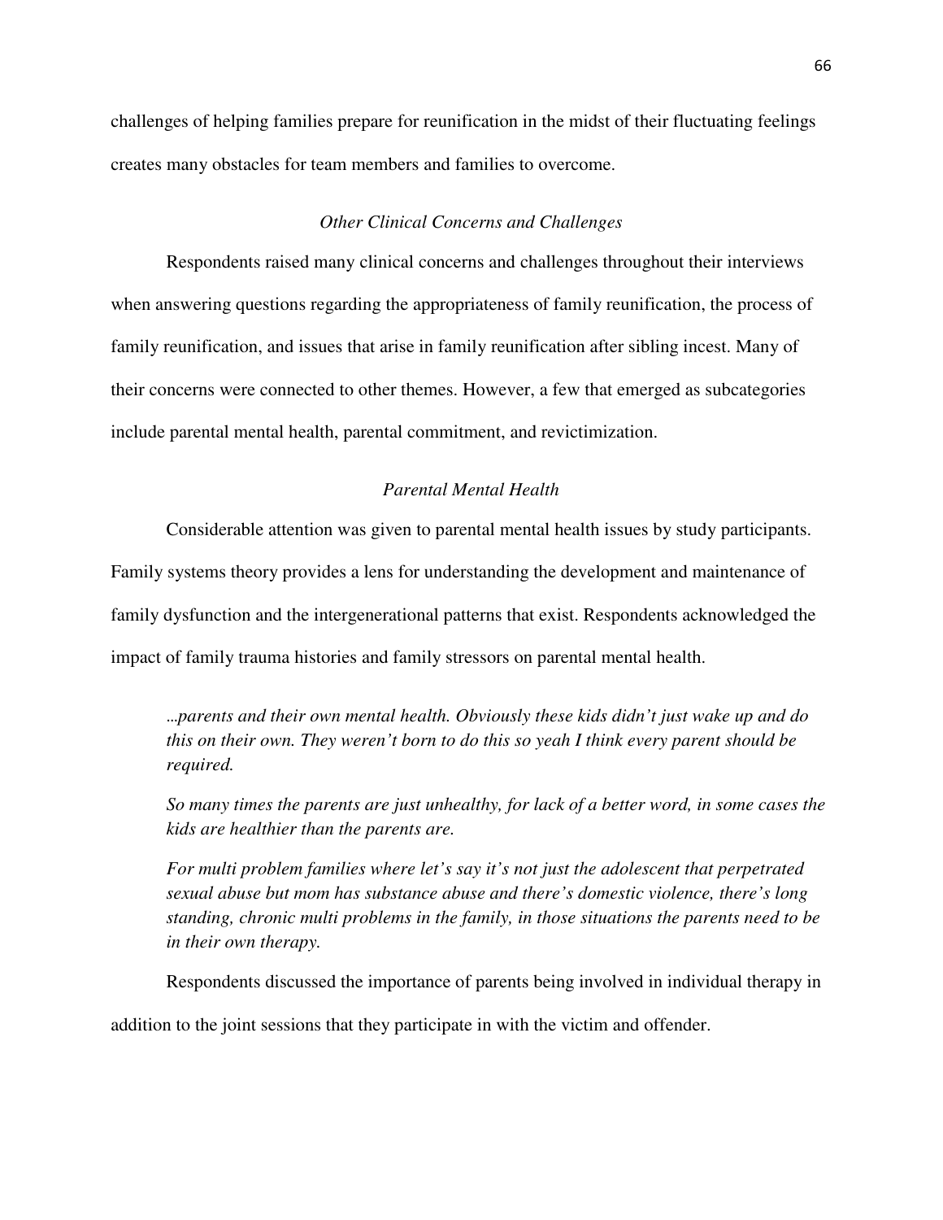challenges of helping families prepare for reunification in the midst of their fluctuating feelings creates many obstacles for team members and families to overcome.

### *Other Clinical Concerns and Challenges*

Respondents raised many clinical concerns and challenges throughout their interviews when answering questions regarding the appropriateness of family reunification, the process of family reunification, and issues that arise in family reunification after sibling incest. Many of their concerns were connected to other themes. However, a few that emerged as subcategories include parental mental health, parental commitment, and revictimization.

#### *Parental Mental Health*

Considerable attention was given to parental mental health issues by study participants. Family systems theory provides a lens for understanding the development and maintenance of family dysfunction and the intergenerational patterns that exist. Respondents acknowledged the impact of family trauma histories and family stressors on parental mental health.

> *...parents and their own mental health. Obviously these kids didn't just wake up and do this on their own. They weren't born to do this so yeah I think every parent should be required.*
>
> *So many times the parents are just unhealthy, for lack of a better word, in some cases the kids are healthier than the parents are.*
>
> *For multi problem families where let's say it's not just the adolescent that perpetrated sexual abuse but mom has substance abuse and there's domestic violence, there's long standing, chronic multi problems in the family, in those situations the parents need to be in their own therapy.*

Respondents discussed the importance of parents being involved in individual therapy in addition to the joint sessions that they participate in with the victim and offender.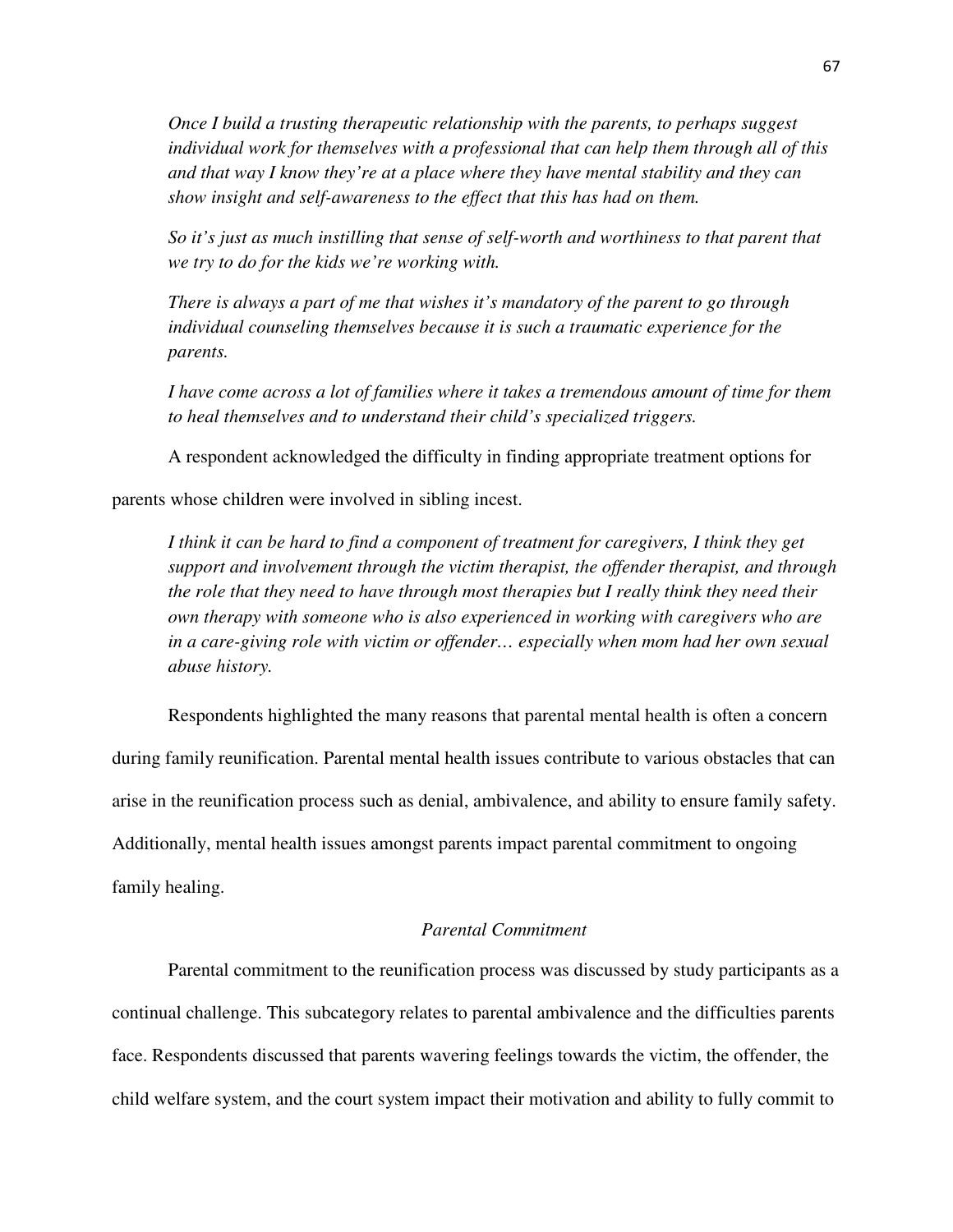> *Once I build a trusting therapeutic relationship with the parents, to perhaps suggest individual work for themselves with a professional that can help them through all of this and that way I know they're at a place where they have mental stability and they can show insight and self-awareness to the effect that this has had on them.*

> *So it's just as much instilling that sense of self-worth and worthiness to that parent that we try to do for the kids we're working with.*

> *There is always a part of me that wishes it's mandatory of the parent to go through individual counseling themselves because it is such a traumatic experience for the parents.*

> *I have come across a lot of families where it takes a tremendous amount of time for them to heal themselves and to understand their child's specialized triggers.*

A respondent acknowledged the difficulty in finding appropriate treatment options for parents whose children were involved in sibling incest.

> *I think it can be hard to find a component of treatment for caregivers, I think they get support and involvement through the victim therapist, the offender therapist, and through the role that they need to have through most therapies but I really think they need their own therapy with someone who is also experienced in working with caregivers who are in a care-giving role with victim or offender… especially when mom had her own sexual abuse history.*

Respondents highlighted the many reasons that parental mental health is often a concern during family reunification. Parental mental health issues contribute to various obstacles that can arise in the reunification process such as denial, ambivalence, and ability to ensure family safety. Additionally, mental health issues amongst parents impact parental commitment to ongoing family healing.

### *Parental Commitment*

Parental commitment to the reunification process was discussed by study participants as a continual challenge. This subcategory relates to parental ambivalence and the difficulties parents face. Respondents discussed that parents wavering feelings towards the victim, the offender, the child welfare system, and the court system impact their motivation and ability to fully commit to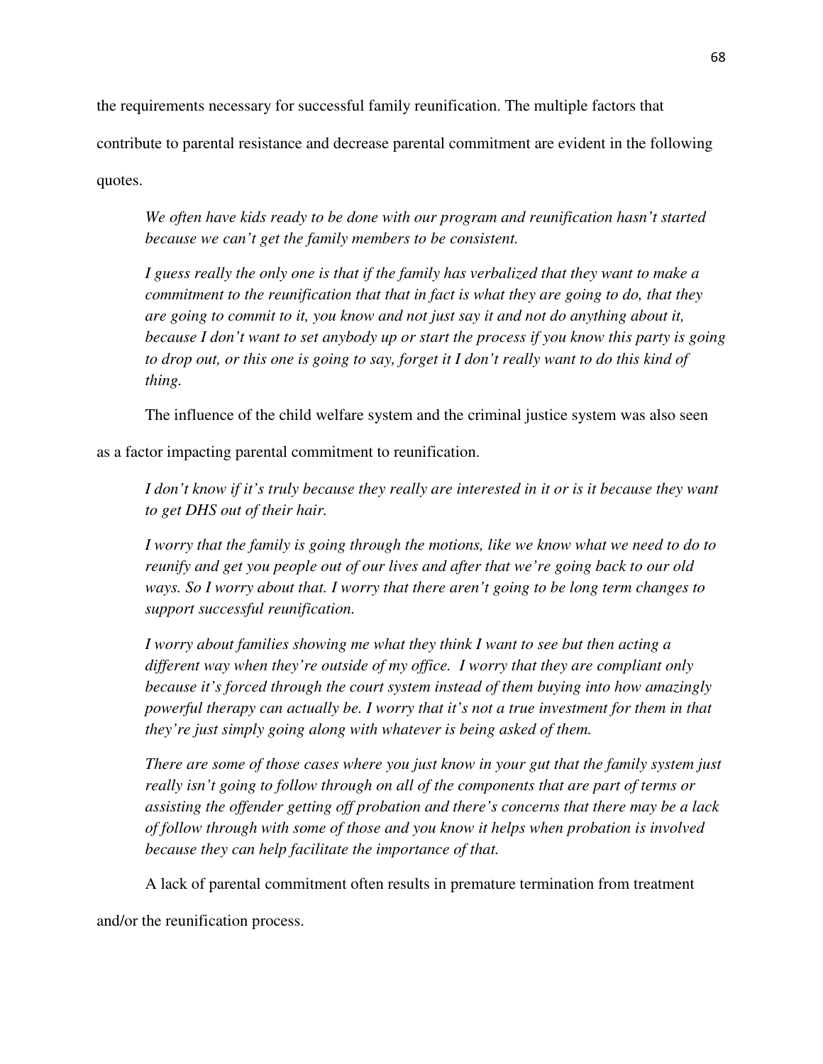the requirements necessary for successful family reunification. The multiple factors that contribute to parental resistance and decrease parental commitment are evident in the following quotes.

> *We often have kids ready to be done with our program and reunification hasn't started because we can't get the family members to be consistent.*
>
> *I guess really the only one is that if the family has verbalized that they want to make a commitment to the reunification that that in fact is what they are going to do, that they are going to commit to it, you know and not just say it and not do anything about it, because I don't want to set anybody up or start the process if you know this party is going to drop out, or this one is going to say, forget it I don't really want to do this kind of thing.*

The influence of the child welfare system and the criminal justice system was also seen as a factor impacting parental commitment to reunification.

> *I don't know if it's truly because they really are interested in it or is it because they want to get DHS out of their hair.*
>
> *I worry that the family is going through the motions, like we know what we need to do to reunify and get you people out of our lives and after that we're going back to our old ways. So I worry about that. I worry that there aren't going to be long term changes to support successful reunification.*
>
> *I worry about families showing me what they think I want to see but then acting a different way when they're outside of my office. I worry that they are compliant only because it's forced through the court system instead of them buying into how amazingly powerful therapy can actually be. I worry that it's not a true investment for them in that they're just simply going along with whatever is being asked of them.*
>
> *There are some of those cases where you just know in your gut that the family system just really isn't going to follow through on all of the components that are part of terms or assisting the offender getting off probation and there's concerns that there may be a lack of follow through with some of those and you know it helps when probation is involved because they can help facilitate the importance of that.*

A lack of parental commitment often results in premature termination from treatment and/or the reunification process.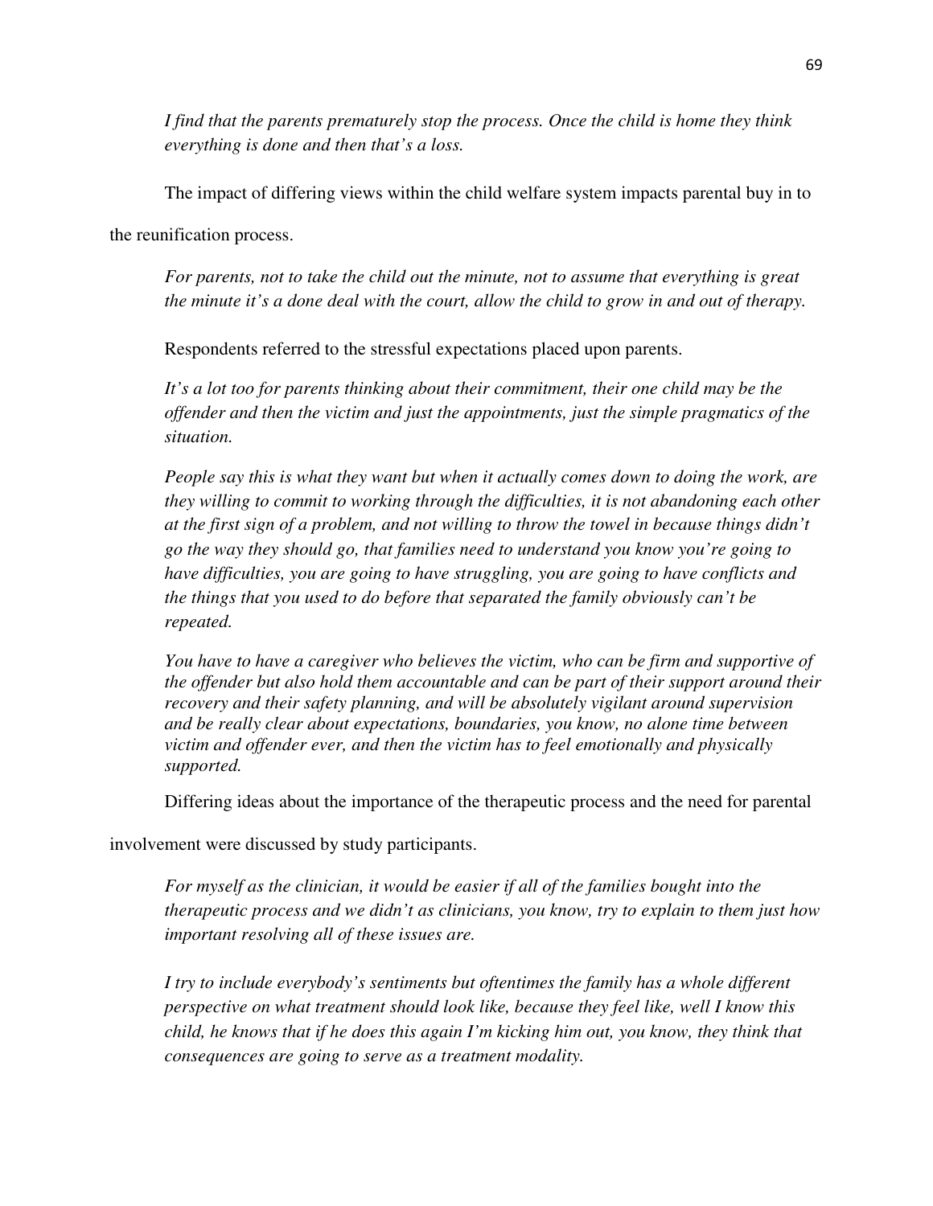*I find that the parents prematurely stop the process. Once the child is home they think everything is done and then that's a loss.*

The impact of differing views within the child welfare system impacts parental buy in to the reunification process.

*For parents, not to take the child out the minute, not to assume that everything is great the minute it's a done deal with the court, allow the child to grow in and out of therapy.*

Respondents referred to the stressful expectations placed upon parents.

*It's a lot too for parents thinking about their commitment, their one child may be the offender and then the victim and just the appointments, just the simple pragmatics of the situation.*

*People say this is what they want but when it actually comes down to doing the work, are they willing to commit to working through the difficulties, it is not abandoning each other at the first sign of a problem, and not willing to throw the towel in because things didn't go the way they should go, that families need to understand you know you're going to have difficulties, you are going to have struggling, you are going to have conflicts and the things that you used to do before that separated the family obviously can't be repeated.*

*You have to have a caregiver who believes the victim, who can be firm and supportive of the offender but also hold them accountable and can be part of their support around their recovery and their safety planning, and will be absolutely vigilant around supervision and be really clear about expectations, boundaries, you know, no alone time between victim and offender ever, and then the victim has to feel emotionally and physically supported.*

Differing ideas about the importance of the therapeutic process and the need for parental involvement were discussed by study participants.

*For myself as the clinician, it would be easier if all of the families bought into the therapeutic process and we didn't as clinicians, you know, try to explain to them just how important resolving all of these issues are.*

*I try to include everybody's sentiments but oftentimes the family has a whole different perspective on what treatment should look like, because they feel like, well I know this child, he knows that if he does this again I'm kicking him out, you know, they think that consequences are going to serve as a treatment modality.*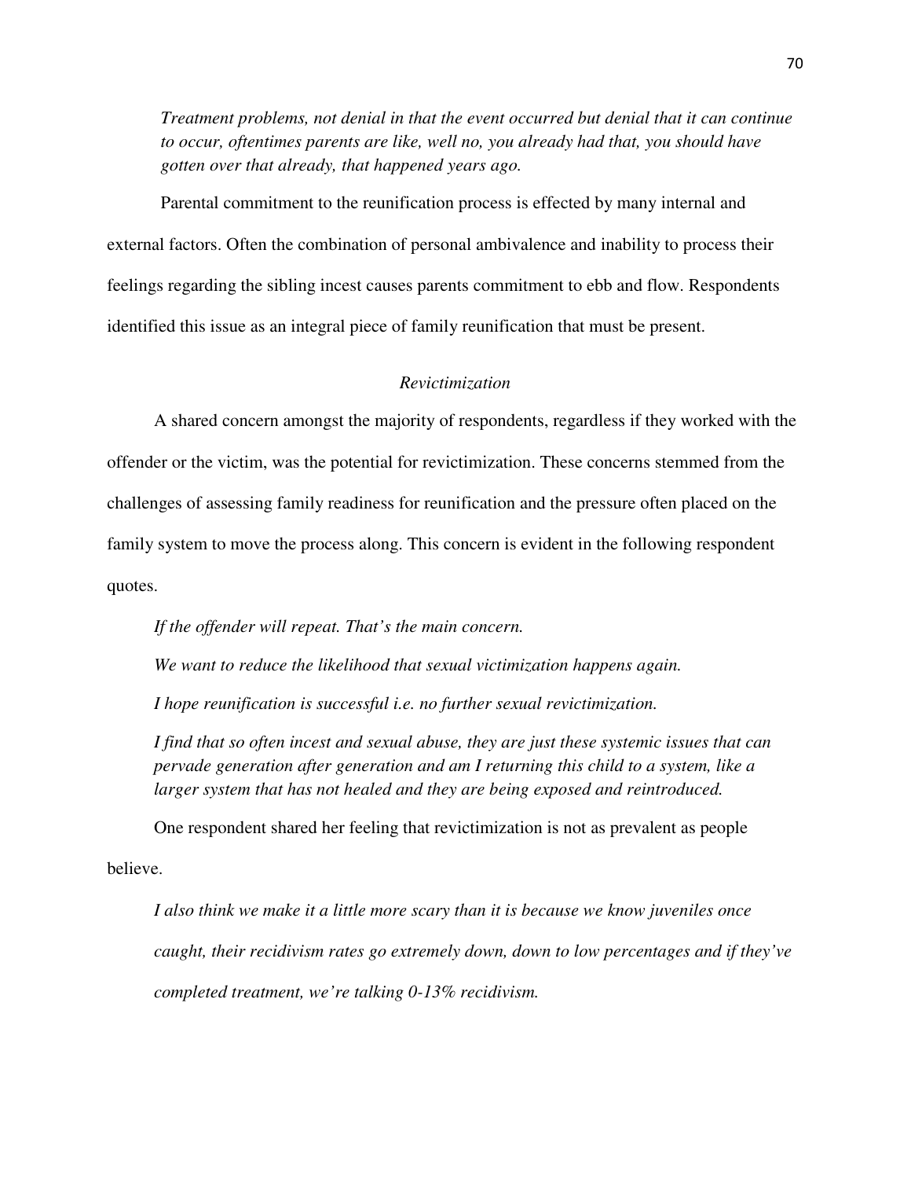*Treatment problems, not denial in that the event occurred but denial that it can continue to occur, oftentimes parents are like, well no, you already had that, you should have gotten over that already, that happened years ago.*

Parental commitment to the reunification process is effected by many internal and external factors. Often the combination of personal ambivalence and inability to process their feelings regarding the sibling incest causes parents commitment to ebb and flow. Respondents identified this issue as an integral piece of family reunification that must be present.

### *Revictimization*

A shared concern amongst the majority of respondents, regardless if they worked with the offender or the victim, was the potential for revictimization. These concerns stemmed from the challenges of assessing family readiness for reunification and the pressure often placed on the family system to move the process along. This concern is evident in the following respondent quotes.

*If the offender will repeat. That's the main concern.*

*We want to reduce the likelihood that sexual victimization happens again.*

*I hope reunification is successful i.e. no further sexual revictimization.*

*I find that so often incest and sexual abuse, they are just these systemic issues that can pervade generation after generation and am I returning this child to a system, like a larger system that has not healed and they are being exposed and reintroduced.*

One respondent shared her feeling that revictimization is not as prevalent as people believe.

*I also think we make it a little more scary than it is because we know juveniles once caught, their recidivism rates go extremely down, down to low percentages and if they've completed treatment, we're talking 0-13% recidivism.*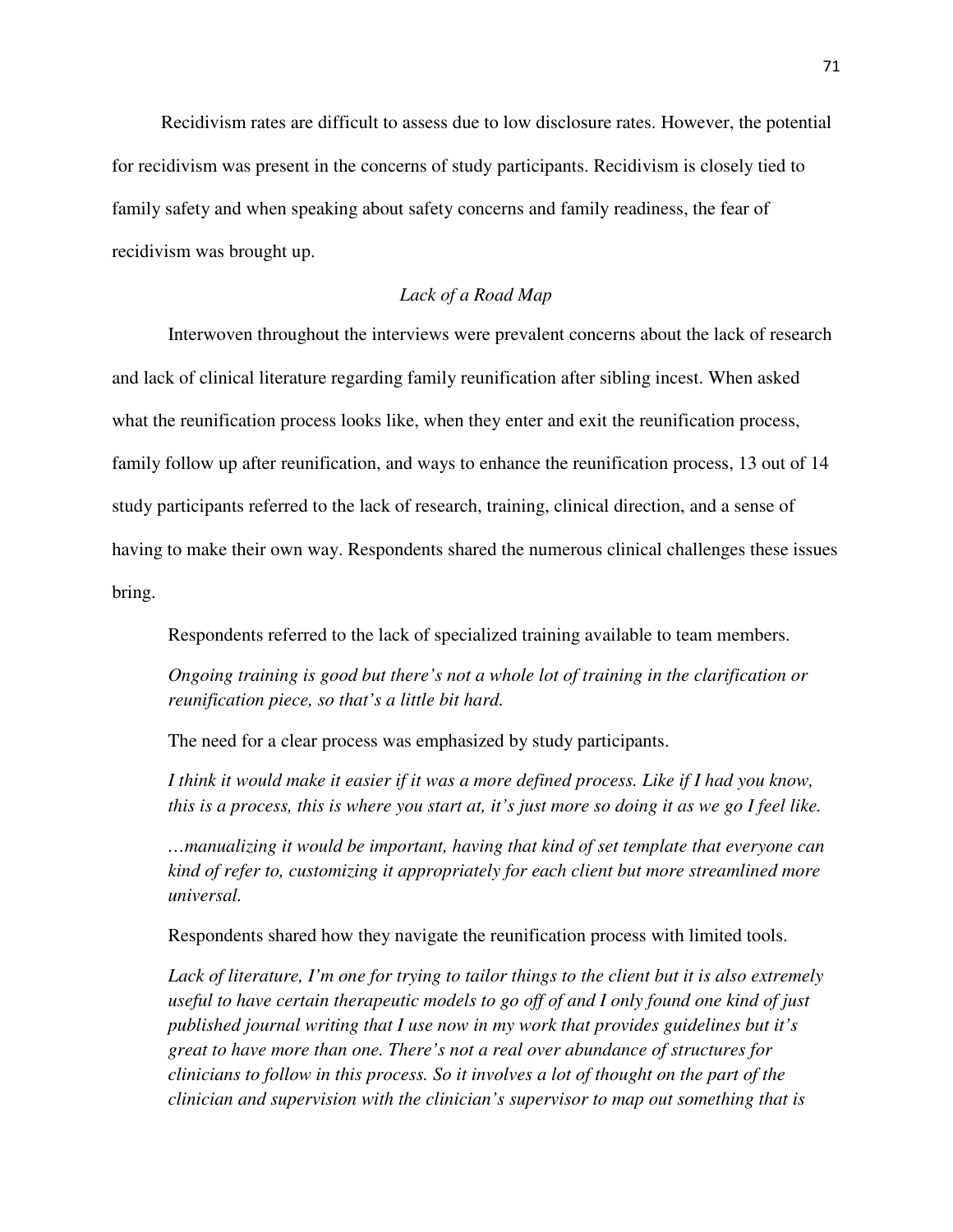Recidivism rates are difficult to assess due to low disclosure rates. However, the potential for recidivism was present in the concerns of study participants. Recidivism is closely tied to family safety and when speaking about safety concerns and family readiness, the fear of recidivism was brought up.

### *Lack of a Road Map*

Interwoven throughout the interviews were prevalent concerns about the lack of research and lack of clinical literature regarding family reunification after sibling incest. When asked what the reunification process looks like, when they enter and exit the reunification process, family follow up after reunification, and ways to enhance the reunification process, 13 out of 14 study participants referred to the lack of research, training, clinical direction, and a sense of having to make their own way. Respondents shared the numerous clinical challenges these issues bring.

Respondents referred to the lack of specialized training available to team members.

> *Ongoing training is good but there's not a whole lot of training in the clarification or reunification piece, so that's a little bit hard.*

The need for a clear process was emphasized by study participants.

> *I think it would make it easier if it was a more defined process. Like if I had you know, this is a process, this is where you start at, it's just more so doing it as we go I feel like.*

> *…manualizing it would be important, having that kind of set template that everyone can kind of refer to, customizing it appropriately for each client but more streamlined more universal.*

Respondents shared how they navigate the reunification process with limited tools.

> *Lack of literature, I'm one for trying to tailor things to the client but it is also extremely useful to have certain therapeutic models to go off of and I only found one kind of just published journal writing that I use now in my work that provides guidelines but it's great to have more than one. There's not a real over abundance of structures for clinicians to follow in this process. So it involves a lot of thought on the part of the clinician and supervision with the clinician's supervisor to map out something that is*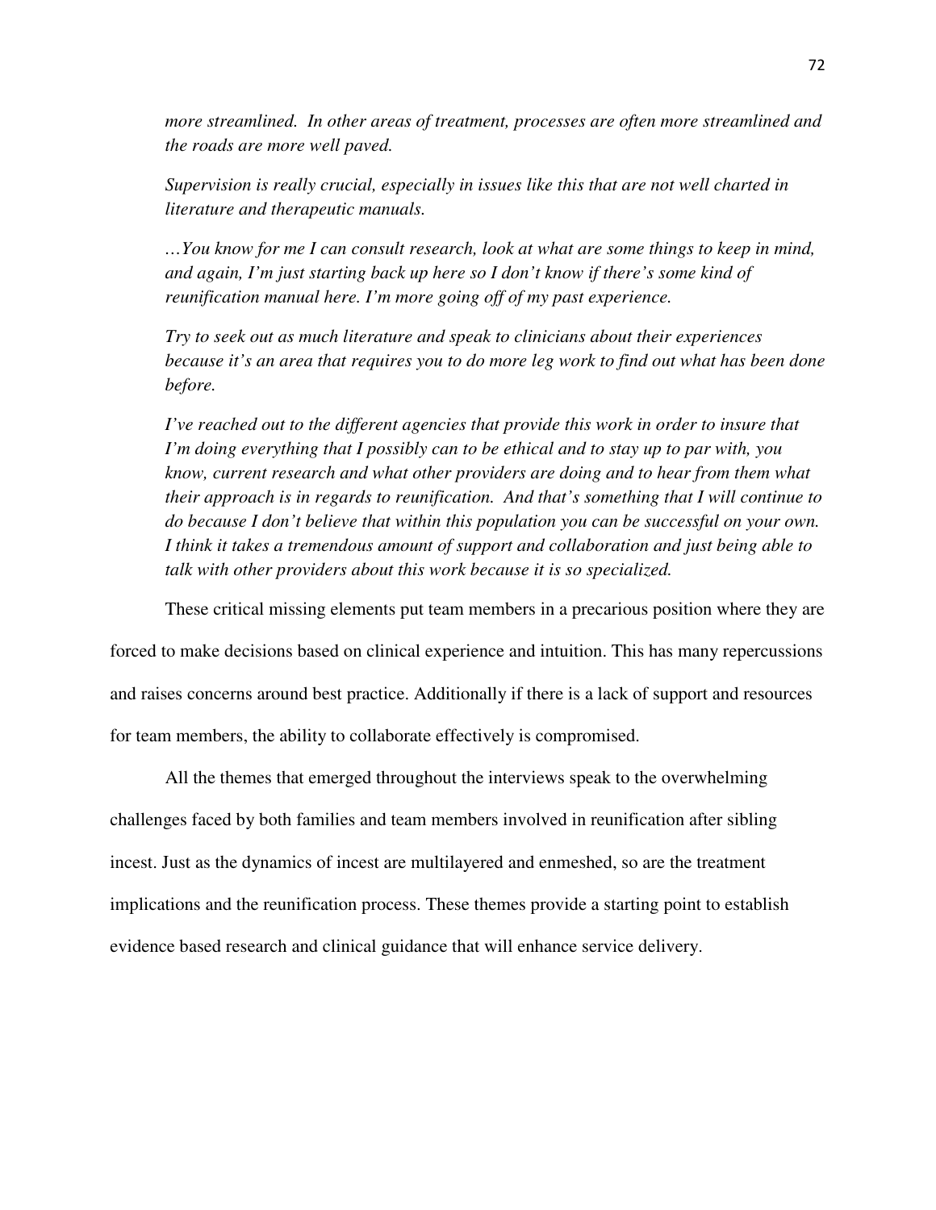*more streamlined. In other areas of treatment, processes are often more streamlined and the roads are more well paved.*

*Supervision is really crucial, especially in issues like this that are not well charted in literature and therapeutic manuals.*

*…You know for me I can consult research, look at what are some things to keep in mind, and again, I'm just starting back up here so I don't know if there's some kind of reunification manual here. I'm more going off of my past experience.*

*Try to seek out as much literature and speak to clinicians about their experiences because it's an area that requires you to do more leg work to find out what has been done before.*

*I've reached out to the different agencies that provide this work in order to insure that I'm doing everything that I possibly can to be ethical and to stay up to par with, you know, current research and what other providers are doing and to hear from them what their approach is in regards to reunification. And that's something that I will continue to do because I don't believe that within this population you can be successful on your own. I think it takes a tremendous amount of support and collaboration and just being able to talk with other providers about this work because it is so specialized.*

These critical missing elements put team members in a precarious position where they are forced to make decisions based on clinical experience and intuition. This has many repercussions and raises concerns around best practice. Additionally if there is a lack of support and resources for team members, the ability to collaborate effectively is compromised.

All the themes that emerged throughout the interviews speak to the overwhelming challenges faced by both families and team members involved in reunification after sibling incest. Just as the dynamics of incest are multilayered and enmeshed, so are the treatment implications and the reunification process. These themes provide a starting point to establish evidence based research and clinical guidance that will enhance service delivery.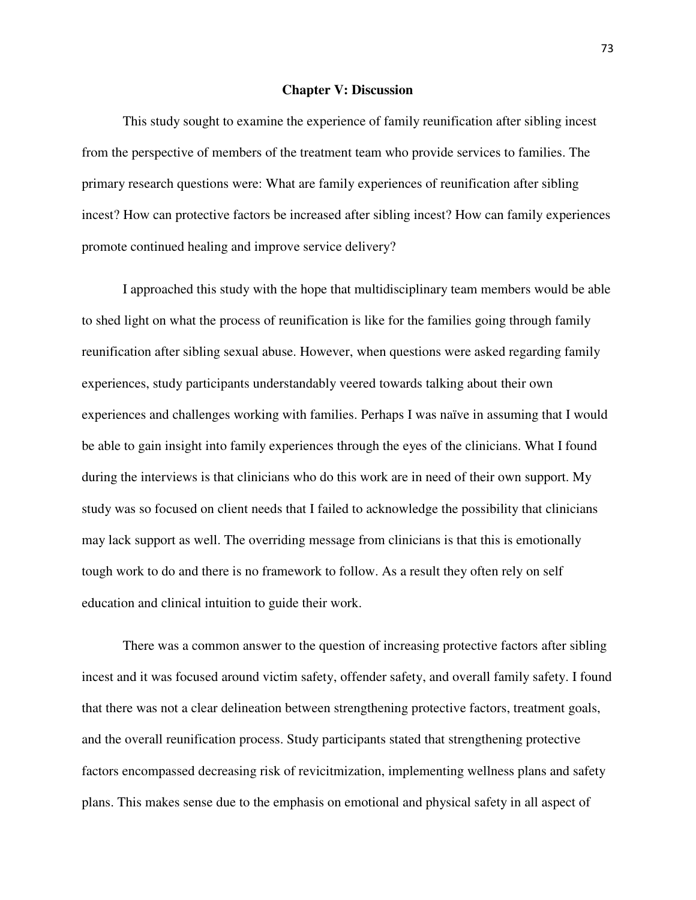## Chapter V: Discussion

This study sought to examine the experience of family reunification after sibling incest from the perspective of members of the treatment team who provide services to families. The primary research questions were: What are family experiences of reunification after sibling incest? How can protective factors be increased after sibling incest? How can family experiences promote continued healing and improve service delivery?

I approached this study with the hope that multidisciplinary team members would be able to shed light on what the process of reunification is like for the families going through family reunification after sibling sexual abuse. However, when questions were asked regarding family experiences, study participants understandably veered towards talking about their own experiences and challenges working with families. Perhaps I was naïve in assuming that I would be able to gain insight into family experiences through the eyes of the clinicians. What I found during the interviews is that clinicians who do this work are in need of their own support. My study was so focused on client needs that I failed to acknowledge the possibility that clinicians may lack support as well. The overriding message from clinicians is that this is emotionally tough work to do and there is no framework to follow. As a result they often rely on self education and clinical intuition to guide their work.

There was a common answer to the question of increasing protective factors after sibling incest and it was focused around victim safety, offender safety, and overall family safety. I found that there was not a clear delineation between strengthening protective factors, treatment goals, and the overall reunification process. Study participants stated that strengthening protective factors encompassed decreasing risk of revicitmization, implementing wellness plans and safety plans. This makes sense due to the emphasis on emotional and physical safety in all aspect of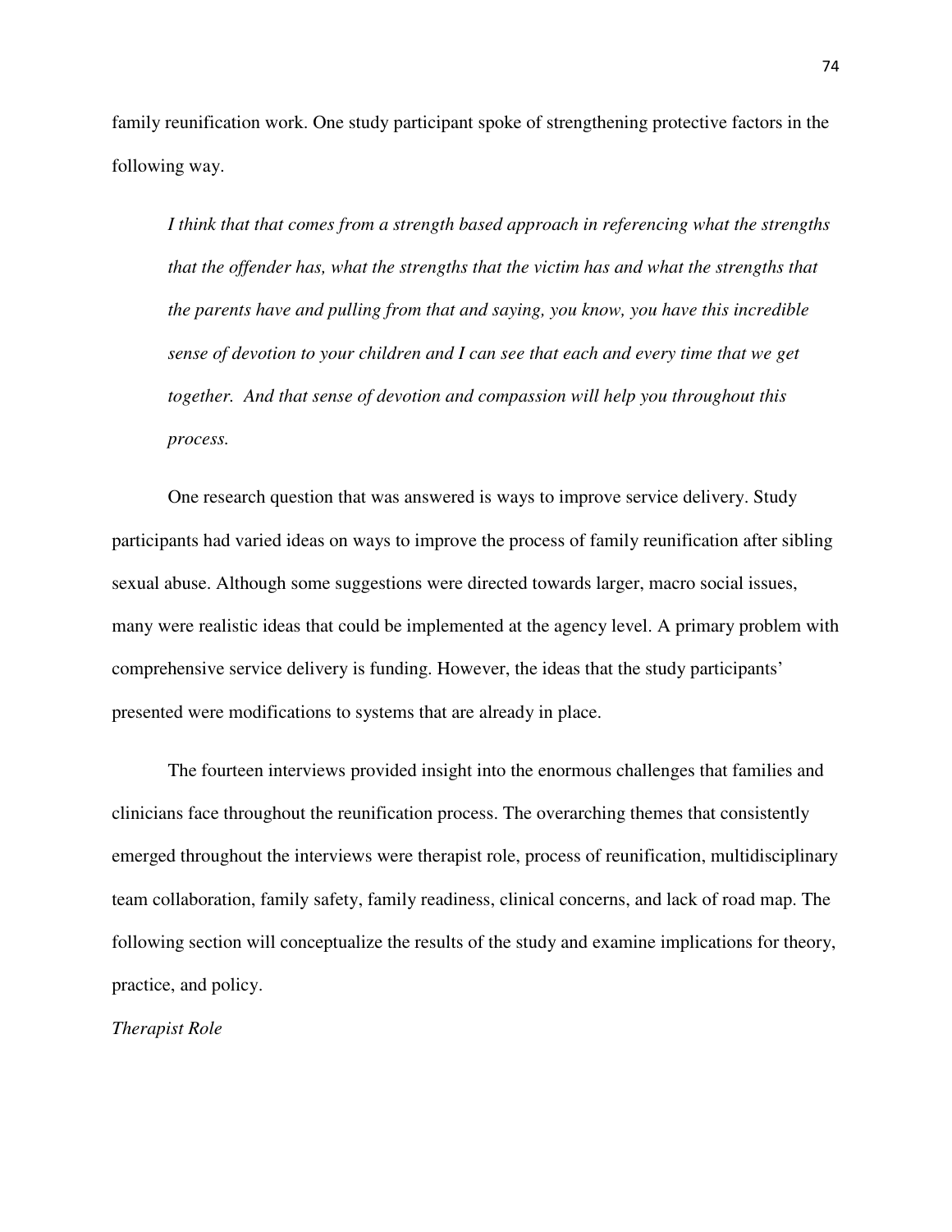family reunification work. One study participant spoke of strengthening protective factors in the following way.

> *I think that that comes from a strength based approach in referencing what the strengths that the offender has, what the strengths that the victim has and what the strengths that the parents have and pulling from that and saying, you know, you have this incredible sense of devotion to your children and I can see that each and every time that we get together. And that sense of devotion and compassion will help you throughout this process.*

One research question that was answered is ways to improve service delivery. Study participants had varied ideas on ways to improve the process of family reunification after sibling sexual abuse. Although some suggestions were directed towards larger, macro social issues, many were realistic ideas that could be implemented at the agency level. A primary problem with comprehensive service delivery is funding. However, the ideas that the study participants' presented were modifications to systems that are already in place.

The fourteen interviews provided insight into the enormous challenges that families and clinicians face throughout the reunification process. The overarching themes that consistently emerged throughout the interviews were therapist role, process of reunification, multidisciplinary team collaboration, family safety, family readiness, clinical concerns, and lack of road map. The following section will conceptualize the results of the study and examine implications for theory, practice, and policy.

*Therapist Role*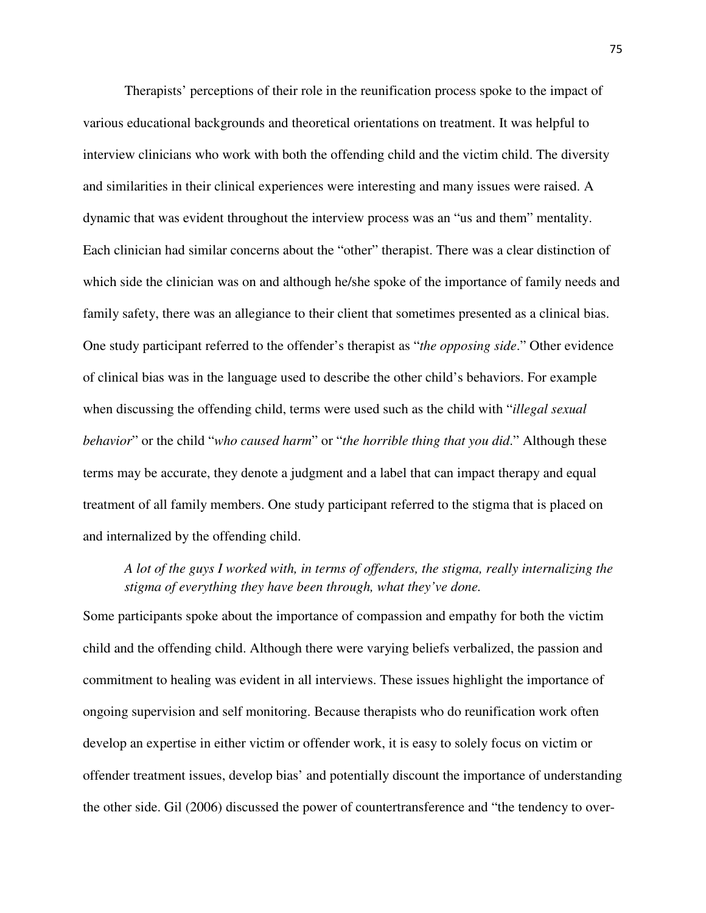Therapists' perceptions of their role in the reunification process spoke to the impact of various educational backgrounds and theoretical orientations on treatment. It was helpful to interview clinicians who work with both the offending child and the victim child. The diversity and similarities in their clinical experiences were interesting and many issues were raised. A dynamic that was evident throughout the interview process was an "us and them" mentality. Each clinician had similar concerns about the "other" therapist. There was a clear distinction of which side the clinician was on and although he/she spoke of the importance of family needs and family safety, there was an allegiance to their client that sometimes presented as a clinical bias. One study participant referred to the offender's therapist as "*the opposing side*." Other evidence of clinical bias was in the language used to describe the other child's behaviors. For example when discussing the offending child, terms were used such as the child with "*illegal sexual behavior*" or the child "*who caused harm*" or "*the horrible thing that you did*." Although these terms may be accurate, they denote a judgment and a label that can impact therapy and equal treatment of all family members. One study participant referred to the stigma that is placed on and internalized by the offending child.

> *A lot of the guys I worked with, in terms of offenders, the stigma, really internalizing the stigma of everything they have been through, what they've done.*

Some participants spoke about the importance of compassion and empathy for both the victim child and the offending child. Although there were varying beliefs verbalized, the passion and commitment to healing was evident in all interviews. These issues highlight the importance of ongoing supervision and self monitoring. Because therapists who do reunification work often develop an expertise in either victim or offender work, it is easy to solely focus on victim or offender treatment issues, develop bias' and potentially discount the importance of understanding the other side. Gil (2006) discussed the power of countertransference and "the tendency to over-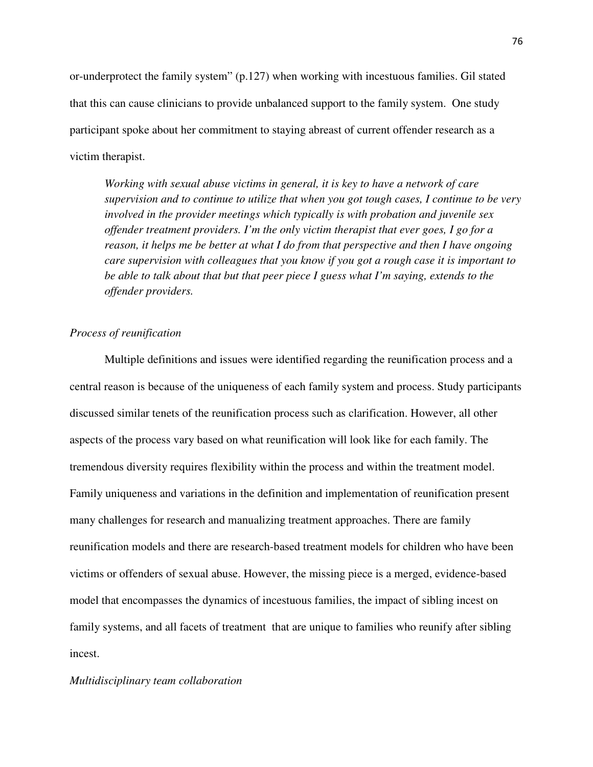or-underprotect the family system" (p.127) when working with incestuous families. Gil stated that this can cause clinicians to provide unbalanced support to the family system. One study participant spoke about her commitment to staying abreast of current offender research as a victim therapist.

> *Working with sexual abuse victims in general, it is key to have a network of care supervision and to continue to utilize that when you got tough cases, I continue to be very involved in the provider meetings which typically is with probation and juvenile sex offender treatment providers. I'm the only victim therapist that ever goes, I go for a reason, it helps me be better at what I do from that perspective and then I have ongoing care supervision with colleagues that you know if you got a rough case it is important to be able to talk about that but that peer piece I guess what I'm saying, extends to the offender providers.*

*Process of reunification*

Multiple definitions and issues were identified regarding the reunification process and a central reason is because of the uniqueness of each family system and process. Study participants discussed similar tenets of the reunification process such as clarification. However, all other aspects of the process vary based on what reunification will look like for each family. The tremendous diversity requires flexibility within the process and within the treatment model. Family uniqueness and variations in the definition and implementation of reunification present many challenges for research and manualizing treatment approaches. There are family reunification models and there are research-based treatment models for children who have been victims or offenders of sexual abuse. However, the missing piece is a merged, evidence-based model that encompasses the dynamics of incestuous families, the impact of sibling incest on family systems, and all facets of treatment that are unique to families who reunify after sibling incest.

*Multidisciplinary team collaboration*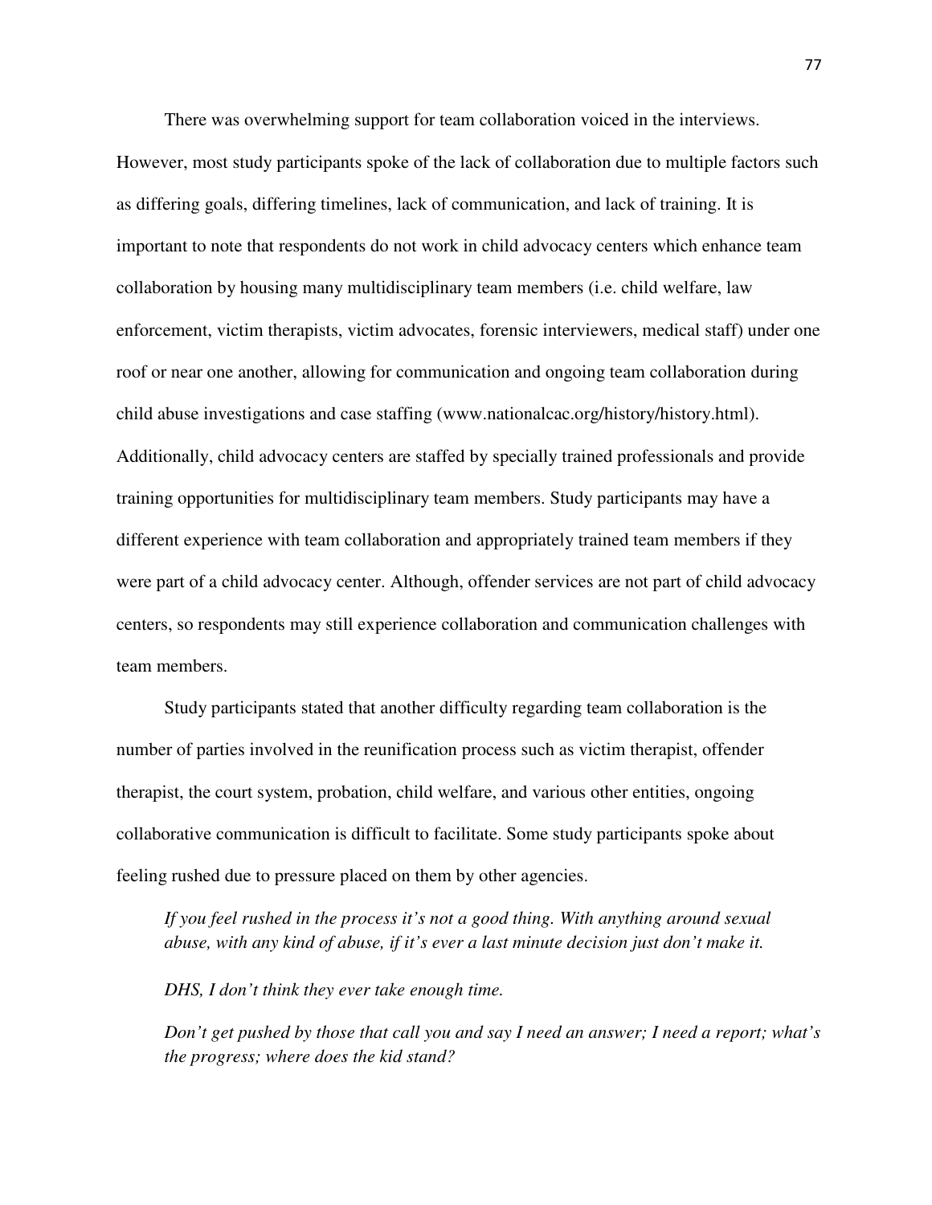There was overwhelming support for team collaboration voiced in the interviews. However, most study participants spoke of the lack of collaboration due to multiple factors such as differing goals, differing timelines, lack of communication, and lack of training. It is important to note that respondents do not work in child advocacy centers which enhance team collaboration by housing many multidisciplinary team members (i.e. child welfare, law enforcement, victim therapists, victim advocates, forensic interviewers, medical staff) under one roof or near one another, allowing for communication and ongoing team collaboration during child abuse investigations and case staffing (www.nationalcac.org/history/history.html). Additionally, child advocacy centers are staffed by specially trained professionals and provide training opportunities for multidisciplinary team members. Study participants may have a different experience with team collaboration and appropriately trained team members if they were part of a child advocacy center. Although, offender services are not part of child advocacy centers, so respondents may still experience collaboration and communication challenges with team members.

Study participants stated that another difficulty regarding team collaboration is the number of parties involved in the reunification process such as victim therapist, offender therapist, the court system, probation, child welfare, and various other entities, ongoing collaborative communication is difficult to facilitate. Some study participants spoke about feeling rushed due to pressure placed on them by other agencies.

> *If you feel rushed in the process it's not a good thing. With anything around sexual abuse, with any kind of abuse, if it's ever a last minute decision just don't make it.*
>
> *DHS, I don't think they ever take enough time.*
>
> *Don't get pushed by those that call you and say I need an answer; I need a report; what's the progress; where does the kid stand?*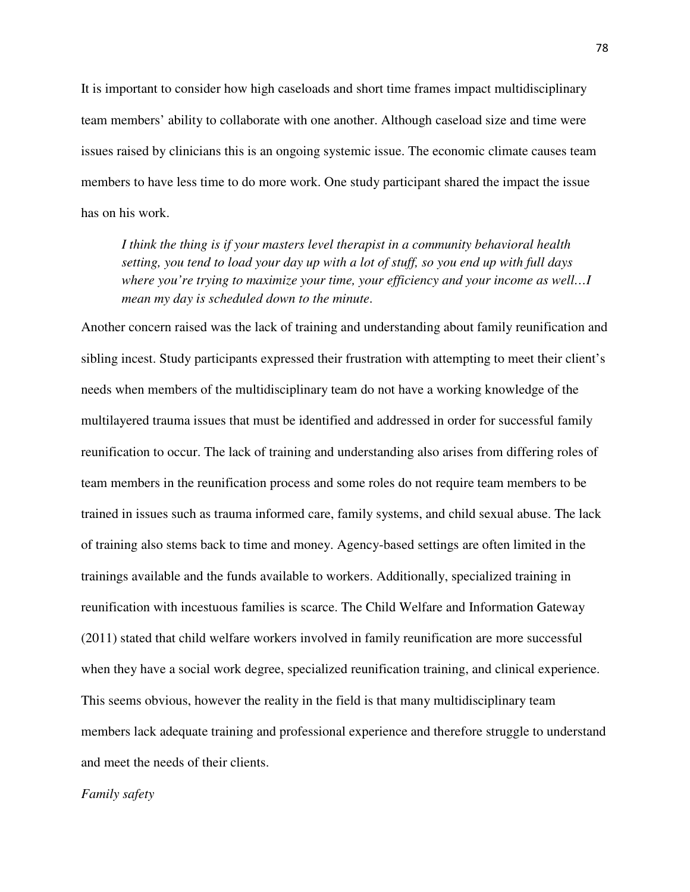It is important to consider how high caseloads and short time frames impact multidisciplinary team members' ability to collaborate with one another. Although caseload size and time were issues raised by clinicians this is an ongoing systemic issue. The economic climate causes team members to have less time to do more work. One study participant shared the impact the issue has on his work.

> *I think the thing is if your masters level therapist in a community behavioral health setting, you tend to load your day up with a lot of stuff, so you end up with full days where you're trying to maximize your time, your efficiency and your income as well…I mean my day is scheduled down to the minute.*

Another concern raised was the lack of training and understanding about family reunification and sibling incest. Study participants expressed their frustration with attempting to meet their client's needs when members of the multidisciplinary team do not have a working knowledge of the multilayered trauma issues that must be identified and addressed in order for successful family reunification to occur. The lack of training and understanding also arises from differing roles of team members in the reunification process and some roles do not require team members to be trained in issues such as trauma informed care, family systems, and child sexual abuse. The lack of training also stems back to time and money. Agency-based settings are often limited in the trainings available and the funds available to workers. Additionally, specialized training in reunification with incestuous families is scarce. The Child Welfare and Information Gateway (2011) stated that child welfare workers involved in family reunification are more successful when they have a social work degree, specialized reunification training, and clinical experience. This seems obvious, however the reality in the field is that many multidisciplinary team members lack adequate training and professional experience and therefore struggle to understand and meet the needs of their clients.

*Family safety*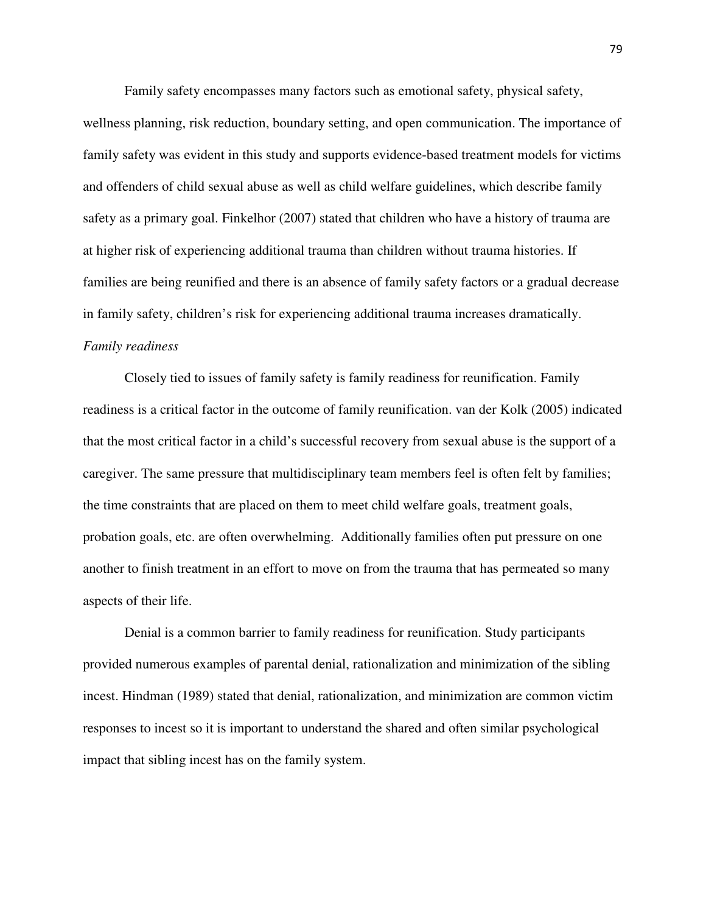Family safety encompasses many factors such as emotional safety, physical safety, wellness planning, risk reduction, boundary setting, and open communication. The importance of family safety was evident in this study and supports evidence-based treatment models for victims and offenders of child sexual abuse as well as child welfare guidelines, which describe family safety as a primary goal. Finkelhor (2007) stated that children who have a history of trauma are at higher risk of experiencing additional trauma than children without trauma histories. If families are being reunified and there is an absence of family safety factors or a gradual decrease in family safety, children's risk for experiencing additional trauma increases dramatically.

*Family readiness*

Closely tied to issues of family safety is family readiness for reunification. Family readiness is a critical factor in the outcome of family reunification. van der Kolk (2005) indicated that the most critical factor in a child's successful recovery from sexual abuse is the support of a caregiver. The same pressure that multidisciplinary team members feel is often felt by families; the time constraints that are placed on them to meet child welfare goals, treatment goals, probation goals, etc. are often overwhelming. Additionally families often put pressure on one another to finish treatment in an effort to move on from the trauma that has permeated so many aspects of their life.

Denial is a common barrier to family readiness for reunification. Study participants provided numerous examples of parental denial, rationalization and minimization of the sibling incest. Hindman (1989) stated that denial, rationalization, and minimization are common victim responses to incest so it is important to understand the shared and often similar psychological impact that sibling incest has on the family system.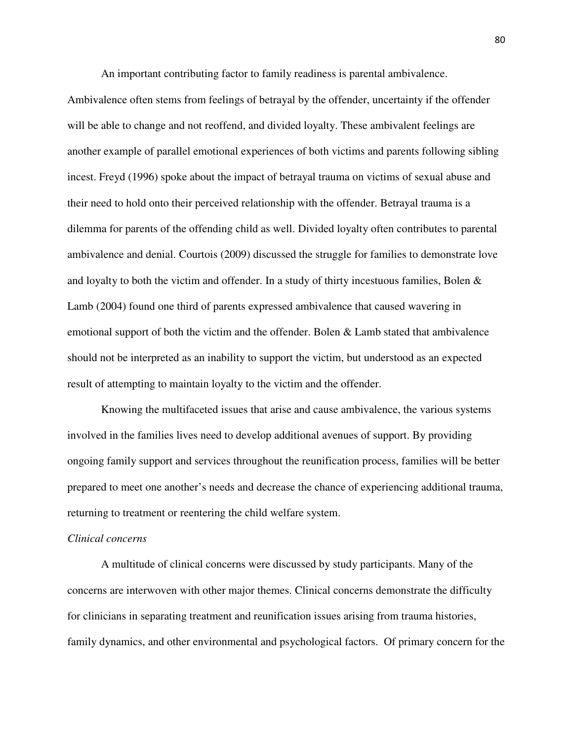An important contributing factor to family readiness is parental ambivalence. Ambivalence often stems from feelings of betrayal by the offender, uncertainty if the offender will be able to change and not reoffend, and divided loyalty. These ambivalent feelings are another example of parallel emotional experiences of both victims and parents following sibling incest. Freyd (1996) spoke about the impact of betrayal trauma on victims of sexual abuse and their need to hold onto their perceived relationship with the offender. Betrayal trauma is a dilemma for parents of the offending child as well. Divided loyalty often contributes to parental ambivalence and denial. Courtois (2009) discussed the struggle for families to demonstrate love and loyalty to both the victim and offender. In a study of thirty incestuous families, Bolen & Lamb (2004) found one third of parents expressed ambivalence that caused wavering in emotional support of both the victim and the offender. Bolen & Lamb stated that ambivalence should not be interpreted as an inability to support the victim, but understood as an expected result of attempting to maintain loyalty to the victim and the offender.

Knowing the multifaceted issues that arise and cause ambivalence, the various systems involved in the families lives need to develop additional avenues of support. By providing ongoing family support and services throughout the reunification process, families will be better prepared to meet one another's needs and decrease the chance of experiencing additional trauma, returning to treatment or reentering the child welfare system.

*Clinical concerns*

A multitude of clinical concerns were discussed by study participants. Many of the concerns are interwoven with other major themes. Clinical concerns demonstrate the difficulty for clinicians in separating treatment and reunification issues arising from trauma histories, family dynamics, and other environmental and psychological factors. Of primary concern for the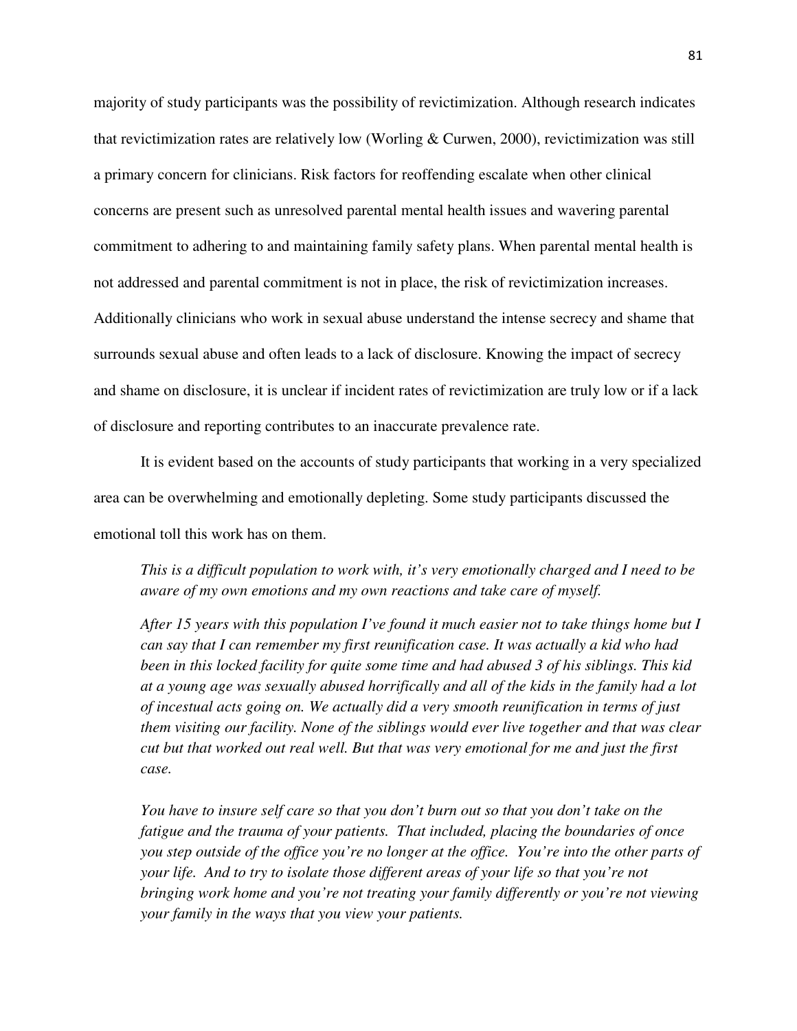majority of study participants was the possibility of revictimization. Although research indicates that revictimization rates are relatively low (Worling & Curwen, 2000), revictimization was still a primary concern for clinicians. Risk factors for reoffending escalate when other clinical concerns are present such as unresolved parental mental health issues and wavering parental commitment to adhering to and maintaining family safety plans. When parental mental health is not addressed and parental commitment is not in place, the risk of revictimization increases. Additionally clinicians who work in sexual abuse understand the intense secrecy and shame that surrounds sexual abuse and often leads to a lack of disclosure. Knowing the impact of secrecy and shame on disclosure, it is unclear if incident rates of revictimization are truly low or if a lack of disclosure and reporting contributes to an inaccurate prevalence rate.

It is evident based on the accounts of study participants that working in a very specialized area can be overwhelming and emotionally depleting. Some study participants discussed the emotional toll this work has on them.

> *This is a difficult population to work with, it's very emotionally charged and I need to be aware of my own emotions and my own reactions and take care of myself.*

> *After 15 years with this population I've found it much easier not to take things home but I can say that I can remember my first reunification case. It was actually a kid who had been in this locked facility for quite some time and had abused 3 of his siblings. This kid at a young age was sexually abused horrifically and all of the kids in the family had a lot of incestual acts going on. We actually did a very smooth reunification in terms of just them visiting our facility. None of the siblings would ever live together and that was clear cut but that worked out real well. But that was very emotional for me and just the first case.*

> *You have to insure self care so that you don't burn out so that you don't take on the fatigue and the trauma of your patients. That included, placing the boundaries of once you step outside of the office you're no longer at the office. You're into the other parts of your life. And to try to isolate those different areas of your life so that you're not bringing work home and you're not treating your family differently or you're not viewing your family in the ways that you view your patients.*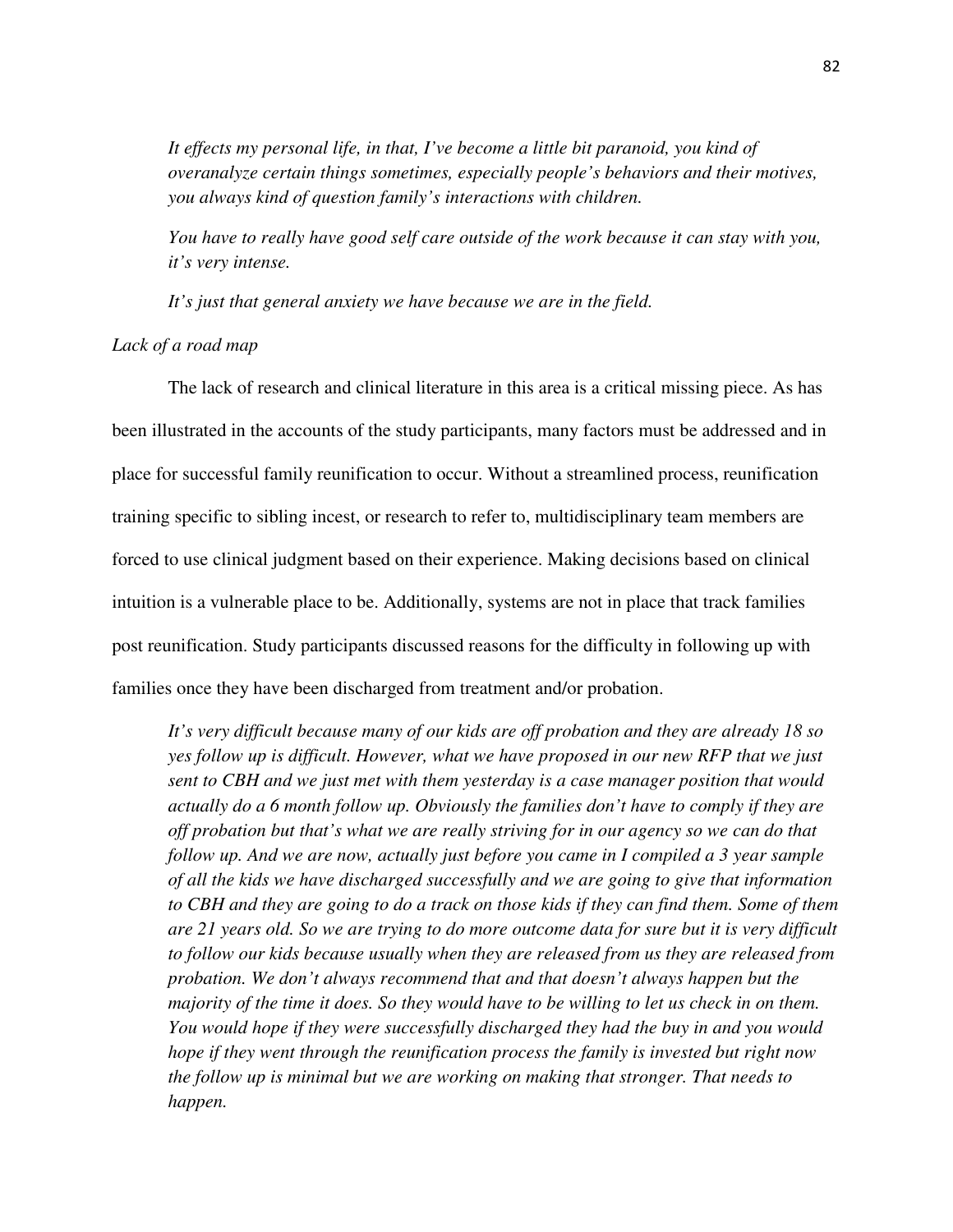*It effects my personal life, in that, I've become a little bit paranoid, you kind of overanalyze certain things sometimes, especially people's behaviors and their motives, you always kind of question family's interactions with children.*

*You have to really have good self care outside of the work because it can stay with you, it's very intense.*

*It's just that general anxiety we have because we are in the field.*

*Lack of a road map*

The lack of research and clinical literature in this area is a critical missing piece. As has been illustrated in the accounts of the study participants, many factors must be addressed and in place for successful family reunification to occur. Without a streamlined process, reunification training specific to sibling incest, or research to refer to, multidisciplinary team members are forced to use clinical judgment based on their experience. Making decisions based on clinical intuition is a vulnerable place to be. Additionally, systems are not in place that track families post reunification. Study participants discussed reasons for the difficulty in following up with families once they have been discharged from treatment and/or probation.

*It's very difficult because many of our kids are off probation and they are already 18 so yes follow up is difficult. However, what we have proposed in our new RFP that we just sent to CBH and we just met with them yesterday is a case manager position that would actually do a 6 month follow up. Obviously the families don't have to comply if they are off probation but that's what we are really striving for in our agency so we can do that follow up. And we are now, actually just before you came in I compiled a 3 year sample of all the kids we have discharged successfully and we are going to give that information to CBH and they are going to do a track on those kids if they can find them. Some of them are 21 years old. So we are trying to do more outcome data for sure but it is very difficult to follow our kids because usually when they are released from us they are released from probation. We don't always recommend that and that doesn't always happen but the majority of the time it does. So they would have to be willing to let us check in on them. You would hope if they were successfully discharged they had the buy in and you would hope if they went through the reunification process the family is invested but right now the follow up is minimal but we are working on making that stronger. That needs to happen.*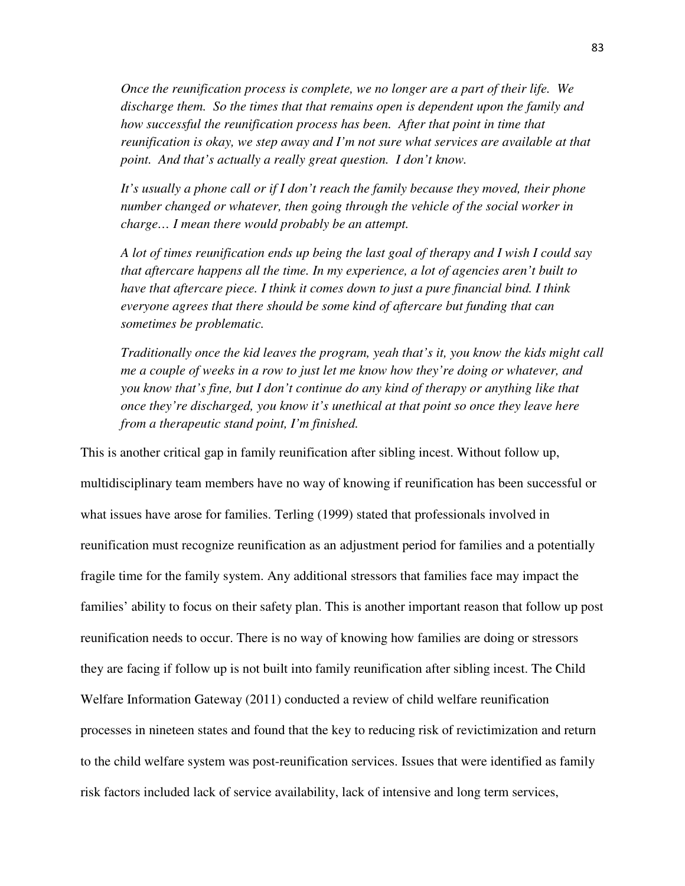> *Once the reunification process is complete, we no longer are a part of their life. We discharge them. So the times that that remains open is dependent upon the family and how successful the reunification process has been. After that point in time that reunification is okay, we step away and I'm not sure what services are available at that point. And that's actually a really great question. I don't know.*
>
> *It's usually a phone call or if I don't reach the family because they moved, their phone number changed or whatever, then going through the vehicle of the social worker in charge… I mean there would probably be an attempt.*
>
> *A lot of times reunification ends up being the last goal of therapy and I wish I could say that aftercare happens all the time. In my experience, a lot of agencies aren't built to have that aftercare piece. I think it comes down to just a pure financial bind. I think everyone agrees that there should be some kind of aftercare but funding that can sometimes be problematic.*
>
> *Traditionally once the kid leaves the program, yeah that's it, you know the kids might call me a couple of weeks in a row to just let me know how they're doing or whatever, and you know that's fine, but I don't continue do any kind of therapy or anything like that once they're discharged, you know it's unethical at that point so once they leave here from a therapeutic stand point, I'm finished.*

This is another critical gap in family reunification after sibling incest. Without follow up, multidisciplinary team members have no way of knowing if reunification has been successful or what issues have arose for families. Terling (1999) stated that professionals involved in reunification must recognize reunification as an adjustment period for families and a potentially fragile time for the family system. Any additional stressors that families face may impact the families' ability to focus on their safety plan. This is another important reason that follow up post reunification needs to occur. There is no way of knowing how families are doing or stressors they are facing if follow up is not built into family reunification after sibling incest. The Child Welfare Information Gateway (2011) conducted a review of child welfare reunification processes in nineteen states and found that the key to reducing risk of revictimization and return to the child welfare system was post-reunification services. Issues that were identified as family risk factors included lack of service availability, lack of intensive and long term services,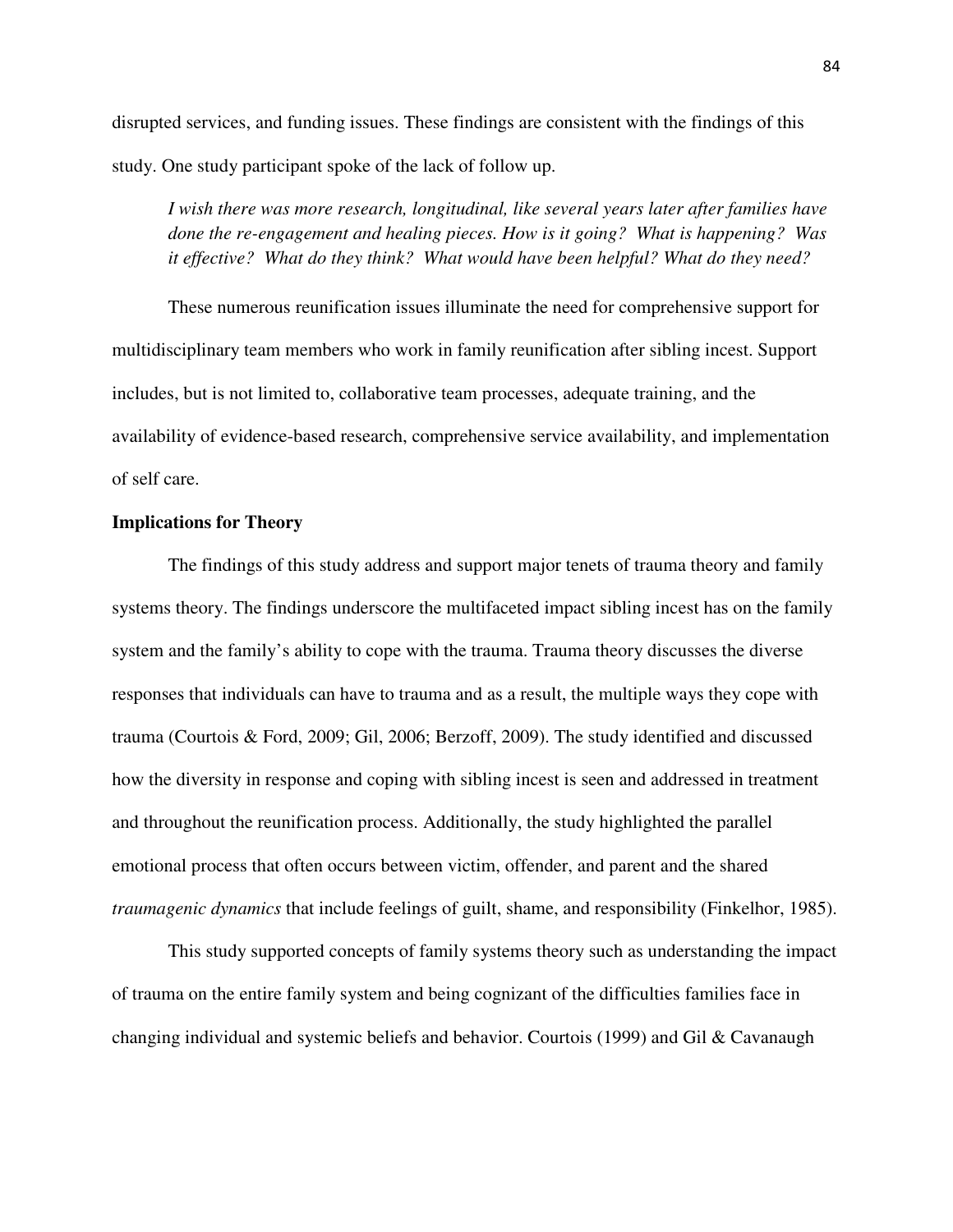disrupted services, and funding issues. These findings are consistent with the findings of this study. One study participant spoke of the lack of follow up.

> *I wish there was more research, longitudinal, like several years later after families have done the re-engagement and healing pieces. How is it going? What is happening? Was it effective? What do they think? What would have been helpful? What do they need?*

These numerous reunification issues illuminate the need for comprehensive support for multidisciplinary team members who work in family reunification after sibling incest. Support includes, but is not limited to, collaborative team processes, adequate training, and the availability of evidence-based research, comprehensive service availability, and implementation of self care.

**Implications for Theory**

The findings of this study address and support major tenets of trauma theory and family systems theory. The findings underscore the multifaceted impact sibling incest has on the family system and the family's ability to cope with the trauma. Trauma theory discusses the diverse responses that individuals can have to trauma and as a result, the multiple ways they cope with trauma (Courtois & Ford, 2009; Gil, 2006; Berzoff, 2009). The study identified and discussed how the diversity in response and coping with sibling incest is seen and addressed in treatment and throughout the reunification process. Additionally, the study highlighted the parallel emotional process that often occurs between victim, offender, and parent and the shared *traumagenic dynamics* that include feelings of guilt, shame, and responsibility (Finkelhor, 1985).

This study supported concepts of family systems theory such as understanding the impact of trauma on the entire family system and being cognizant of the difficulties families face in changing individual and systemic beliefs and behavior. Courtois (1999) and Gil & Cavanaugh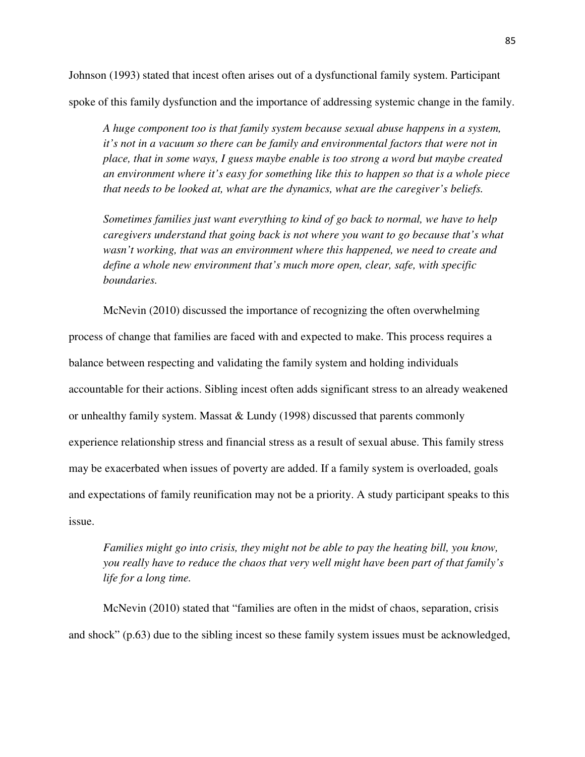Johnson (1993) stated that incest often arises out of a dysfunctional family system. Participant spoke of this family dysfunction and the importance of addressing systemic change in the family.

> *A huge component too is that family system because sexual abuse happens in a system, it's not in a vacuum so there can be family and environmental factors that were not in place, that in some ways, I guess maybe enable is too strong a word but maybe created an environment where it's easy for something like this to happen so that is a whole piece that needs to be looked at, what are the dynamics, what are the caregiver's beliefs.*
>
> *Sometimes families just want everything to kind of go back to normal, we have to help caregivers understand that going back is not where you want to go because that's what wasn't working, that was an environment where this happened, we need to create and define a whole new environment that's much more open, clear, safe, with specific boundaries.*

McNevin (2010) discussed the importance of recognizing the often overwhelming process of change that families are faced with and expected to make. This process requires a balance between respecting and validating the family system and holding individuals accountable for their actions. Sibling incest often adds significant stress to an already weakened or unhealthy family system. Massat & Lundy (1998) discussed that parents commonly experience relationship stress and financial stress as a result of sexual abuse. This family stress may be exacerbated when issues of poverty are added. If a family system is overloaded, goals and expectations of family reunification may not be a priority. A study participant speaks to this issue.

> *Families might go into crisis, they might not be able to pay the heating bill, you know, you really have to reduce the chaos that very well might have been part of that family's life for a long time.*

McNevin (2010) stated that "families are often in the midst of chaos, separation, crisis and shock" (p.63) due to the sibling incest so these family system issues must be acknowledged,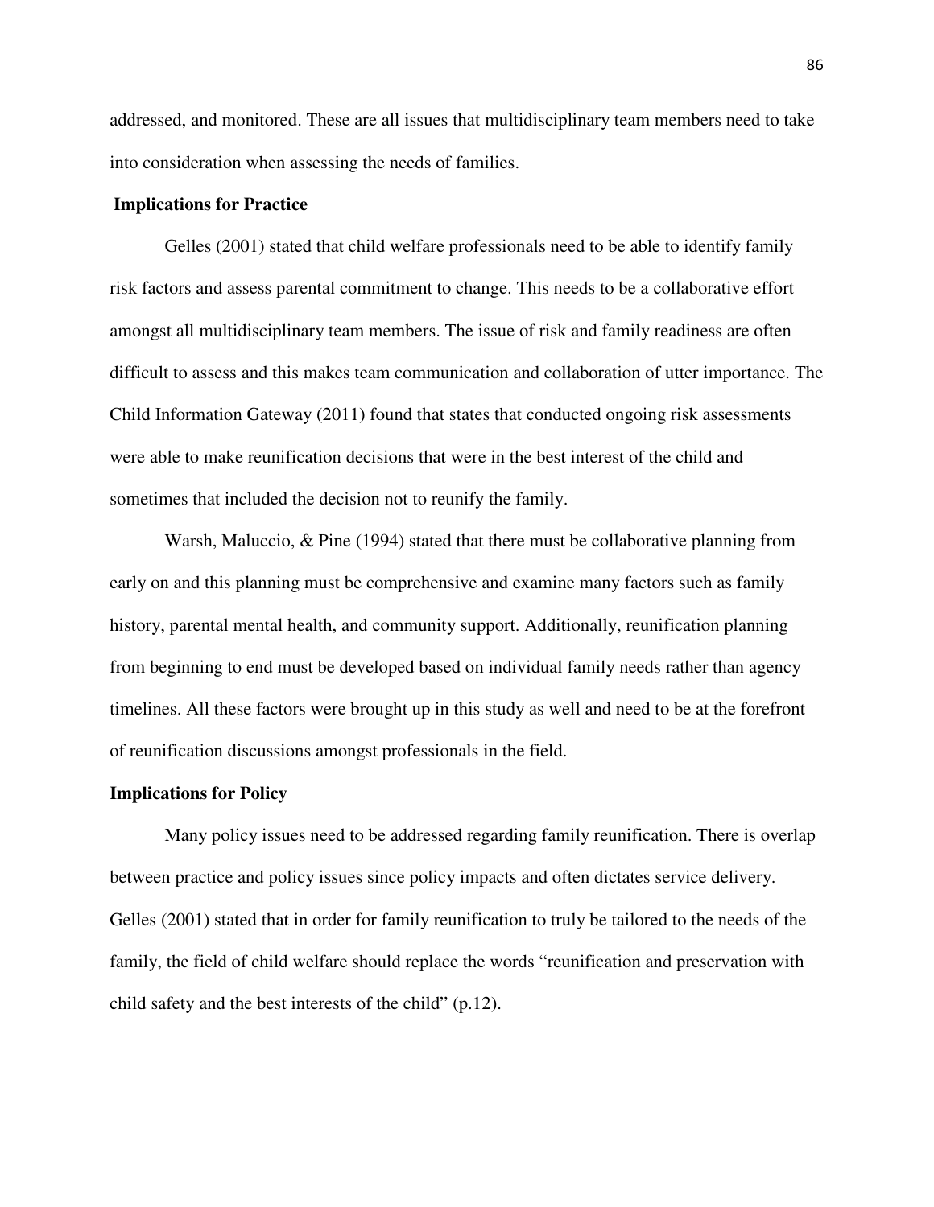addressed, and monitored. These are all issues that multidisciplinary team members need to take into consideration when assessing the needs of families.

### Implications for Practice

Gelles (2001) stated that child welfare professionals need to be able to identify family risk factors and assess parental commitment to change. This needs to be a collaborative effort amongst all multidisciplinary team members. The issue of risk and family readiness are often difficult to assess and this makes team communication and collaboration of utter importance. The Child Information Gateway (2011) found that states that conducted ongoing risk assessments were able to make reunification decisions that were in the best interest of the child and sometimes that included the decision not to reunify the family.

Warsh, Maluccio, & Pine (1994) stated that there must be collaborative planning from early on and this planning must be comprehensive and examine many factors such as family history, parental mental health, and community support. Additionally, reunification planning from beginning to end must be developed based on individual family needs rather than agency timelines. All these factors were brought up in this study as well and need to be at the forefront of reunification discussions amongst professionals in the field.

### Implications for Policy

Many policy issues need to be addressed regarding family reunification. There is overlap between practice and policy issues since policy impacts and often dictates service delivery. Gelles (2001) stated that in order for family reunification to truly be tailored to the needs of the family, the field of child welfare should replace the words "reunification and preservation with child safety and the best interests of the child" (p.12).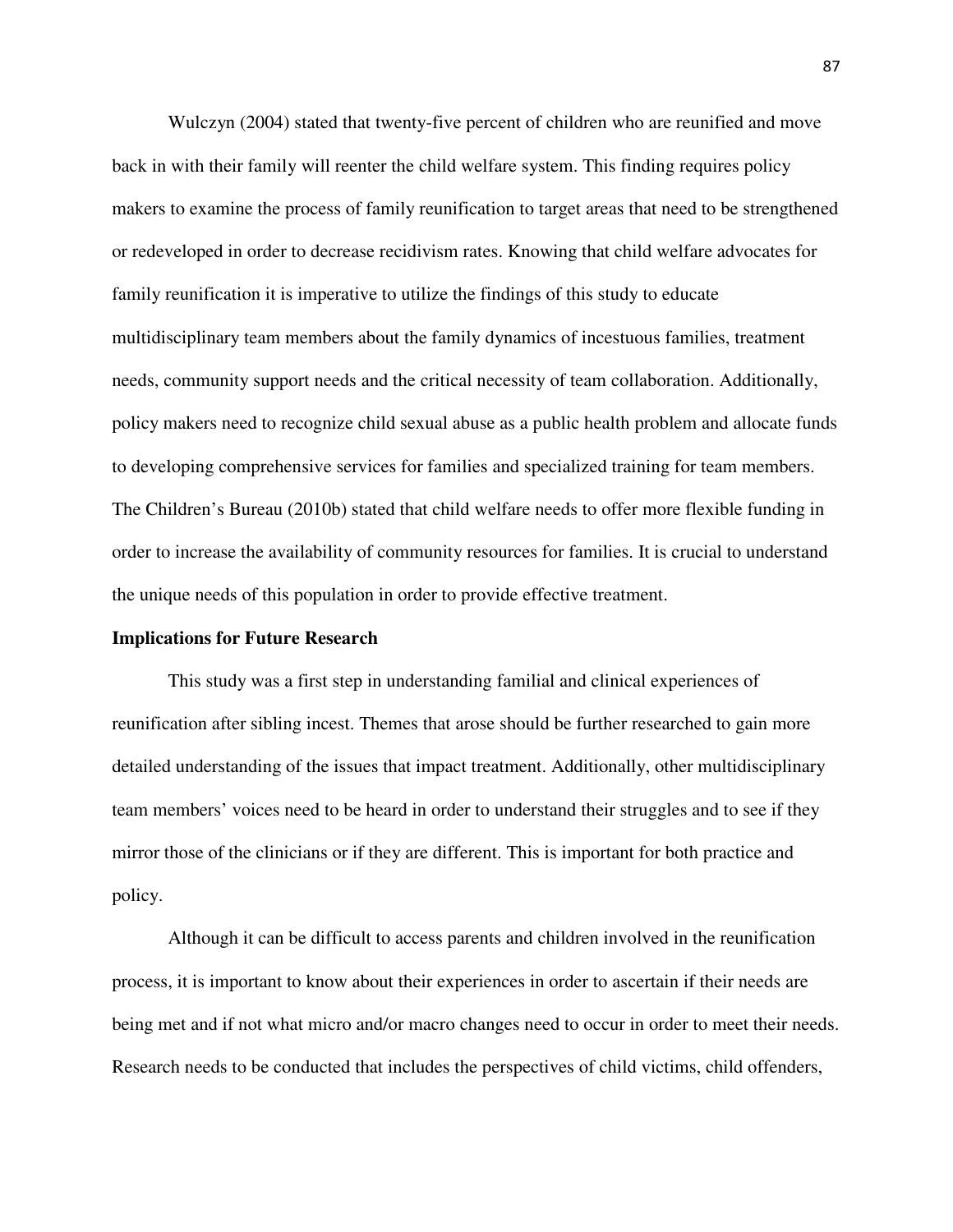Wulczyn (2004) stated that twenty-five percent of children who are reunified and move back in with their family will reenter the child welfare system. This finding requires policy makers to examine the process of family reunification to target areas that need to be strengthened or redeveloped in order to decrease recidivism rates. Knowing that child welfare advocates for family reunification it is imperative to utilize the findings of this study to educate multidisciplinary team members about the family dynamics of incestuous families, treatment needs, community support needs and the critical necessity of team collaboration. Additionally, policy makers need to recognize child sexual abuse as a public health problem and allocate funds to developing comprehensive services for families and specialized training for team members. The Children's Bureau (2010b) stated that child welfare needs to offer more flexible funding in order to increase the availability of community resources for families. It is crucial to understand the unique needs of this population in order to provide effective treatment.

**Implications for Future Research**

This study was a first step in understanding familial and clinical experiences of reunification after sibling incest. Themes that arose should be further researched to gain more detailed understanding of the issues that impact treatment. Additionally, other multidisciplinary team members' voices need to be heard in order to understand their struggles and to see if they mirror those of the clinicians or if they are different. This is important for both practice and policy.

Although it can be difficult to access parents and children involved in the reunification process, it is important to know about their experiences in order to ascertain if their needs are being met and if not what micro and/or macro changes need to occur in order to meet their needs. Research needs to be conducted that includes the perspectives of child victims, child offenders,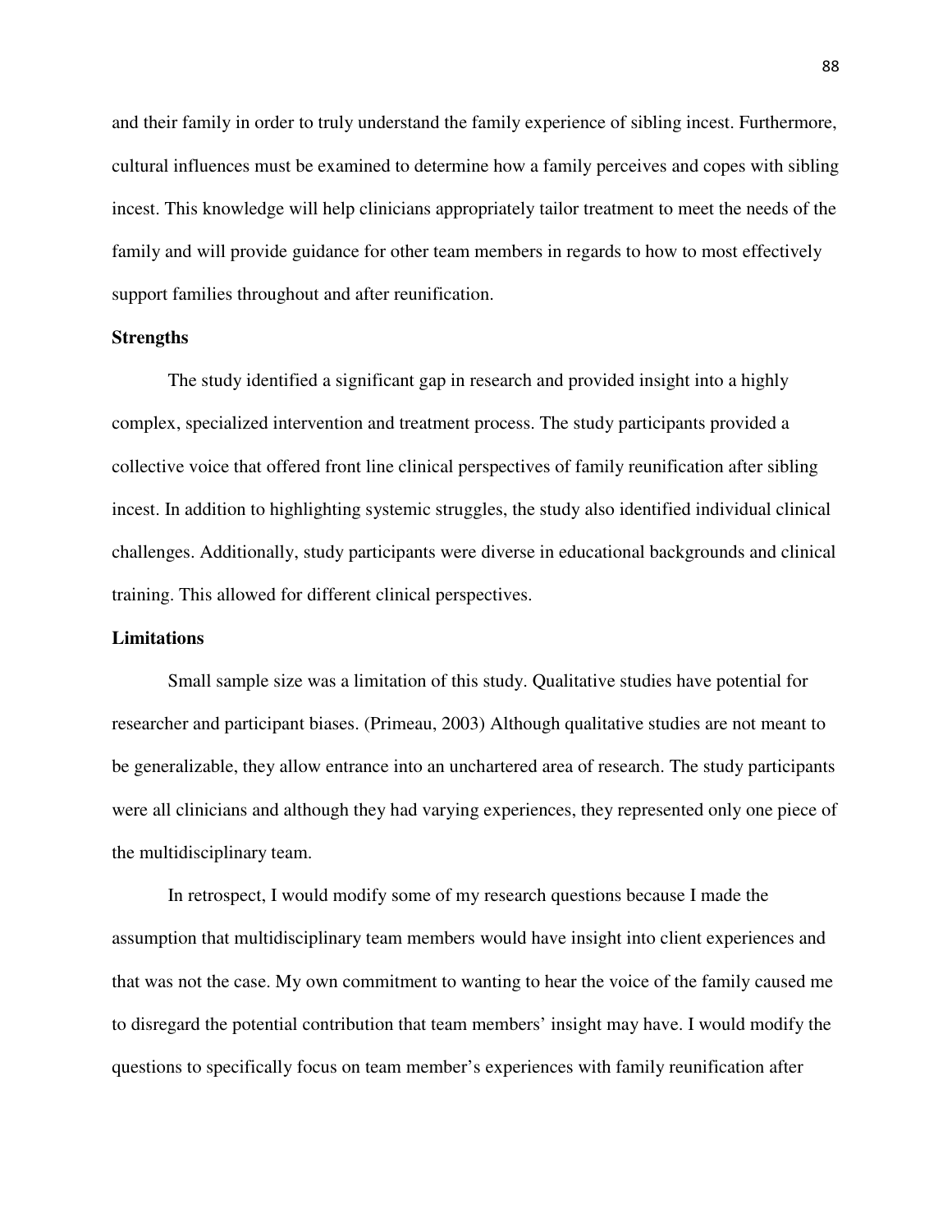and their family in order to truly understand the family experience of sibling incest. Furthermore, cultural influences must be examined to determine how a family perceives and copes with sibling incest. This knowledge will help clinicians appropriately tailor treatment to meet the needs of the family and will provide guidance for other team members in regards to how to most effectively support families throughout and after reunification.

**Strengths**

The study identified a significant gap in research and provided insight into a highly complex, specialized intervention and treatment process. The study participants provided a collective voice that offered front line clinical perspectives of family reunification after sibling incest. In addition to highlighting systemic struggles, the study also identified individual clinical challenges. Additionally, study participants were diverse in educational backgrounds and clinical training. This allowed for different clinical perspectives.

**Limitations**

Small sample size was a limitation of this study. Qualitative studies have potential for researcher and participant biases. (Primeau, 2003) Although qualitative studies are not meant to be generalizable, they allow entrance into an unchartered area of research. The study participants were all clinicians and although they had varying experiences, they represented only one piece of the multidisciplinary team.

In retrospect, I would modify some of my research questions because I made the assumption that multidisciplinary team members would have insight into client experiences and that was not the case. My own commitment to wanting to hear the voice of the family caused me to disregard the potential contribution that team members' insight may have. I would modify the questions to specifically focus on team member's experiences with family reunification after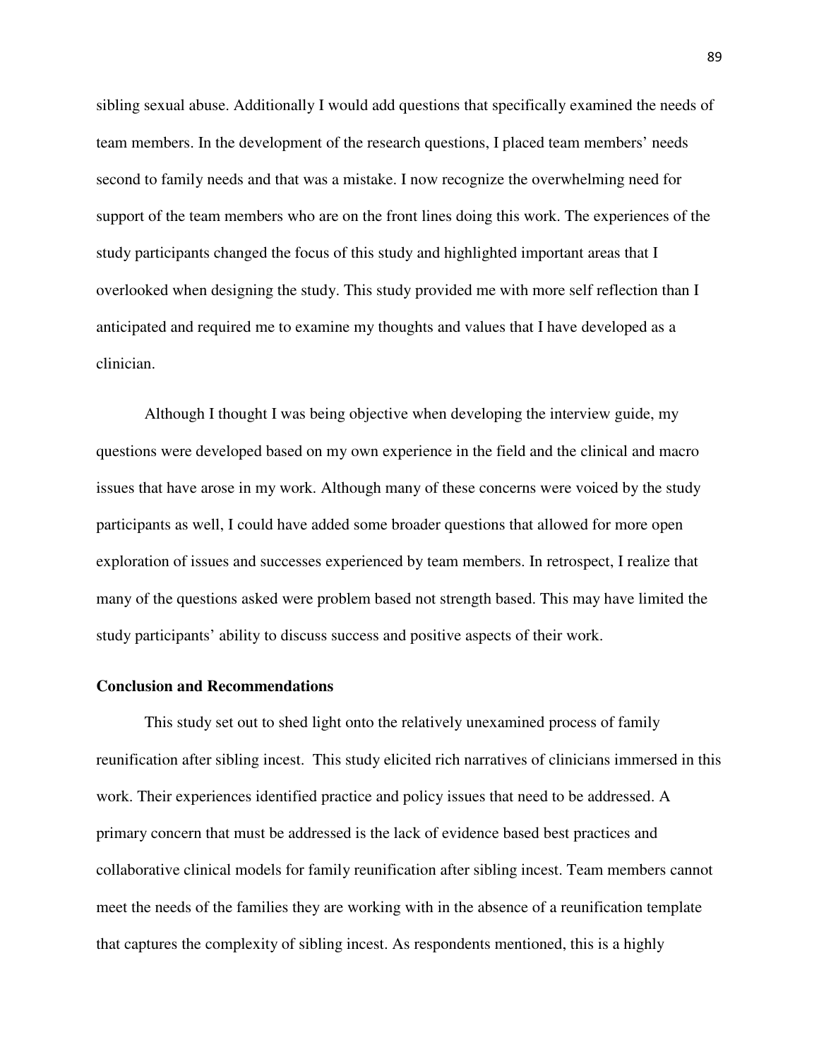sibling sexual abuse. Additionally I would add questions that specifically examined the needs of team members. In the development of the research questions, I placed team members' needs second to family needs and that was a mistake. I now recognize the overwhelming need for support of the team members who are on the front lines doing this work. The experiences of the study participants changed the focus of this study and highlighted important areas that I overlooked when designing the study. This study provided me with more self reflection than I anticipated and required me to examine my thoughts and values that I have developed as a clinician.

Although I thought I was being objective when developing the interview guide, my questions were developed based on my own experience in the field and the clinical and macro issues that have arose in my work. Although many of these concerns were voiced by the study participants as well, I could have added some broader questions that allowed for more open exploration of issues and successes experienced by team members. In retrospect, I realize that many of the questions asked were problem based not strength based. This may have limited the study participants' ability to discuss success and positive aspects of their work.

## Conclusion and Recommendations

This study set out to shed light onto the relatively unexamined process of family reunification after sibling incest. This study elicited rich narratives of clinicians immersed in this work. Their experiences identified practice and policy issues that need to be addressed. A primary concern that must be addressed is the lack of evidence based best practices and collaborative clinical models for family reunification after sibling incest. Team members cannot meet the needs of the families they are working with in the absence of a reunification template that captures the complexity of sibling incest. As respondents mentioned, this is a highly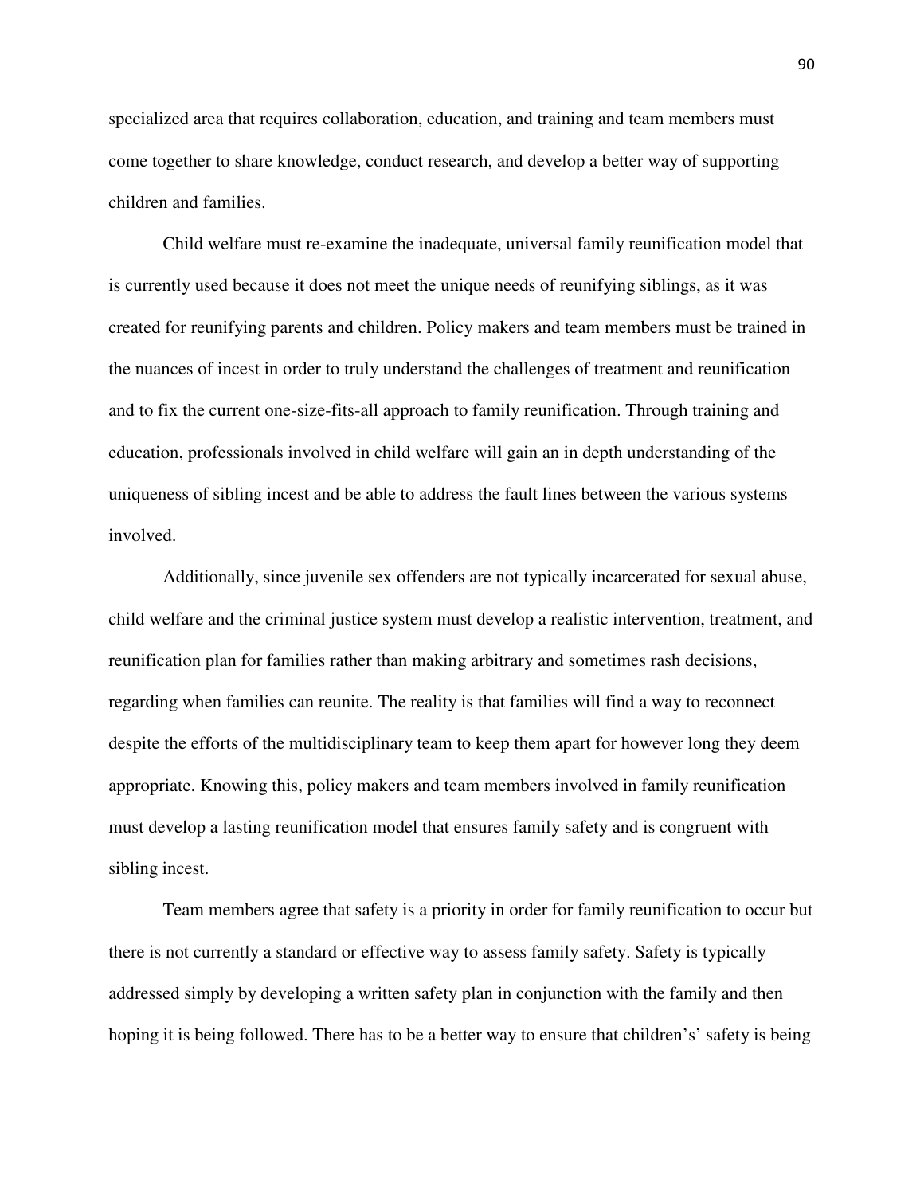specialized area that requires collaboration, education, and training and team members must come together to share knowledge, conduct research, and develop a better way of supporting children and families.

Child welfare must re-examine the inadequate, universal family reunification model that is currently used because it does not meet the unique needs of reunifying siblings, as it was created for reunifying parents and children. Policy makers and team members must be trained in the nuances of incest in order to truly understand the challenges of treatment and reunification and to fix the current one-size-fits-all approach to family reunification. Through training and education, professionals involved in child welfare will gain an in depth understanding of the uniqueness of sibling incest and be able to address the fault lines between the various systems involved.

Additionally, since juvenile sex offenders are not typically incarcerated for sexual abuse, child welfare and the criminal justice system must develop a realistic intervention, treatment, and reunification plan for families rather than making arbitrary and sometimes rash decisions, regarding when families can reunite. The reality is that families will find a way to reconnect despite the efforts of the multidisciplinary team to keep them apart for however long they deem appropriate. Knowing this, policy makers and team members involved in family reunification must develop a lasting reunification model that ensures family safety and is congruent with sibling incest.

Team members agree that safety is a priority in order for family reunification to occur but there is not currently a standard or effective way to assess family safety. Safety is typically addressed simply by developing a written safety plan in conjunction with the family and then hoping it is being followed. There has to be a better way to ensure that children's' safety is being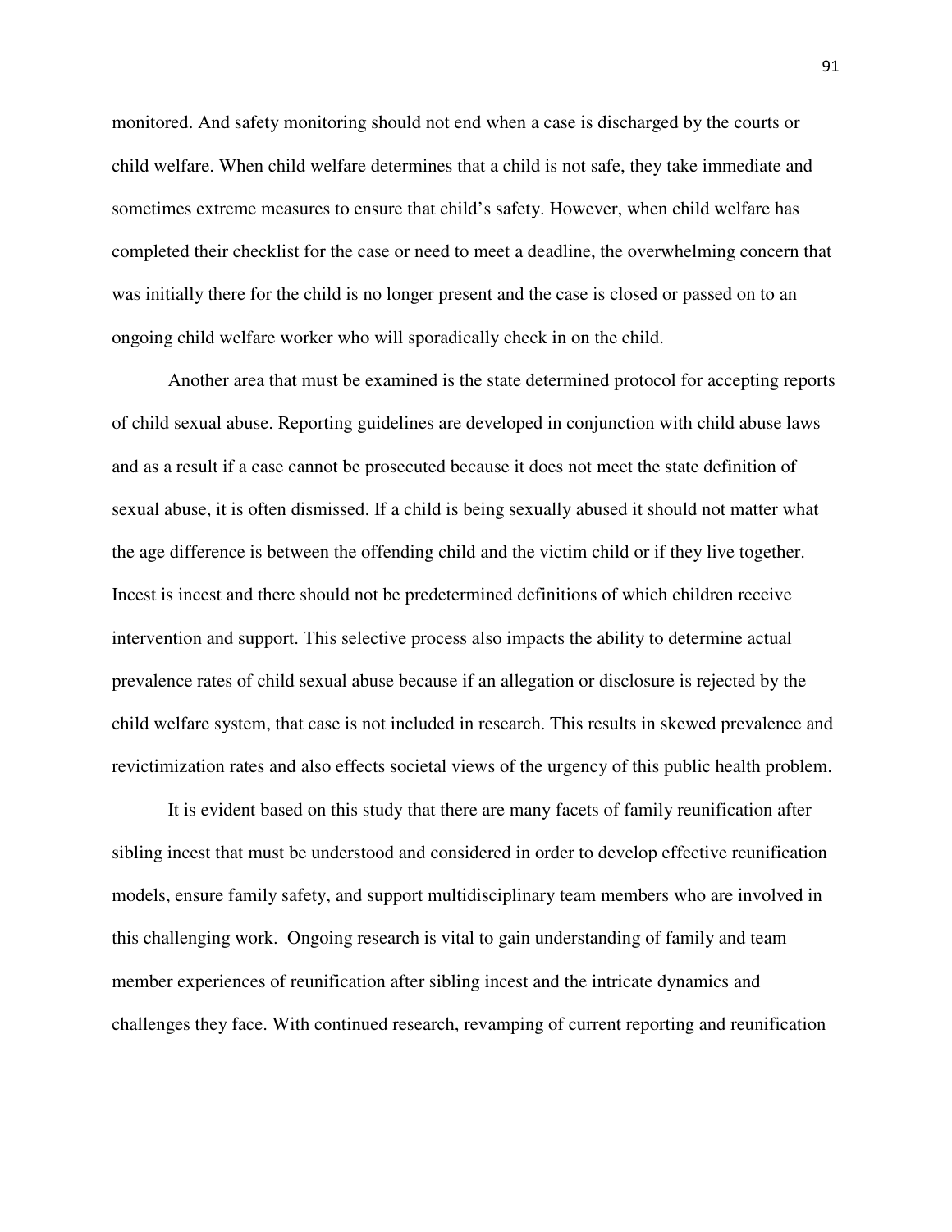monitored. And safety monitoring should not end when a case is discharged by the courts or child welfare. When child welfare determines that a child is not safe, they take immediate and sometimes extreme measures to ensure that child's safety. However, when child welfare has completed their checklist for the case or need to meet a deadline, the overwhelming concern that was initially there for the child is no longer present and the case is closed or passed on to an ongoing child welfare worker who will sporadically check in on the child.

Another area that must be examined is the state determined protocol for accepting reports of child sexual abuse. Reporting guidelines are developed in conjunction with child abuse laws and as a result if a case cannot be prosecuted because it does not meet the state definition of sexual abuse, it is often dismissed. If a child is being sexually abused it should not matter what the age difference is between the offending child and the victim child or if they live together. Incest is incest and there should not be predetermined definitions of which children receive intervention and support. This selective process also impacts the ability to determine actual prevalence rates of child sexual abuse because if an allegation or disclosure is rejected by the child welfare system, that case is not included in research. This results in skewed prevalence and revictimization rates and also effects societal views of the urgency of this public health problem.

It is evident based on this study that there are many facets of family reunification after sibling incest that must be understood and considered in order to develop effective reunification models, ensure family safety, and support multidisciplinary team members who are involved in this challenging work. Ongoing research is vital to gain understanding of family and team member experiences of reunification after sibling incest and the intricate dynamics and challenges they face. With continued research, revamping of current reporting and reunification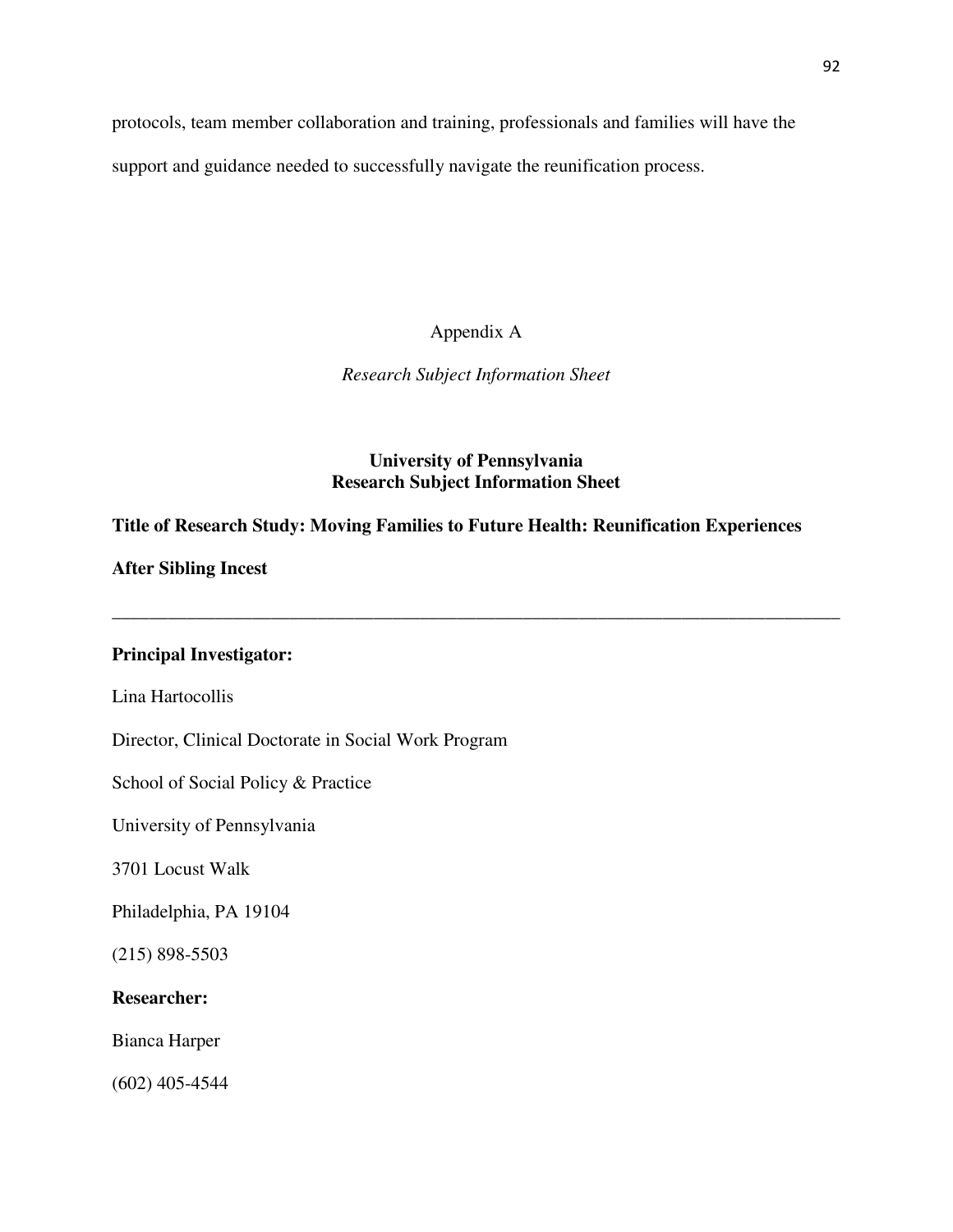protocols, team member collaboration and training, professionals and families will have the support and guidance needed to successfully navigate the reunification process.

## Appendix A

*Research Subject Information Sheet*

**University of Pennsylvania**
**Research Subject Information Sheet**

**Title of Research Study: Moving Families to Future Health: Reunification Experiences After Sibling Incest**

---

**Principal Investigator:**

Lina Hartocollis

Director, Clinical Doctorate in Social Work Program

School of Social Policy & Practice

University of Pennsylvania

3701 Locust Walk

Philadelphia, PA 19104

(215) 898-5503

**Researcher:**

Bianca Harper

(602) 405-4544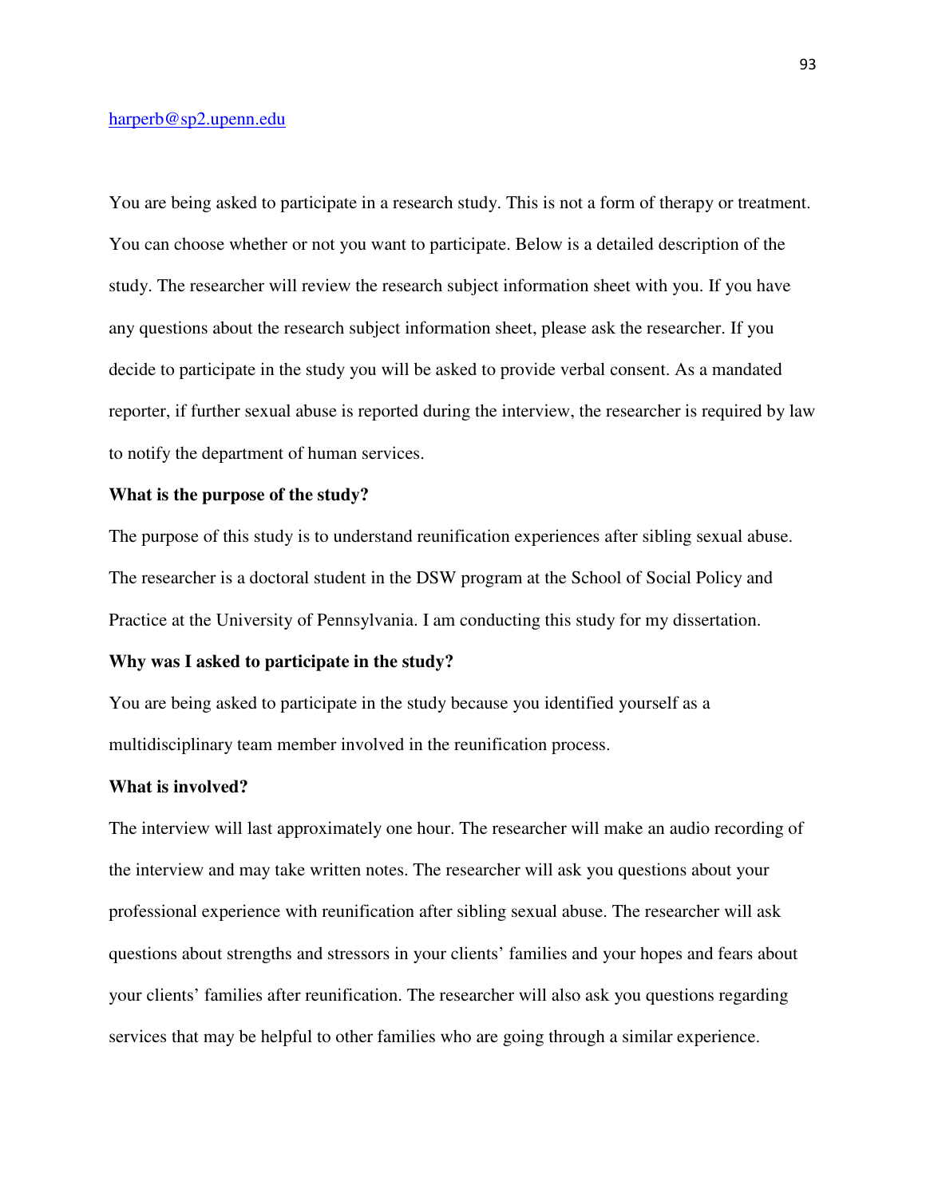harperb@sp2.upenn.edu

You are being asked to participate in a research study. This is not a form of therapy or treatment. You can choose whether or not you want to participate. Below is a detailed description of the study. The researcher will review the research subject information sheet with you. If you have any questions about the research subject information sheet, please ask the researcher. If you decide to participate in the study you will be asked to provide verbal consent. As a mandated reporter, if further sexual abuse is reported during the interview, the researcher is required by law to notify the department of human services.

**What is the purpose of the study?**

The purpose of this study is to understand reunification experiences after sibling sexual abuse. The researcher is a doctoral student in the DSW program at the School of Social Policy and Practice at the University of Pennsylvania. I am conducting this study for my dissertation.

**Why was I asked to participate in the study?**

You are being asked to participate in the study because you identified yourself as a multidisciplinary team member involved in the reunification process.

**What is involved?**

The interview will last approximately one hour. The researcher will make an audio recording of the interview and may take written notes. The researcher will ask you questions about your professional experience with reunification after sibling sexual abuse. The researcher will ask questions about strengths and stressors in your clients' families and your hopes and fears about your clients' families after reunification. The researcher will also ask you questions regarding services that may be helpful to other families who are going through a similar experience.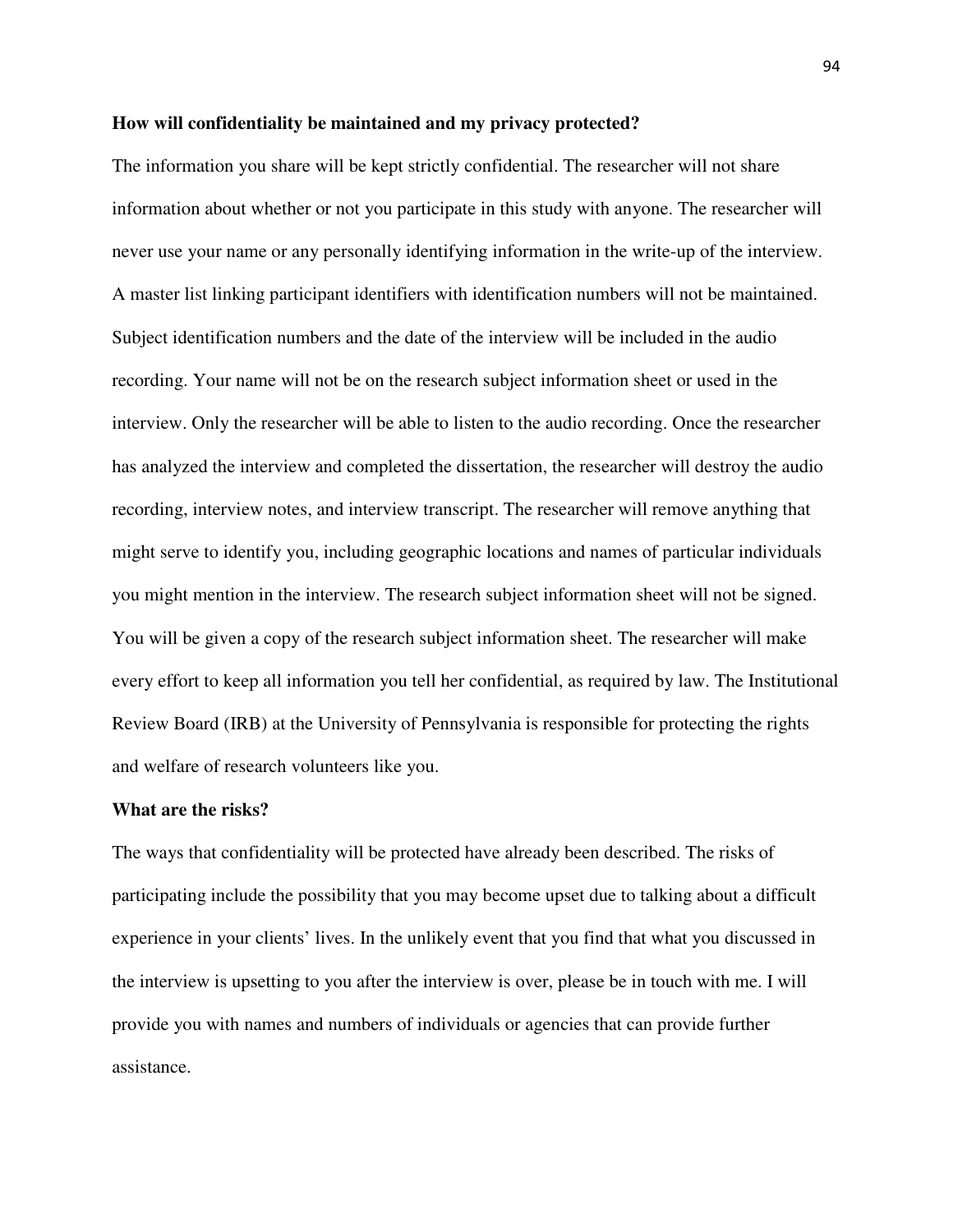**How will confidentiality be maintained and my privacy protected?**

The information you share will be kept strictly confidential. The researcher will not share information about whether or not you participate in this study with anyone. The researcher will never use your name or any personally identifying information in the write-up of the interview. A master list linking participant identifiers with identification numbers will not be maintained. Subject identification numbers and the date of the interview will be included in the audio recording. Your name will not be on the research subject information sheet or used in the interview. Only the researcher will be able to listen to the audio recording. Once the researcher has analyzed the interview and completed the dissertation, the researcher will destroy the audio recording, interview notes, and interview transcript. The researcher will remove anything that might serve to identify you, including geographic locations and names of particular individuals you might mention in the interview. The research subject information sheet will not be signed. You will be given a copy of the research subject information sheet. The researcher will make every effort to keep all information you tell her confidential, as required by law. The Institutional Review Board (IRB) at the University of Pennsylvania is responsible for protecting the rights and welfare of research volunteers like you.

**What are the risks?**

The ways that confidentiality will be protected have already been described. The risks of participating include the possibility that you may become upset due to talking about a difficult experience in your clients' lives. In the unlikely event that you find that what you discussed in the interview is upsetting to you after the interview is over, please be in touch with me. I will provide you with names and numbers of individuals or agencies that can provide further assistance.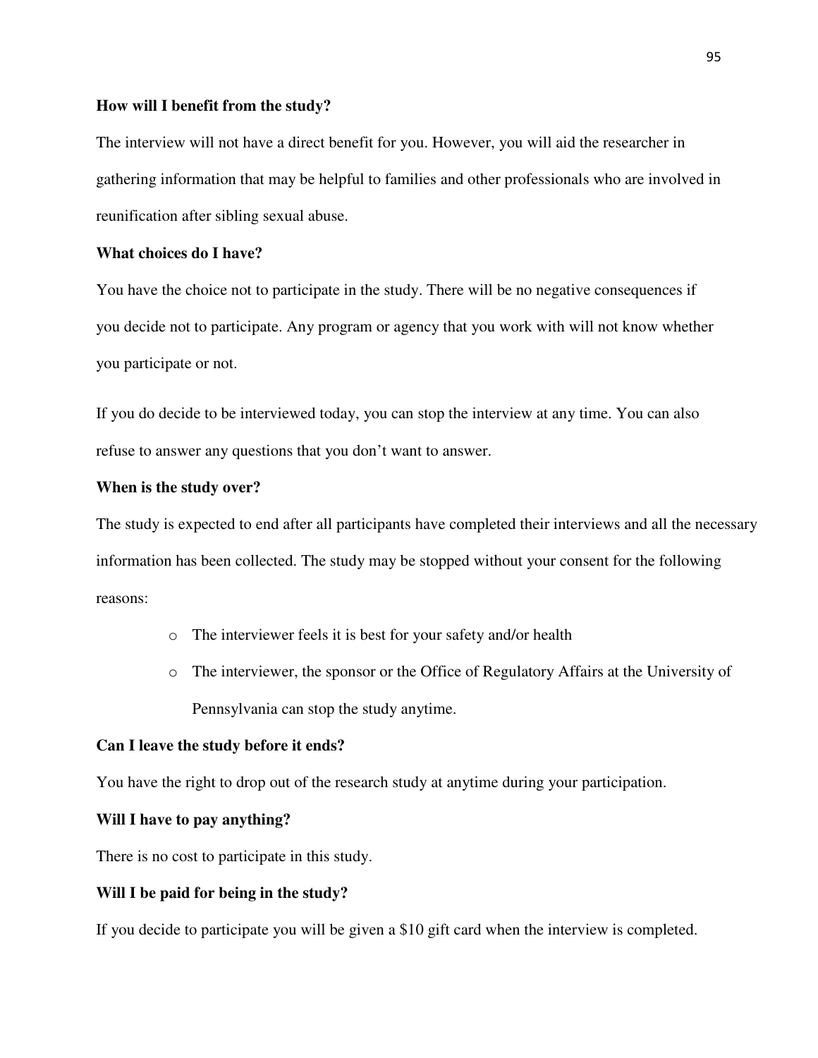**How will I benefit from the study?**

The interview will not have a direct benefit for you. However, you will aid the researcher in gathering information that may be helpful to families and other professionals who are involved in reunification after sibling sexual abuse.

**What choices do I have?**

You have the choice not to participate in the study. There will be no negative consequences if you decide not to participate. Any program or agency that you work with will not know whether you participate or not.

If you do decide to be interviewed today, you can stop the interview at any time. You can also refuse to answer any questions that you don't want to answer.

**When is the study over?**

The study is expected to end after all participants have completed their interviews and all the necessary information has been collected. The study may be stopped without your consent for the following reasons:

- The interviewer feels it is best for your safety and/or health
- The interviewer, the sponsor or the Office of Regulatory Affairs at the University of Pennsylvania can stop the study anytime.

**Can I leave the study before it ends?**

You have the right to drop out of the research study at anytime during your participation.

**Will I have to pay anything?**

There is no cost to participate in this study.

**Will I be paid for being in the study?**

If you decide to participate you will be given a $10 gift card when the interview is completed.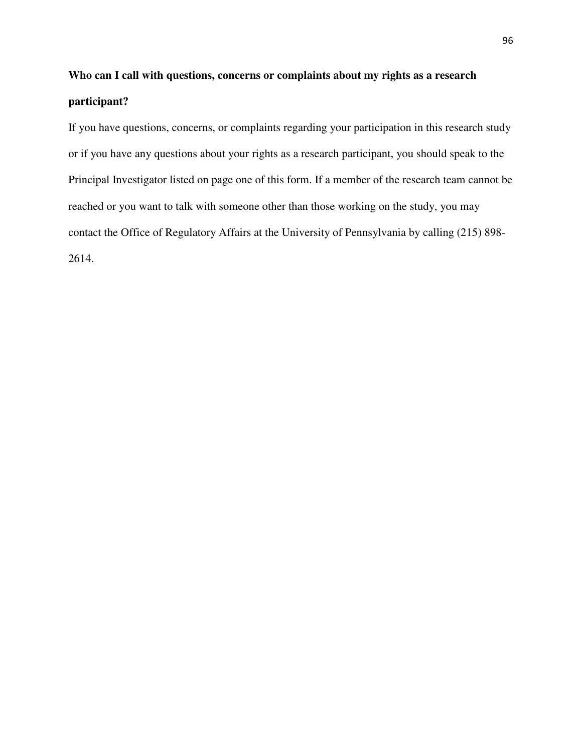**Who can I call with questions, concerns or complaints about my rights as a research participant?**

If you have questions, concerns, or complaints regarding your participation in this research study or if you have any questions about your rights as a research participant, you should speak to the Principal Investigator listed on page one of this form. If a member of the research team cannot be reached or you want to talk with someone other than those working on the study, you may contact the Office of Regulatory Affairs at the University of Pennsylvania by calling (215) 898-2614.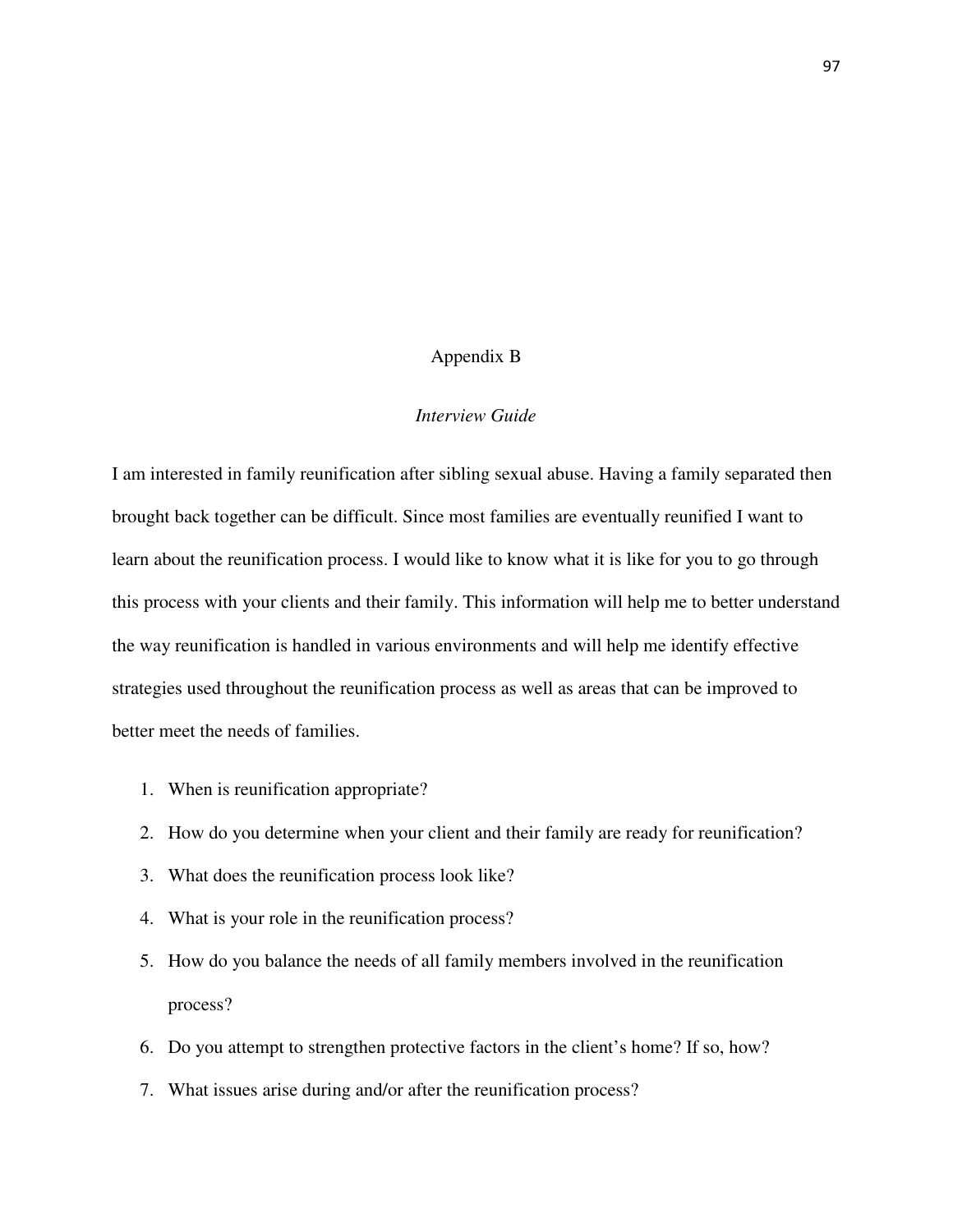# Appendix B

## *Interview Guide*

I am interested in family reunification after sibling sexual abuse. Having a family separated then brought back together can be difficult. Since most families are eventually reunified I want to learn about the reunification process. I would like to know what it is like for you to go through this process with your clients and their family. This information will help me to better understand the way reunification is handled in various environments and will help me identify effective strategies used throughout the reunification process as well as areas that can be improved to better meet the needs of families.

1. When is reunification appropriate?
2. How do you determine when your client and their family are ready for reunification?
3. What does the reunification process look like?
4. What is your role in the reunification process?
5. How do you balance the needs of all family members involved in the reunification process?
6. Do you attempt to strengthen protective factors in the client's home? If so, how?
7. What issues arise during and/or after the reunification process?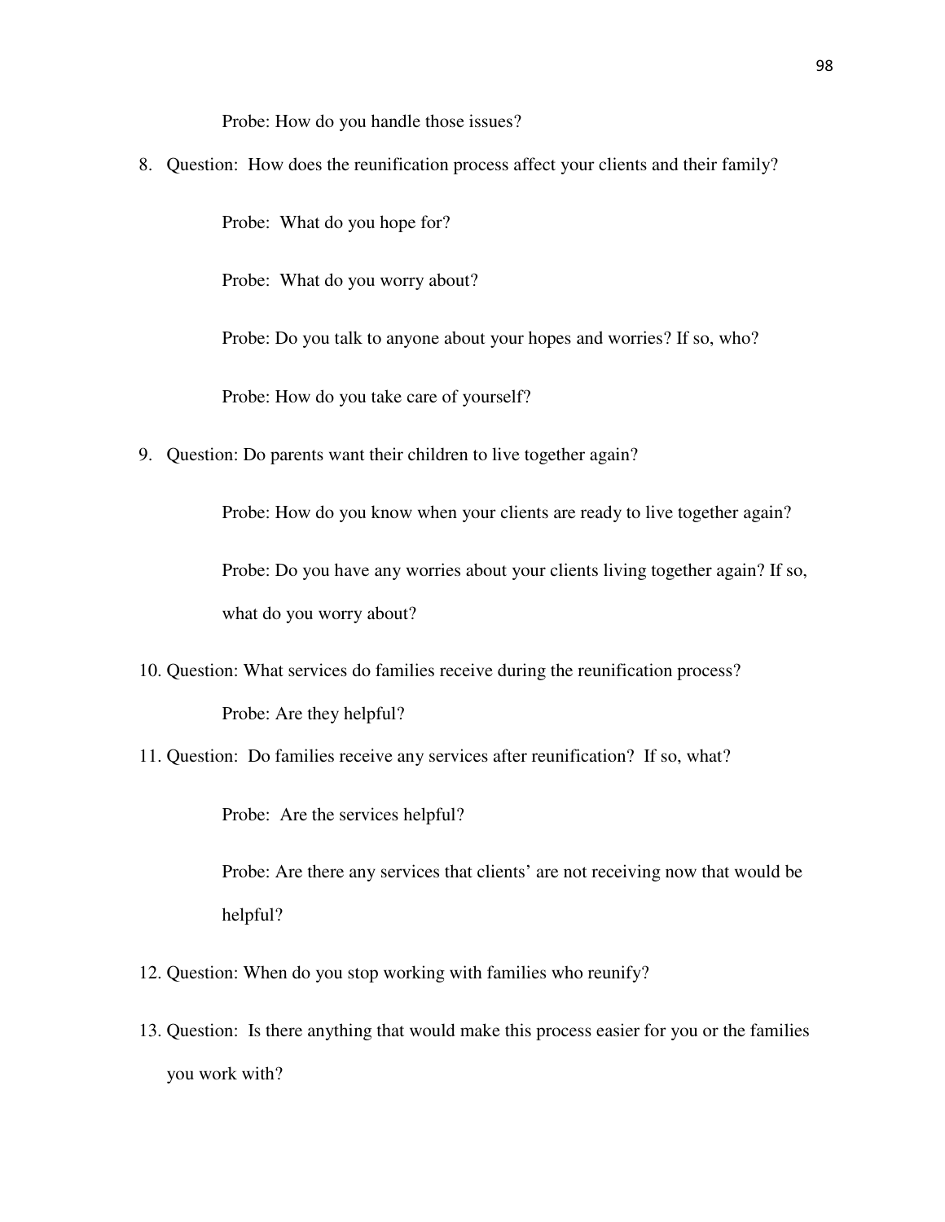Probe: How do you handle those issues?

8. Question: How does the reunification process affect your clients and their family?

   Probe: What do you hope for?

   Probe: What do you worry about?

   Probe: Do you talk to anyone about your hopes and worries? If so, who?

   Probe: How do you take care of yourself?

9. Question: Do parents want their children to live together again?

   Probe: How do you know when your clients are ready to live together again?

   Probe: Do you have any worries about your clients living together again? If so, what do you worry about?

10. Question: What services do families receive during the reunification process?

    Probe: Are they helpful?

11. Question: Do families receive any services after reunification? If so, what?

    Probe: Are the services helpful?

    Probe: Are there any services that clients' are not receiving now that would be helpful?

12. Question: When do you stop working with families who reunify?

13. Question: Is there anything that would make this process easier for you or the families you work with?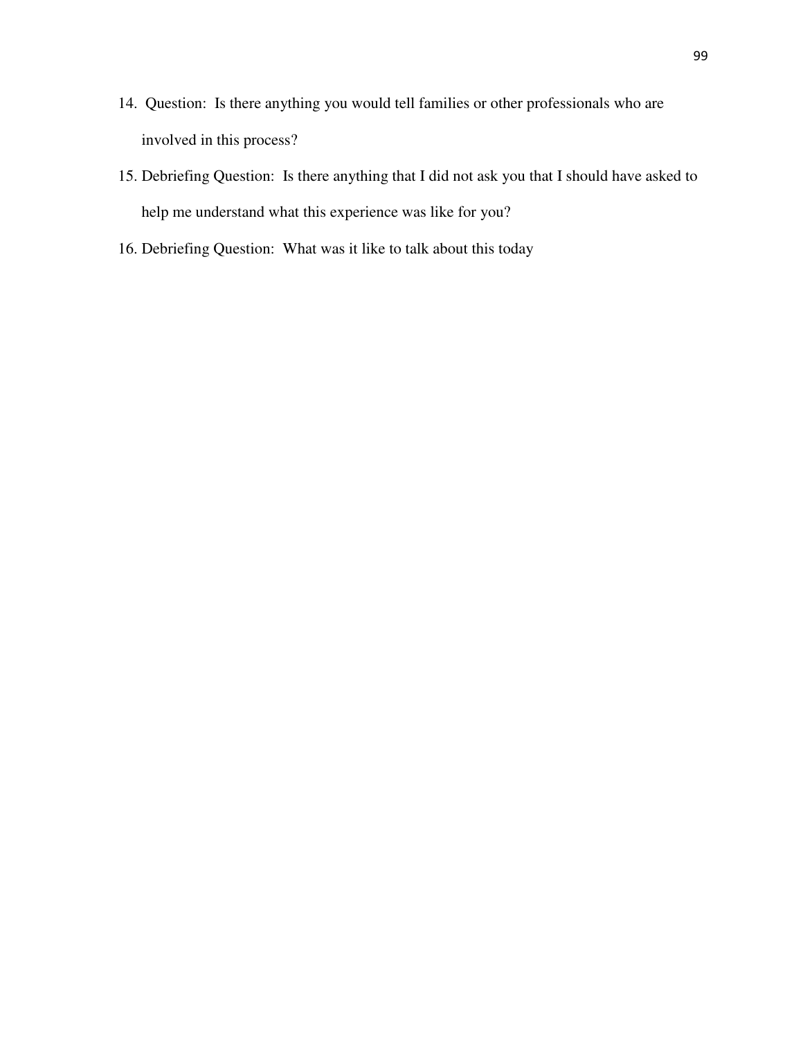14. Question: Is there anything you would tell families or other professionals who are involved in this process?
15. Debriefing Question: Is there anything that I did not ask you that I should have asked to help me understand what this experience was like for you?
16. Debriefing Question: What was it like to talk about this today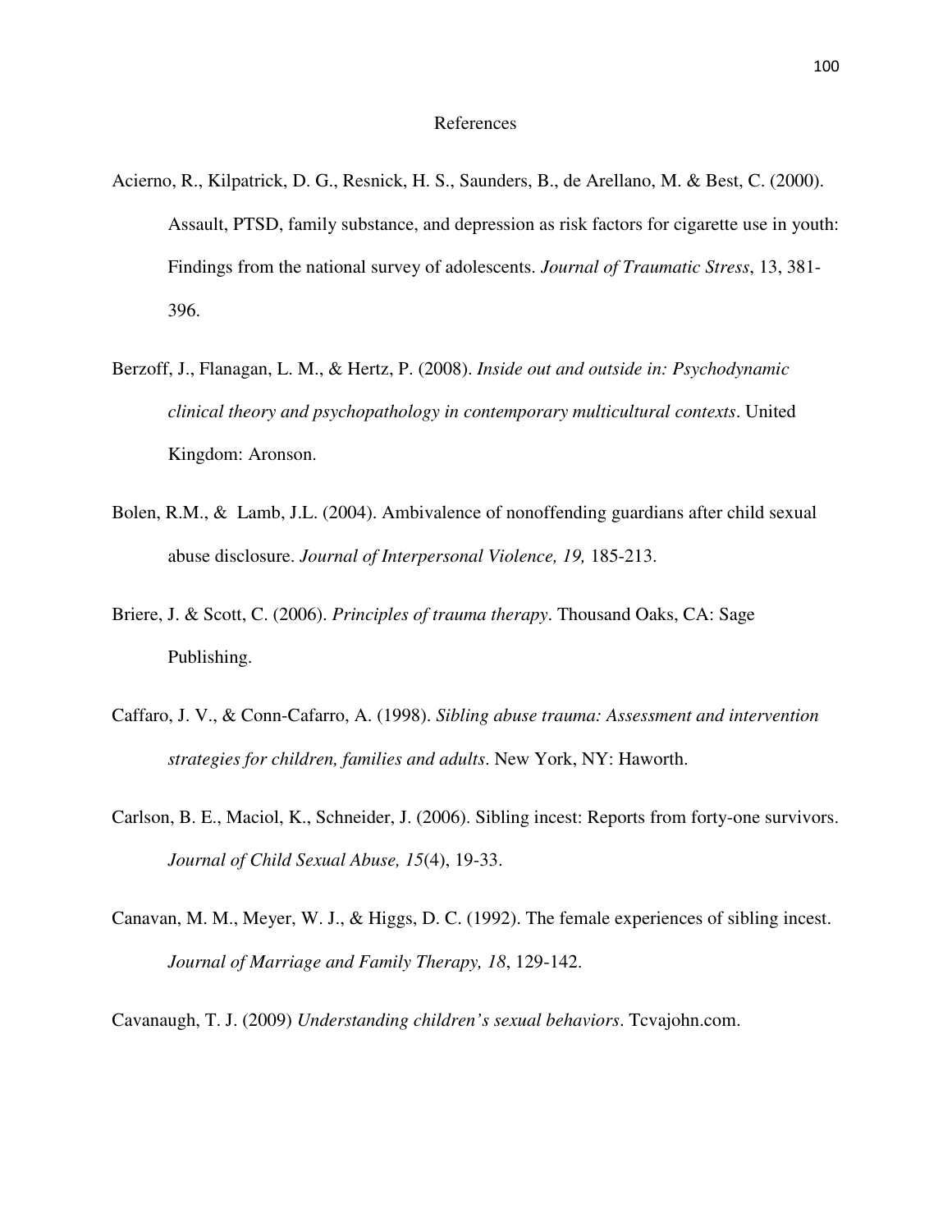# References

Acierno, R., Kilpatrick, D. G., Resnick, H. S., Saunders, B., de Arellano, M. & Best, C. (2000). Assault, PTSD, family substance, and depression as risk factors for cigarette use in youth: Findings from the national survey of adolescents. *Journal of Traumatic Stress*, 13, 381-396.

Berzoff, J., Flanagan, L. M., & Hertz, P. (2008). *Inside out and outside in: Psychodynamic clinical theory and psychopathology in contemporary multicultural contexts*. United Kingdom: Aronson.

Bolen, R.M., & Lamb, J.L. (2004). Ambivalence of nonoffending guardians after child sexual abuse disclosure. *Journal of Interpersonal Violence, 19,* 185-213.

Briere, J. & Scott, C. (2006). *Principles of trauma therapy*. Thousand Oaks, CA: Sage Publishing.

Caffaro, J. V., & Conn-Cafarro, A. (1998). *Sibling abuse trauma: Assessment and intervention strategies for children, families and adults*. New York, NY: Haworth.

Carlson, B. E., Maciol, K., Schneider, J. (2006). Sibling incest: Reports from forty-one survivors. *Journal of Child Sexual Abuse, 15*(4), 19-33.

Canavan, M. M., Meyer, W. J., & Higgs, D. C. (1992). The female experiences of sibling incest. *Journal of Marriage and Family Therapy, 18*, 129-142.

Cavanaugh, T. J. (2009) *Understanding children's sexual behaviors*. Tcvajohn.com.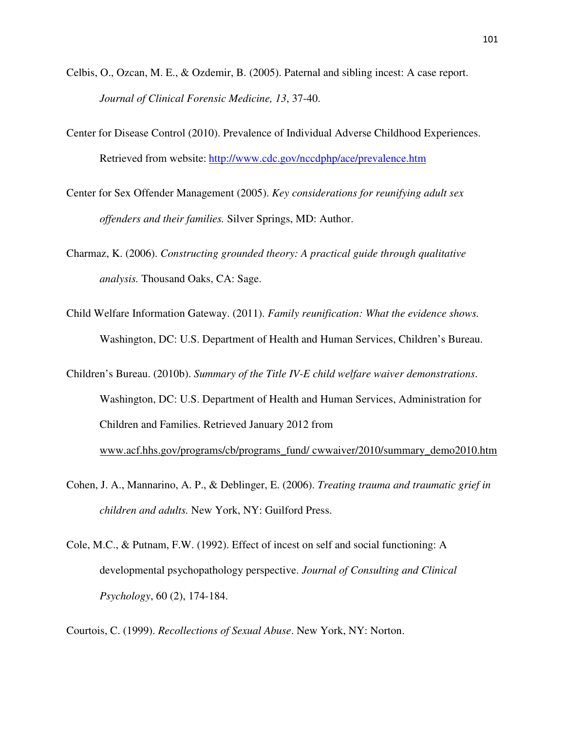Celbis, O., Ozcan, M. E., & Ozdemir, B. (2005). Paternal and sibling incest: A case report. *Journal of Clinical Forensic Medicine, 13*, 37-40.

Center for Disease Control (2010). Prevalence of Individual Adverse Childhood Experiences. Retrieved from website: http://www.cdc.gov/nccdphp/ace/prevalence.htm

Center for Sex Offender Management (2005). *Key considerations for reunifying adult sex offenders and their families.* Silver Springs, MD: Author.

Charmaz, K. (2006). *Constructing grounded theory: A practical guide through qualitative analysis.* Thousand Oaks, CA: Sage.

Child Welfare Information Gateway. (2011). *Family reunification: What the evidence shows.* Washington, DC: U.S. Department of Health and Human Services, Children's Bureau.

Children's Bureau. (2010b). *Summary of the Title IV-E child welfare waiver demonstrations*. Washington, DC: U.S. Department of Health and Human Services, Administration for Children and Families. Retrieved January 2012 from www.acf.hhs.gov/programs/cb/programs_fund/ cwwaiver/2010/summary_demo2010.htm

Cohen, J. A., Mannarino, A. P., & Deblinger, E. (2006). *Treating trauma and traumatic grief in children and adults.* New York, NY: Guilford Press.

Cole, M.C., & Putnam, F.W. (1992). Effect of incest on self and social functioning: A developmental psychopathology perspective. *Journal of Consulting and Clinical Psychology*, 60 (2), 174-184.

Courtois, C. (1999). *Recollections of Sexual Abuse*. New York, NY: Norton.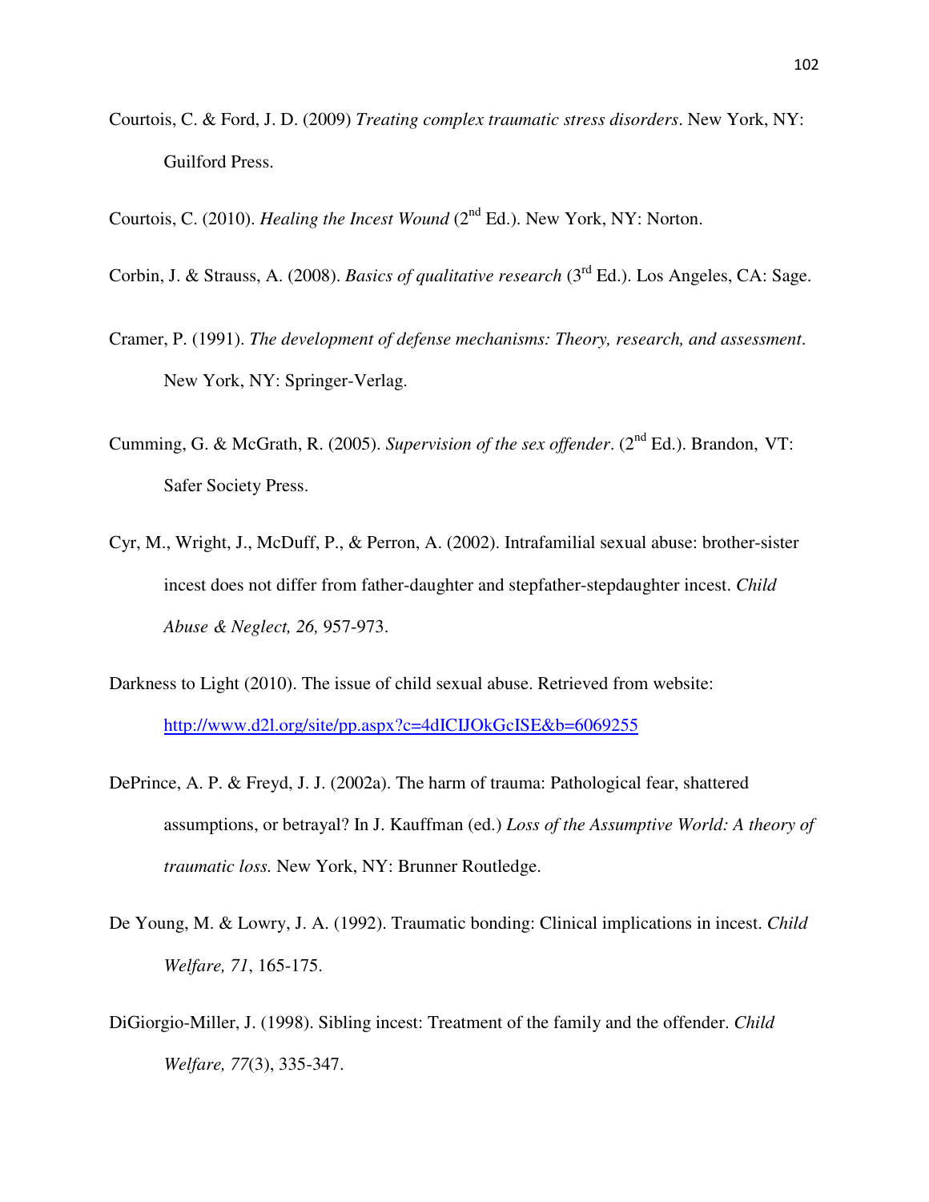Courtois, C. & Ford, J. D. (2009) *Treating complex traumatic stress disorders*. New York, NY: Guilford Press.

Courtois, C. (2010). *Healing the Incest Wound* (2nd Ed.). New York, NY: Norton.

Corbin, J. & Strauss, A. (2008). *Basics of qualitative research* (3rd Ed.). Los Angeles, CA: Sage.

Cramer, P. (1991). *The development of defense mechanisms: Theory, research, and assessment*. New York, NY: Springer-Verlag.

Cumming, G. & McGrath, R. (2005). *Supervision of the sex offender*. (2nd Ed.). Brandon, VT: Safer Society Press.

Cyr, M., Wright, J., McDuff, P., & Perron, A. (2002). Intrafamilial sexual abuse: brother-sister incest does not differ from father-daughter and stepfather-stepdaughter incest. *Child Abuse & Neglect, 26,* 957-973.

Darkness to Light (2010). The issue of child sexual abuse. Retrieved from website: http://www.d2l.org/site/pp.aspx?c=4dICIJOkGcISE&b=6069255

DePrince, A. P. & Freyd, J. J. (2002a). The harm of trauma: Pathological fear, shattered assumptions, or betrayal? In J. Kauffman (ed.) *Loss of the Assumptive World: A theory of traumatic loss.* New York, NY: Brunner Routledge.

De Young, M. & Lowry, J. A. (1992). Traumatic bonding: Clinical implications in incest. *Child Welfare, 71*, 165-175.

DiGiorgio-Miller, J. (1998). Sibling incest: Treatment of the family and the offender. *Child Welfare, 77*(3), 335-347.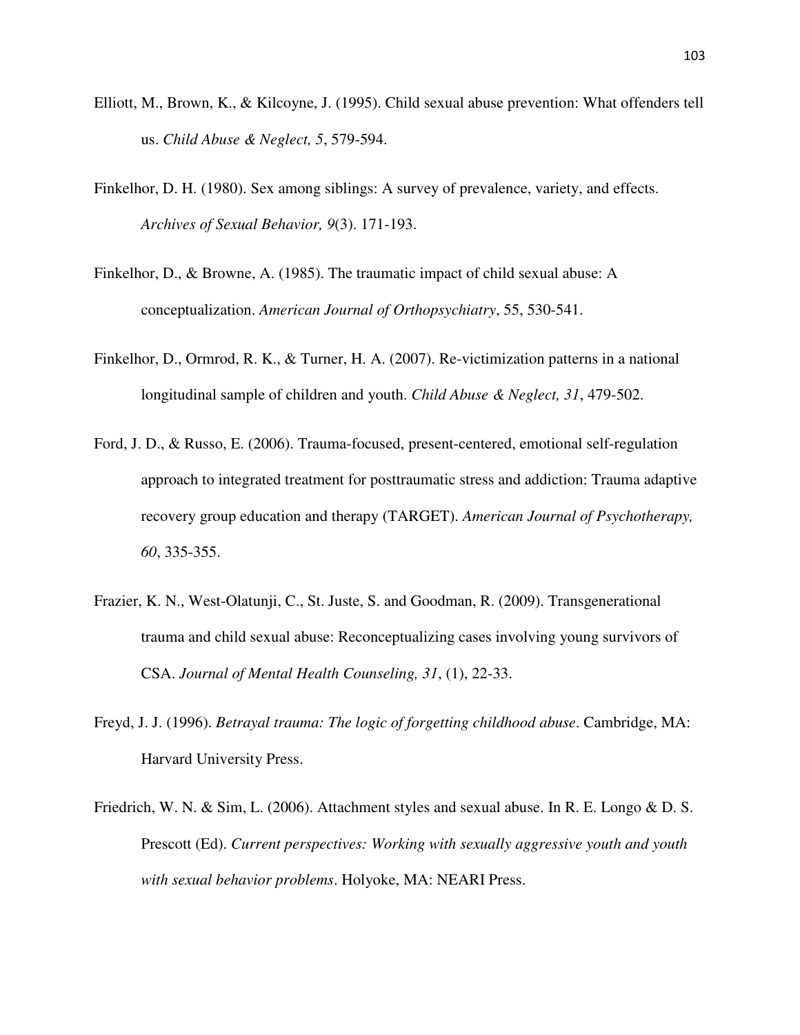Elliott, M., Brown, K., & Kilcoyne, J. (1995). Child sexual abuse prevention: What offenders tell us. *Child Abuse & Neglect, 5*, 579-594.

Finkelhor, D. H. (1980). Sex among siblings: A survey of prevalence, variety, and effects. *Archives of Sexual Behavior, 9*(3). 171-193.

Finkelhor, D., & Browne, A. (1985). The traumatic impact of child sexual abuse: A conceptualization. *American Journal of Orthopsychiatry*, 55, 530-541.

Finkelhor, D., Ormrod, R. K., & Turner, H. A. (2007). Re-victimization patterns in a national longitudinal sample of children and youth. *Child Abuse & Neglect, 31*, 479-502.

Ford, J. D., & Russo, E. (2006). Trauma-focused, present-centered, emotional self-regulation approach to integrated treatment for posttraumatic stress and addiction: Trauma adaptive recovery group education and therapy (TARGET). *American Journal of Psychotherapy, 60*, 335-355.

Frazier, K. N., West-Olatunji, C., St. Juste, S. and Goodman, R. (2009). Transgenerational trauma and child sexual abuse: Reconceptualizing cases involving young survivors of CSA. *Journal of Mental Health Counseling, 31*, (1), 22-33.

Freyd, J. J. (1996). *Betrayal trauma: The logic of forgetting childhood abuse*. Cambridge, MA: Harvard University Press.

Friedrich, W. N. & Sim, L. (2006). Attachment styles and sexual abuse. In R. E. Longo & D. S. Prescott (Ed). *Current perspectives: Working with sexually aggressive youth and youth with sexual behavior problems*. Holyoke, MA: NEARI Press.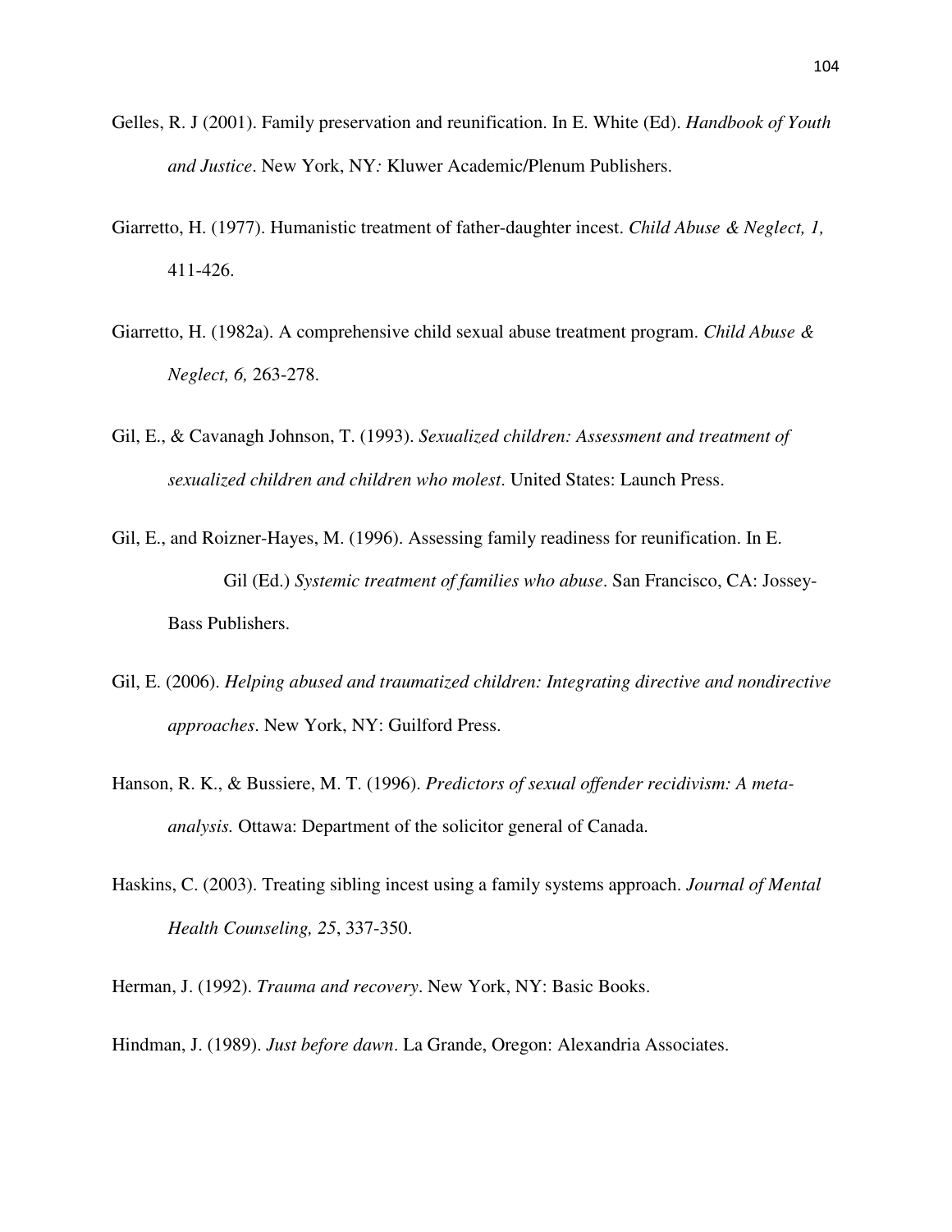Gelles, R. J (2001). Family preservation and reunification. In E. White (Ed). *Handbook of Youth and Justice*. New York, NY*:* Kluwer Academic/Plenum Publishers.

Giarretto, H. (1977). Humanistic treatment of father-daughter incest. *Child Abuse & Neglect, 1,* 411-426.

Giarretto, H. (1982a). A comprehensive child sexual abuse treatment program. *Child Abuse & Neglect, 6,* 263-278.

Gil, E., & Cavanagh Johnson, T. (1993). *Sexualized children: Assessment and treatment of sexualized children and children who molest*. United States: Launch Press.

Gil, E., and Roizner-Hayes, M. (1996). Assessing family readiness for reunification. In E. Gil (Ed.) *Systemic treatment of families who abuse*. San Francisco, CA: Jossey-Bass Publishers.

Gil, E. (2006). *Helping abused and traumatized children: Integrating directive and nondirective approaches*. New York, NY: Guilford Press.

Hanson, R. K., & Bussiere, M. T. (1996). *Predictors of sexual offender recidivism: A meta-analysis.* Ottawa: Department of the solicitor general of Canada.

Haskins, C. (2003). Treating sibling incest using a family systems approach. *Journal of Mental Health Counseling, 25*, 337-350.

Herman, J. (1992). *Trauma and recovery*. New York, NY: Basic Books.

Hindman, J. (1989). *Just before dawn*. La Grande, Oregon: Alexandria Associates.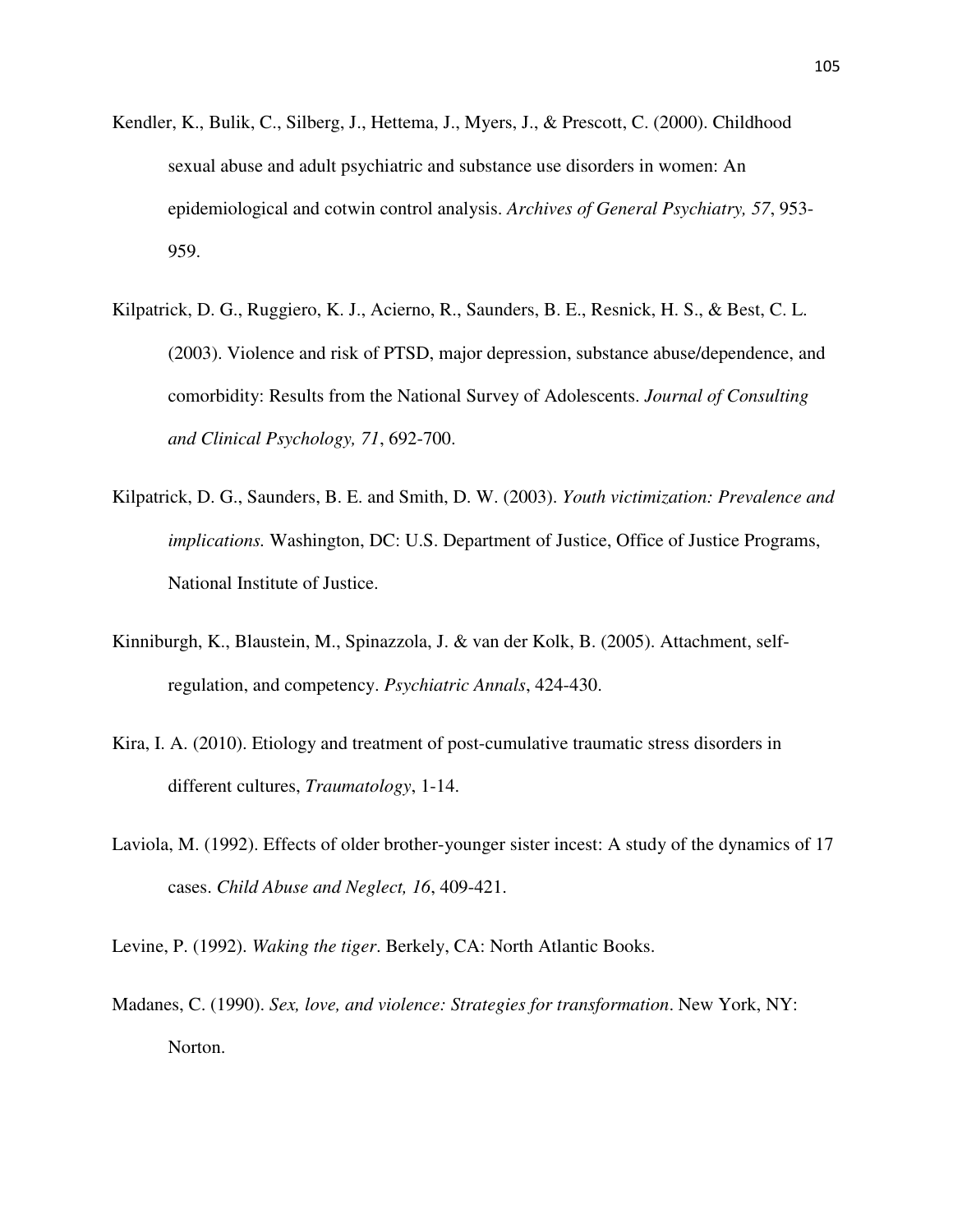Kendler, K., Bulik, C., Silberg, J., Hettema, J., Myers, J., & Prescott, C. (2000). Childhood sexual abuse and adult psychiatric and substance use disorders in women: An epidemiological and cotwin control analysis. *Archives of General Psychiatry, 57*, 953-959.

Kilpatrick, D. G., Ruggiero, K. J., Acierno, R., Saunders, B. E., Resnick, H. S., & Best, C. L. (2003). Violence and risk of PTSD, major depression, substance abuse/dependence, and comorbidity: Results from the National Survey of Adolescents. *Journal of Consulting and Clinical Psychology, 71*, 692-700.

Kilpatrick, D. G., Saunders, B. E. and Smith, D. W. (2003). *Youth victimization: Prevalence and implications.* Washington, DC: U.S. Department of Justice, Office of Justice Programs, National Institute of Justice.

Kinniburgh, K., Blaustein, M., Spinazzola, J. & van der Kolk, B. (2005). Attachment, self-regulation, and competency. *Psychiatric Annals*, 424-430.

Kira, I. A. (2010). Etiology and treatment of post-cumulative traumatic stress disorders in different cultures, *Traumatology*, 1-14.

Laviola, M. (1992). Effects of older brother-younger sister incest: A study of the dynamics of 17 cases. *Child Abuse and Neglect, 16*, 409-421.

Levine, P. (1992). *Waking the tiger*. Berkely, CA: North Atlantic Books.

Madanes, C. (1990). *Sex, love, and violence: Strategies for transformation*. New York, NY: Norton.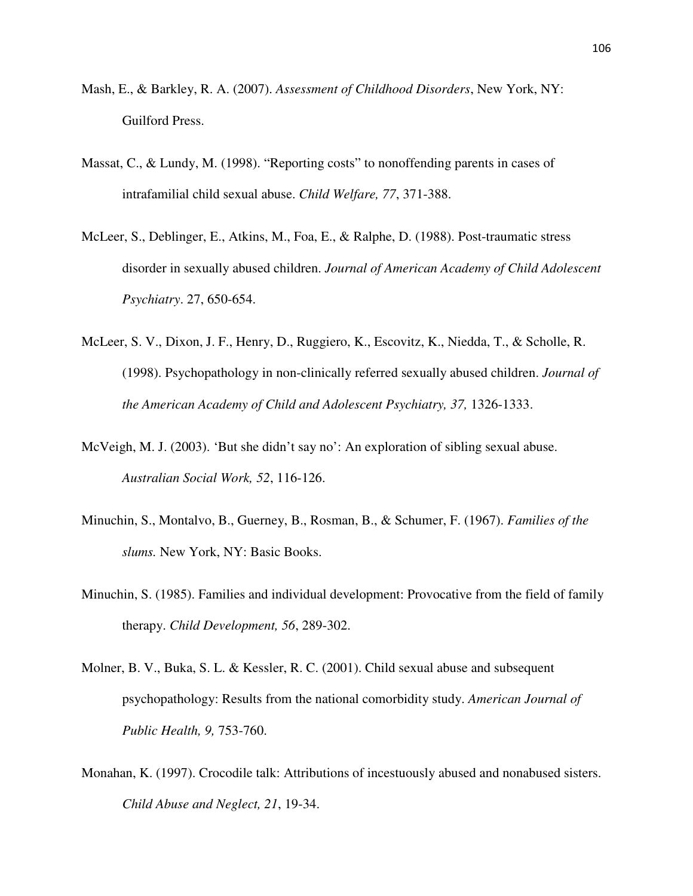Mash, E., & Barkley, R. A. (2007). *Assessment of Childhood Disorders*, New York, NY: Guilford Press.

Massat, C., & Lundy, M. (1998). "Reporting costs" to nonoffending parents in cases of intrafamilial child sexual abuse. *Child Welfare, 77*, 371-388.

McLeer, S., Deblinger, E., Atkins, M., Foa, E., & Ralphe, D. (1988). Post-traumatic stress disorder in sexually abused children. *Journal of American Academy of Child Adolescent Psychiatry*. 27, 650-654.

McLeer, S. V., Dixon, J. F., Henry, D., Ruggiero, K., Escovitz, K., Niedda, T., & Scholle, R. (1998). Psychopathology in non-clinically referred sexually abused children. *Journal of the American Academy of Child and Adolescent Psychiatry, 37,* 1326-1333.

McVeigh, M. J. (2003). 'But she didn't say no': An exploration of sibling sexual abuse. *Australian Social Work, 52*, 116-126.

Minuchin, S., Montalvo, B., Guerney, B., Rosman, B., & Schumer, F. (1967). *Families of the slums.* New York, NY: Basic Books.

Minuchin, S. (1985). Families and individual development: Provocative from the field of family therapy. *Child Development, 56*, 289-302.

Molner, B. V., Buka, S. L. & Kessler, R. C. (2001). Child sexual abuse and subsequent psychopathology: Results from the national comorbidity study. *American Journal of Public Health, 9,* 753-760.

Monahan, K. (1997). Crocodile talk: Attributions of incestuously abused and nonabused sisters. *Child Abuse and Neglect, 21*, 19-34.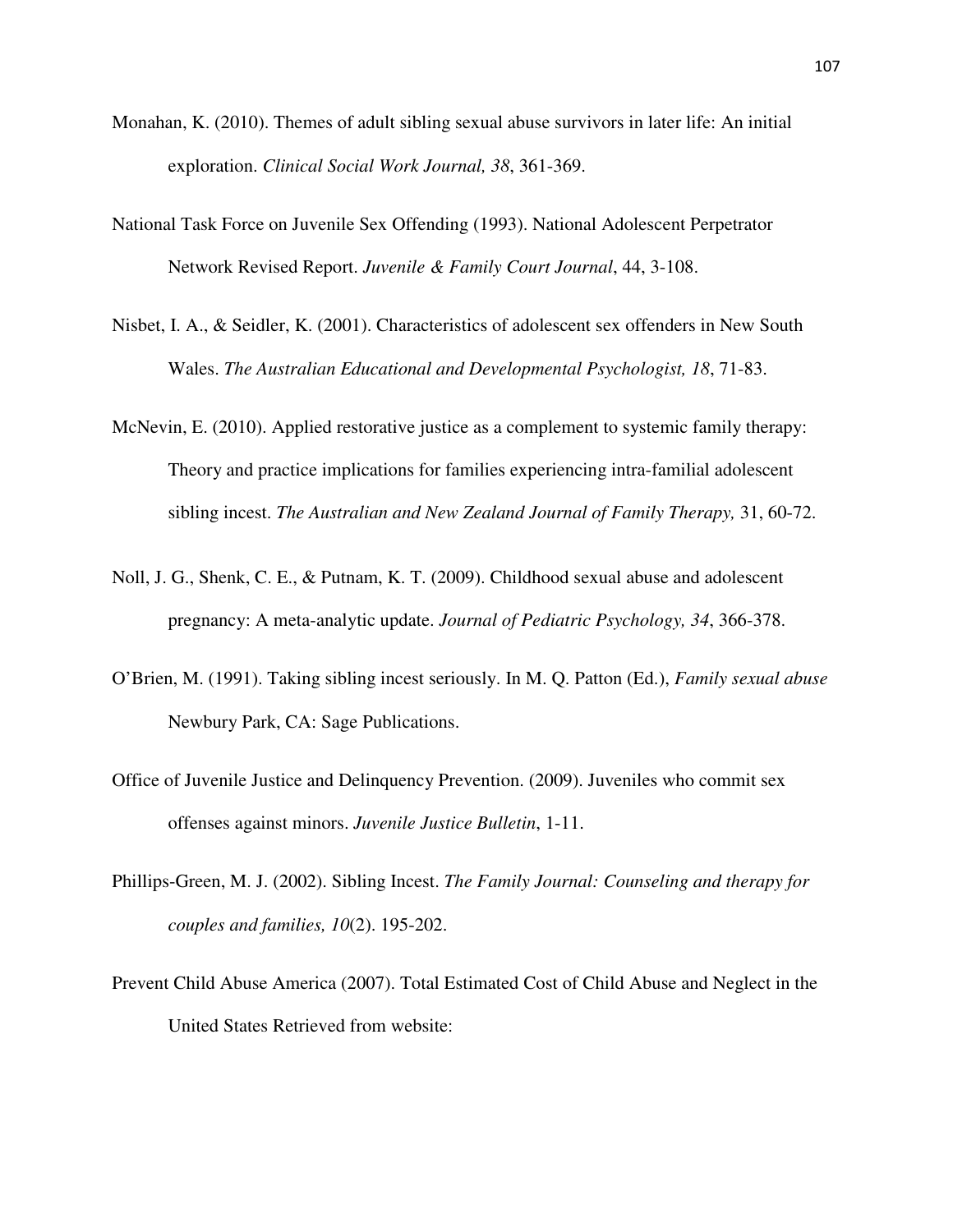Monahan, K. (2010). Themes of adult sibling sexual abuse survivors in later life: An initial exploration. *Clinical Social Work Journal, 38*, 361-369.

National Task Force on Juvenile Sex Offending (1993). National Adolescent Perpetrator Network Revised Report. *Juvenile & Family Court Journal*, 44, 3-108.

Nisbet, I. A., & Seidler, K. (2001). Characteristics of adolescent sex offenders in New South Wales. *The Australian Educational and Developmental Psychologist, 18*, 71-83.

McNevin, E. (2010). Applied restorative justice as a complement to systemic family therapy: Theory and practice implications for families experiencing intra-familial adolescent sibling incest. *The Australian and New Zealand Journal of Family Therapy,* 31, 60-72.

Noll, J. G., Shenk, C. E., & Putnam, K. T. (2009). Childhood sexual abuse and adolescent pregnancy: A meta-analytic update. *Journal of Pediatric Psychology, 34*, 366-378.

O'Brien, M. (1991). Taking sibling incest seriously. In M. Q. Patton (Ed.), *Family sexual abuse* Newbury Park, CA: Sage Publications.

Office of Juvenile Justice and Delinquency Prevention. (2009). Juveniles who commit sex offenses against minors. *Juvenile Justice Bulletin*, 1-11.

Phillips-Green, M. J. (2002). Sibling Incest. *The Family Journal: Counseling and therapy for couples and families, 10*(2). 195-202.

Prevent Child Abuse America (2007). Total Estimated Cost of Child Abuse and Neglect in the United States Retrieved from website: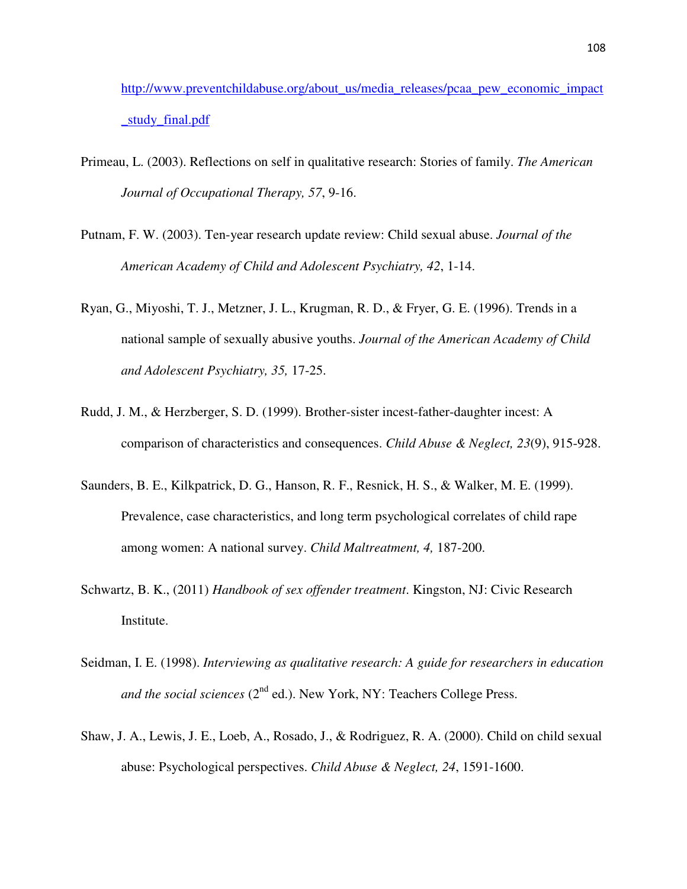http://www.preventchildabuse.org/about_us/media_releases/pcaa_pew_economic_impact_study_final.pdf

Primeau, L. (2003). Reflections on self in qualitative research: Stories of family. *The American Journal of Occupational Therapy, 57*, 9-16.

Putnam, F. W. (2003). Ten-year research update review: Child sexual abuse. *Journal of the American Academy of Child and Adolescent Psychiatry, 42*, 1-14.

Ryan, G., Miyoshi, T. J., Metzner, J. L., Krugman, R. D., & Fryer, G. E. (1996). Trends in a national sample of sexually abusive youths. *Journal of the American Academy of Child and Adolescent Psychiatry, 35,* 17-25.

Rudd, J. M., & Herzberger, S. D. (1999). Brother-sister incest-father-daughter incest: A comparison of characteristics and consequences. *Child Abuse & Neglect, 23*(9), 915-928.

Saunders, B. E., Kilkpatrick, D. G., Hanson, R. F., Resnick, H. S., & Walker, M. E. (1999). Prevalence, case characteristics, and long term psychological correlates of child rape among women: A national survey. *Child Maltreatment, 4,* 187-200.

Schwartz, B. K., (2011) *Handbook of sex offender treatment*. Kingston, NJ: Civic Research Institute.

Seidman, I. E. (1998). *Interviewing as qualitative research: A guide for researchers in education and the social sciences* (2nd ed.). New York, NY: Teachers College Press.

Shaw, J. A., Lewis, J. E., Loeb, A., Rosado, J., & Rodriguez, R. A. (2000). Child on child sexual abuse: Psychological perspectives. *Child Abuse & Neglect, 24*, 1591-1600.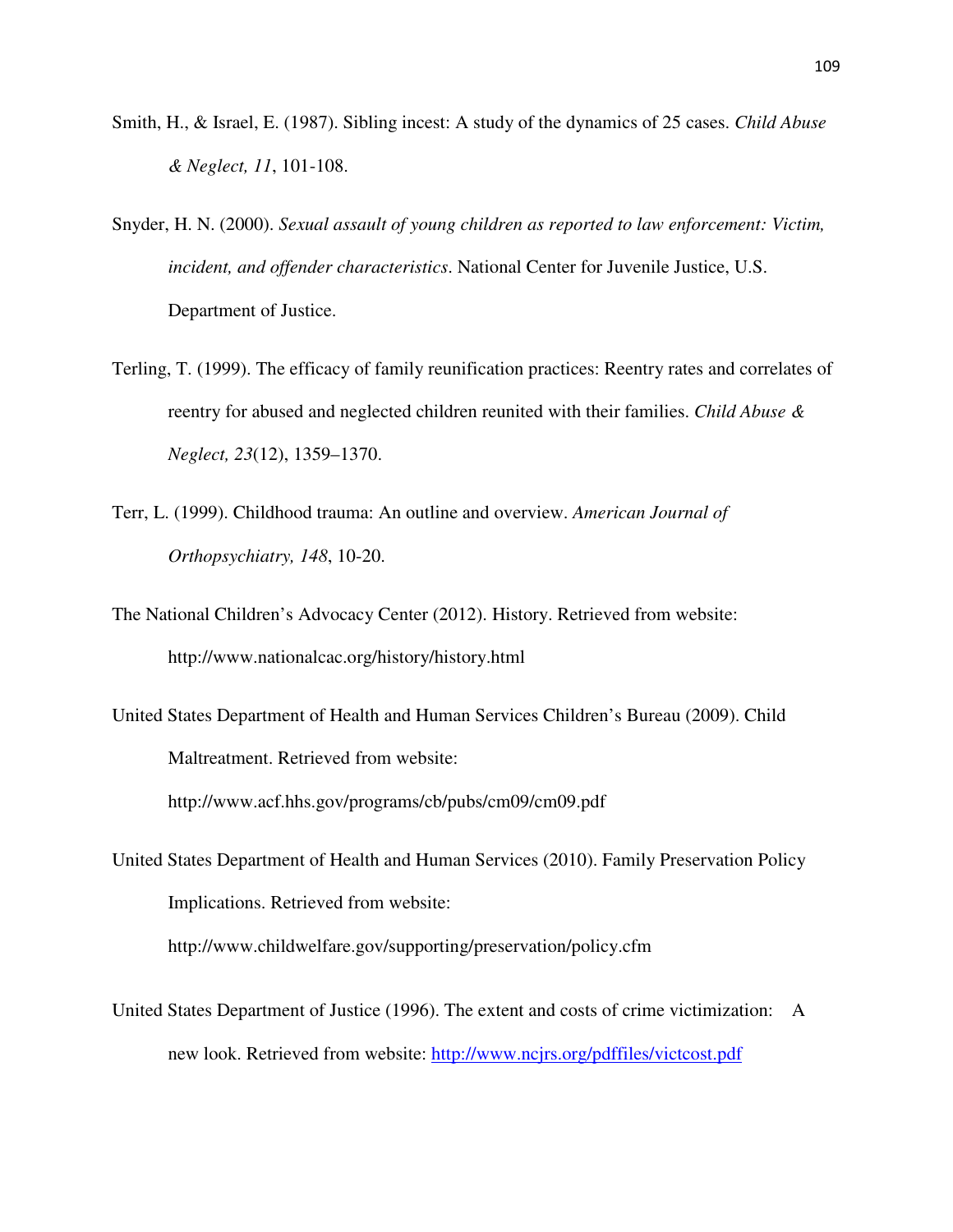Smith, H., & Israel, E. (1987). Sibling incest: A study of the dynamics of 25 cases. *Child Abuse & Neglect, 11*, 101-108.

Snyder, H. N. (2000). *Sexual assault of young children as reported to law enforcement: Victim, incident, and offender characteristics*. National Center for Juvenile Justice, U.S. Department of Justice.

Terling, T. (1999). The efficacy of family reunification practices: Reentry rates and correlates of reentry for abused and neglected children reunited with their families. *Child Abuse & Neglect, 23*(12), 1359–1370.

Terr, L. (1999). Childhood trauma: An outline and overview. *American Journal of Orthopsychiatry, 148*, 10-20.

The National Children's Advocacy Center (2012). History. Retrieved from website: http://www.nationalcac.org/history/history.html

United States Department of Health and Human Services Children's Bureau (2009). Child Maltreatment. Retrieved from website: http://www.acf.hhs.gov/programs/cb/pubs/cm09/cm09.pdf

United States Department of Health and Human Services (2010). Family Preservation Policy Implications. Retrieved from website: http://www.childwelfare.gov/supporting/preservation/policy.cfm

United States Department of Justice (1996). The extent and costs of crime victimization: A new look. Retrieved from website: [http://www.ncjrs.org/pdffiles/victcost.pdf](http://www.ncjrs.org/pdffiles/victcost.pdf)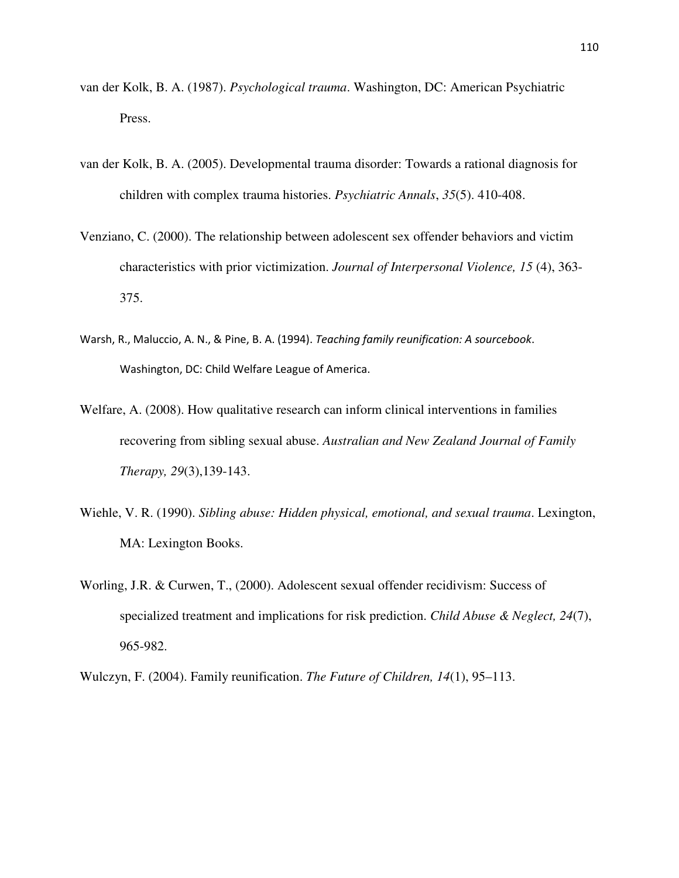van der Kolk, B. A. (1987). *Psychological trauma*. Washington, DC: American Psychiatric Press.

van der Kolk, B. A. (2005). Developmental trauma disorder: Towards a rational diagnosis for children with complex trauma histories. *Psychiatric Annals*, *35*(5). 410-408.

Venziano, C. (2000). The relationship between adolescent sex offender behaviors and victim characteristics with prior victimization. *Journal of Interpersonal Violence, 15* (4), 363-375.

Warsh, R., Maluccio, A. N., & Pine, B. A. (1994). *Teaching family reunification: A sourcebook*. Washington, DC: Child Welfare League of America.

Welfare, A. (2008). How qualitative research can inform clinical interventions in families recovering from sibling sexual abuse. *Australian and New Zealand Journal of Family Therapy, 29*(3),139-143.

Wiehle, V. R. (1990). *Sibling abuse: Hidden physical, emotional, and sexual trauma*. Lexington, MA: Lexington Books.

Worling, J.R. & Curwen, T., (2000). Adolescent sexual offender recidivism: Success of specialized treatment and implications for risk prediction. *Child Abuse & Neglect, 24*(7), 965-982.

Wulczyn, F. (2004). Family reunification. *The Future of Children, 14*(1), 95–113.